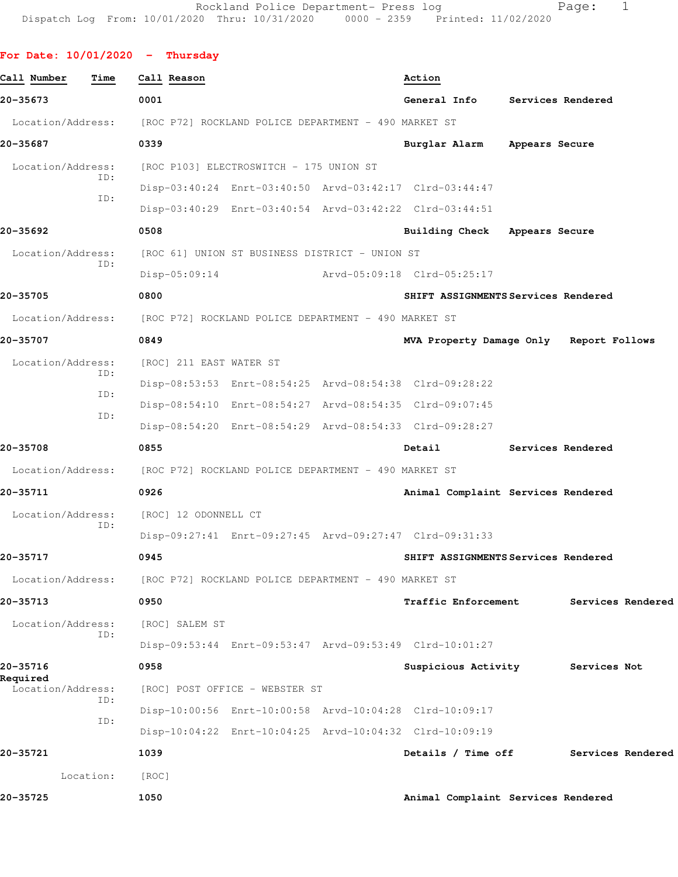Rockland Police Department- Press log

Dispatch Log From: 10/01/2020 Thru: 10/31/2020 0000 - 2359 Printed: 11/02/2020

**For Date: 10/01/2020 - Thursday**

| Call Number | Time | Call Reason | Action |
|---|---|---|---|
| 20-35673 | 0001 | General Info | Services Rendered |

Location/Address: [ROC P72] ROCKLAND POLICE DEPARTMENT - 490 MARKET ST

| Call Number | Time | Call Reason | Action |
|---|---|---|---|
| 20-35687 | 0339 | Burglar Alarm | Appears Secure |

Location/Address: [ROC P103] ELECTROSWITCH - 175 UNION ST
ID: Disp-03:40:24 Enrt-03:40:50 Arvd-03:42:17 Clrd-03:44:47
ID: Disp-03:40:29 Enrt-03:40:54 Arvd-03:42:22 Clrd-03:44:51

| Call Number | Time | Call Reason | Action |
|---|---|---|---|
| 20-35692 | 0508 | Building Check | Appears Secure |

Location/Address: [ROC 61] UNION ST BUSINESS DISTRICT - UNION ST
ID: Disp-05:09:14 Arvd-05:09:18 Clrd-05:25:17

| Call Number | Time | Call Reason | Action |
|---|---|---|---|
| 20-35705 | 0800 | SHIFT ASSIGNMENTS | Services Rendered |

Location/Address: [ROC P72] ROCKLAND POLICE DEPARTMENT - 490 MARKET ST

| Call Number | Time | Call Reason | Action |
|---|---|---|---|
| 20-35707 | 0849 | MVA Property Damage Only | Report Follows |

Location/Address: [ROC] 211 EAST WATER ST
ID: Disp-08:53:53 Enrt-08:54:25 Arvd-08:54:38 Clrd-09:28:22
ID: Disp-08:54:10 Enrt-08:54:27 Arvd-08:54:35 Clrd-09:07:45
ID: Disp-08:54:20 Enrt-08:54:29 Arvd-08:54:33 Clrd-09:28:27

| Call Number | Time | Call Reason | Action |
|---|---|---|---|
| 20-35708 | 0855 | Detail | Services Rendered |

Location/Address: [ROC P72] ROCKLAND POLICE DEPARTMENT - 490 MARKET ST

| Call Number | Time | Call Reason | Action |
|---|---|---|---|
| 20-35711 | 0926 | Animal Complaint | Services Rendered |

Location/Address: [ROC] 12 ODONNELL CT
ID: Disp-09:27:41 Enrt-09:27:45 Arvd-09:27:47 Clrd-09:31:33

| Call Number | Time | Call Reason | Action |
|---|---|---|---|
| 20-35717 | 0945 | SHIFT ASSIGNMENTS | Services Rendered |

Location/Address: [ROC P72] ROCKLAND POLICE DEPARTMENT - 490 MARKET ST

| Call Number | Time | Call Reason | Action |
|---|---|---|---|
| 20-35713 | 0950 | Traffic Enforcement | Services Rendered |

Location/Address: [ROC] SALEM ST
ID: Disp-09:53:44 Enrt-09:53:47 Arvd-09:53:49 Clrd-10:01:27

| Call Number | Time | Call Reason | Action |
|---|---|---|---|
| 20-35716 | 0958 | Suspicious Activity | Services Not Required |

Location/Address: [ROC] POST OFFICE - WEBSTER ST
ID: Disp-10:00:56 Enrt-10:00:58 Arvd-10:04:28 Clrd-10:09:17
ID: Disp-10:04:22 Enrt-10:04:25 Arvd-10:04:32 Clrd-10:09:19

| Call Number | Time | Call Reason | Action |
|---|---|---|---|
| 20-35721 | 1039 | Details / Time off | Services Rendered |

Location: [ROC]

| Call Number | Time | Call Reason | Action |
|---|---|---|---|
| 20-35725 | 1050 | Animal Complaint | Services Rendered |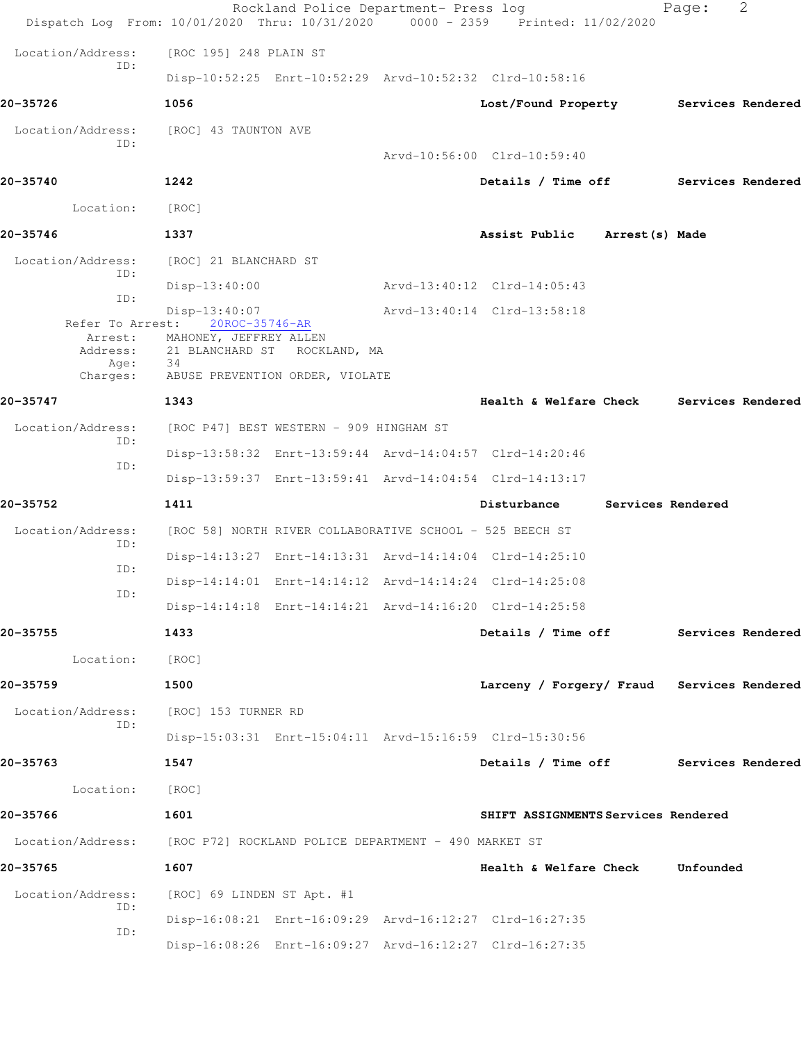Location/Address: [ROC 195] 248 PLAIN ST
ID:
Disp-10:52:25 Enrt-10:52:29 Arvd-10:52:32 Clrd-10:58:16

**20-35726** **1056** **Lost/Found Property** **Services Rendered**

Location/Address: [ROC] 43 TAUNTON AVE
ID:
Arvd-10:56:00 Clrd-10:59:40

**20-35740** **1242** **Details / Time off** **Services Rendered**

Location: [ROC]

**20-35746** **1337** **Assist Public** **Arrest(s) Made**

Location/Address: [ROC] 21 BLANCHARD ST
ID:
Disp-13:40:00 Arvd-13:40:12 Clrd-14:05:43
ID:
Disp-13:40:07 Arvd-13:40:14 Clrd-13:58:18
Refer To Arrest: 20ROC-35746-AR
Arrest: MAHONEY, JEFFREY ALLEN
Address: 21 BLANCHARD ST ROCKLAND, MA
Age: 34
Charges: ABUSE PREVENTION ORDER, VIOLATE

**20-35747** **1343** **Health & Welfare Check** **Services Rendered**

Location/Address: [ROC P47] BEST WESTERN - 909 HINGHAM ST
ID:
Disp-13:58:32 Enrt-13:59:44 Arvd-14:04:57 Clrd-14:20:46
ID:
Disp-13:59:37 Enrt-13:59:41 Arvd-14:04:54 Clrd-14:13:17

**20-35752** **1411** **Disturbance** **Services Rendered**

Location/Address: [ROC 58] NORTH RIVER COLLABORATIVE SCHOOL - 525 BEECH ST
ID:
Disp-14:13:27 Enrt-14:13:31 Arvd-14:14:04 Clrd-14:25:10
ID:
Disp-14:14:01 Enrt-14:14:12 Arvd-14:14:24 Clrd-14:25:08
ID:
Disp-14:14:18 Enrt-14:14:21 Arvd-14:16:20 Clrd-14:25:58

**20-35755** **1433** **Details / Time off** **Services Rendered**

Location: [ROC]

**20-35759** **1500** **Larceny / Forgery/ Fraud** **Services Rendered**

Location/Address: [ROC] 153 TURNER RD
ID:
Disp-15:03:31 Enrt-15:04:11 Arvd-15:16:59 Clrd-15:30:56

**20-35763** **1547** **Details / Time off** **Services Rendered**

Location: [ROC]

**20-35766** **1601** **SHIFT ASSIGNMENTS** **Services Rendered**

Location/Address: [ROC P72] ROCKLAND POLICE DEPARTMENT - 490 MARKET ST

**20-35765** **1607** **Health & Welfare Check** **Unfounded**

Location/Address: [ROC] 69 LINDEN ST Apt. #1
ID:
Disp-16:08:21 Enrt-16:09:29 Arvd-16:12:27 Clrd-16:27:35
ID:
Disp-16:08:26 Enrt-16:09:27 Arvd-16:12:27 Clrd-16:27:35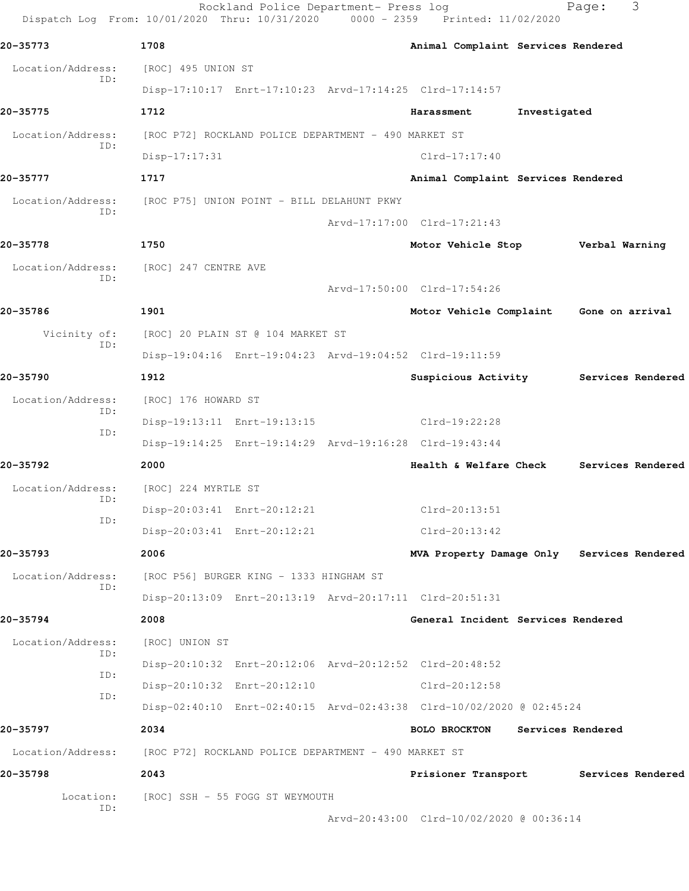**20-35773** 1708 Animal Complaint Services Rendered

Location/Address: [ROC] 495 UNION ST
ID:
Disp-17:10:17 Enrt-17:10:23 Arvd-17:14:25 Clrd-17:14:57

**20-35775** 1712 Harassment Investigated

Location/Address: [ROC P72] ROCKLAND POLICE DEPARTMENT - 490 MARKET ST
ID:
Disp-17:17:31 Clrd-17:17:40

**20-35777** 1717 Animal Complaint Services Rendered

Location/Address: [ROC P75] UNION POINT - BILL DELAHUNT PKWY
ID:
Arvd-17:17:00 Clrd-17:21:43

**20-35778** 1750 Motor Vehicle Stop Verbal Warning

Location/Address: [ROC] 247 CENTRE AVE
ID:
Arvd-17:50:00 Clrd-17:54:26

**20-35786** 1901 Motor Vehicle Complaint Gone on arrival

Vicinity of: [ROC] 20 PLAIN ST @ 104 MARKET ST
ID:
Disp-19:04:16 Enrt-19:04:23 Arvd-19:04:52 Clrd-19:11:59

**20-35790** 1912 Suspicious Activity Services Rendered

Location/Address: [ROC] 176 HOWARD ST
ID:
Disp-19:13:11 Enrt-19:13:15 Clrd-19:22:28
ID:
Disp-19:14:25 Enrt-19:14:29 Arvd-19:16:28 Clrd-19:43:44

**20-35792** 2000 Health & Welfare Check Services Rendered

Location/Address: [ROC] 224 MYRTLE ST
ID:
Disp-20:03:41 Enrt-20:12:21 Clrd-20:13:51
ID:
Disp-20:03:41 Enrt-20:12:21 Clrd-20:13:42

**20-35793** 2006 MVA Property Damage Only Services Rendered

Location/Address: [ROC P56] BURGER KING - 1333 HINGHAM ST
ID:
Disp-20:13:09 Enrt-20:13:19 Arvd-20:17:11 Clrd-20:51:31

**20-35794** 2008 General Incident Services Rendered

Location/Address: [ROC] UNION ST
ID:
Disp-20:10:32 Enrt-20:12:06 Arvd-20:12:52 Clrd-20:48:52
ID:
Disp-20:10:32 Enrt-20:12:10 Clrd-20:12:58
ID:
Disp-02:40:10 Enrt-02:40:15 Arvd-02:43:38 Clrd-10/02/2020 @ 02:45:24

**20-35797** 2034 BOLO BROCKTON Services Rendered

Location/Address: [ROC P72] ROCKLAND POLICE DEPARTMENT - 490 MARKET ST

**20-35798** 2043 Prisioner Transport Services Rendered

Location: [ROC] SSH - 55 FOGG ST WEYMOUTH
ID:
Arvd-20:43:00 Clrd-10/02/2020 @ 00:36:14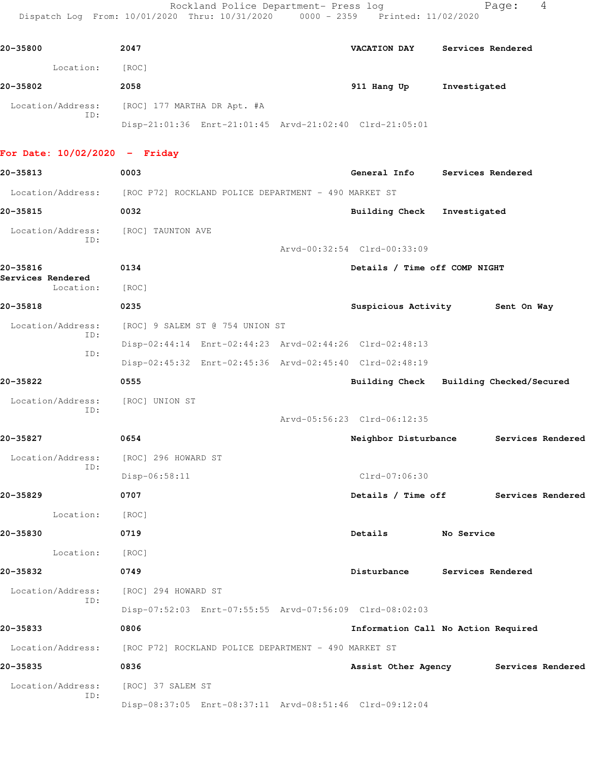20-35800 2047 VACATION DAY Services Rendered

Location: [ROC]

20-35802 2058 911 Hang Up Investigated

Location/Address: [ROC] 177 MARTHA DR Apt. #A
ID:
Disp-21:01:36 Enrt-21:01:45 Arvd-21:02:40 Clrd-21:05:01

**For Date: 10/02/2020 - Friday**

20-35813 0003 General Info Services Rendered

Location/Address: [ROC P72] ROCKLAND POLICE DEPARTMENT - 490 MARKET ST

20-35815 0032 Building Check Investigated

Location/Address: [ROC] TAUNTON AVE
ID:
Arvd-00:32:54 Clrd-00:33:09

20-35816 0134 Details / Time off COMP NIGHT
Services Rendered
Location: [ROC]

20-35818 0235 Suspicious Activity Sent On Way

Location/Address: [ROC] 9 SALEM ST @ 754 UNION ST
ID:
Disp-02:44:14 Enrt-02:44:23 Arvd-02:44:26 Clrd-02:48:13
ID:
Disp-02:45:32 Enrt-02:45:36 Arvd-02:45:40 Clrd-02:48:19

20-35822 0555 Building Check Building Checked/Secured

Location/Address: [ROC] UNION ST
ID:
Arvd-05:56:23 Clrd-06:12:35

20-35827 0654 Neighbor Disturbance Services Rendered

Location/Address: [ROC] 296 HOWARD ST
ID:
Disp-06:58:11 Clrd-07:06:30

20-35829 0707 Details / Time off Services Rendered

Location: [ROC]

20-35830 0719 Details No Service

Location: [ROC]

20-35832 0749 Disturbance Services Rendered

Location/Address: [ROC] 294 HOWARD ST
ID:
Disp-07:52:03 Enrt-07:55:55 Arvd-07:56:09 Clrd-08:02:03

20-35833 0806 Information Call No Action Required

Location/Address: [ROC P72] ROCKLAND POLICE DEPARTMENT - 490 MARKET ST

20-35835 0836 Assist Other Agency Services Rendered

Location/Address: [ROC] 37 SALEM ST
ID:
Disp-08:37:05 Enrt-08:37:11 Arvd-08:51:46 Clrd-09:12:04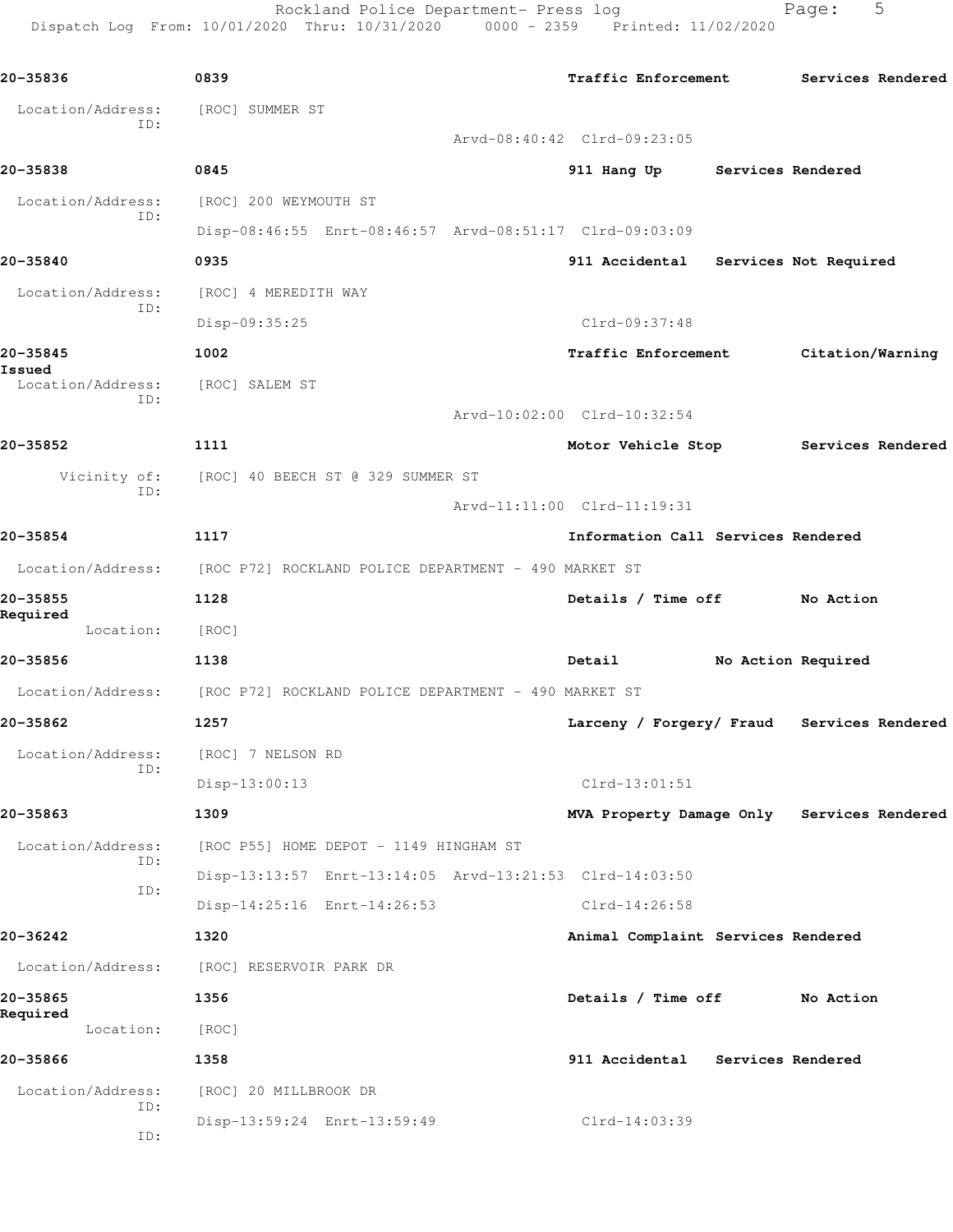20-35836 0839 Traffic Enforcement Services Rendered

Location/Address: [ROC] SUMMER ST
ID:
Arvd-08:40:42 Clrd-09:23:05

20-35838 0845 911 Hang Up Services Rendered

Location/Address: [ROC] 200 WEYMOUTH ST
ID:
Disp-08:46:55 Enrt-08:46:57 Arvd-08:51:17 Clrd-09:03:09

20-35840 0935 911 Accidental Services Not Required

Location/Address: [ROC] 4 MEREDITH WAY
ID:
Disp-09:35:25 Clrd-09:37:48

20-35845 1002 Traffic Enforcement Citation/Warning Issued

Location/Address: [ROC] SALEM ST
ID:
Arvd-10:02:00 Clrd-10:32:54

20-35852 1111 Motor Vehicle Stop Services Rendered

Vicinity of: [ROC] 40 BEECH ST @ 329 SUMMER ST
ID:
Arvd-11:11:00 Clrd-11:19:31

20-35854 1117 Information Call Services Rendered

Location/Address: [ROC P72] ROCKLAND POLICE DEPARTMENT - 490 MARKET ST

20-35855 1128 Details / Time off No Action Required

Location: [ROC]

20-35856 1138 Detail No Action Required

Location/Address: [ROC P72] ROCKLAND POLICE DEPARTMENT - 490 MARKET ST

20-35862 1257 Larceny / Forgery/ Fraud Services Rendered

Location/Address: [ROC] 7 NELSON RD
ID:
Disp-13:00:13 Clrd-13:01:51

20-35863 1309 MVA Property Damage Only Services Rendered

Location/Address: [ROC P55] HOME DEPOT - 1149 HINGHAM ST
ID:
Disp-13:13:57 Enrt-13:14:05 Arvd-13:21:53 Clrd-14:03:50
ID:
Disp-14:25:16 Enrt-14:26:53 Clrd-14:26:58

20-36242 1320 Animal Complaint Services Rendered

Location/Address: [ROC] RESERVOIR PARK DR

20-35865 1356 Details / Time off No Action Required

Location: [ROC]

20-35866 1358 911 Accidental Services Rendered

Location/Address: [ROC] 20 MILLBROOK DR
ID:
Disp-13:59:24 Enrt-13:59:49 Clrd-14:03:39
ID: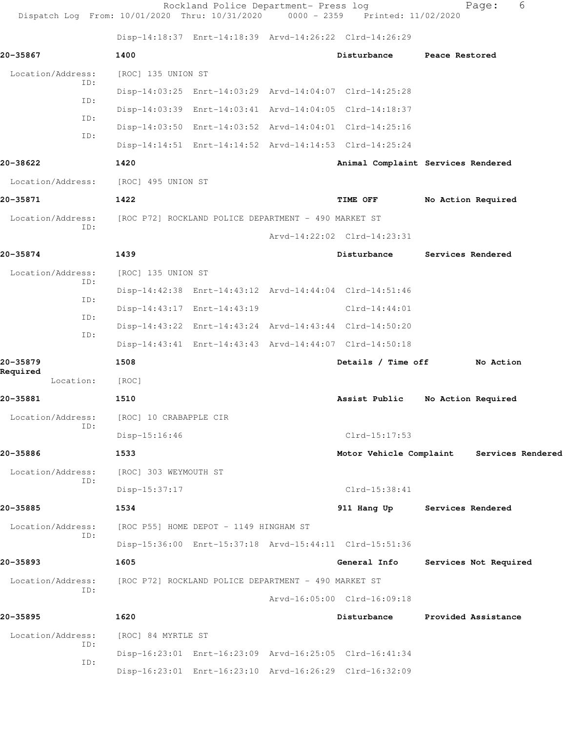Disp-14:18:37 Enrt-14:18:39 Arvd-14:26:22 Clrd-14:26:29

**20-35867** 1400 Disturbance Peace Restored

Location/Address: [ROC] 135 UNION ST

ID: Disp-14:03:25 Enrt-14:03:29 Arvd-14:04:07 Clrd-14:25:28

ID: Disp-14:03:39 Enrt-14:03:41 Arvd-14:04:05 Clrd-14:18:37

ID: Disp-14:03:50 Enrt-14:03:52 Arvd-14:04:01 Clrd-14:25:16

ID: Disp-14:14:51 Enrt-14:14:52 Arvd-14:14:53 Clrd-14:25:24

**20-38622** 1420 Animal Complaint Services Rendered

Location/Address: [ROC] 495 UNION ST

**20-35871** 1422 TIME OFF No Action Required

Location/Address: [ROC P72] ROCKLAND POLICE DEPARTMENT - 490 MARKET ST

ID: Arvd-14:22:02 Clrd-14:23:31

**20-35874** 1439 Disturbance Services Rendered

Location/Address: [ROC] 135 UNION ST

ID: Disp-14:42:38 Enrt-14:43:12 Arvd-14:44:04 Clrd-14:51:46

ID: Disp-14:43:17 Enrt-14:43:19 Clrd-14:44:01

ID: Disp-14:43:22 Enrt-14:43:24 Arvd-14:43:44 Clrd-14:50:20

ID: Disp-14:43:41 Enrt-14:43:43 Arvd-14:44:07 Clrd-14:50:18

**20-35879** 1508 Details / Time off No Action Required

Location: [ROC]

**20-35881** 1510 Assist Public No Action Required

Location/Address: [ROC] 10 CRABAPPLE CIR

ID: Disp-15:16:46 Clrd-15:17:53

**20-35886** 1533 Motor Vehicle Complaint Services Rendered

Location/Address: [ROC] 303 WEYMOUTH ST

ID: Disp-15:37:17 Clrd-15:38:41

**20-35885** 1534 911 Hang Up Services Rendered

Location/Address: [ROC P55] HOME DEPOT - 1149 HINGHAM ST

ID: Disp-15:36:00 Enrt-15:37:18 Arvd-15:44:11 Clrd-15:51:36

**20-35893** 1605 General Info Services Not Required

Location/Address: [ROC P72] ROCKLAND POLICE DEPARTMENT - 490 MARKET ST

ID: Arvd-16:05:00 Clrd-16:09:18

**20-35895** 1620 Disturbance Provided Assistance

Location/Address: [ROC] 84 MYRTLE ST

ID: Disp-16:23:01 Enrt-16:23:09 Arvd-16:25:05 Clrd-16:41:34

ID: Disp-16:23:01 Enrt-16:23:10 Arvd-16:26:29 Clrd-16:32:09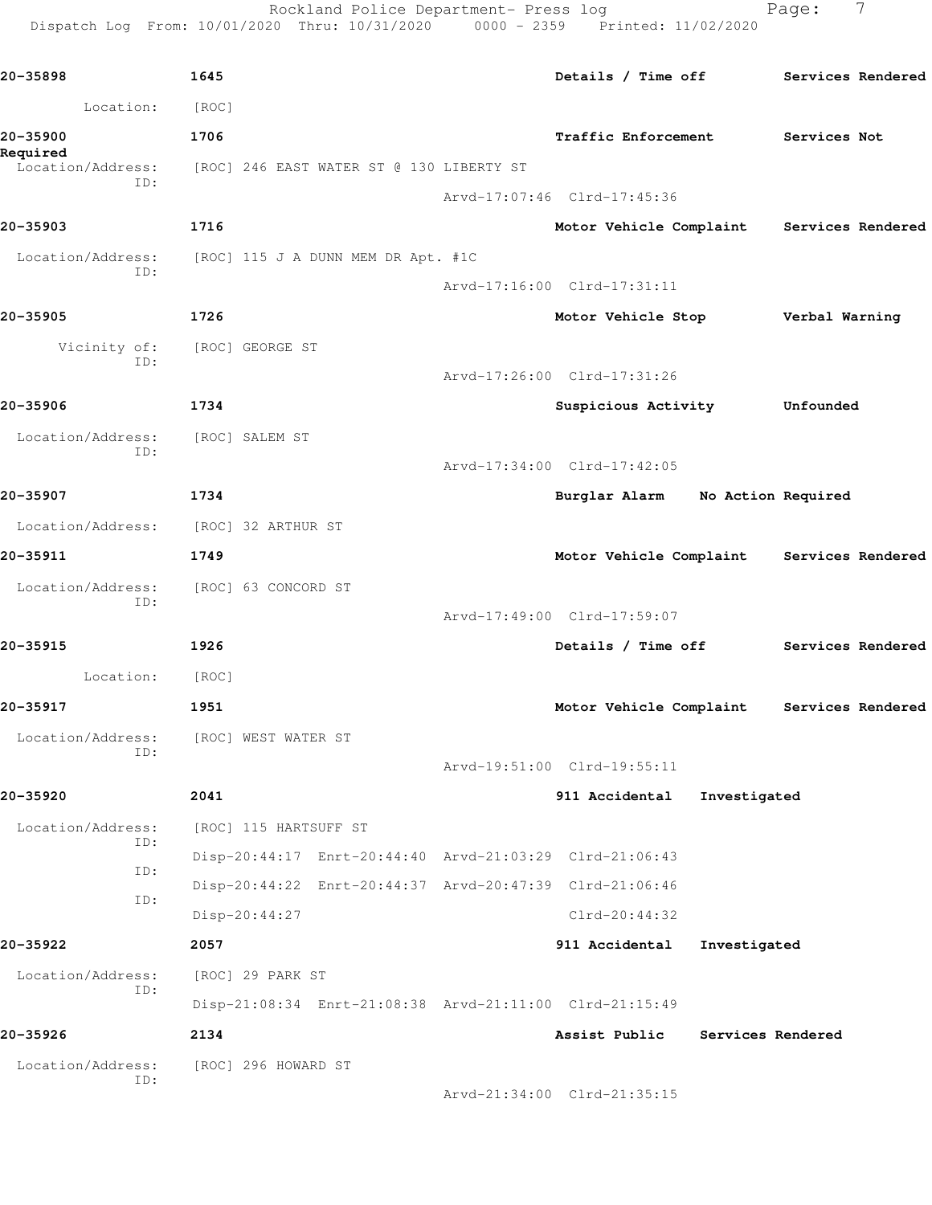20-35898 1645 Details / Time off Services Rendered

Location: [ROC]

20-35900 1706 Traffic Enforcement Services Not Required

Location/Address: [ROC] 246 EAST WATER ST @ 130 LIBERTY ST
ID:
Arvd-17:07:46 Clrd-17:45:36

20-35903 1716 Motor Vehicle Complaint Services Rendered

Location/Address: [ROC] 115 J A DUNN MEM DR Apt. #1C
ID:
Arvd-17:16:00 Clrd-17:31:11

20-35905 1726 Motor Vehicle Stop Verbal Warning

Vicinity of: [ROC] GEORGE ST
ID:
Arvd-17:26:00 Clrd-17:31:26

20-35906 1734 Suspicious Activity Unfounded

Location/Address: [ROC] SALEM ST
ID:
Arvd-17:34:00 Clrd-17:42:05

20-35907 1734 Burglar Alarm No Action Required

Location/Address: [ROC] 32 ARTHUR ST

20-35911 1749 Motor Vehicle Complaint Services Rendered

Location/Address: [ROC] 63 CONCORD ST
ID:
Arvd-17:49:00 Clrd-17:59:07

20-35915 1926 Details / Time off Services Rendered

Location: [ROC]

20-35917 1951 Motor Vehicle Complaint Services Rendered

Location/Address: [ROC] WEST WATER ST
ID:
Arvd-19:51:00 Clrd-19:55:11

20-35920 2041 911 Accidental Investigated

Location/Address: [ROC] 115 HARTSUFF ST
ID:
Disp-20:44:17 Enrt-20:44:40 Arvd-21:03:29 Clrd-21:06:43
ID:
Disp-20:44:22 Enrt-20:44:37 Arvd-20:47:39 Clrd-21:06:46
ID:
Disp-20:44:27 Clrd-20:44:32

20-35922 2057 911 Accidental Investigated

Location/Address: [ROC] 29 PARK ST
ID:
Disp-21:08:34 Enrt-21:08:38 Arvd-21:11:00 Clrd-21:15:49

20-35926 2134 Assist Public Services Rendered

Location/Address: [ROC] 296 HOWARD ST
ID:
Arvd-21:34:00 Clrd-21:35:15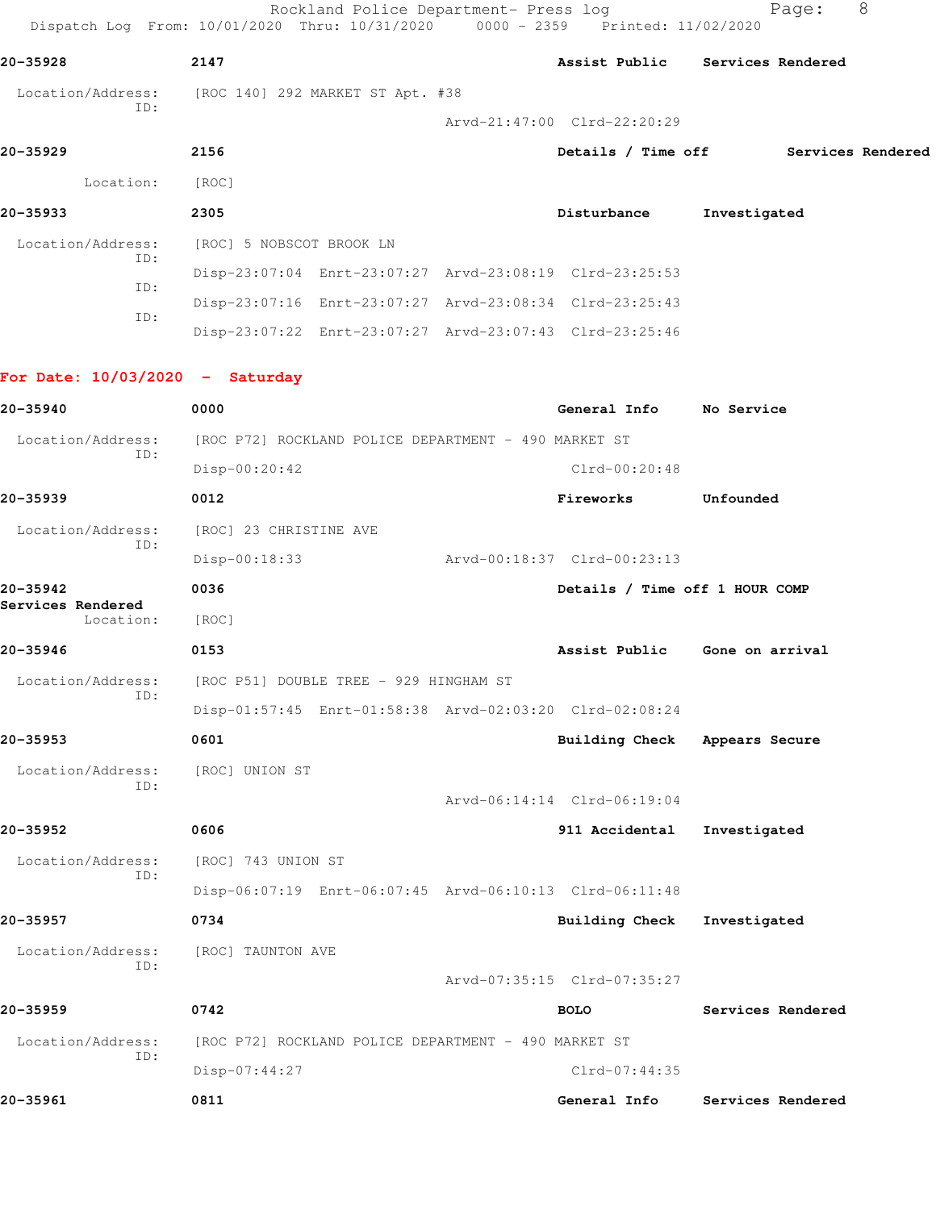| Call Number | Time | Call Reason | Action |
|---|---|---|---|
| 20-35928 | 2147 | Assist Public | Services Rendered |

Location/Address: [ROC 140] 292 MARKET ST Apt. #38
ID:
Arvd-21:47:00 Clrd-22:20:29

| Call Number | Time | Call Reason | Action |
|---|---|---|---|
| 20-35929 | 2156 | Details / Time off | Services Rendered |

Location: [ROC]

| Call Number | Time | Call Reason | Action |
|---|---|---|---|
| 20-35933 | 2305 | Disturbance | Investigated |

Location/Address: [ROC] 5 NOBSCOT BROOK LN
ID:
Disp-23:07:04 Enrt-23:07:27 Arvd-23:08:19 Clrd-23:25:53
ID:
Disp-23:07:16 Enrt-23:07:27 Arvd-23:08:34 Clrd-23:25:43
ID:
Disp-23:07:22 Enrt-23:07:27 Arvd-23:07:43 Clrd-23:25:46

## For Date: 10/03/2020 - Saturday

| Call Number | Time | Call Reason | Action |
|---|---|---|---|
| 20-35940 | 0000 | General Info | No Service |

Location/Address: [ROC P72] ROCKLAND POLICE DEPARTMENT - 490 MARKET ST
ID:
Disp-00:20:42 Clrd-00:20:48

| Call Number | Time | Call Reason | Action |
|---|---|---|---|
| 20-35939 | 0012 | Fireworks | Unfounded |

Location/Address: [ROC] 23 CHRISTINE AVE
ID:
Disp-00:18:33 Arvd-00:18:37 Clrd-00:23:13

| Call Number | Time | Call Reason | Action |
|---|---|---|---|
| 20-35942 | 0036 | Details / Time off 1 HOUR COMP | Services Rendered |

Location: [ROC]

| Call Number | Time | Call Reason | Action |
|---|---|---|---|
| 20-35946 | 0153 | Assist Public | Gone on arrival |

Location/Address: [ROC P51] DOUBLE TREE - 929 HINGHAM ST
ID:
Disp-01:57:45 Enrt-01:58:38 Arvd-02:03:20 Clrd-02:08:24

| Call Number | Time | Call Reason | Action |
|---|---|---|---|
| 20-35953 | 0601 | Building Check | Appears Secure |

Location/Address: [ROC] UNION ST
ID:
Arvd-06:14:14 Clrd-06:19:04

| Call Number | Time | Call Reason | Action |
|---|---|---|---|
| 20-35952 | 0606 | 911 Accidental | Investigated |

Location/Address: [ROC] 743 UNION ST
ID:
Disp-06:07:19 Enrt-06:07:45 Arvd-06:10:13 Clrd-06:11:48

| Call Number | Time | Call Reason | Action |
|---|---|---|---|
| 20-35957 | 0734 | Building Check | Investigated |

Location/Address: [ROC] TAUNTON AVE
ID:
Arvd-07:35:15 Clrd-07:35:27

| Call Number | Time | Call Reason | Action |
|---|---|---|---|
| 20-35959 | 0742 | BOLO | Services Rendered |

Location/Address: [ROC P72] ROCKLAND POLICE DEPARTMENT - 490 MARKET ST
ID:
Disp-07:44:27 Clrd-07:44:35

| Call Number | Time | Call Reason | Action |
|---|---|---|---|
| 20-35961 | 0811 | General Info | Services Rendered |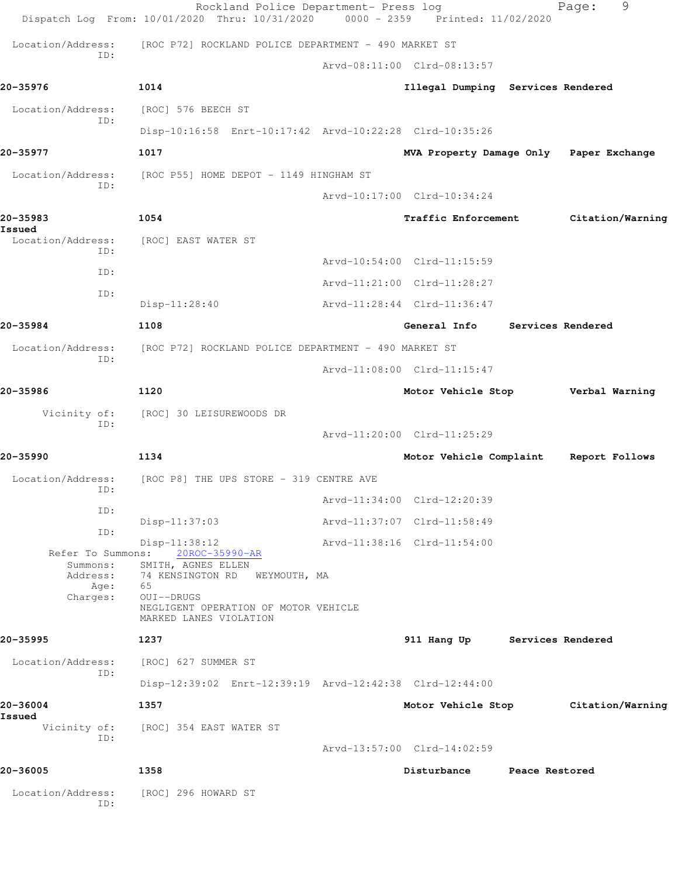Location/Address: [ROC P72] ROCKLAND POLICE DEPARTMENT - 490 MARKET ST
ID:
Arvd-08:11:00 Clrd-08:13:57

**20-35976** **1014** **Illegal Dumping Services Rendered**

Location/Address: [ROC] 576 BEECH ST
ID:
Disp-10:16:58 Enrt-10:17:42 Arvd-10:22:28 Clrd-10:35:26

**20-35977** **1017** **MVA Property Damage Only Paper Exchange**

Location/Address: [ROC P55] HOME DEPOT - 1149 HINGHAM ST
ID:
Arvd-10:17:00 Clrd-10:34:24

**20-35983** **1054** **Traffic Enforcement Citation/Warning Issued**

Location/Address: [ROC] EAST WATER ST
ID:
Arvd-10:54:00 Clrd-11:15:59
ID:
Arvd-11:21:00 Clrd-11:28:27
ID:
Disp-11:28:40 Arvd-11:28:44 Clrd-11:36:47

**20-35984** **1108** **General Info Services Rendered**

Location/Address: [ROC P72] ROCKLAND POLICE DEPARTMENT - 490 MARKET ST
ID:
Arvd-11:08:00 Clrd-11:15:47

**20-35986** **1120** **Motor Vehicle Stop Verbal Warning**

Vicinity of: [ROC] 30 LEISUREWOODS DR
ID:
Arvd-11:20:00 Clrd-11:25:29

**20-35990** **1134** **Motor Vehicle Complaint Report Follows**

Location/Address: [ROC P8] THE UPS STORE - 319 CENTRE AVE
ID:
Arvd-11:34:00 Clrd-12:20:39
ID:
Disp-11:37:03 Arvd-11:37:07 Clrd-11:58:49
ID:
Disp-11:38:12 Arvd-11:38:16 Clrd-11:54:00
Refer To Summons: 20ROC-35990-AR
Summons: SMITH, AGNES ELLEN
Address: 74 KENSINGTON RD WEYMOUTH, MA
Age: 65
Charges: OUI--DRUGS
NEGLIGENT OPERATION OF MOTOR VEHICLE
MARKED LANES VIOLATION

**20-35995** **1237** **911 Hang Up Services Rendered**

Location/Address: [ROC] 627 SUMMER ST
ID:
Disp-12:39:02 Enrt-12:39:19 Arvd-12:42:38 Clrd-12:44:00

**20-36004** **1357** **Motor Vehicle Stop Citation/Warning Issued**

Vicinity of: [ROC] 354 EAST WATER ST
ID:
Arvd-13:57:00 Clrd-14:02:59

**20-36005** **1358** **Disturbance Peace Restored**

Location/Address: [ROC] 296 HOWARD ST
ID: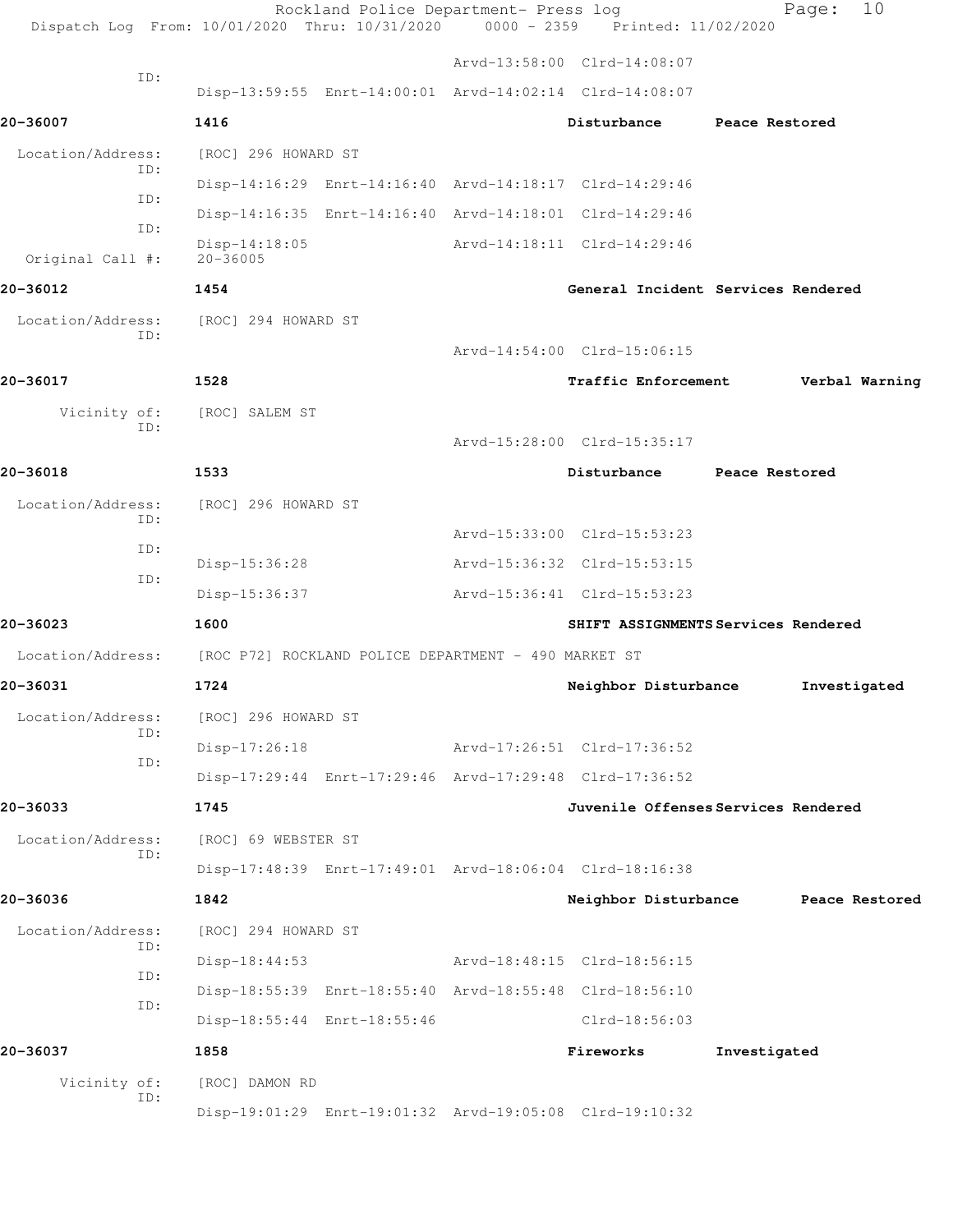Arvd-13:58:00 Clrd-14:08:07

ID:

Disp-13:59:55 Enrt-14:00:01 Arvd-14:02:14 Clrd-14:08:07

**20-36007** **1416** **Disturbance** **Peace Restored**

Location/Address: [ROC] 296 HOWARD ST

ID: Disp-14:16:29 Enrt-14:16:40 Arvd-14:18:17 Clrd-14:29:46

ID: Disp-14:16:35 Enrt-14:16:40 Arvd-14:18:01 Clrd-14:29:46

ID: Disp-14:18:05 Arvd-14:18:11 Clrd-14:29:46

Original Call #: 20-36005

**20-36012** **1454** **General Incident** **Services Rendered**

Location/Address: [ROC] 294 HOWARD ST

ID: Arvd-14:54:00 Clrd-15:06:15

**20-36017** **1528** **Traffic Enforcement** **Verbal Warning**

Vicinity of: [ROC] SALEM ST

ID: Arvd-15:28:00 Clrd-15:35:17

**20-36018** **1533** **Disturbance** **Peace Restored**

Location/Address: [ROC] 296 HOWARD ST

ID: Arvd-15:33:00 Clrd-15:53:23

ID: Disp-15:36:28 Arvd-15:36:32 Clrd-15:53:15

ID: Disp-15:36:37 Arvd-15:36:41 Clrd-15:53:23

**20-36023** **1600** **SHIFT ASSIGNMENTS** **Services Rendered**

Location/Address: [ROC P72] ROCKLAND POLICE DEPARTMENT - 490 MARKET ST

**20-36031** **1724** **Neighbor Disturbance** **Investigated**

Location/Address: [ROC] 296 HOWARD ST

ID: Disp-17:26:18 Arvd-17:26:51 Clrd-17:36:52

ID: Disp-17:29:44 Enrt-17:29:46 Arvd-17:29:48 Clrd-17:36:52

**20-36033** **1745** **Juvenile Offenses** **Services Rendered**

Location/Address: [ROC] 69 WEBSTER ST

ID: Disp-17:48:39 Enrt-17:49:01 Arvd-18:06:04 Clrd-18:16:38

**20-36036** **1842** **Neighbor Disturbance** **Peace Restored**

Location/Address: [ROC] 294 HOWARD ST

ID: Disp-18:44:53 Arvd-18:48:15 Clrd-18:56:15

ID: Disp-18:55:39 Enrt-18:55:40 Arvd-18:55:48 Clrd-18:56:10

ID: Disp-18:55:44 Enrt-18:55:46 Clrd-18:56:03

**20-36037** **1858** **Fireworks** **Investigated**

Vicinity of: [ROC] DAMON RD

ID: Disp-19:01:29 Enrt-19:01:32 Arvd-19:05:08 Clrd-19:10:32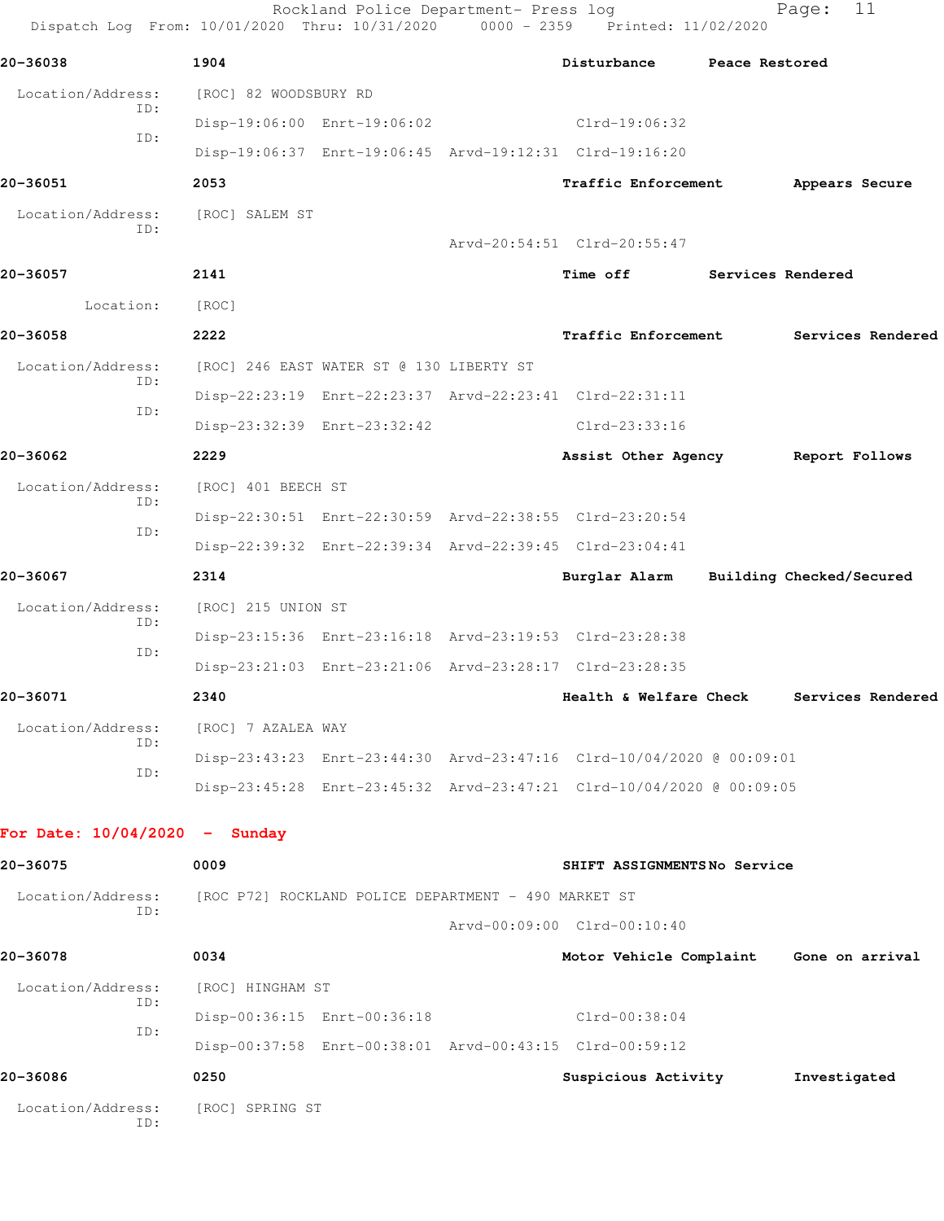**20-36038** | **1904** | **Disturbance** | **Peace Restored**

Location/Address: [ROC] 82 WOODSBURY RD

ID: Disp-19:06:00 Enrt-19:06:02 Clrd-19:06:32

ID: Disp-19:06:37 Enrt-19:06:45 Arvd-19:12:31 Clrd-19:16:20

**20-36051** | **2053** | **Traffic Enforcement** | **Appears Secure**

Location/Address: [ROC] SALEM ST

ID: Arvd-20:54:51 Clrd-20:55:47

**20-36057** | **2141** | **Time off** | **Services Rendered**

Location: [ROC]

**20-36058** | **2222** | **Traffic Enforcement** | **Services Rendered**

Location/Address: [ROC] 246 EAST WATER ST @ 130 LIBERTY ST

ID: Disp-22:23:19 Enrt-22:23:37 Arvd-22:23:41 Clrd-22:31:11

ID: Disp-23:32:39 Enrt-23:32:42 Clrd-23:33:16

**20-36062** | **2229** | **Assist Other Agency** | **Report Follows**

Location/Address: [ROC] 401 BEECH ST

ID: Disp-22:30:51 Enrt-22:30:59 Arvd-22:38:55 Clrd-23:20:54

ID: Disp-22:39:32 Enrt-22:39:34 Arvd-22:39:45 Clrd-23:04:41

**20-36067** | **2314** | **Burglar Alarm** | **Building Checked/Secured**

Location/Address: [ROC] 215 UNION ST

ID: Disp-23:15:36 Enrt-23:16:18 Arvd-23:19:53 Clrd-23:28:38

ID: Disp-23:21:03 Enrt-23:21:06 Arvd-23:28:17 Clrd-23:28:35

**20-36071** | **2340** | **Health & Welfare Check** | **Services Rendered**

Location/Address: [ROC] 7 AZALEA WAY

ID: Disp-23:43:23 Enrt-23:44:30 Arvd-23:47:16 Clrd-10/04/2020 @ 00:09:01

ID: Disp-23:45:28 Enrt-23:45:32 Arvd-23:47:21 Clrd-10/04/2020 @ 00:09:05

## For Date: 10/04/2020 - Sunday

**20-36075** | **0009** | **SHIFT ASSIGNMENTS** | **No Service**

Location/Address: [ROC P72] ROCKLAND POLICE DEPARTMENT - 490 MARKET ST

ID: Arvd-00:09:00 Clrd-00:10:40

**20-36078** | **0034** | **Motor Vehicle Complaint** | **Gone on arrival**

Location/Address: [ROC] HINGHAM ST

ID: Disp-00:36:15 Enrt-00:36:18 Clrd-00:38:04

ID: Disp-00:37:58 Enrt-00:38:01 Arvd-00:43:15 Clrd-00:59:12

**20-36086** | **0250** | **Suspicious Activity** | **Investigated**

Location/Address: [ROC] SPRING ST

ID: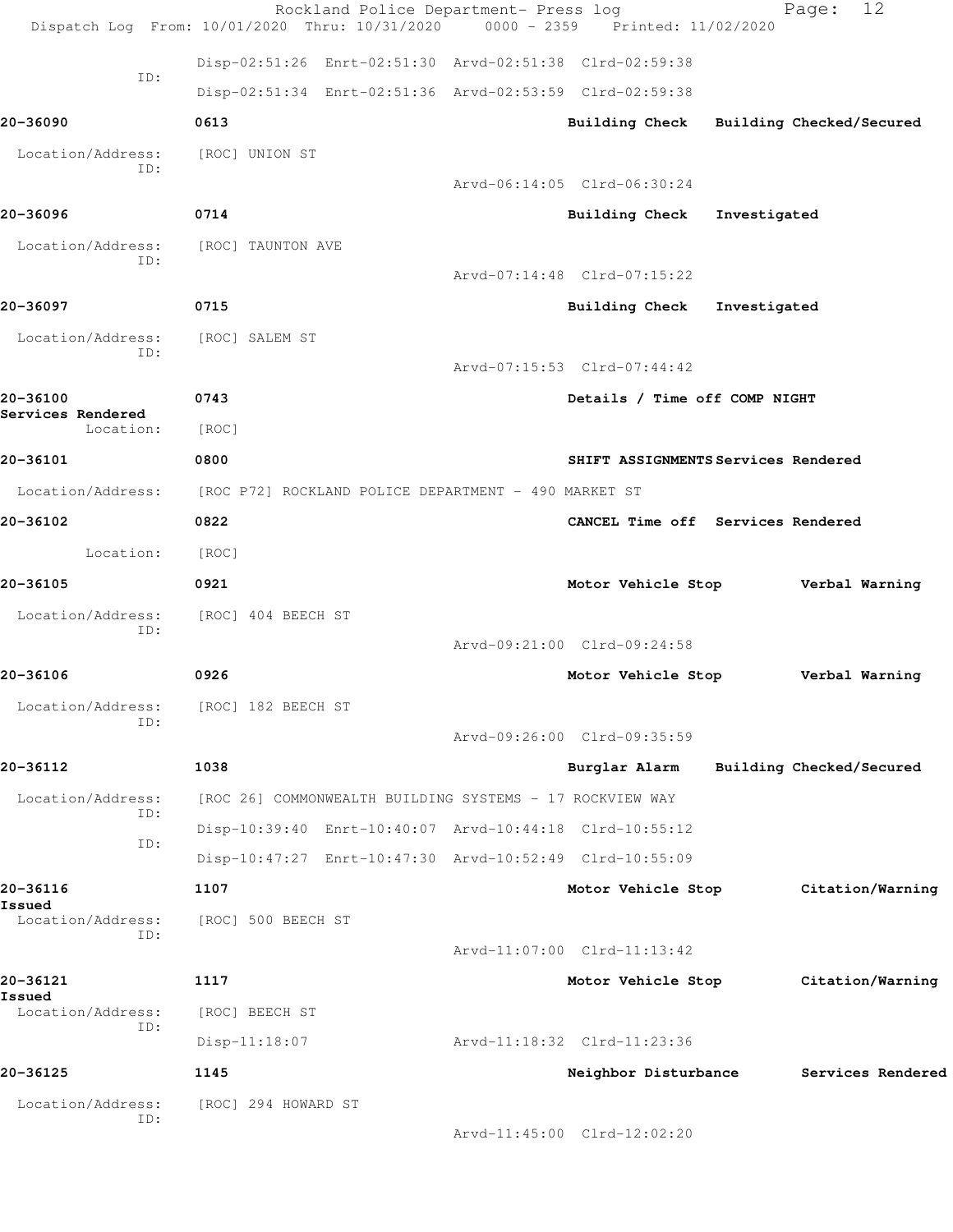Disp-02:51:26 Enrt-02:51:30 Arvd-02:51:38 Clrd-02:59:38

ID:

Disp-02:51:34 Enrt-02:51:36 Arvd-02:53:59 Clrd-02:59:38

**20-36090** 0613 **Building Check Building Checked/Secured**

Location/Address: [ROC] UNION ST

ID:

Arvd-06:14:05 Clrd-06:30:24

**20-36096** 0714 **Building Check Investigated**

Location/Address: [ROC] TAUNTON AVE

ID:

Arvd-07:14:48 Clrd-07:15:22

**20-36097** 0715 **Building Check Investigated**

Location/Address: [ROC] SALEM ST

ID:

Arvd-07:15:53 Clrd-07:44:42

**20-36100** 0743 **Details / Time off COMP NIGHT Services Rendered**

Location: [ROC]

**20-36101** 0800 **SHIFT ASSIGNMENTS Services Rendered**

Location/Address: [ROC P72] ROCKLAND POLICE DEPARTMENT - 490 MARKET ST

**20-36102** 0822 **CANCEL Time off Services Rendered**

Location: [ROC]

**20-36105** 0921 **Motor Vehicle Stop Verbal Warning**

Location/Address: [ROC] 404 BEECH ST

ID:

Arvd-09:21:00 Clrd-09:24:58

**20-36106** 0926 **Motor Vehicle Stop Verbal Warning**

Location/Address: [ROC] 182 BEECH ST

ID:

Arvd-09:26:00 Clrd-09:35:59

**20-36112** 1038 **Burglar Alarm Building Checked/Secured**

Location/Address: [ROC 26] COMMONWEALTH BUILDING SYSTEMS - 17 ROCKVIEW WAY

ID:

Disp-10:39:40 Enrt-10:40:07 Arvd-10:44:18 Clrd-10:55:12

ID:

Disp-10:47:27 Enrt-10:47:30 Arvd-10:52:49 Clrd-10:55:09

**20-36116** 1107 **Motor Vehicle Stop Citation/Warning Issued**

Location/Address: [ROC] 500 BEECH ST

ID:

Arvd-11:07:00 Clrd-11:13:42

**20-36121** 1117 **Motor Vehicle Stop Citation/Warning Issued**

Location/Address: [ROC] BEECH ST

ID:

Disp-11:18:07 Arvd-11:18:32 Clrd-11:23:36

**20-36125** 1145 **Neighbor Disturbance Services Rendered**

Location/Address: [ROC] 294 HOWARD ST

ID:

Arvd-11:45:00 Clrd-12:02:20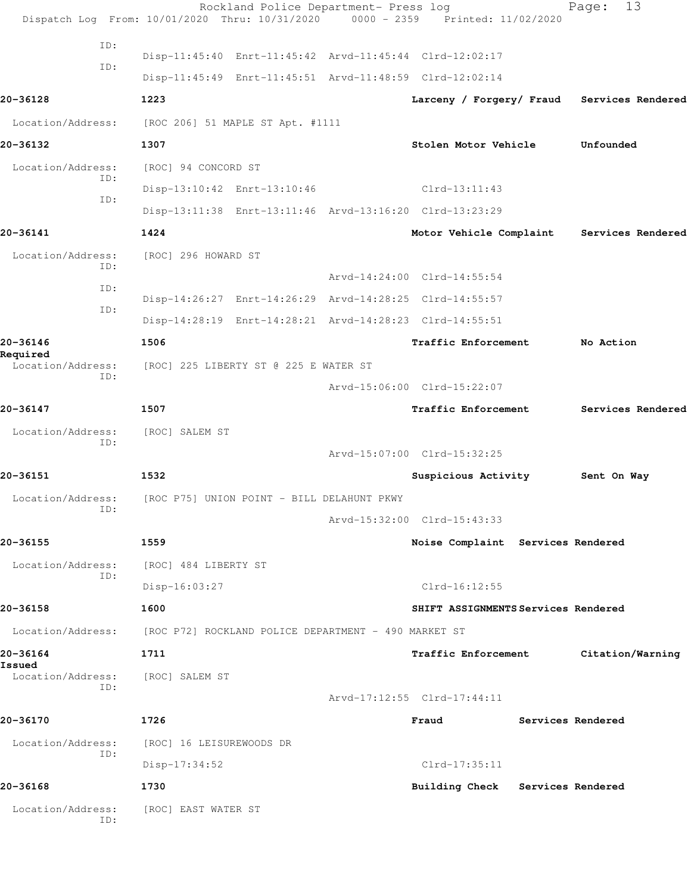ID:

Disp-11:45:40 Enrt-11:45:42 Arvd-11:45:44 Clrd-12:02:17

ID:

Disp-11:45:49 Enrt-11:45:51 Arvd-11:48:59 Clrd-12:02:14

**20-36128** 1223 **Larceny / Forgery/ Fraud** **Services Rendered**

Location/Address: [ROC 206] 51 MAPLE ST Apt. #1111

**20-36132** 1307 **Stolen Motor Vehicle** **Unfounded**

Location/Address: [ROC] 94 CONCORD ST

ID:

Disp-13:10:42 Enrt-13:10:46 Clrd-13:11:43

ID:

Disp-13:11:38 Enrt-13:11:46 Arvd-13:16:20 Clrd-13:23:29

**20-36141** 1424 **Motor Vehicle Complaint** **Services Rendered**

Location/Address: [ROC] 296 HOWARD ST

ID:

Arvd-14:24:00 Clrd-14:55:54

ID:

Disp-14:26:27 Enrt-14:26:29 Arvd-14:28:25 Clrd-14:55:57

ID:

Disp-14:28:19 Enrt-14:28:21 Arvd-14:28:23 Clrd-14:55:51

**20-36146** 1506 **Traffic Enforcement** **No Action Required**

Location/Address: [ROC] 225 LIBERTY ST @ 225 E WATER ST

ID:

Arvd-15:06:00 Clrd-15:22:07

**20-36147** 1507 **Traffic Enforcement** **Services Rendered**

Location/Address: [ROC] SALEM ST

ID:

Arvd-15:07:00 Clrd-15:32:25

**20-36151** 1532 **Suspicious Activity** **Sent On Way**

Location/Address: [ROC P75] UNION POINT - BILL DELAHUNT PKWY

ID:

Arvd-15:32:00 Clrd-15:43:33

**20-36155** 1559 **Noise Complaint** **Services Rendered**

Location/Address: [ROC] 484 LIBERTY ST

ID:

Disp-16:03:27 Clrd-16:12:55

**20-36158** 1600 **SHIFT ASSIGNMENTS** **Services Rendered**

Location/Address: [ROC P72] ROCKLAND POLICE DEPARTMENT - 490 MARKET ST

**20-36164** 1711 **Traffic Enforcement** **Citation/Warning Issued**

Location/Address: [ROC] SALEM ST

ID:

Arvd-17:12:55 Clrd-17:44:11

**20-36170** 1726 **Fraud** **Services Rendered**

Location/Address: [ROC] 16 LEISUREWOODS DR

ID:

Disp-17:34:52 Clrd-17:35:11

**20-36168** 1730 **Building Check** **Services Rendered**

Location/Address: [ROC] EAST WATER ST

ID: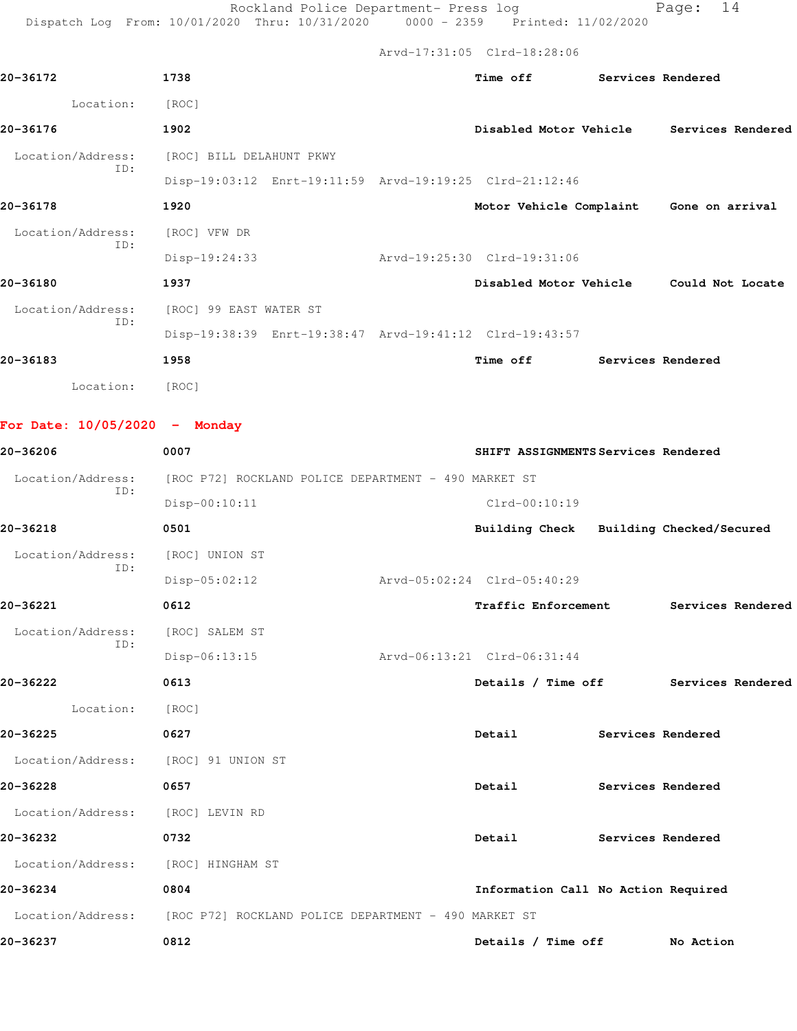Arvd-17:31:05 Clrd-18:28:06

**20-36172** 1738 **Time off** **Services Rendered**

Location: [ROC]

**20-36176** 1902 **Disabled Motor Vehicle** **Services Rendered**

Location/Address: [ROC] BILL DELAHUNT PKWY
ID:
Disp-19:03:12 Enrt-19:11:59 Arvd-19:19:25 Clrd-21:12:46

**20-36178** 1920 **Motor Vehicle Complaint** **Gone on arrival**

Location/Address: [ROC] VFW DR
ID:
Disp-19:24:33 Arvd-19:25:30 Clrd-19:31:06

**20-36180** 1937 **Disabled Motor Vehicle** **Could Not Locate**

Location/Address: [ROC] 99 EAST WATER ST
ID:
Disp-19:38:39 Enrt-19:38:47 Arvd-19:41:12 Clrd-19:43:57

**20-36183** 1958 **Time off** **Services Rendered**

Location: [ROC]

## For Date: 10/05/2020 - Monday

**20-36206** 0007 **SHIFT ASSIGNMENTS** **Services Rendered**

Location/Address: [ROC P72] ROCKLAND POLICE DEPARTMENT - 490 MARKET ST
ID:
Disp-00:10:11 Clrd-00:10:19

**20-36218** 0501 **Building Check** **Building Checked/Secured**

Location/Address: [ROC] UNION ST
ID:
Disp-05:02:12 Arvd-05:02:24 Clrd-05:40:29

**20-36221** 0612 **Traffic Enforcement** **Services Rendered**

Location/Address: [ROC] SALEM ST
ID:
Disp-06:13:15 Arvd-06:13:21 Clrd-06:31:44

**20-36222** 0613 **Details / Time off** **Services Rendered**

Location: [ROC]

**20-36225** 0627 **Detail** **Services Rendered**

Location/Address: [ROC] 91 UNION ST

**20-36228** 0657 **Detail** **Services Rendered**

Location/Address: [ROC] LEVIN RD

**20-36232** 0732 **Detail** **Services Rendered**

Location/Address: [ROC] HINGHAM ST

**20-36234** 0804 **Information Call** **No Action Required**

Location/Address: [ROC P72] ROCKLAND POLICE DEPARTMENT - 490 MARKET ST

**20-36237** 0812 **Details / Time off** **No Action**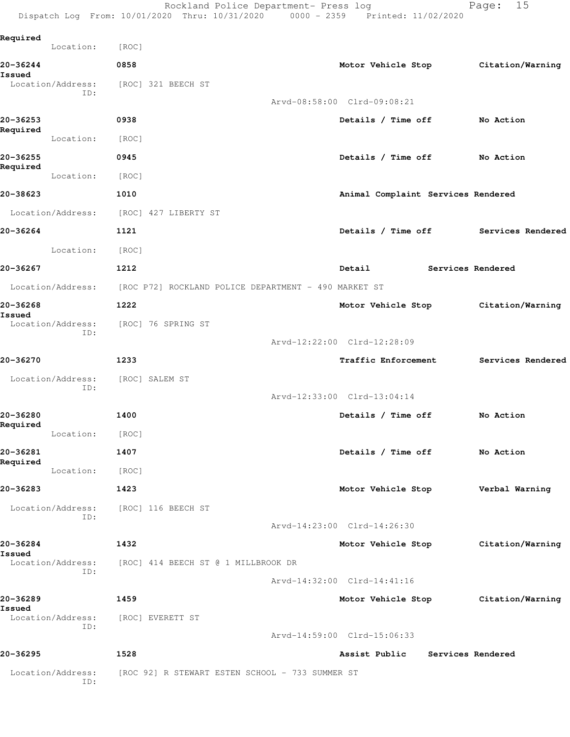Required

Location: [ROC]

**20-36244** 0858 **Motor Vehicle Stop** **Citation/Warning Issued**

Location/Address: [ROC] 321 BEECH ST

ID:

Arvd-08:58:00 Clrd-09:08:21

**20-36253** 0938 **Details / Time off** **No Action Required**

Location: [ROC]

**20-36255** 0945 **Details / Time off** **No Action Required**

Location: [ROC]

**20-38623** 1010 **Animal Complaint** **Services Rendered**

Location/Address: [ROC] 427 LIBERTY ST

**20-36264** 1121 **Details / Time off** **Services Rendered**

Location: [ROC]

**20-36267** 1212 **Detail** **Services Rendered**

Location/Address: [ROC P72] ROCKLAND POLICE DEPARTMENT - 490 MARKET ST

**20-36268** 1222 **Motor Vehicle Stop** **Citation/Warning Issued**

Location/Address: [ROC] 76 SPRING ST

ID:

Arvd-12:22:00 Clrd-12:28:09

**20-36270** 1233 **Traffic Enforcement** **Services Rendered**

Location/Address: [ROC] SALEM ST

ID:

Arvd-12:33:00 Clrd-13:04:14

**20-36280** 1400 **Details / Time off** **No Action Required**

Location: [ROC]

**20-36281** 1407 **Details / Time off** **No Action Required**

Location: [ROC]

**20-36283** 1423 **Motor Vehicle Stop** **Verbal Warning**

Location/Address: [ROC] 116 BEECH ST

ID:

Arvd-14:23:00 Clrd-14:26:30

**20-36284** 1432 **Motor Vehicle Stop** **Citation/Warning Issued**

Location/Address: [ROC] 414 BEECH ST @ 1 MILLBROOK DR

ID:

Arvd-14:32:00 Clrd-14:41:16

**20-36289** 1459 **Motor Vehicle Stop** **Citation/Warning Issued**

Location/Address: [ROC] EVERETT ST

ID:

Arvd-14:59:00 Clrd-15:06:33

**20-36295** 1528 **Assist Public** **Services Rendered**

Location/Address: [ROC 92] R STEWART ESTEN SCHOOL - 733 SUMMER ST

ID: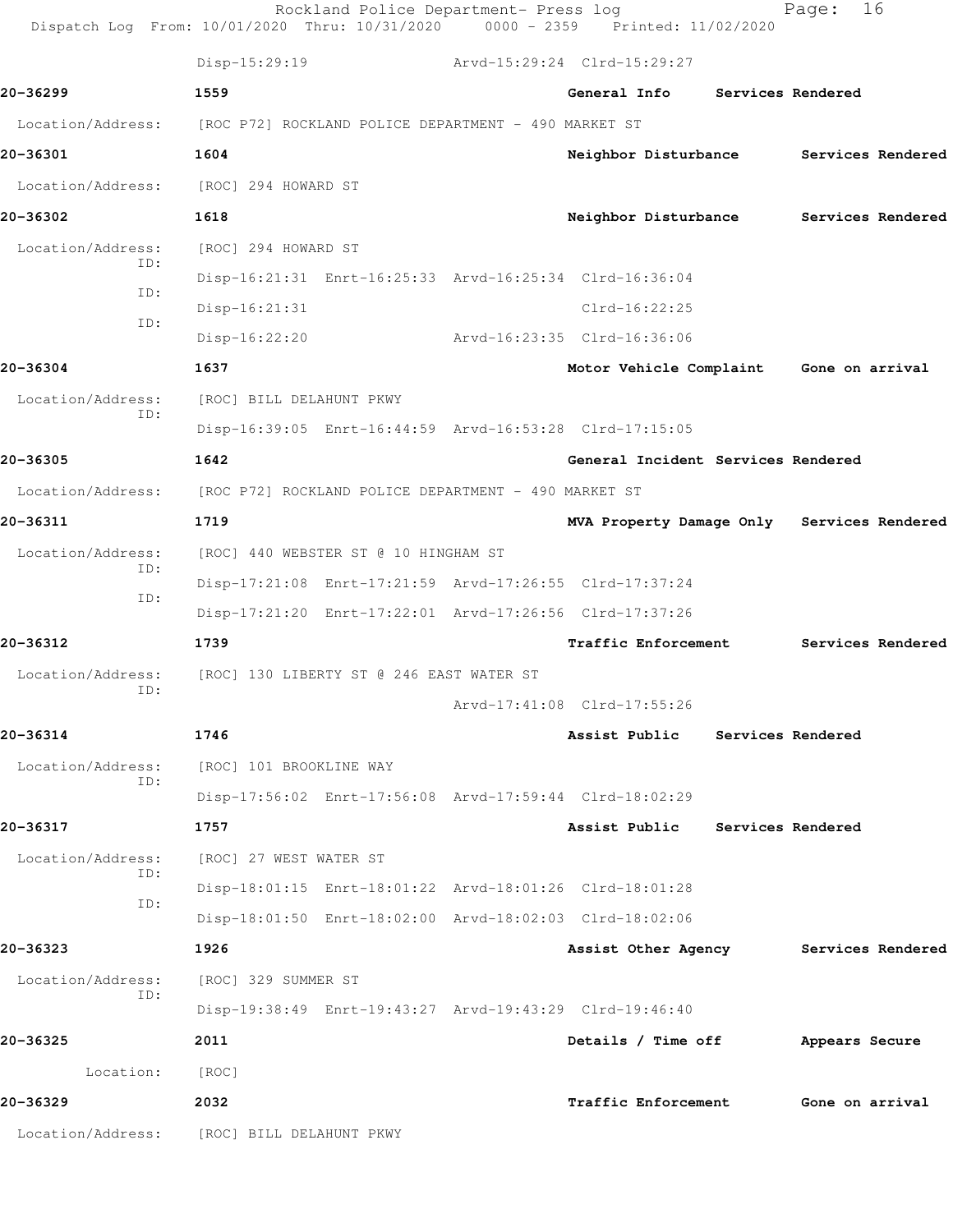Disp-15:29:19 Arvd-15:29:24 Clrd-15:29:27

**20-36299** 1559 General Info Services Rendered

Location/Address: [ROC P72] ROCKLAND POLICE DEPARTMENT - 490 MARKET ST

**20-36301** 1604 Neighbor Disturbance Services Rendered

Location/Address: [ROC] 294 HOWARD ST

**20-36302** 1618 Neighbor Disturbance Services Rendered

Location/Address: [ROC] 294 HOWARD ST
ID: Disp-16:21:31 Enrt-16:25:33 Arvd-16:25:34 Clrd-16:36:04
ID: Disp-16:21:31 Clrd-16:22:25
ID: Disp-16:22:20 Arvd-16:23:35 Clrd-16:36:06

**20-36304** 1637 Motor Vehicle Complaint Gone on arrival

Location/Address: [ROC] BILL DELAHUNT PKWY
ID: Disp-16:39:05 Enrt-16:44:59 Arvd-16:53:28 Clrd-17:15:05

**20-36305** 1642 General Incident Services Rendered

Location/Address: [ROC P72] ROCKLAND POLICE DEPARTMENT - 490 MARKET ST

**20-36311** 1719 MVA Property Damage Only Services Rendered

Location/Address: [ROC] 440 WEBSTER ST @ 10 HINGHAM ST
ID: Disp-17:21:08 Enrt-17:21:59 Arvd-17:26:55 Clrd-17:37:24
ID: Disp-17:21:20 Enrt-17:22:01 Arvd-17:26:56 Clrd-17:37:26

**20-36312** 1739 Traffic Enforcement Services Rendered

Location/Address: [ROC] 130 LIBERTY ST @ 246 EAST WATER ST
ID: Arvd-17:41:08 Clrd-17:55:26

**20-36314** 1746 Assist Public Services Rendered

Location/Address: [ROC] 101 BROOKLINE WAY
ID: Disp-17:56:02 Enrt-17:56:08 Arvd-17:59:44 Clrd-18:02:29

**20-36317** 1757 Assist Public Services Rendered

Location/Address: [ROC] 27 WEST WATER ST
ID: Disp-18:01:15 Enrt-18:01:22 Arvd-18:01:26 Clrd-18:01:28
ID: Disp-18:01:50 Enrt-18:02:00 Arvd-18:02:03 Clrd-18:02:06

**20-36323** 1926 Assist Other Agency Services Rendered

Location/Address: [ROC] 329 SUMMER ST
ID: Disp-19:38:49 Enrt-19:43:27 Arvd-19:43:29 Clrd-19:46:40

**20-36325** 2011 Details / Time off Appears Secure

Location: [ROC]

**20-36329** 2032 Traffic Enforcement Gone on arrival

Location/Address: [ROC] BILL DELAHUNT PKWY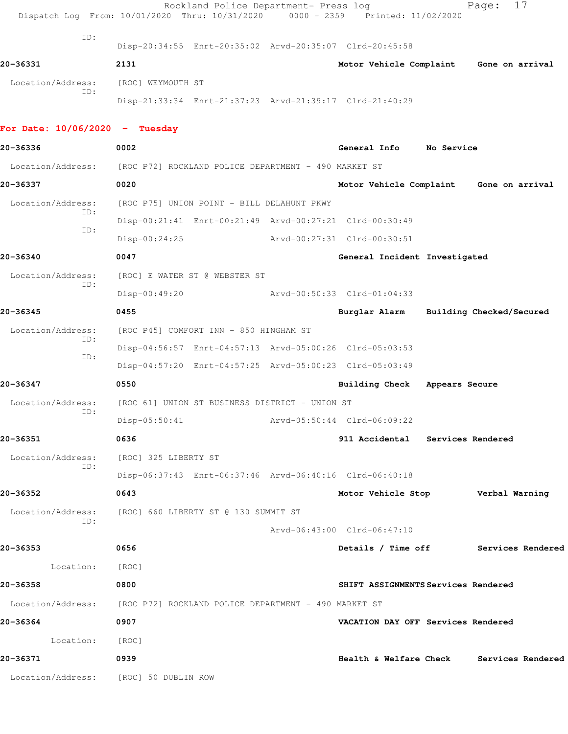ID:
Disp-20:34:55 Enrt-20:35:02 Arvd-20:35:07 Clrd-20:45:58

**20-36331** **2131** **Motor Vehicle Complaint** **Gone on arrival**

Location/Address: [ROC] WEYMOUTH ST
ID:
Disp-21:33:34 Enrt-21:37:23 Arvd-21:39:17 Clrd-21:40:29

## For Date: 10/06/2020 - Tuesday

**20-36336** **0002** **General Info** **No Service**

Location/Address: [ROC P72] ROCKLAND POLICE DEPARTMENT - 490 MARKET ST

**20-36337** **0020** **Motor Vehicle Complaint** **Gone on arrival**

Location/Address: [ROC P75] UNION POINT - BILL DELAHUNT PKWY
ID:
Disp-00:21:41 Enrt-00:21:49 Arvd-00:27:21 Clrd-00:30:49
ID:
Disp-00:24:25 Arvd-00:27:31 Clrd-00:30:51

**20-36340** **0047** **General Incident** **Investigated**

Location/Address: [ROC] E WATER ST @ WEBSTER ST
ID:
Disp-00:49:20 Arvd-00:50:33 Clrd-01:04:33

**20-36345** **0455** **Burglar Alarm** **Building Checked/Secured**

Location/Address: [ROC P45] COMFORT INN - 850 HINGHAM ST
ID:
Disp-04:56:57 Enrt-04:57:13 Arvd-05:00:26 Clrd-05:03:53
ID:
Disp-04:57:20 Enrt-04:57:25 Arvd-05:00:23 Clrd-05:03:49

**20-36347** **0550** **Building Check** **Appears Secure**

Location/Address: [ROC 61] UNION ST BUSINESS DISTRICT - UNION ST
ID:
Disp-05:50:41 Arvd-05:50:44 Clrd-06:09:22

**20-36351** **0636** **911 Accidental** **Services Rendered**

Location/Address: [ROC] 325 LIBERTY ST
ID:
Disp-06:37:43 Enrt-06:37:46 Arvd-06:40:16 Clrd-06:40:18

**20-36352** **0643** **Motor Vehicle Stop** **Verbal Warning**

Location/Address: [ROC] 660 LIBERTY ST @ 130 SUMMIT ST
ID:
Arvd-06:43:00 Clrd-06:47:10

**20-36353** **0656** **Details / Time off** **Services Rendered**

Location: [ROC]

**20-36358** **0800** **SHIFT ASSIGNMENTS** **Services Rendered**

Location/Address: [ROC P72] ROCKLAND POLICE DEPARTMENT - 490 MARKET ST

**20-36364** **0907** **VACATION DAY OFF** **Services Rendered**

Location: [ROC]

**20-36371** **0939** **Health & Welfare Check** **Services Rendered**

Location/Address: [ROC] 50 DUBLIN ROW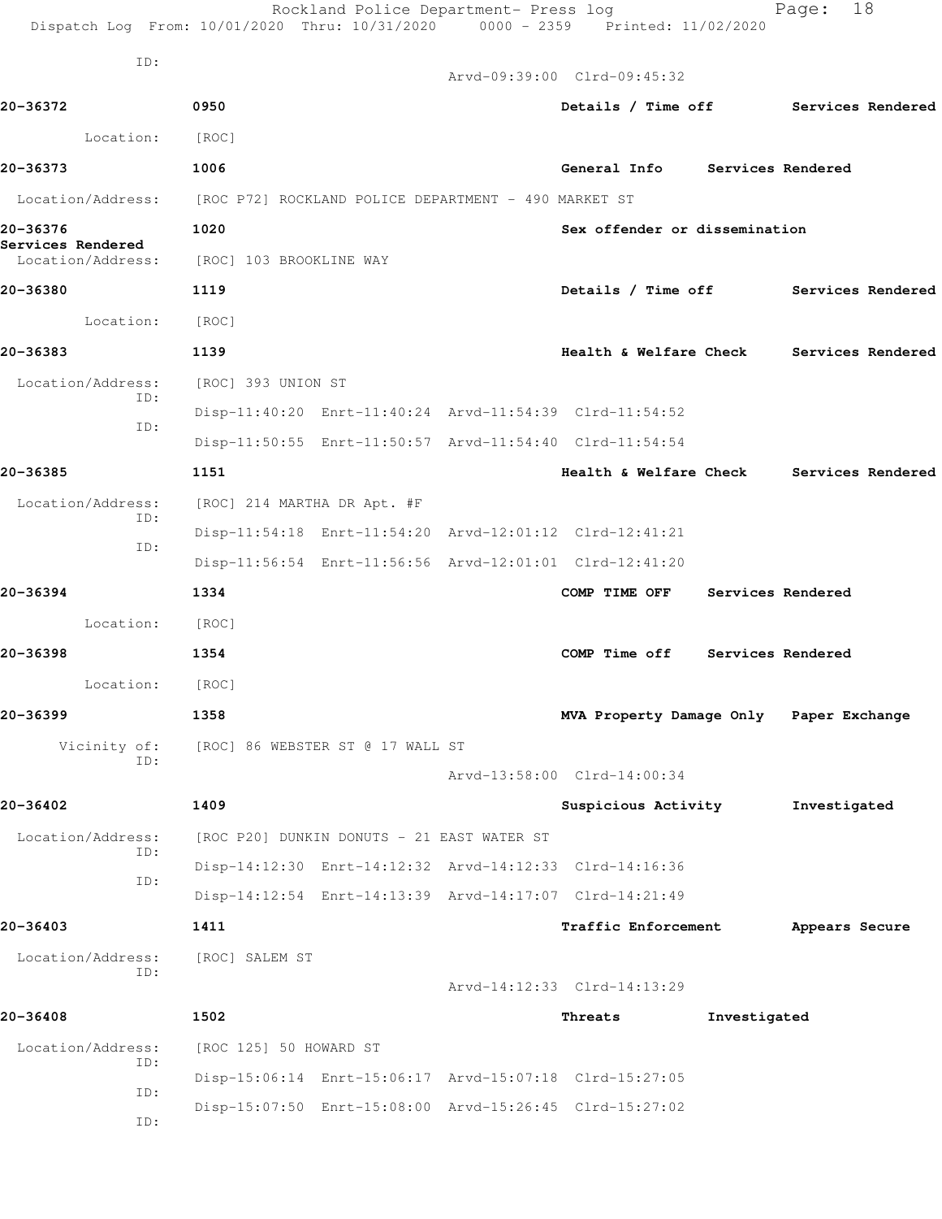ID:
Arvd-09:39:00 Clrd-09:45:32

**20-36372** 0950 **Details / Time off** **Services Rendered**

Location: [ROC]

**20-36373** 1006 **General Info** **Services Rendered**

Location/Address: [ROC P72] ROCKLAND POLICE DEPARTMENT - 490 MARKET ST

**20-36376** 1020 **Sex offender or dissemination**
**Services Rendered**
Location/Address: [ROC] 103 BROOKLINE WAY

**20-36380** 1119 **Details / Time off** **Services Rendered**

Location: [ROC]

**20-36383** 1139 **Health & Welfare Check** **Services Rendered**

Location/Address: [ROC] 393 UNION ST
ID:
Disp-11:40:20 Enrt-11:40:24 Arvd-11:54:39 Clrd-11:54:52
ID:
Disp-11:50:55 Enrt-11:50:57 Arvd-11:54:40 Clrd-11:54:54

**20-36385** 1151 **Health & Welfare Check** **Services Rendered**

Location/Address: [ROC] 214 MARTHA DR Apt. #F
ID:
Disp-11:54:18 Enrt-11:54:20 Arvd-12:01:12 Clrd-12:41:21
ID:
Disp-11:56:54 Enrt-11:56:56 Arvd-12:01:01 Clrd-12:41:20

**20-36394** 1334 **COMP TIME OFF** **Services Rendered**

Location: [ROC]

**20-36398** 1354 **COMP Time off** **Services Rendered**

Location: [ROC]

**20-36399** 1358 **MVA Property Damage Only** **Paper Exchange**

Vicinity of: [ROC] 86 WEBSTER ST @ 17 WALL ST
ID:
Arvd-13:58:00 Clrd-14:00:34

**20-36402** 1409 **Suspicious Activity** **Investigated**

Location/Address: [ROC P20] DUNKIN DONUTS - 21 EAST WATER ST
ID:
Disp-14:12:30 Enrt-14:12:32 Arvd-14:12:33 Clrd-14:16:36
ID:
Disp-14:12:54 Enrt-14:13:39 Arvd-14:17:07 Clrd-14:21:49

**20-36403** 1411 **Traffic Enforcement** **Appears Secure**

Location/Address: [ROC] SALEM ST
ID:
Arvd-14:12:33 Clrd-14:13:29

**20-36408** 1502 **Threats** **Investigated**

Location/Address: [ROC 125] 50 HOWARD ST
ID:
Disp-15:06:14 Enrt-15:06:17 Arvd-15:07:18 Clrd-15:27:05
ID:
Disp-15:07:50 Enrt-15:08:00 Arvd-15:26:45 Clrd-15:27:02
ID: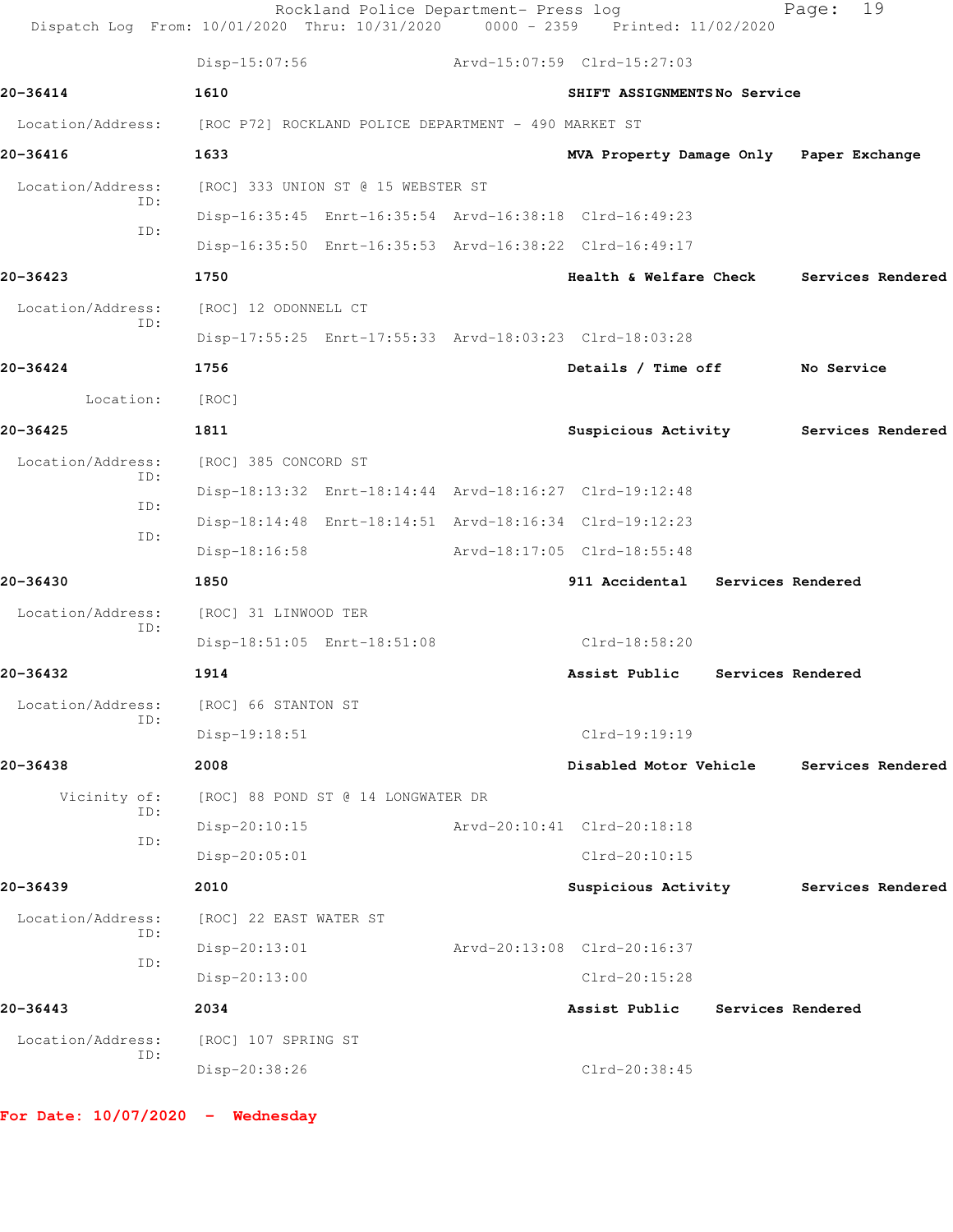Disp-15:07:56 Arvd-15:07:59 Clrd-15:27:03

**20-36414** **1610** **SHIFT ASSIGNMENTS** **No Service**

Location/Address: [ROC P72] ROCKLAND POLICE DEPARTMENT - 490 MARKET ST

**20-36416** **1633** **MVA Property Damage Only** **Paper Exchange**

Location/Address: [ROC] 333 UNION ST @ 15 WEBSTER ST

ID: Disp-16:35:45 Enrt-16:35:54 Arvd-16:38:18 Clrd-16:49:23

ID: Disp-16:35:50 Enrt-16:35:53 Arvd-16:38:22 Clrd-16:49:17

**20-36423** **1750** **Health & Welfare Check** **Services Rendered**

Location/Address: [ROC] 12 ODONNELL CT

ID: Disp-17:55:25 Enrt-17:55:33 Arvd-18:03:23 Clrd-18:03:28

**20-36424** **1756** **Details / Time off** **No Service**

Location: [ROC]

**20-36425** **1811** **Suspicious Activity** **Services Rendered**

Location/Address: [ROC] 385 CONCORD ST

ID: Disp-18:13:32 Enrt-18:14:44 Arvd-18:16:27 Clrd-19:12:48

ID: Disp-18:14:48 Enrt-18:14:51 Arvd-18:16:34 Clrd-19:12:23

ID: Disp-18:16:58 Arvd-18:17:05 Clrd-18:55:48

**20-36430** **1850** **911 Accidental** **Services Rendered**

Location/Address: [ROC] 31 LINWOOD TER

ID: Disp-18:51:05 Enrt-18:51:08 Clrd-18:58:20

**20-36432** **1914** **Assist Public** **Services Rendered**

Location/Address: [ROC] 66 STANTON ST

ID: Disp-19:18:51 Clrd-19:19:19

**20-36438** **2008** **Disabled Motor Vehicle** **Services Rendered**

Vicinity of: [ROC] 88 POND ST @ 14 LONGWATER DR

ID: Disp-20:10:15 Arvd-20:10:41 Clrd-20:18:18

ID: Disp-20:05:01 Clrd-20:10:15

**20-36439** **2010** **Suspicious Activity** **Services Rendered**

Location/Address: [ROC] 22 EAST WATER ST

ID: Disp-20:13:01 Arvd-20:13:08 Clrd-20:16:37

ID: Disp-20:13:00 Clrd-20:15:28

**20-36443** **2034** **Assist Public** **Services Rendered**

Location/Address: [ROC] 107 SPRING ST

ID: Disp-20:38:26 Clrd-20:38:45

**For Date: 10/07/2020 - Wednesday**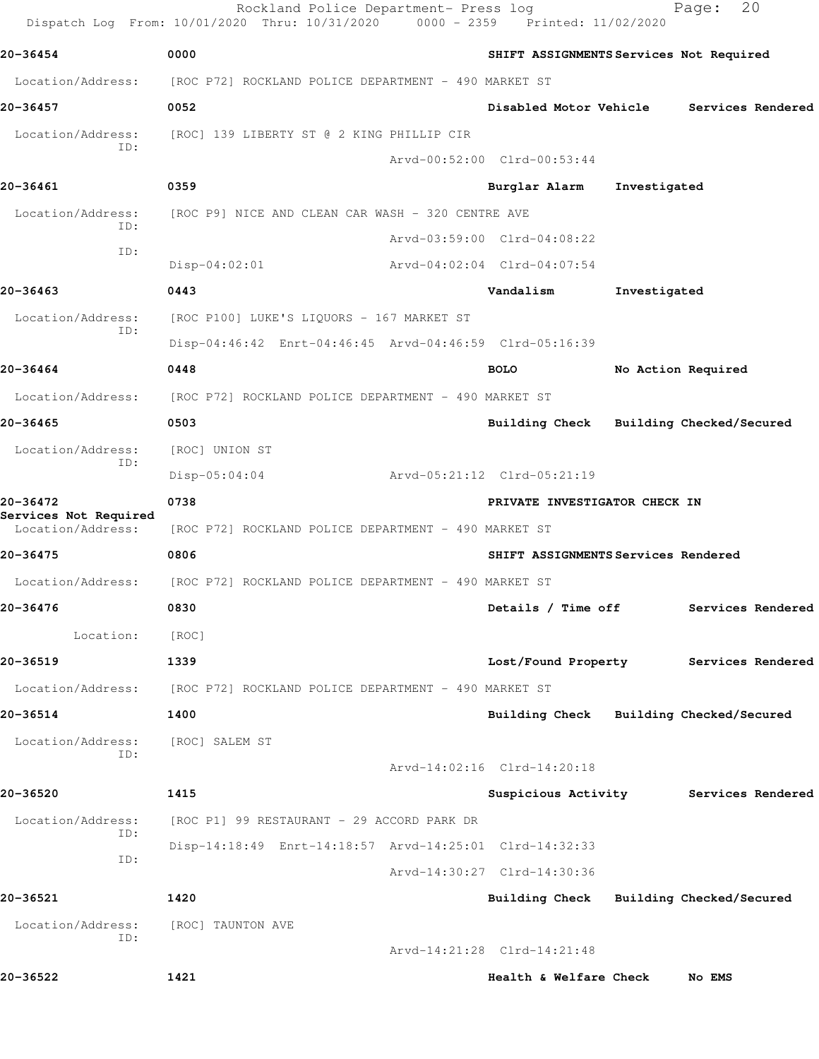Rockland Police Department- Press log

Dispatch Log From: 10/01/2020 Thru: 10/31/2020 0000 - 2359 Printed: 11/02/2020

**20-36454** 0000 **SHIFT ASSIGNMENTS Services Not Required**

Location/Address: [ROC P72] ROCKLAND POLICE DEPARTMENT - 490 MARKET ST

**20-36457** 0052 **Disabled Motor Vehicle Services Rendered**

Location/Address: [ROC] 139 LIBERTY ST @ 2 KING PHILLIP CIR

ID: Arvd-00:52:00 Clrd-00:53:44

**20-36461** 0359 **Burglar Alarm Investigated**

Location/Address: [ROC P9] NICE AND CLEAN CAR WASH - 320 CENTRE AVE

ID: Arvd-03:59:00 Clrd-04:08:22

ID: Disp-04:02:01 Arvd-04:02:04 Clrd-04:07:54

**20-36463** 0443 **Vandalism Investigated**

Location/Address: [ROC P100] LUKE'S LIQUORS - 167 MARKET ST

ID: Disp-04:46:42 Enrt-04:46:45 Arvd-04:46:59 Clrd-05:16:39

**20-36464** 0448 **BOLO No Action Required**

Location/Address: [ROC P72] ROCKLAND POLICE DEPARTMENT - 490 MARKET ST

**20-36465** 0503 **Building Check Building Checked/Secured**

Location/Address: [ROC] UNION ST

ID: Disp-05:04:04 Arvd-05:21:12 Clrd-05:21:19

**20-36472** 0738 **PRIVATE INVESTIGATOR CHECK IN Services Not Required**

Location/Address: [ROC P72] ROCKLAND POLICE DEPARTMENT - 490 MARKET ST

**20-36475** 0806 **SHIFT ASSIGNMENTS Services Rendered**

Location/Address: [ROC P72] ROCKLAND POLICE DEPARTMENT - 490 MARKET ST

**20-36476** 0830 **Details / Time off Services Rendered**

Location: [ROC]

**20-36519** 1339 **Lost/Found Property Services Rendered**

Location/Address: [ROC P72] ROCKLAND POLICE DEPARTMENT - 490 MARKET ST

**20-36514** 1400 **Building Check Building Checked/Secured**

Location/Address: [ROC] SALEM ST

ID: Arvd-14:02:16 Clrd-14:20:18

**20-36520** 1415 **Suspicious Activity Services Rendered**

Location/Address: [ROC P1] 99 RESTAURANT - 29 ACCORD PARK DR

ID: Disp-14:18:49 Enrt-14:18:57 Arvd-14:25:01 Clrd-14:32:33

ID: Arvd-14:30:27 Clrd-14:30:36

**20-36521** 1420 **Building Check Building Checked/Secured**

Location/Address: [ROC] TAUNTON AVE

ID: Arvd-14:21:28 Clrd-14:21:48

**20-36522** 1421 **Health & Welfare Check No EMS**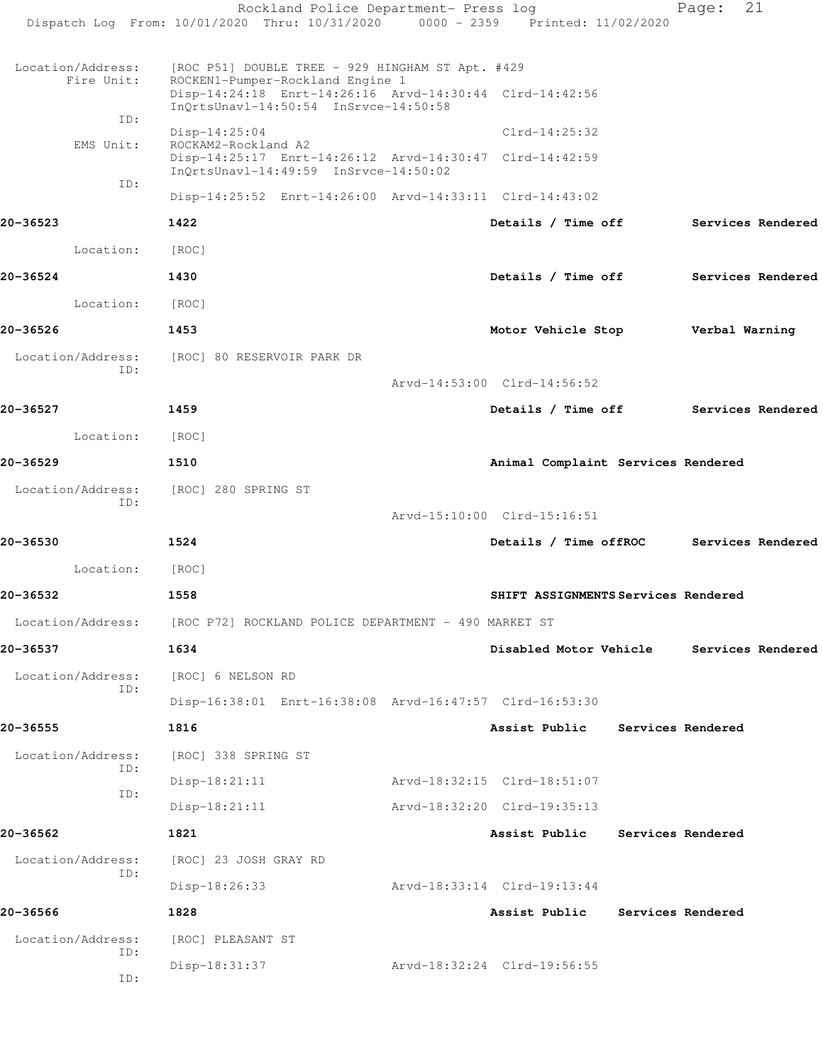Location/Address: [ROC P51] DOUBLE TREE - 929 HINGHAM ST Apt. #429
Fire Unit: ROCKEN1-Pumper-Rockland Engine 1
Disp-14:24:18 Enrt-14:26:16 Arvd-14:30:44 Clrd-14:42:56
InQrtsUnavl-14:50:54 InSrvce-14:50:58
ID:
Disp-14:25:04 Clrd-14:25:32
EMS Unit: ROCKAM2-Rockland A2
Disp-14:25:17 Enrt-14:26:12 Arvd-14:30:47 Clrd-14:42:59
InQrtsUnavl-14:49:59 InSrvce-14:50:02
ID:
Disp-14:25:52 Enrt-14:26:00 Arvd-14:33:11 Clrd-14:43:02

**20-36523** **1422** **Details / Time off** **Services Rendered**

Location: [ROC]

**20-36524** **1430** **Details / Time off** **Services Rendered**

Location: [ROC]

**20-36526** **1453** **Motor Vehicle Stop** **Verbal Warning**

Location/Address: [ROC] 80 RESERVOIR PARK DR
ID:
Arvd-14:53:00 Clrd-14:56:52

**20-36527** **1459** **Details / Time off** **Services Rendered**

Location: [ROC]

**20-36529** **1510** **Animal Complaint** **Services Rendered**

Location/Address: [ROC] 280 SPRING ST
ID:
Arvd-15:10:00 Clrd-15:16:51

**20-36530** **1524** **Details / Time offROC** **Services Rendered**

Location: [ROC]

**20-36532** **1558** **SHIFT ASSIGNMENTS** **Services Rendered**

Location/Address: [ROC P72] ROCKLAND POLICE DEPARTMENT - 490 MARKET ST

**20-36537** **1634** **Disabled Motor Vehicle** **Services Rendered**

Location/Address: [ROC] 6 NELSON RD
ID:
Disp-16:38:01 Enrt-16:38:08 Arvd-16:47:57 Clrd-16:53:30

**20-36555** **1816** **Assist Public** **Services Rendered**

Location/Address: [ROC] 338 SPRING ST
ID:
Disp-18:21:11 Arvd-18:32:15 Clrd-18:51:07
ID:
Disp-18:21:11 Arvd-18:32:20 Clrd-19:35:13

**20-36562** **1821** **Assist Public** **Services Rendered**

Location/Address: [ROC] 23 JOSH GRAY RD
ID:
Disp-18:26:33 Arvd-18:33:14 Clrd-19:13:44

**20-36566** **1828** **Assist Public** **Services Rendered**

Location/Address: [ROC] PLEASANT ST
ID:
Disp-18:31:37 Arvd-18:32:24 Clrd-19:56:55
ID: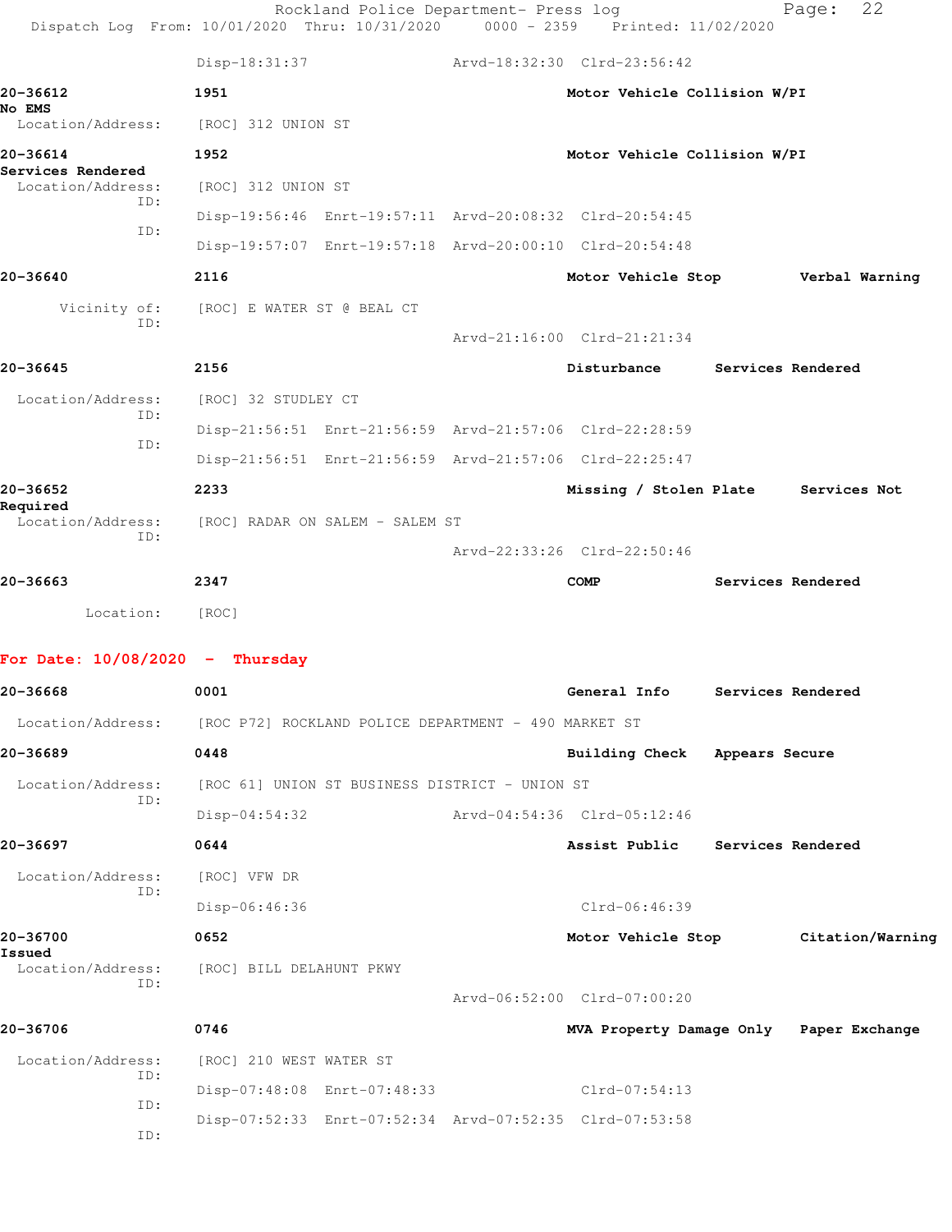Disp-18:31:37 Arvd-18:32:30 Clrd-23:56:42

**20-36612** 1951 **Motor Vehicle Collision W/PI**
**No EMS**
Location/Address: [ROC] 312 UNION ST

**20-36614** 1952 **Motor Vehicle Collision W/PI**
**Services Rendered**
Location/Address: [ROC] 312 UNION ST
ID:
Disp-19:56:46 Enrt-19:57:11 Arvd-20:08:32 Clrd-20:54:45
ID:
Disp-19:57:07 Enrt-19:57:18 Arvd-20:00:10 Clrd-20:54:48

**20-36640** 2116 **Motor Vehicle Stop** **Verbal Warning**
Vicinity of: [ROC] E WATER ST @ BEAL CT
ID:
Arvd-21:16:00 Clrd-21:21:34

**20-36645** 2156 **Disturbance** **Services Rendered**
Location/Address: [ROC] 32 STUDLEY CT
ID:
Disp-21:56:51 Enrt-21:56:59 Arvd-21:57:06 Clrd-22:28:59
ID:
Disp-21:56:51 Enrt-21:56:59 Arvd-21:57:06 Clrd-22:25:47

**20-36652** 2233 **Missing / Stolen Plate** **Services Not Required**
Location/Address: [ROC] RADAR ON SALEM - SALEM ST
ID:
Arvd-22:33:26 Clrd-22:50:46

**20-36663** 2347 **COMP** **Services Rendered**
Location: [ROC]

## For Date: 10/08/2020 - Thursday

**20-36668** 0001 **General Info** **Services Rendered**
Location/Address: [ROC P72] ROCKLAND POLICE DEPARTMENT - 490 MARKET ST

**20-36689** 0448 **Building Check** **Appears Secure**
Location/Address: [ROC 61] UNION ST BUSINESS DISTRICT - UNION ST
ID:
Disp-04:54:32 Arvd-04:54:36 Clrd-05:12:46

**20-36697** 0644 **Assist Public** **Services Rendered**
Location/Address: [ROC] VFW DR
ID:
Disp-06:46:36 Clrd-06:46:39

**20-36700** 0652 **Motor Vehicle Stop** **Citation/Warning Issued**
Location/Address: [ROC] BILL DELAHUNT PKWY
ID:
Arvd-06:52:00 Clrd-07:00:20

**20-36706** 0746 **MVA Property Damage Only** **Paper Exchange**
Location/Address: [ROC] 210 WEST WATER ST
ID:
Disp-07:48:08 Enrt-07:48:33 Clrd-07:54:13
ID:
Disp-07:52:33 Enrt-07:52:34 Arvd-07:52:35 Clrd-07:53:58
ID: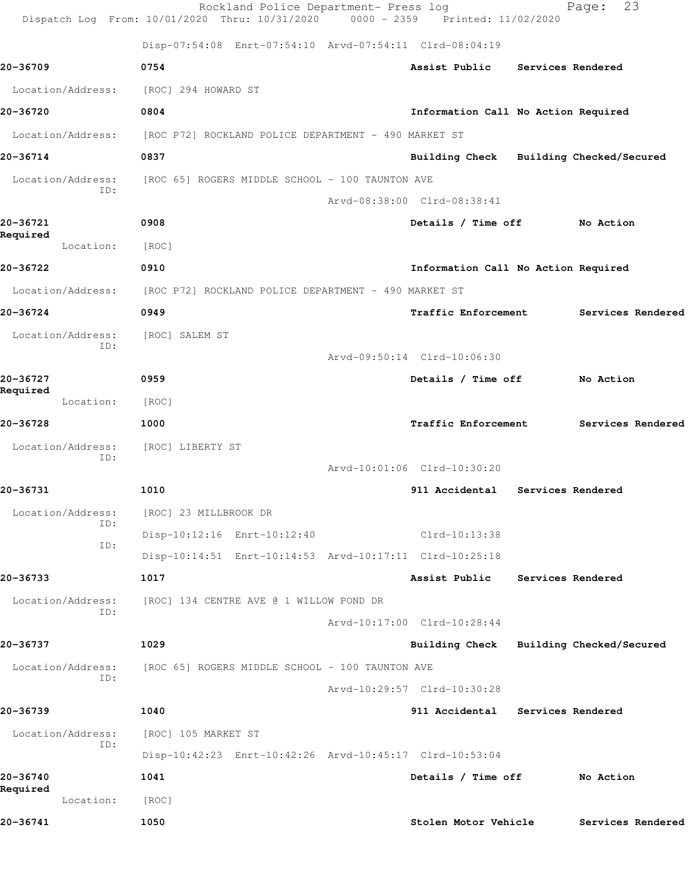Disp-07:54:08 Enrt-07:54:10 Arvd-07:54:11 Clrd-08:04:19

**20-36709** 0754 **Assist Public Services Rendered**

Location/Address: [ROC] 294 HOWARD ST

**20-36720** 0804 **Information Call No Action Required**

Location/Address: [ROC P72] ROCKLAND POLICE DEPARTMENT - 490 MARKET ST

**20-36714** 0837 **Building Check Building Checked/Secured**

Location/Address: [ROC 65] ROGERS MIDDLE SCHOOL - 100 TAUNTON AVE
ID:
Arvd-08:38:00 Clrd-08:38:41

**20-36721** 0908 **Details / Time off No Action Required**

Location: [ROC]

**20-36722** 0910 **Information Call No Action Required**

Location/Address: [ROC P72] ROCKLAND POLICE DEPARTMENT - 490 MARKET ST

**20-36724** 0949 **Traffic Enforcement Services Rendered**

Location/Address: [ROC] SALEM ST
ID:
Arvd-09:50:14 Clrd-10:06:30

**20-36727** 0959 **Details / Time off No Action Required**

Location: [ROC]

**20-36728** 1000 **Traffic Enforcement Services Rendered**

Location/Address: [ROC] LIBERTY ST
ID:
Arvd-10:01:06 Clrd-10:30:20

**20-36731** 1010 **911 Accidental Services Rendered**

Location/Address: [ROC] 23 MILLBROOK DR
ID:
Disp-10:12:16 Enrt-10:12:40 Clrd-10:13:38
ID:
Disp-10:14:51 Enrt-10:14:53 Arvd-10:17:11 Clrd-10:25:18

**20-36733** 1017 **Assist Public Services Rendered**

Location/Address: [ROC] 134 CENTRE AVE @ 1 WILLOW POND DR
ID:
Arvd-10:17:00 Clrd-10:28:44

**20-36737** 1029 **Building Check Building Checked/Secured**

Location/Address: [ROC 65] ROGERS MIDDLE SCHOOL - 100 TAUNTON AVE
ID:
Arvd-10:29:57 Clrd-10:30:28

**20-36739** 1040 **911 Accidental Services Rendered**

Location/Address: [ROC] 105 MARKET ST
ID:
Disp-10:42:23 Enrt-10:42:26 Arvd-10:45:17 Clrd-10:53:04

**20-36740** 1041 **Details / Time off No Action Required**

Location: [ROC]

**20-36741** 1050 **Stolen Motor Vehicle Services Rendered**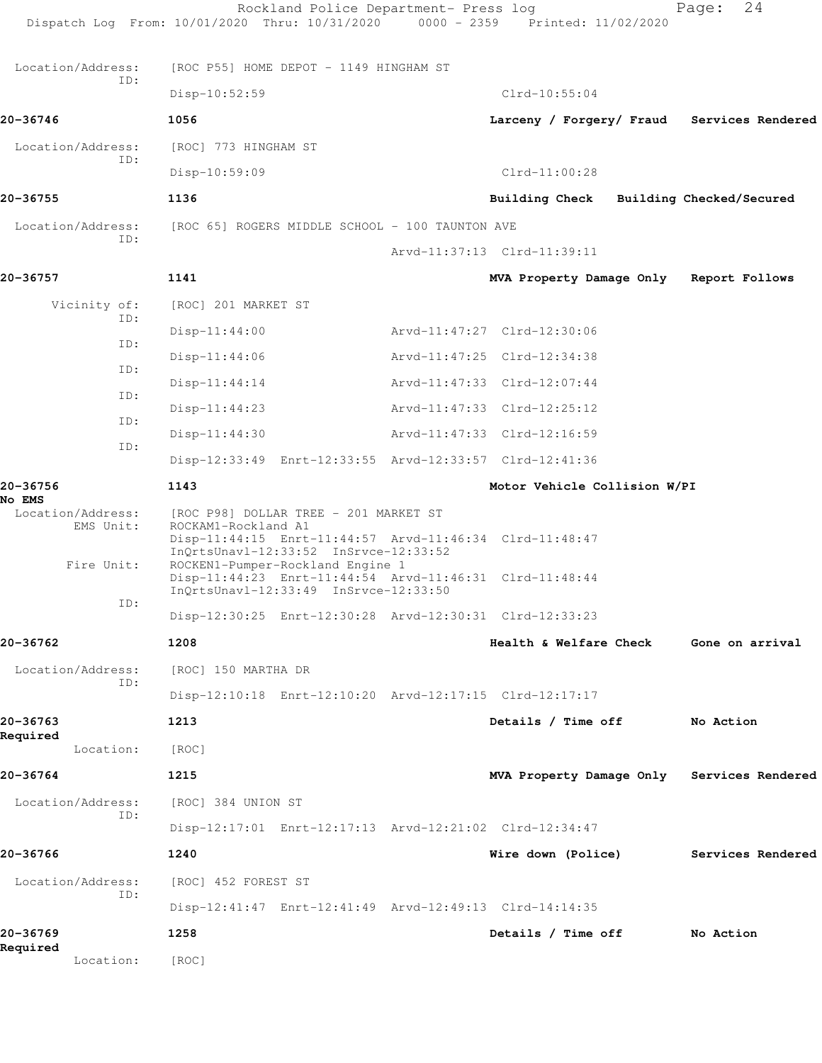Location/Address: [ROC P55] HOME DEPOT - 1149 HINGHAM ST
ID:
Disp-10:52:59 Clrd-10:55:04

**20-36746** **1056** **Larceny / Forgery/ Fraud Services Rendered**

Location/Address: [ROC] 773 HINGHAM ST
ID:
Disp-10:59:09 Clrd-11:00:28

**20-36755** **1136** **Building Check Building Checked/Secured**

Location/Address: [ROC 65] ROGERS MIDDLE SCHOOL - 100 TAUNTON AVE
ID:
Arvd-11:37:13 Clrd-11:39:11

**20-36757** **1141** **MVA Property Damage Only Report Follows**

Vicinity of: [ROC] 201 MARKET ST
ID:
Disp-11:44:00 Arvd-11:47:27 Clrd-12:30:06
ID:
Disp-11:44:06 Arvd-11:47:25 Clrd-12:34:38
ID:
Disp-11:44:14 Arvd-11:47:33 Clrd-12:07:44
ID:
Disp-11:44:23 Arvd-11:47:33 Clrd-12:25:12
ID:
Disp-11:44:30 Arvd-11:47:33 Clrd-12:16:59
ID:
Disp-12:33:49 Enrt-12:33:55 Arvd-12:33:57 Clrd-12:41:36

**20-36756** **1143** **Motor Vehicle Collision W/PI**
**No EMS**

Location/Address: [ROC P98] DOLLAR TREE - 201 MARKET ST
EMS Unit: ROCKAM1-Rockland A1
Disp-11:44:15 Enrt-11:44:57 Arvd-11:46:34 Clrd-11:48:47
InQrtsUnavl-12:33:52 InSrvce-12:33:52
Fire Unit: ROCKEN1-Pumper-Rockland Engine 1
Disp-11:44:23 Enrt-11:44:54 Arvd-11:46:31 Clrd-11:48:44
InQrtsUnavl-12:33:49 InSrvce-12:33:50
ID:
Disp-12:30:25 Enrt-12:30:28 Arvd-12:30:31 Clrd-12:33:23

**20-36762** **1208** **Health & Welfare Check Gone on arrival**

Location/Address: [ROC] 150 MARTHA DR
ID:
Disp-12:10:18 Enrt-12:10:20 Arvd-12:17:15 Clrd-12:17:17

**20-36763** **1213** **Details / Time off No Action**
**Required**

Location: [ROC]

**20-36764** **1215** **MVA Property Damage Only Services Rendered**

Location/Address: [ROC] 384 UNION ST
ID:
Disp-12:17:01 Enrt-12:17:13 Arvd-12:21:02 Clrd-12:34:47

**20-36766** **1240** **Wire down (Police) Services Rendered**

Location/Address: [ROC] 452 FOREST ST
ID:
Disp-12:41:47 Enrt-12:41:49 Arvd-12:49:13 Clrd-14:14:35

**20-36769** **1258** **Details / Time off No Action**
**Required**

Location: [ROC]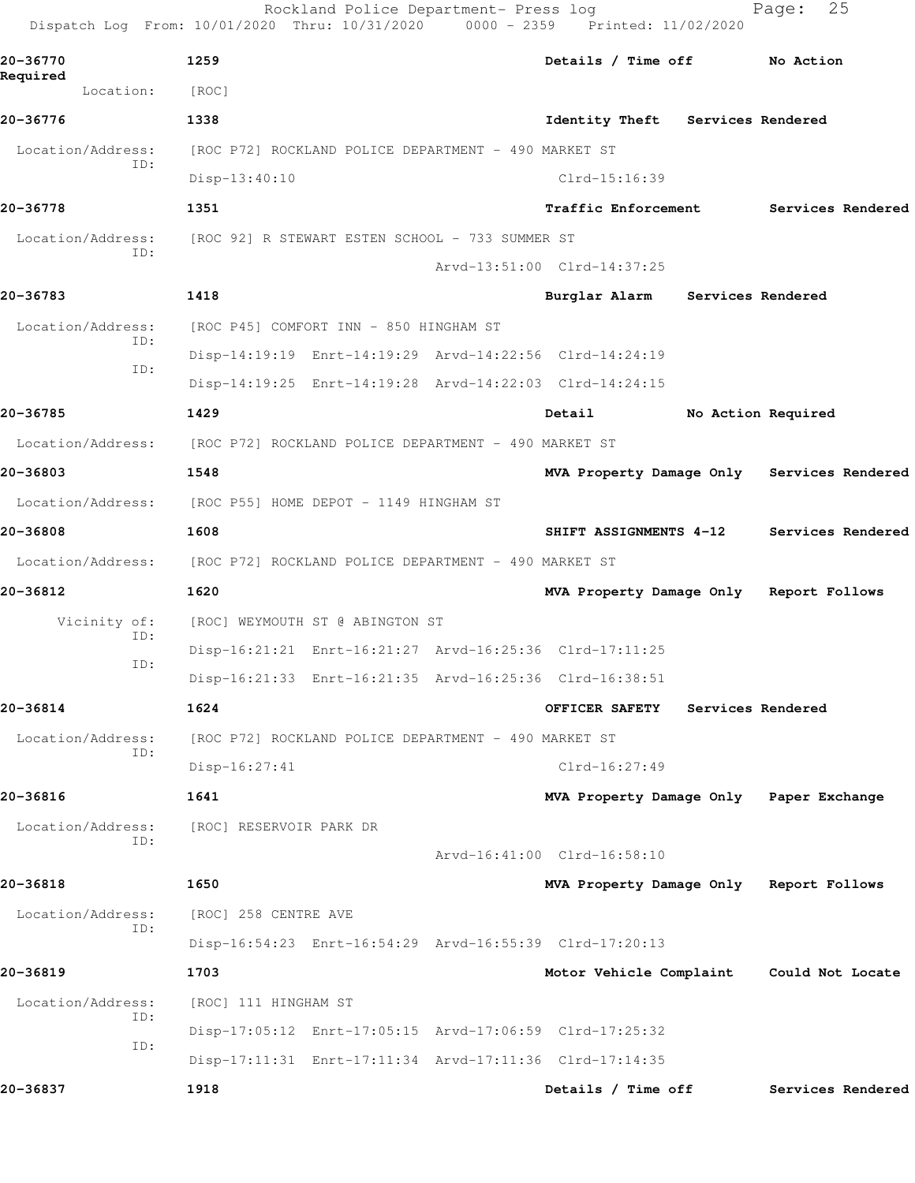20-36770 1259 Details / Time off No Action Required

Location: [ROC]

20-36776 1338 Identity Theft Services Rendered

Location/Address: [ROC P72] ROCKLAND POLICE DEPARTMENT - 490 MARKET ST
ID: Disp-13:40:10 Clrd-15:16:39

20-36778 1351 Traffic Enforcement Services Rendered

Location/Address: [ROC 92] R STEWART ESTEN SCHOOL - 733 SUMMER ST
ID: Arvd-13:51:00 Clrd-14:37:25

20-36783 1418 Burglar Alarm Services Rendered

Location/Address: [ROC P45] COMFORT INN - 850 HINGHAM ST
ID: Disp-14:19:19 Enrt-14:19:29 Arvd-14:22:56 Clrd-14:24:19
ID: Disp-14:19:25 Enrt-14:19:28 Arvd-14:22:03 Clrd-14:24:15

20-36785 1429 Detail No Action Required

Location/Address: [ROC P72] ROCKLAND POLICE DEPARTMENT - 490 MARKET ST

20-36803 1548 MVA Property Damage Only Services Rendered

Location/Address: [ROC P55] HOME DEPOT - 1149 HINGHAM ST

20-36808 1608 SHIFT ASSIGNMENTS 4-12 Services Rendered

Location/Address: [ROC P72] ROCKLAND POLICE DEPARTMENT - 490 MARKET ST

20-36812 1620 MVA Property Damage Only Report Follows

Vicinity of: [ROC] WEYMOUTH ST @ ABINGTON ST
ID: Disp-16:21:21 Enrt-16:21:27 Arvd-16:25:36 Clrd-17:11:25
ID: Disp-16:21:33 Enrt-16:21:35 Arvd-16:25:36 Clrd-16:38:51

20-36814 1624 OFFICER SAFETY Services Rendered

Location/Address: [ROC P72] ROCKLAND POLICE DEPARTMENT - 490 MARKET ST
ID: Disp-16:27:41 Clrd-16:27:49

20-36816 1641 MVA Property Damage Only Paper Exchange

Location/Address: [ROC] RESERVOIR PARK DR
ID: Arvd-16:41:00 Clrd-16:58:10

20-36818 1650 MVA Property Damage Only Report Follows

Location/Address: [ROC] 258 CENTRE AVE
ID: Disp-16:54:23 Enrt-16:54:29 Arvd-16:55:39 Clrd-17:20:13

20-36819 1703 Motor Vehicle Complaint Could Not Locate

Location/Address: [ROC] 111 HINGHAM ST
ID: Disp-17:05:12 Enrt-17:05:15 Arvd-17:06:59 Clrd-17:25:32
ID: Disp-17:11:31 Enrt-17:11:34 Arvd-17:11:36 Clrd-17:14:35

20-36837 1918 Details / Time off Services Rendered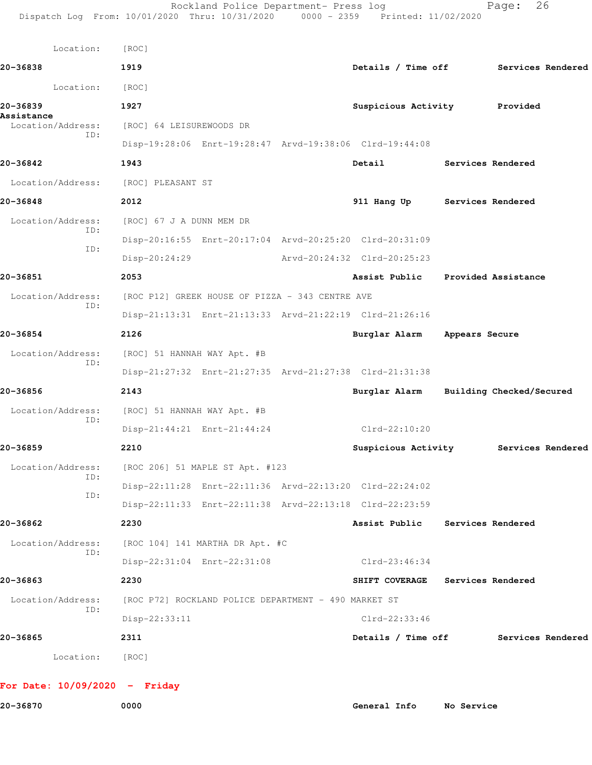Location: [ROC]

**20-36838** 1919 **Details / Time off** **Services Rendered**

Location: [ROC]

**20-36839** 1927 **Suspicious Activity** **Provided Assistance**

Location/Address: [ROC] 64 LEISUREWOODS DR
ID:
Disp-19:28:06 Enrt-19:28:47 Arvd-19:38:06 Clrd-19:44:08

**20-36842** 1943 **Detail** **Services Rendered**

Location/Address: [ROC] PLEASANT ST

**20-36848** 2012 **911 Hang Up** **Services Rendered**

Location/Address: [ROC] 67 J A DUNN MEM DR
ID:
Disp-20:16:55 Enrt-20:17:04 Arvd-20:25:20 Clrd-20:31:09
ID:
Disp-20:24:29 Arvd-20:24:32 Clrd-20:25:23

**20-36851** 2053 **Assist Public** **Provided Assistance**

Location/Address: [ROC P12] GREEK HOUSE OF PIZZA - 343 CENTRE AVE
ID:
Disp-21:13:31 Enrt-21:13:33 Arvd-21:22:19 Clrd-21:26:16

**20-36854** 2126 **Burglar Alarm** **Appears Secure**

Location/Address: [ROC] 51 HANNAH WAY Apt. #B
ID:
Disp-21:27:32 Enrt-21:27:35 Arvd-21:27:38 Clrd-21:31:38

**20-36856** 2143 **Burglar Alarm** **Building Checked/Secured**

Location/Address: [ROC] 51 HANNAH WAY Apt. #B
ID:
Disp-21:44:21 Enrt-21:44:24 Clrd-22:10:20

**20-36859** 2210 **Suspicious Activity** **Services Rendered**

Location/Address: [ROC 206] 51 MAPLE ST Apt. #123
ID:
Disp-22:11:28 Enrt-22:11:36 Arvd-22:13:20 Clrd-22:24:02
ID:
Disp-22:11:33 Enrt-22:11:38 Arvd-22:13:18 Clrd-22:23:59

**20-36862** 2230 **Assist Public** **Services Rendered**

Location/Address: [ROC 104] 141 MARTHA DR Apt. #C
ID:
Disp-22:31:04 Enrt-22:31:08 Clrd-23:46:34

**20-36863** 2230 **SHIFT COVERAGE** **Services Rendered**

Location/Address: [ROC P72] ROCKLAND POLICE DEPARTMENT - 490 MARKET ST
ID:
Disp-22:33:11 Clrd-22:33:46

**20-36865** 2311 **Details / Time off** **Services Rendered**

Location: [ROC]

## For Date: 10/09/2020 - Friday

**20-36870** 0000 **General Info** **No Service**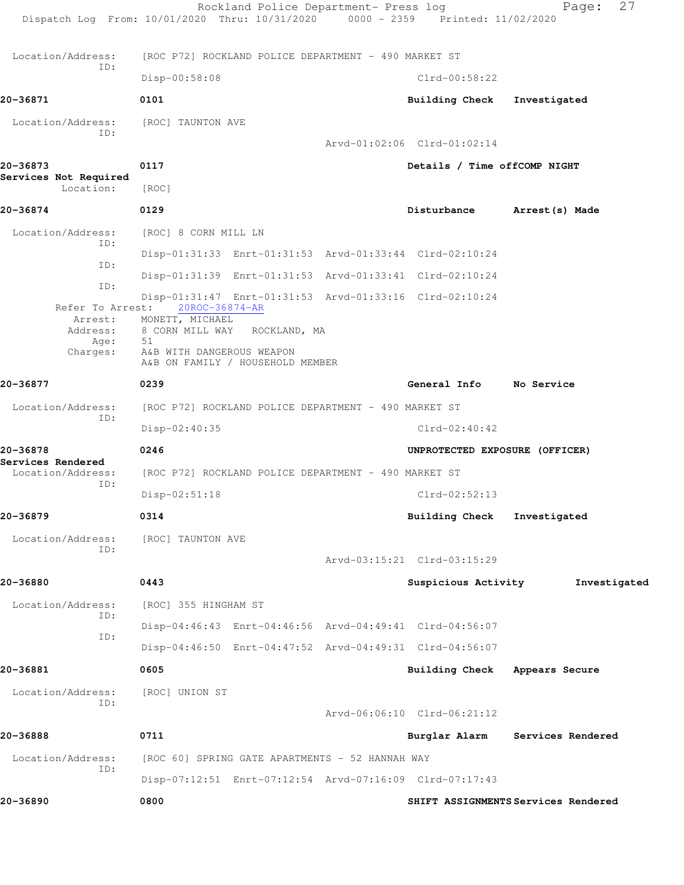Location/Address: [ROC P72] ROCKLAND POLICE DEPARTMENT - 490 MARKET ST
ID:
Disp-00:58:08 Clrd-00:58:22

**20-36871** 0101 **Building Check** **Investigated**

Location/Address: [ROC] TAUNTON AVE
ID:
Arvd-01:02:06 Clrd-01:02:14

**20-36873** 0117 **Details / Time offCOMP NIGHT**
**Services Not Required**
Location: [ROC]

**20-36874** 0129 **Disturbance** **Arrest(s) Made**

Location/Address: [ROC] 8 CORN MILL LN
ID:
Disp-01:31:33 Enrt-01:31:53 Arvd-01:33:44 Clrd-02:10:24
ID:
Disp-01:31:39 Enrt-01:31:53 Arvd-01:33:41 Clrd-02:10:24
ID:
Disp-01:31:47 Enrt-01:31:53 Arvd-01:33:16 Clrd-02:10:24
Refer To Arrest: 20ROC-36874-AR
Arrest: MONETT, MICHAEL
Address: 8 CORN MILL WAY ROCKLAND, MA
Age: 51
Charges: A&B WITH DANGEROUS WEAPON
A&B ON FAMILY / HOUSEHOLD MEMBER

**20-36877** 0239 **General Info** **No Service**

Location/Address: [ROC P72] ROCKLAND POLICE DEPARTMENT - 490 MARKET ST
ID:
Disp-02:40:35 Clrd-02:40:42

**20-36878** 0246 **UNPROTECTED EXPOSURE (OFFICER)**
**Services Rendered**
Location/Address: [ROC P72] ROCKLAND POLICE DEPARTMENT - 490 MARKET ST
ID:
Disp-02:51:18 Clrd-02:52:13

**20-36879** 0314 **Building Check** **Investigated**

Location/Address: [ROC] TAUNTON AVE
ID:
Arvd-03:15:21 Clrd-03:15:29

**20-36880** 0443 **Suspicious Activity** **Investigated**

Location/Address: [ROC] 355 HINGHAM ST
ID:
Disp-04:46:43 Enrt-04:46:56 Arvd-04:49:41 Clrd-04:56:07
ID:
Disp-04:46:50 Enrt-04:47:52 Arvd-04:49:31 Clrd-04:56:07

**20-36881** 0605 **Building Check** **Appears Secure**

Location/Address: [ROC] UNION ST
ID:
Arvd-06:06:10 Clrd-06:21:12

**20-36888** 0711 **Burglar Alarm** **Services Rendered**

Location/Address: [ROC 60] SPRING GATE APARTMENTS - 52 HANNAH WAY
ID:
Disp-07:12:51 Enrt-07:12:54 Arvd-07:16:09 Clrd-07:17:43

**20-36890** 0800 **SHIFT ASSIGNMENTS Services Rendered**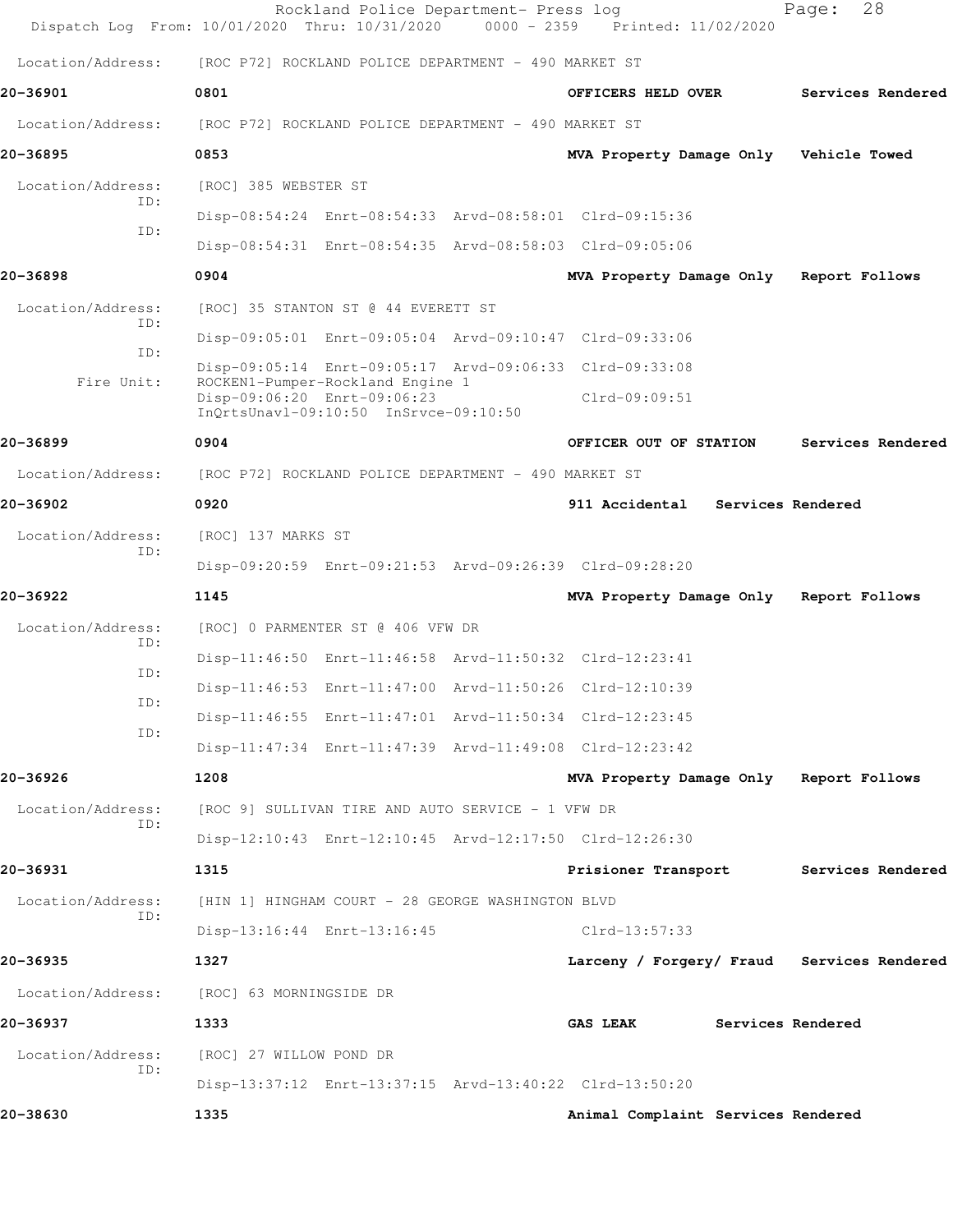Location/Address: [ROC P72] ROCKLAND POLICE DEPARTMENT - 490 MARKET ST

**20-36901** 0801 **OFFICERS HELD OVER** **Services Rendered**

Location/Address: [ROC P72] ROCKLAND POLICE DEPARTMENT - 490 MARKET ST

**20-36895** 0853 **MVA Property Damage Only** **Vehicle Towed**

Location/Address: [ROC] 385 WEBSTER ST
ID: Disp-08:54:24 Enrt-08:54:33 Arvd-08:58:01 Clrd-09:15:36
ID: Disp-08:54:31 Enrt-08:54:35 Arvd-08:58:03 Clrd-09:05:06

**20-36898** 0904 **MVA Property Damage Only** **Report Follows**

Location/Address: [ROC] 35 STANTON ST @ 44 EVERETT ST
ID: Disp-09:05:01 Enrt-09:05:04 Arvd-09:10:47 Clrd-09:33:06
ID: Disp-09:05:14 Enrt-09:05:17 Arvd-09:06:33 Clrd-09:33:08
Fire Unit: ROCKEN1-Pumper-Rockland Engine 1
Disp-09:06:20 Enrt-09:06:23 Clrd-09:09:51
InQrtsUnavl-09:10:50 InSrvce-09:10:50

**20-36899** 0904 **OFFICER OUT OF STATION** **Services Rendered**

Location/Address: [ROC P72] ROCKLAND POLICE DEPARTMENT - 490 MARKET ST

**20-36902** 0920 **911 Accidental** **Services Rendered**

Location/Address: [ROC] 137 MARKS ST
ID: Disp-09:20:59 Enrt-09:21:53 Arvd-09:26:39 Clrd-09:28:20

**20-36922** 1145 **MVA Property Damage Only** **Report Follows**

Location/Address: [ROC] 0 PARMENTER ST @ 406 VFW DR
ID: Disp-11:46:50 Enrt-11:46:58 Arvd-11:50:32 Clrd-12:23:41
ID: Disp-11:46:53 Enrt-11:47:00 Arvd-11:50:26 Clrd-12:10:39
ID: Disp-11:46:55 Enrt-11:47:01 Arvd-11:50:34 Clrd-12:23:45
ID: Disp-11:47:34 Enrt-11:47:39 Arvd-11:49:08 Clrd-12:23:42

**20-36926** 1208 **MVA Property Damage Only** **Report Follows**

Location/Address: [ROC 9] SULLIVAN TIRE AND AUTO SERVICE - 1 VFW DR
ID: Disp-12:10:43 Enrt-12:10:45 Arvd-12:17:50 Clrd-12:26:30

**20-36931** 1315 **Prisioner Transport** **Services Rendered**

Location/Address: [HIN 1] HINGHAM COURT - 28 GEORGE WASHINGTON BLVD
ID: Disp-13:16:44 Enrt-13:16:45 Clrd-13:57:33

**20-36935** 1327 **Larceny / Forgery/ Fraud** **Services Rendered**

Location/Address: [ROC] 63 MORNINGSIDE DR

**20-36937** 1333 **GAS LEAK** **Services Rendered**

Location/Address: [ROC] 27 WILLOW POND DR
ID: Disp-13:37:12 Enrt-13:37:15 Arvd-13:40:22 Clrd-13:50:20

**20-38630** 1335 **Animal Complaint** **Services Rendered**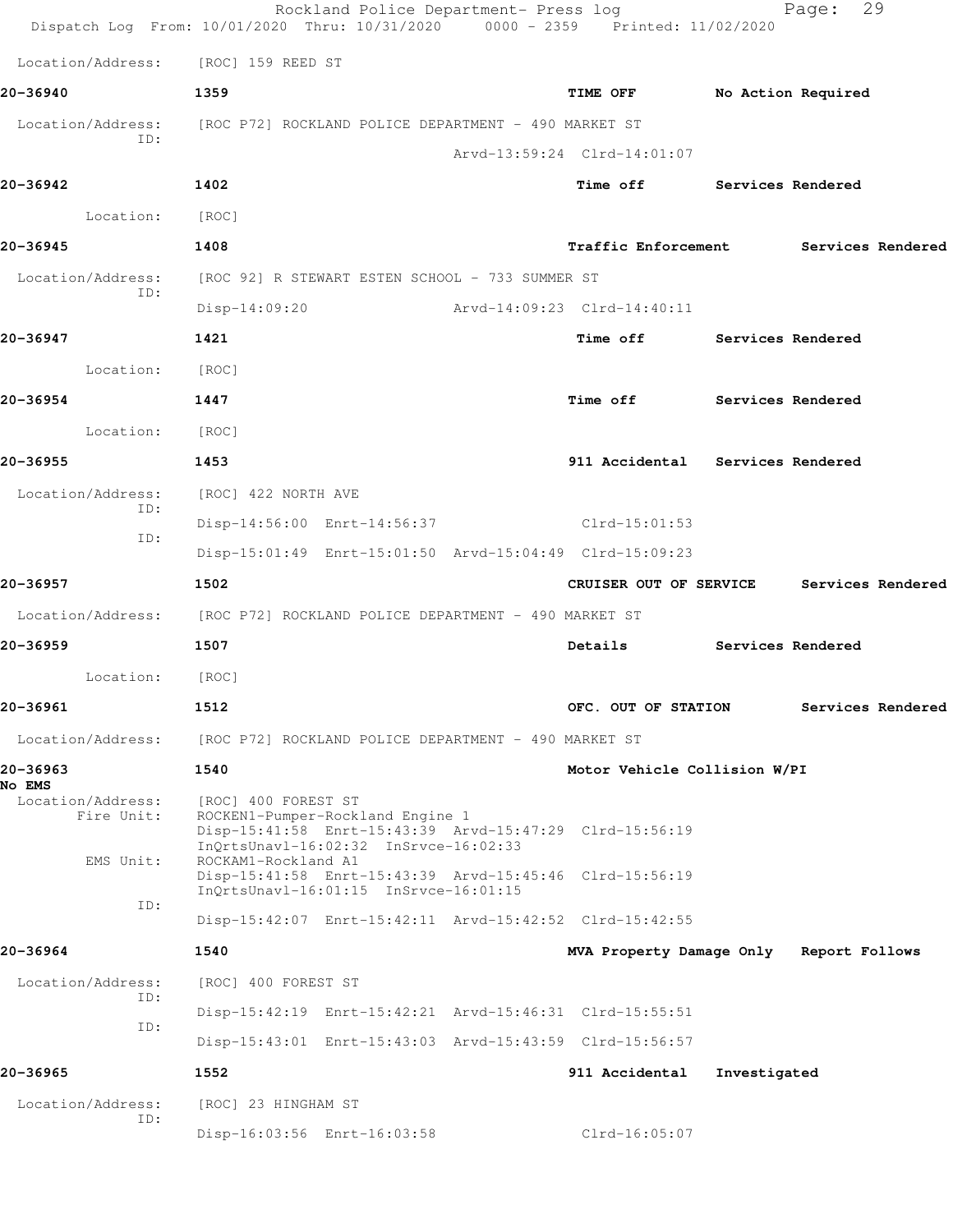Location/Address: [ROC] 159 REED ST

**20-36940** 1359 **TIME OFF** **No Action Required**

Location/Address: [ROC P72] ROCKLAND POLICE DEPARTMENT - 490 MARKET ST
ID:
Arvd-13:59:24 Clrd-14:01:07

**20-36942** 1402 **Time off** **Services Rendered**

Location: [ROC]

**20-36945** 1408 **Traffic Enforcement** **Services Rendered**

Location/Address: [ROC 92] R STEWART ESTEN SCHOOL - 733 SUMMER ST
ID:
Disp-14:09:20 Arvd-14:09:23 Clrd-14:40:11

**20-36947** 1421 **Time off** **Services Rendered**

Location: [ROC]

**20-36954** 1447 **Time off** **Services Rendered**

Location: [ROC]

**20-36955** 1453 **911 Accidental** **Services Rendered**

Location/Address: [ROC] 422 NORTH AVE
ID:
Disp-14:56:00 Enrt-14:56:37 Clrd-15:01:53
ID:
Disp-15:01:49 Enrt-15:01:50 Arvd-15:04:49 Clrd-15:09:23

**20-36957** 1502 **CRUISER OUT OF SERVICE** **Services Rendered**

Location/Address: [ROC P72] ROCKLAND POLICE DEPARTMENT - 490 MARKET ST

**20-36959** 1507 **Details** **Services Rendered**

Location: [ROC]

**20-36961** 1512 **OFC. OUT OF STATION** **Services Rendered**

Location/Address: [ROC P72] ROCKLAND POLICE DEPARTMENT - 490 MARKET ST

**20-36963** 1540 **Motor Vehicle Collision W/PI**
**No EMS**

Location/Address: [ROC] 400 FOREST ST
Fire Unit: ROCKEN1-Pumper-Rockland Engine 1
Disp-15:41:58 Enrt-15:43:39 Arvd-15:47:29 Clrd-15:56:19
InQrtsUnavl-16:02:32 InSrvce-16:02:33
EMS Unit: ROCKAM1-Rockland A1
Disp-15:41:58 Enrt-15:43:39 Arvd-15:45:46 Clrd-15:56:19
InQrtsUnavl-16:01:15 InSrvce-16:01:15
ID:
Disp-15:42:07 Enrt-15:42:11 Arvd-15:42:52 Clrd-15:42:55

**20-36964** 1540 **MVA Property Damage Only** **Report Follows**

Location/Address: [ROC] 400 FOREST ST
ID:
Disp-15:42:19 Enrt-15:42:21 Arvd-15:46:31 Clrd-15:55:51
ID:
Disp-15:43:01 Enrt-15:43:03 Arvd-15:43:59 Clrd-15:56:57

**20-36965** 1552 **911 Accidental** **Investigated**

Location/Address: [ROC] 23 HINGHAM ST
ID:
Disp-16:03:56 Enrt-16:03:58 Clrd-16:05:07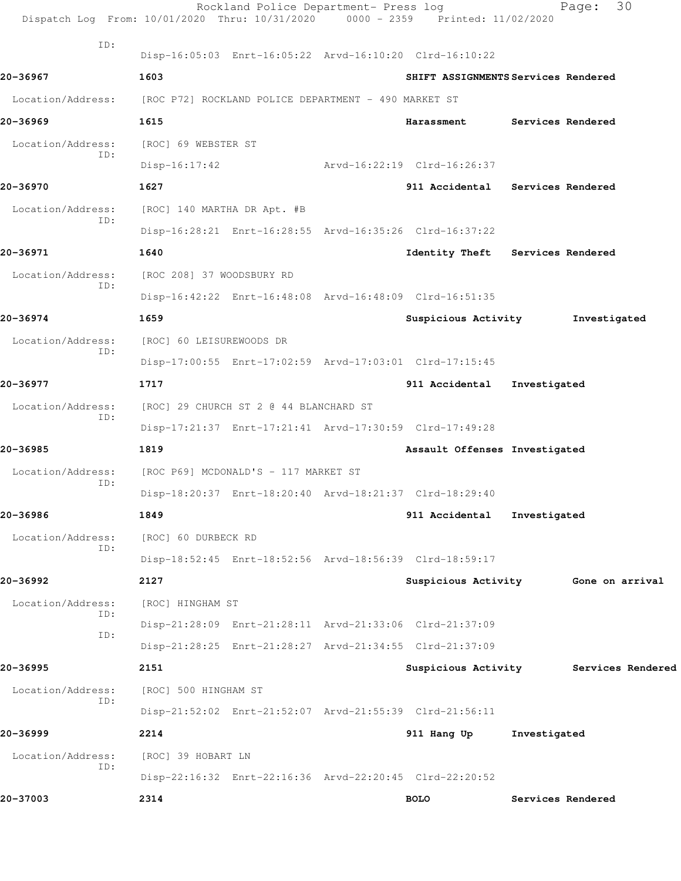ID:
Disp-16:05:03 Enrt-16:05:22 Arvd-16:10:20 Clrd-16:10:22

**20-36967** **1603** **SHIFT ASSIGNMENTS Services Rendered**

Location/Address: [ROC P72] ROCKLAND POLICE DEPARTMENT - 490 MARKET ST

**20-36969** **1615** **Harassment Services Rendered**

Location/Address: [ROC] 69 WEBSTER ST
ID:
Disp-16:17:42 Arvd-16:22:19 Clrd-16:26:37

**20-36970** **1627** **911 Accidental Services Rendered**

Location/Address: [ROC] 140 MARTHA DR Apt. #B
ID:
Disp-16:28:21 Enrt-16:28:55 Arvd-16:35:26 Clrd-16:37:22

**20-36971** **1640** **Identity Theft Services Rendered**

Location/Address: [ROC 208] 37 WOODSBURY RD
ID:
Disp-16:42:22 Enrt-16:48:08 Arvd-16:48:09 Clrd-16:51:35

**20-36974** **1659** **Suspicious Activity Investigated**

Location/Address: [ROC] 60 LEISUREWOODS DR
ID:
Disp-17:00:55 Enrt-17:02:59 Arvd-17:03:01 Clrd-17:15:45

**20-36977** **1717** **911 Accidental Investigated**

Location/Address: [ROC] 29 CHURCH ST 2 @ 44 BLANCHARD ST
ID:
Disp-17:21:37 Enrt-17:21:41 Arvd-17:30:59 Clrd-17:49:28

**20-36985** **1819** **Assault Offenses Investigated**

Location/Address: [ROC P69] MCDONALD'S - 117 MARKET ST
ID:
Disp-18:20:37 Enrt-18:20:40 Arvd-18:21:37 Clrd-18:29:40

**20-36986** **1849** **911 Accidental Investigated**

Location/Address: [ROC] 60 DURBECK RD
ID:
Disp-18:52:45 Enrt-18:52:56 Arvd-18:56:39 Clrd-18:59:17

**20-36992** **2127** **Suspicious Activity Gone on arrival**

Location/Address: [ROC] HINGHAM ST
ID:
Disp-21:28:09 Enrt-21:28:11 Arvd-21:33:06 Clrd-21:37:09
ID:
Disp-21:28:25 Enrt-21:28:27 Arvd-21:34:55 Clrd-21:37:09

**20-36995** **2151** **Suspicious Activity Services Rendered**

Location/Address: [ROC] 500 HINGHAM ST
ID:
Disp-21:52:02 Enrt-21:52:07 Arvd-21:55:39 Clrd-21:56:11

**20-36999** **2214** **911 Hang Up Investigated**

Location/Address: [ROC] 39 HOBART LN
ID:
Disp-22:16:32 Enrt-22:16:36 Arvd-22:20:45 Clrd-22:20:52

**20-37003** **2314** **BOLO Services Rendered**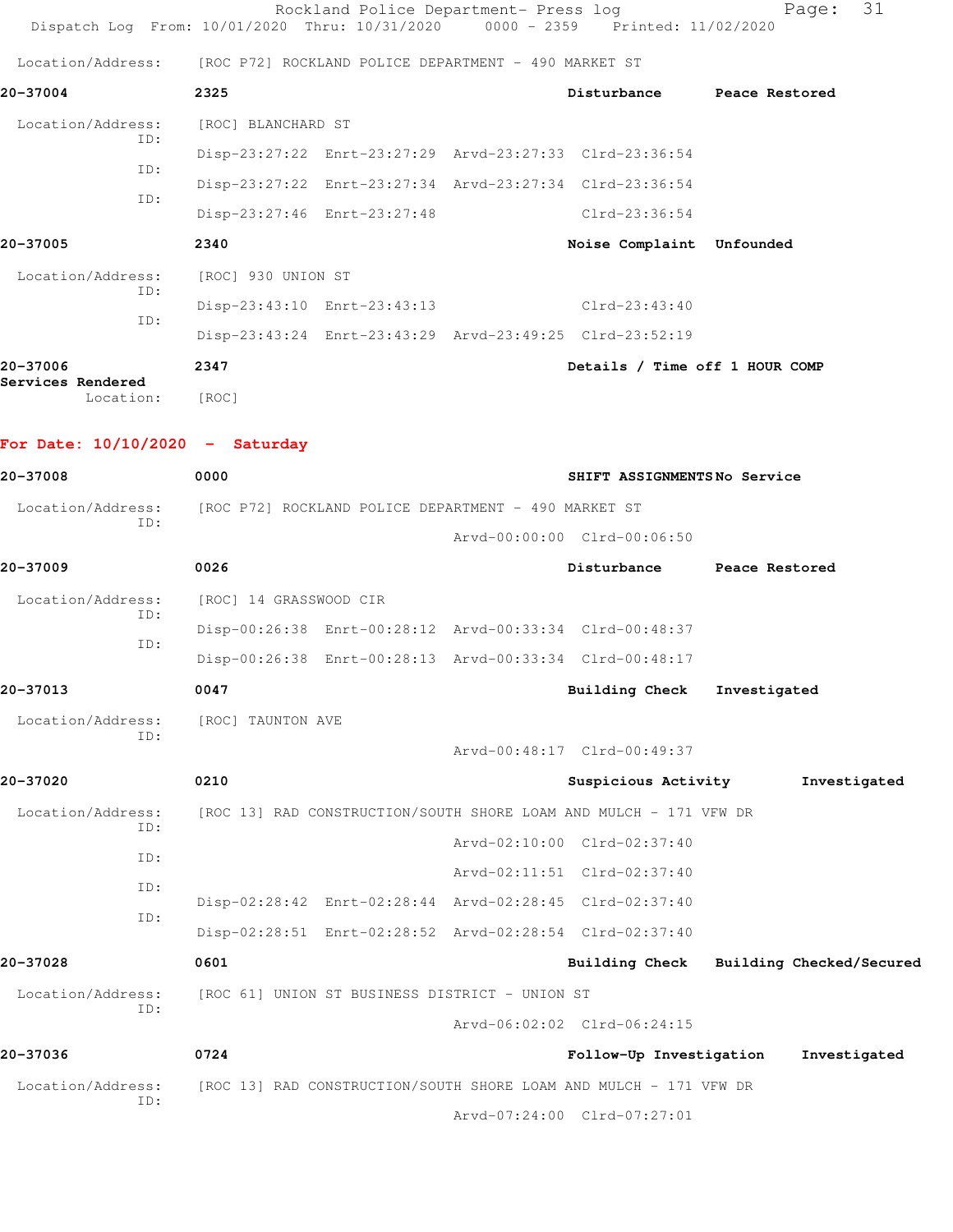Location/Address: [ROC P72] ROCKLAND POLICE DEPARTMENT - 490 MARKET ST

**20-37004** **2325** **Disturbance** **Peace Restored**

Location/Address: [ROC] BLANCHARD ST

ID: Disp-23:27:22 Enrt-23:27:29 Arvd-23:27:33 Clrd-23:36:54

ID: Disp-23:27:22 Enrt-23:27:34 Arvd-23:27:34 Clrd-23:36:54

ID: Disp-23:27:46 Enrt-23:27:48 Clrd-23:36:54

**20-37005** **2340** **Noise Complaint** **Unfounded**

Location/Address: [ROC] 930 UNION ST

ID: Disp-23:43:10 Enrt-23:43:13 Clrd-23:43:40

ID: Disp-23:43:24 Enrt-23:43:29 Arvd-23:49:25 Clrd-23:52:19

**20-37006** **2347** **Details / Time off 1 HOUR COMP**
**Services Rendered**

Location: [ROC]

## For Date: 10/10/2020 - Saturday

**20-37008** **0000** **SHIFT ASSIGNMENTS** **No Service**

Location/Address: [ROC P72] ROCKLAND POLICE DEPARTMENT - 490 MARKET ST

ID: Arvd-00:00:00 Clrd-00:06:50

**20-37009** **0026** **Disturbance** **Peace Restored**

Location/Address: [ROC] 14 GRASSWOOD CIR

ID: Disp-00:26:38 Enrt-00:28:12 Arvd-00:33:34 Clrd-00:48:37

ID: Disp-00:26:38 Enrt-00:28:13 Arvd-00:33:34 Clrd-00:48:17

**20-37013** **0047** **Building Check** **Investigated**

Location/Address: [ROC] TAUNTON AVE

ID: Arvd-00:48:17 Clrd-00:49:37

**20-37020** **0210** **Suspicious Activity** **Investigated**

Location/Address: [ROC 13] RAD CONSTRUCTION/SOUTH SHORE LOAM AND MULCH - 171 VFW DR

ID: Arvd-02:10:00 Clrd-02:37:40

ID: Arvd-02:11:51 Clrd-02:37:40

ID: Disp-02:28:42 Enrt-02:28:44 Arvd-02:28:45 Clrd-02:37:40

ID: Disp-02:28:51 Enrt-02:28:52 Arvd-02:28:54 Clrd-02:37:40

**20-37028** **0601** **Building Check** **Building Checked/Secured**

Location/Address: [ROC 61] UNION ST BUSINESS DISTRICT - UNION ST

ID: Arvd-06:02:02 Clrd-06:24:15

**20-37036** **0724** **Follow-Up Investigation** **Investigated**

Location/Address: [ROC 13] RAD CONSTRUCTION/SOUTH SHORE LOAM AND MULCH - 171 VFW DR

ID: Arvd-07:24:00 Clrd-07:27:01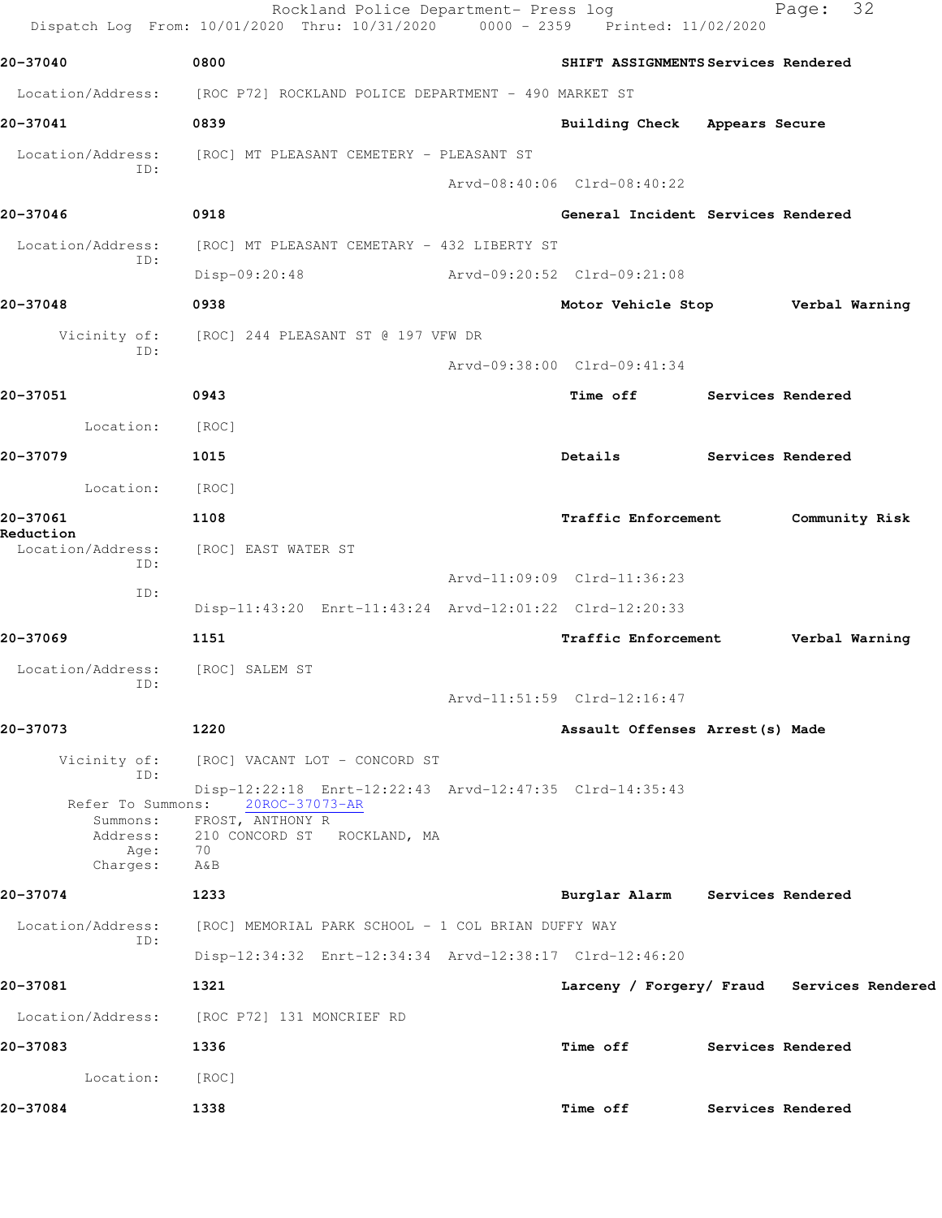Rockland Police Department- Press log
Dispatch Log From: 10/01/2020 Thru: 10/31/2020 0000 - 2359 Printed: 11/02/2020

**20-37040** 0800 **SHIFT ASSIGNMENTS Services Rendered**

Location/Address: [ROC P72] ROCKLAND POLICE DEPARTMENT - 490 MARKET ST

**20-37041** 0839 **Building Check Appears Secure**

Location/Address: [ROC] MT PLEASANT CEMETERY - PLEASANT ST
ID:
Arvd-08:40:06 Clrd-08:40:22

**20-37046** 0918 **General Incident Services Rendered**

Location/Address: [ROC] MT PLEASANT CEMETARY - 432 LIBERTY ST
ID:
Disp-09:20:48 Arvd-09:20:52 Clrd-09:21:08

**20-37048** 0938 **Motor Vehicle Stop Verbal Warning**

Vicinity of: [ROC] 244 PLEASANT ST @ 197 VFW DR
ID:
Arvd-09:38:00 Clrd-09:41:34

**20-37051** 0943 **Time off Services Rendered**

Location: [ROC]

**20-37079** 1015 **Details Services Rendered**

Location: [ROC]

**20-37061** 1108 **Traffic Enforcement Community Risk Reduction**

Location/Address: [ROC] EAST WATER ST
ID:
Arvd-11:09:09 Clrd-11:36:23
ID:
Disp-11:43:20 Enrt-11:43:24 Arvd-12:01:22 Clrd-12:20:33

**20-37069** 1151 **Traffic Enforcement Verbal Warning**

Location/Address: [ROC] SALEM ST
ID:
Arvd-11:51:59 Clrd-12:16:47

**20-37073** 1220 **Assault Offenses Arrest(s) Made**

Vicinity of: [ROC] VACANT LOT - CONCORD ST
ID:
Disp-12:22:18 Enrt-12:22:43 Arvd-12:47:35 Clrd-14:35:43
Refer To Summons: 20ROC-37073-AR
Summons: FROST, ANTHONY R
Address: 210 CONCORD ST ROCKLAND, MA
Age: 70
Charges: A&B

**20-37074** 1233 **Burglar Alarm Services Rendered**

Location/Address: [ROC] MEMORIAL PARK SCHOOL - 1 COL BRIAN DUFFY WAY
ID:
Disp-12:34:32 Enrt-12:34:34 Arvd-12:38:17 Clrd-12:46:20

**20-37081** 1321 **Larceny / Forgery/ Fraud Services Rendered**

Location/Address: [ROC P72] 131 MONCRIEF RD

**20-37083** 1336 **Time off Services Rendered**

Location: [ROC]

**20-37084** 1338 **Time off Services Rendered**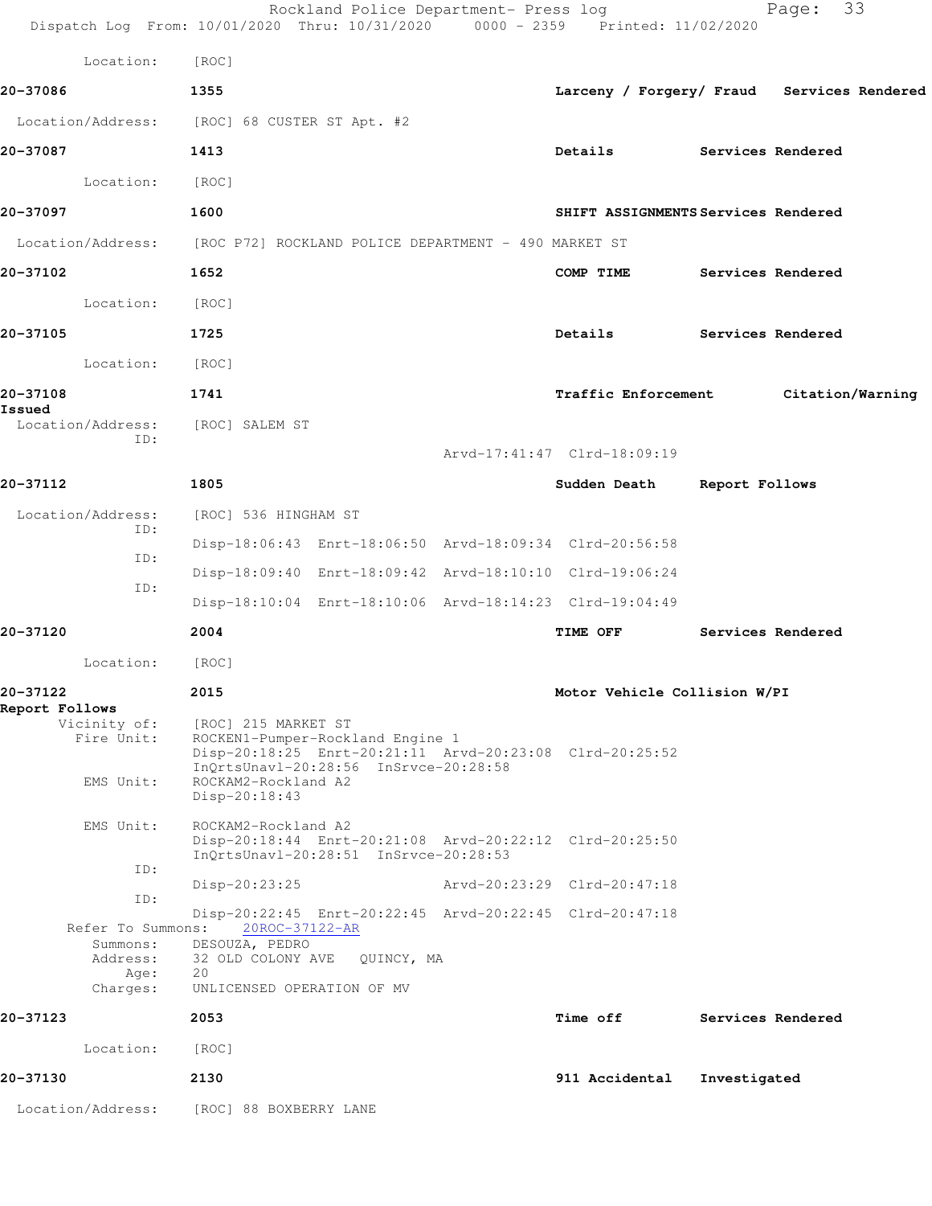Location: [ROC]

**20-37086** 1355 **Larceny / Forgery/ Fraud** **Services Rendered**

Location/Address: [ROC] 68 CUSTER ST Apt. #2

**20-37087** 1413 **Details** **Services Rendered**

Location: [ROC]

**20-37097** 1600 **SHIFT ASSIGNMENTS** **Services Rendered**

Location/Address: [ROC P72] ROCKLAND POLICE DEPARTMENT - 490 MARKET ST

**20-37102** 1652 **COMP TIME** **Services Rendered**

Location: [ROC]

**20-37105** 1725 **Details** **Services Rendered**

Location: [ROC]

**20-37108** 1741 **Traffic Enforcement** **Citation/Warning Issued**

Location/Address: [ROC] SALEM ST
ID:
Arvd-17:41:47 Clrd-18:09:19

**20-37112** 1805 **Sudden Death** **Report Follows**

Location/Address: [ROC] 536 HINGHAM ST
ID:
Disp-18:06:43 Enrt-18:06:50 Arvd-18:09:34 Clrd-20:56:58
ID:
Disp-18:09:40 Enrt-18:09:42 Arvd-18:10:10 Clrd-19:06:24
ID:
Disp-18:10:04 Enrt-18:10:06 Arvd-18:14:23 Clrd-19:04:49

**20-37120** 2004 **TIME OFF** **Services Rendered**

Location: [ROC]

**20-37122** 2015 **Motor Vehicle Collision W/PI** **Report Follows**

Vicinity of: [ROC] 215 MARKET ST
Fire Unit: ROCKEN1-Pumper-Rockland Engine 1
Disp-20:18:25 Enrt-20:21:11 Arvd-20:23:08 Clrd-20:25:52
InQrtsUnavl-20:28:56 InSrvce-20:28:58
EMS Unit: ROCKAM2-Rockland A2
Disp-20:18:43

EMS Unit: ROCKAM2-Rockland A2
Disp-20:18:44 Enrt-20:21:08 Arvd-20:22:12 Clrd-20:25:50
InQrtsUnavl-20:28:51 InSrvce-20:28:53
ID:
Disp-20:23:25 Arvd-20:23:29 Clrd-20:47:18
ID:
Disp-20:22:45 Enrt-20:22:45 Arvd-20:22:45 Clrd-20:47:18
Refer To Summons: 20ROC-37122-AR
Summons: DESOUZA, PEDRO
Address: 32 OLD COLONY AVE QUINCY, MA
Age: 20
Charges: UNLICENSED OPERATION OF MV

**20-37123** 2053 **Time off** **Services Rendered**

Location: [ROC]

**20-37130** 2130 **911 Accidental** **Investigated**

Location/Address: [ROC] 88 BOXBERRY LANE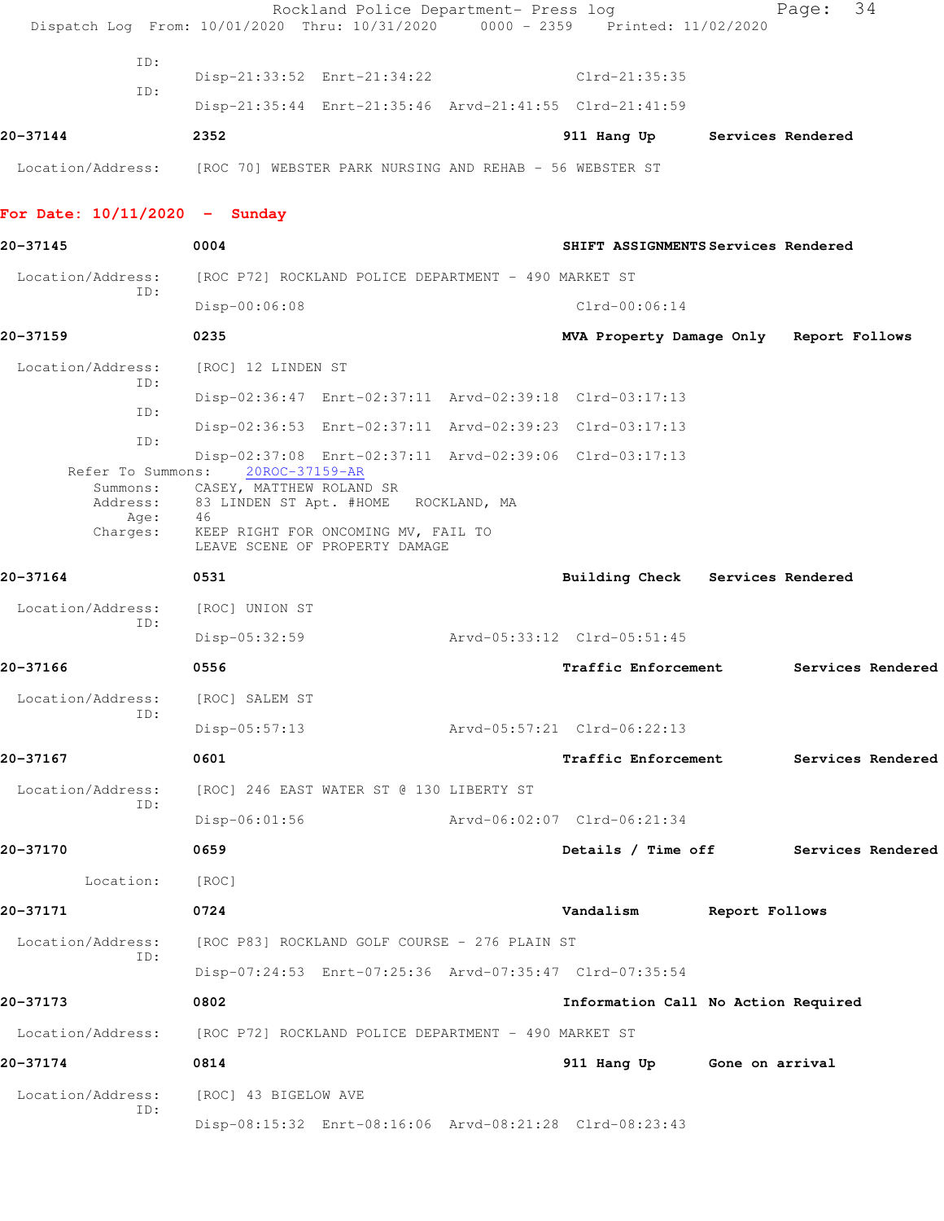ID:
Disp-21:33:52 Enrt-21:34:22 Clrd-21:35:35

ID:
Disp-21:35:44 Enrt-21:35:46 Arvd-21:41:55 Clrd-21:41:59

**20-37144** **2352** **911 Hang Up** **Services Rendered**

Location/Address: [ROC 70] WEBSTER PARK NURSING AND REHAB - 56 WEBSTER ST

## For Date: 10/11/2020 - Sunday

**20-37145** **0004** **SHIFT ASSIGNMENTS** **Services Rendered**

Location/Address: [ROC P72] ROCKLAND POLICE DEPARTMENT - 490 MARKET ST
ID:
Disp-00:06:08 Clrd-00:06:14

**20-37159** **0235** **MVA Property Damage Only** **Report Follows**

Location/Address: [ROC] 12 LINDEN ST
ID:
Disp-02:36:47 Enrt-02:37:11 Arvd-02:39:18 Clrd-03:17:13
ID:
Disp-02:36:53 Enrt-02:37:11 Arvd-02:39:23 Clrd-03:17:13
ID:
Disp-02:37:08 Enrt-02:37:11 Arvd-02:39:06 Clrd-03:17:13

Refer To Summons: 20ROC-37159-AR
Summons: CASEY, MATTHEW ROLAND SR
Address: 83 LINDEN ST Apt. #HOME ROCKLAND, MA
Age: 46
Charges: KEEP RIGHT FOR ONCOMING MV, FAIL TO LEAVE SCENE OF PROPERTY DAMAGE

**20-37164** **0531** **Building Check** **Services Rendered**

Location/Address: [ROC] UNION ST
ID:
Disp-05:32:59 Arvd-05:33:12 Clrd-05:51:45

**20-37166** **0556** **Traffic Enforcement** **Services Rendered**

Location/Address: [ROC] SALEM ST
ID:
Disp-05:57:13 Arvd-05:57:21 Clrd-06:22:13

**20-37167** **0601** **Traffic Enforcement** **Services Rendered**

Location/Address: [ROC] 246 EAST WATER ST @ 130 LIBERTY ST
ID:
Disp-06:01:56 Arvd-06:02:07 Clrd-06:21:34

**20-37170** **0659** **Details / Time off** **Services Rendered**

Location: [ROC]

**20-37171** **0724** **Vandalism** **Report Follows**

Location/Address: [ROC P83] ROCKLAND GOLF COURSE - 276 PLAIN ST
ID:
Disp-07:24:53 Enrt-07:25:36 Arvd-07:35:47 Clrd-07:35:54

**20-37173** **0802** **Information Call** **No Action Required**

Location/Address: [ROC P72] ROCKLAND POLICE DEPARTMENT - 490 MARKET ST

**20-37174** **0814** **911 Hang Up** **Gone on arrival**

Location/Address: [ROC] 43 BIGELOW AVE
ID:
Disp-08:15:32 Enrt-08:16:06 Arvd-08:21:28 Clrd-08:23:43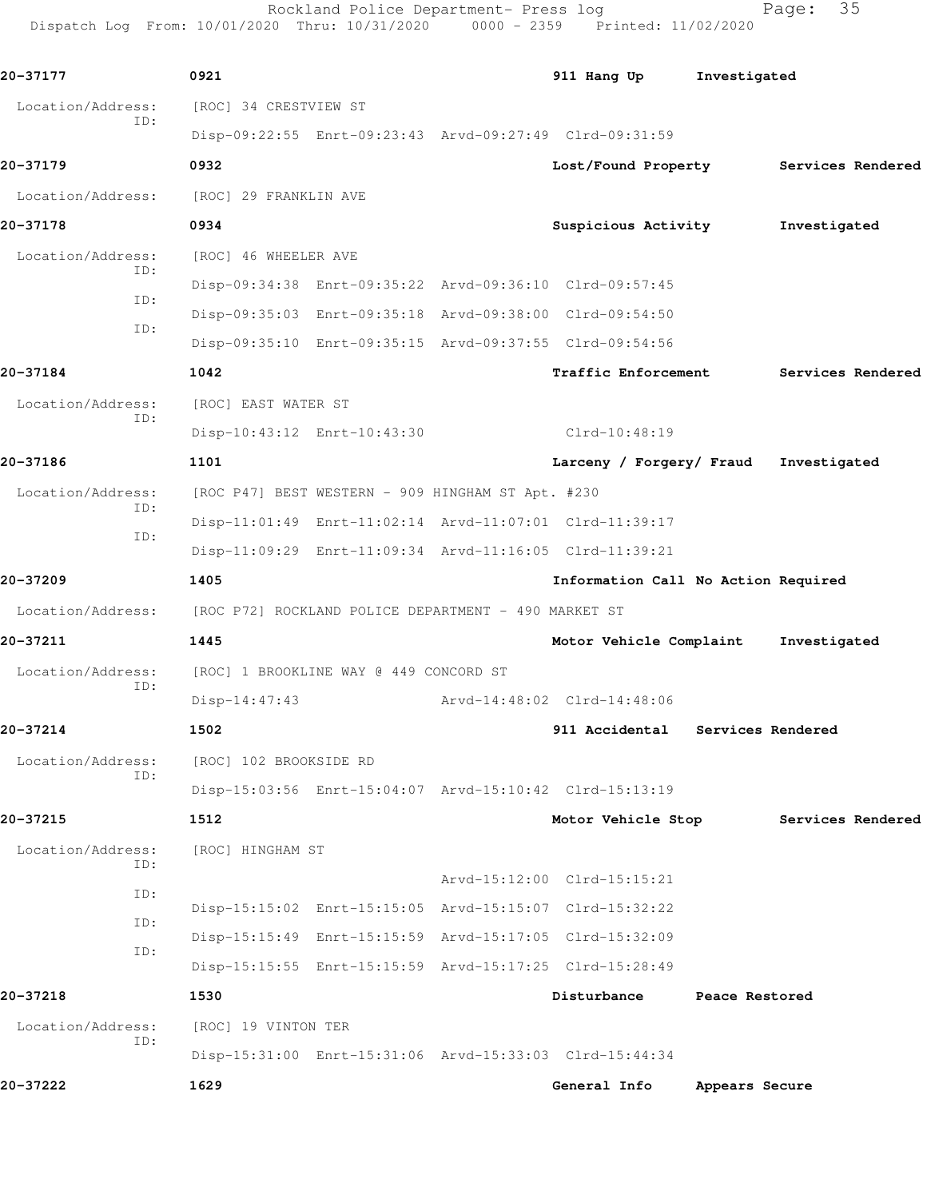20-37177 0921 911 Hang Up Investigated

Location/Address: [ROC] 34 CRESTVIEW ST
ID:
Disp-09:22:55 Enrt-09:23:43 Arvd-09:27:49 Clrd-09:31:59

20-37179 0932 Lost/Found Property Services Rendered

Location/Address: [ROC] 29 FRANKLIN AVE

20-37178 0934 Suspicious Activity Investigated

Location/Address: [ROC] 46 WHEELER AVE
ID:
Disp-09:34:38 Enrt-09:35:22 Arvd-09:36:10 Clrd-09:57:45
ID:
Disp-09:35:03 Enrt-09:35:18 Arvd-09:38:00 Clrd-09:54:50
ID:
Disp-09:35:10 Enrt-09:35:15 Arvd-09:37:55 Clrd-09:54:56

20-37184 1042 Traffic Enforcement Services Rendered

Location/Address: [ROC] EAST WATER ST
ID:
Disp-10:43:12 Enrt-10:43:30 Clrd-10:48:19

20-37186 1101 Larceny / Forgery/ Fraud Investigated

Location/Address: [ROC P47] BEST WESTERN - 909 HINGHAM ST Apt. #230
ID:
Disp-11:01:49 Enrt-11:02:14 Arvd-11:07:01 Clrd-11:39:17
ID:
Disp-11:09:29 Enrt-11:09:34 Arvd-11:16:05 Clrd-11:39:21

20-37209 1405 Information Call No Action Required

Location/Address: [ROC P72] ROCKLAND POLICE DEPARTMENT - 490 MARKET ST

20-37211 1445 Motor Vehicle Complaint Investigated

Location/Address: [ROC] 1 BROOKLINE WAY @ 449 CONCORD ST
ID:
Disp-14:47:43 Arvd-14:48:02 Clrd-14:48:06

20-37214 1502 911 Accidental Services Rendered

Location/Address: [ROC] 102 BROOKSIDE RD
ID:
Disp-15:03:56 Enrt-15:04:07 Arvd-15:10:42 Clrd-15:13:19

20-37215 1512 Motor Vehicle Stop Services Rendered

Location/Address: [ROC] HINGHAM ST
ID:
Arvd-15:12:00 Clrd-15:15:21
ID:
Disp-15:15:02 Enrt-15:15:05 Arvd-15:15:07 Clrd-15:32:22
ID:
Disp-15:15:49 Enrt-15:15:59 Arvd-15:17:05 Clrd-15:32:09
ID:
Disp-15:15:55 Enrt-15:15:59 Arvd-15:17:25 Clrd-15:28:49

20-37218 1530 Disturbance Peace Restored

Location/Address: [ROC] 19 VINTON TER
ID:
Disp-15:31:00 Enrt-15:31:06 Arvd-15:33:03 Clrd-15:44:34

20-37222 1629 General Info Appears Secure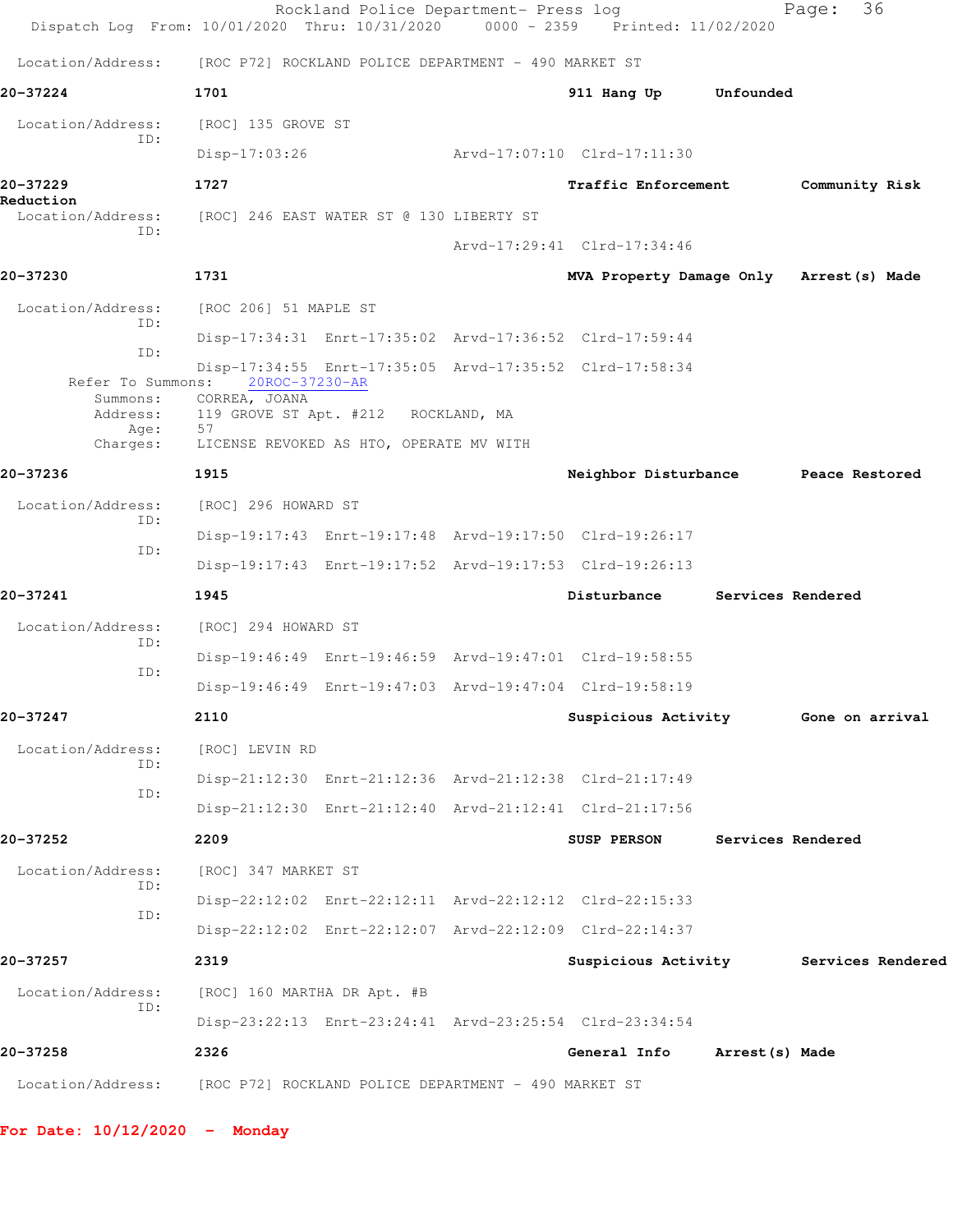Location/Address: [ROC P72] ROCKLAND POLICE DEPARTMENT - 490 MARKET ST

**20-37224** 1701 **911 Hang Up** **Unfounded**

Location/Address: [ROC] 135 GROVE ST
ID:
Disp-17:03:26 Arvd-17:07:10 Clrd-17:11:30

**20-37229** 1727 **Traffic Enforcement** **Community Risk Reduction**

Location/Address: [ROC] 246 EAST WATER ST @ 130 LIBERTY ST
ID:
Arvd-17:29:41 Clrd-17:34:46

**20-37230** 1731 **MVA Property Damage Only** **Arrest(s) Made**

Location/Address: [ROC 206] 51 MAPLE ST
ID:
Disp-17:34:31 Enrt-17:35:02 Arvd-17:36:52 Clrd-17:59:44
ID:
Disp-17:34:55 Enrt-17:35:05 Arvd-17:35:52 Clrd-17:58:34
Refer To Summons: 20ROC-37230-AR
Summons: CORREA, JOANA
Address: 119 GROVE ST Apt. #212 ROCKLAND, MA
Age: 57
Charges: LICENSE REVOKED AS HTO, OPERATE MV WITH

**20-37236** 1915 **Neighbor Disturbance** **Peace Restored**

Location/Address: [ROC] 296 HOWARD ST
ID:
Disp-19:17:43 Enrt-19:17:48 Arvd-19:17:50 Clrd-19:26:17
ID:
Disp-19:17:43 Enrt-19:17:52 Arvd-19:17:53 Clrd-19:26:13

**20-37241** 1945 **Disturbance** **Services Rendered**

Location/Address: [ROC] 294 HOWARD ST
ID:
Disp-19:46:49 Enrt-19:46:59 Arvd-19:47:01 Clrd-19:58:55
ID:
Disp-19:46:49 Enrt-19:47:03 Arvd-19:47:04 Clrd-19:58:19

**20-37247** 2110 **Suspicious Activity** **Gone on arrival**

Location/Address: [ROC] LEVIN RD
ID:
Disp-21:12:30 Enrt-21:12:36 Arvd-21:12:38 Clrd-21:17:49
ID:
Disp-21:12:30 Enrt-21:12:40 Arvd-21:12:41 Clrd-21:17:56

**20-37252** 2209 **SUSP PERSON** **Services Rendered**

Location/Address: [ROC] 347 MARKET ST
ID:
Disp-22:12:02 Enrt-22:12:11 Arvd-22:12:12 Clrd-22:15:33
ID:
Disp-22:12:02 Enrt-22:12:07 Arvd-22:12:09 Clrd-22:14:37

**20-37257** 2319 **Suspicious Activity** **Services Rendered**

Location/Address: [ROC] 160 MARTHA DR Apt. #B
ID:
Disp-23:22:13 Enrt-23:24:41 Arvd-23:25:54 Clrd-23:34:54

**20-37258** 2326 **General Info** **Arrest(s) Made**

Location/Address: [ROC P72] ROCKLAND POLICE DEPARTMENT - 490 MARKET ST

**For Date: 10/12/2020 - Monday**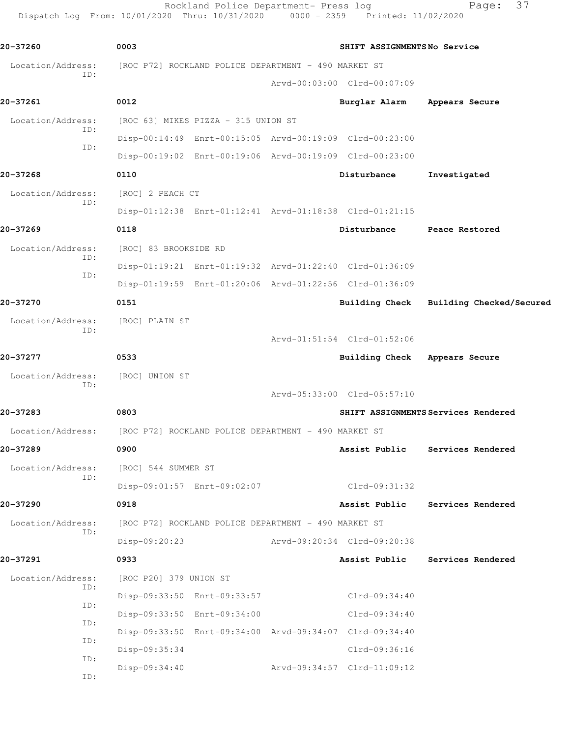20-37260 0003 SHIFT ASSIGNMENTS No Service

Location/Address: [ROC P72] ROCKLAND POLICE DEPARTMENT - 490 MARKET ST
ID:
Arvd-00:03:00 Clrd-00:07:09

20-37261 0012 Burglar Alarm Appears Secure

Location/Address: [ROC 63] MIKES PIZZA - 315 UNION ST
ID:
Disp-00:14:49 Enrt-00:15:05 Arvd-00:19:09 Clrd-00:23:00
ID:
Disp-00:19:02 Enrt-00:19:06 Arvd-00:19:09 Clrd-00:23:00

20-37268 0110 Disturbance Investigated

Location/Address: [ROC] 2 PEACH CT
ID:
Disp-01:12:38 Enrt-01:12:41 Arvd-01:18:38 Clrd-01:21:15

20-37269 0118 Disturbance Peace Restored

Location/Address: [ROC] 83 BROOKSIDE RD
ID:
Disp-01:19:21 Enrt-01:19:32 Arvd-01:22:40 Clrd-01:36:09
ID:
Disp-01:19:59 Enrt-01:20:06 Arvd-01:22:56 Clrd-01:36:09

20-37270 0151 Building Check Building Checked/Secured

Location/Address: [ROC] PLAIN ST
ID:
Arvd-01:51:54 Clrd-01:52:06

20-37277 0533 Building Check Appears Secure

Location/Address: [ROC] UNION ST
ID:
Arvd-05:33:00 Clrd-05:57:10

20-37283 0803 SHIFT ASSIGNMENTS Services Rendered

Location/Address: [ROC P72] ROCKLAND POLICE DEPARTMENT - 490 MARKET ST

20-37289 0900 Assist Public Services Rendered

Location/Address: [ROC] 544 SUMMER ST
ID:
Disp-09:01:57 Enrt-09:02:07 Clrd-09:31:32

20-37290 0918 Assist Public Services Rendered

Location/Address: [ROC P72] ROCKLAND POLICE DEPARTMENT - 490 MARKET ST
ID:
Disp-09:20:23 Arvd-09:20:34 Clrd-09:20:38

20-37291 0933 Assist Public Services Rendered

Location/Address: [ROC P20] 379 UNION ST
ID:
Disp-09:33:50 Enrt-09:33:57 Clrd-09:34:40
ID:
Disp-09:33:50 Enrt-09:34:00 Clrd-09:34:40
ID:
Disp-09:33:50 Enrt-09:34:00 Arvd-09:34:07 Clrd-09:34:40
ID:
Disp-09:35:34 Clrd-09:36:16
ID:
Disp-09:34:40 Arvd-09:34:57 Clrd-11:09:12
ID: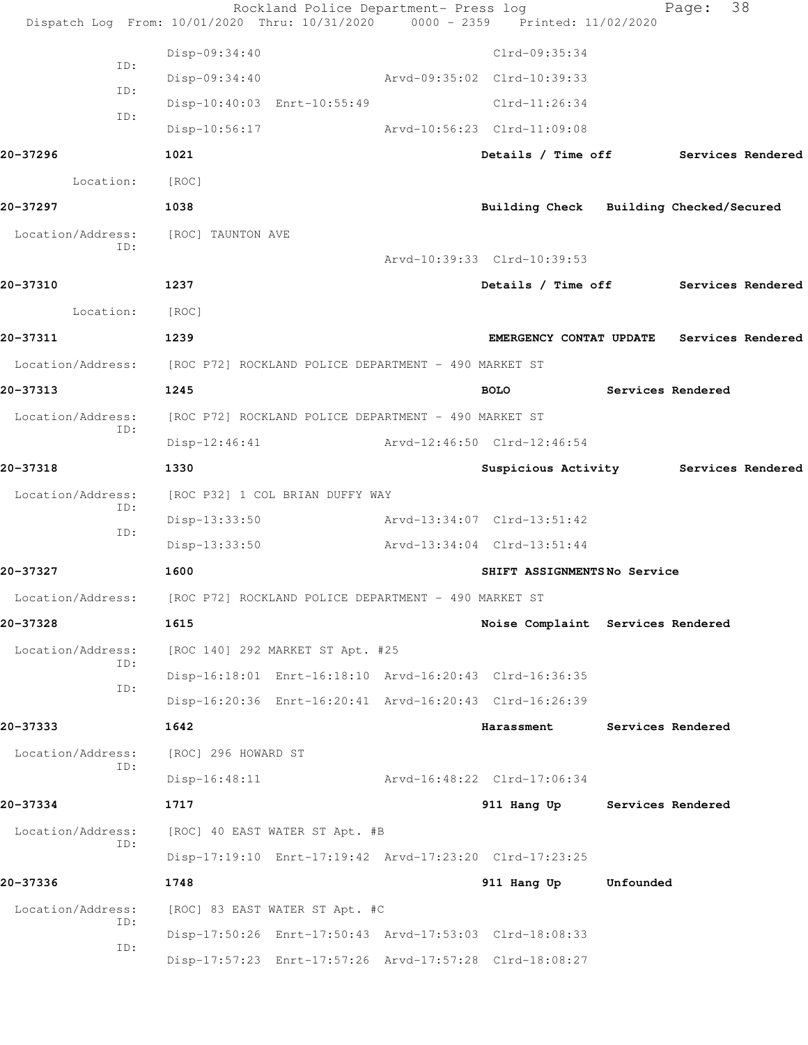Rockland Police Department- Press log

Dispatch Log From: 10/01/2020 Thru: 10/31/2020 0000 - 2359 Printed: 11/02/2020

```
                Disp-09:34:40                          Clrd-09:35:34
         ID:
                Disp-09:34:40              Arvd-09:35:02  Clrd-10:39:33
         ID:
                Disp-10:40:03  Enrt-10:55:49           Clrd-11:26:34
         ID:
                Disp-10:56:17              Arvd-10:56:23  Clrd-11:09:08

20-37296        1021                               Details / Time off      Services Rendered

     Location:  [ROC]

20-37297        1038                               Building Check   Building Checked/Secured

 Location/Address:  [ROC] TAUNTON AVE
         ID:
                                           Arvd-10:39:33  Clrd-10:39:53

20-37310        1237                               Details / Time off      Services Rendered

     Location:  [ROC]

20-37311        1239                               EMERGENCY CONTAT UPDATE  Services Rendered

 Location/Address:  [ROC P72] ROCKLAND POLICE DEPARTMENT - 490 MARKET ST

20-37313        1245                               BOLO             Services Rendered

 Location/Address:  [ROC P72] ROCKLAND POLICE DEPARTMENT - 490 MARKET ST
         ID:
                Disp-12:46:41              Arvd-12:46:50  Clrd-12:46:54

20-37318        1330                               Suspicious Activity     Services Rendered

 Location/Address:  [ROC P32] 1 COL BRIAN DUFFY WAY
         ID:
                Disp-13:33:50              Arvd-13:34:07  Clrd-13:51:42
         ID:
                Disp-13:33:50              Arvd-13:34:04  Clrd-13:51:44

20-37327        1600                               SHIFT ASSIGNMENTS No Service

 Location/Address:  [ROC P72] ROCKLAND POLICE DEPARTMENT - 490 MARKET ST

20-37328        1615                               Noise Complaint  Services Rendered

 Location/Address:  [ROC 140] 292 MARKET ST Apt. #25
         ID:
                Disp-16:18:01  Enrt-16:18:10  Arvd-16:20:43  Clrd-16:36:35
         ID:
                Disp-16:20:36  Enrt-16:20:41  Arvd-16:20:43  Clrd-16:26:39

20-37333        1642                               Harassment       Services Rendered

 Location/Address:  [ROC] 296 HOWARD ST
         ID:
                Disp-16:48:11              Arvd-16:48:22  Clrd-17:06:34

20-37334        1717                               911 Hang Up      Services Rendered

 Location/Address:  [ROC] 40 EAST WATER ST Apt. #B
         ID:
                Disp-17:19:10  Enrt-17:19:42  Arvd-17:23:20  Clrd-17:23:25

20-37336        1748                               911 Hang Up      Unfounded

 Location/Address:  [ROC] 83 EAST WATER ST Apt. #C
         ID:
                Disp-17:50:26  Enrt-17:50:43  Arvd-17:53:03  Clrd-18:08:33
         ID:
                Disp-17:57:23  Enrt-17:57:26  Arvd-17:57:28  Clrd-18:08:27
```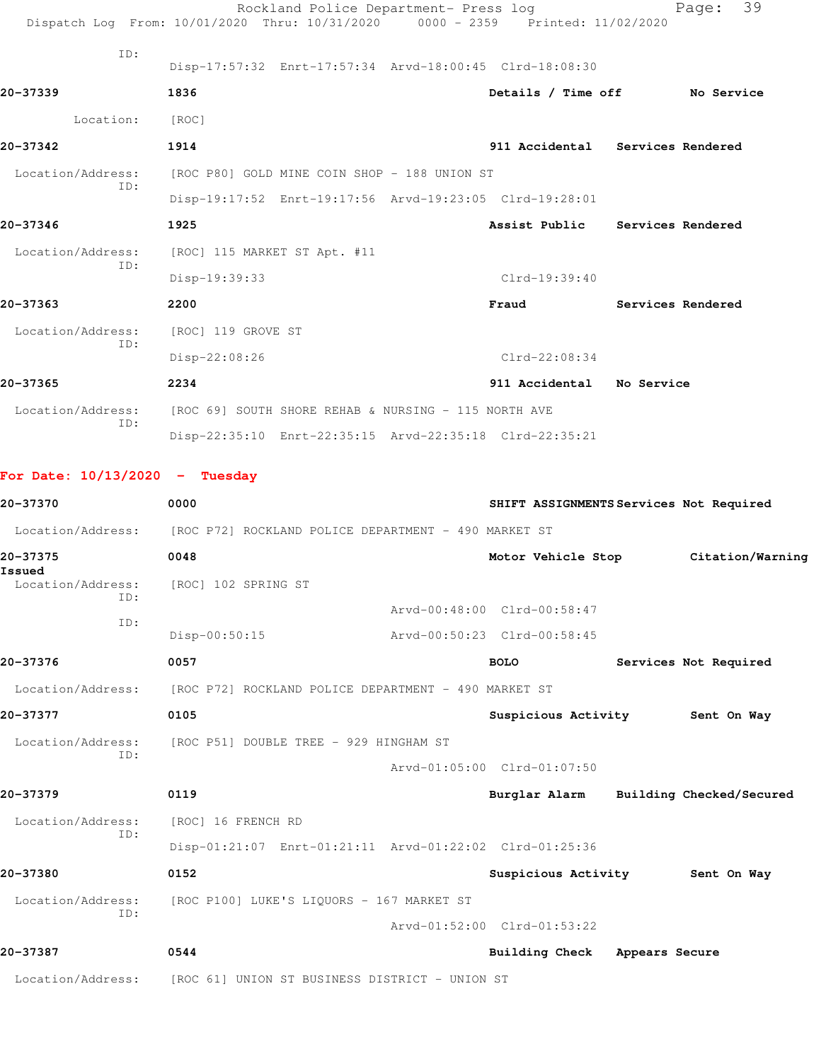ID:
Disp-17:57:32 Enrt-17:57:34 Arvd-18:00:45 Clrd-18:08:30

**20-37339** **1836** **Details / Time off** **No Service**

Location: [ROC]

**20-37342** **1914** **911 Accidental** **Services Rendered**

Location/Address: [ROC P80] GOLD MINE COIN SHOP - 188 UNION ST
ID:
Disp-19:17:52 Enrt-19:17:56 Arvd-19:23:05 Clrd-19:28:01

**20-37346** **1925** **Assist Public** **Services Rendered**

Location/Address: [ROC] 115 MARKET ST Apt. #11
ID:
Disp-19:39:33 Clrd-19:39:40

**20-37363** **2200** **Fraud** **Services Rendered**

Location/Address: [ROC] 119 GROVE ST
ID:
Disp-22:08:26 Clrd-22:08:34

**20-37365** **2234** **911 Accidental** **No Service**

Location/Address: [ROC 69] SOUTH SHORE REHAB & NURSING - 115 NORTH AVE
ID:
Disp-22:35:10 Enrt-22:35:15 Arvd-22:35:18 Clrd-22:35:21

## For Date: 10/13/2020 - Tuesday

**20-37370** **0000** **SHIFT ASSIGNMENTS** **Services Not Required**

Location/Address: [ROC P72] ROCKLAND POLICE DEPARTMENT - 490 MARKET ST

**20-37375** **0048** **Motor Vehicle Stop** **Citation/Warning Issued**

Location/Address: [ROC] 102 SPRING ST
ID:
Arvd-00:48:00 Clrd-00:58:47
ID:
Disp-00:50:15 Arvd-00:50:23 Clrd-00:58:45

**20-37376** **0057** **BOLO** **Services Not Required**

Location/Address: [ROC P72] ROCKLAND POLICE DEPARTMENT - 490 MARKET ST

**20-37377** **0105** **Suspicious Activity** **Sent On Way**

Location/Address: [ROC P51] DOUBLE TREE - 929 HINGHAM ST
ID:
Arvd-01:05:00 Clrd-01:07:50

**20-37379** **0119** **Burglar Alarm** **Building Checked/Secured**

Location/Address: [ROC] 16 FRENCH RD
ID:
Disp-01:21:07 Enrt-01:21:11 Arvd-01:22:02 Clrd-01:25:36

**20-37380** **0152** **Suspicious Activity** **Sent On Way**

Location/Address: [ROC P100] LUKE'S LIQUORS - 167 MARKET ST
ID:
Arvd-01:52:00 Clrd-01:53:22

**20-37387** **0544** **Building Check** **Appears Secure**

Location/Address: [ROC 61] UNION ST BUSINESS DISTRICT - UNION ST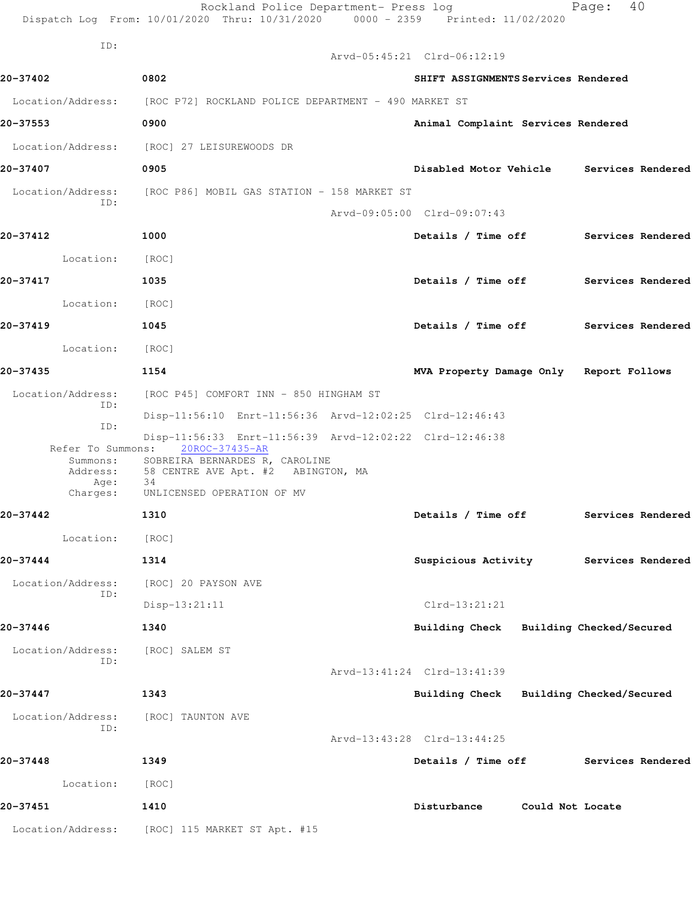ID:

Arvd-05:45:21 Clrd-06:12:19

**20-37402** 0802 **SHIFT ASSIGNMENTS Services Rendered**

Location/Address: [ROC P72] ROCKLAND POLICE DEPARTMENT - 490 MARKET ST

**20-37553** 0900 **Animal Complaint Services Rendered**

Location/Address: [ROC] 27 LEISUREWOODS DR

**20-37407** 0905 **Disabled Motor Vehicle Services Rendered**

Location/Address: [ROC P86] MOBIL GAS STATION - 158 MARKET ST
ID:
Arvd-09:05:00 Clrd-09:07:43

**20-37412** 1000 **Details / Time off Services Rendered**

Location: [ROC]

**20-37417** 1035 **Details / Time off Services Rendered**

Location: [ROC]

**20-37419** 1045 **Details / Time off Services Rendered**

Location: [ROC]

**20-37435** 1154 **MVA Property Damage Only Report Follows**

Location/Address: [ROC P45] COMFORT INN - 850 HINGHAM ST
ID:
Disp-11:56:10 Enrt-11:56:36 Arvd-12:02:25 Clrd-12:46:43
ID:
Disp-11:56:33 Enrt-11:56:39 Arvd-12:02:22 Clrd-12:46:38
Refer To Summons: 20ROC-37435-AR
Summons: SOBREIRA BERNARDES R, CAROLINE
Address: 58 CENTRE AVE Apt. #2 ABINGTON, MA
Age: 34
Charges: UNLICENSED OPERATION OF MV

**20-37442** 1310 **Details / Time off Services Rendered**

Location: [ROC]

**20-37444** 1314 **Suspicious Activity Services Rendered**

Location/Address: [ROC] 20 PAYSON AVE
ID:
Disp-13:21:11 Clrd-13:21:21

**20-37446** 1340 **Building Check Building Checked/Secured**

Location/Address: [ROC] SALEM ST
ID:
Arvd-13:41:24 Clrd-13:41:39

**20-37447** 1343 **Building Check Building Checked/Secured**

Location/Address: [ROC] TAUNTON AVE
ID:
Arvd-13:43:28 Clrd-13:44:25

**20-37448** 1349 **Details / Time off Services Rendered**

Location: [ROC]

**20-37451** 1410 **Disturbance Could Not Locate**

Location/Address: [ROC] 115 MARKET ST Apt. #15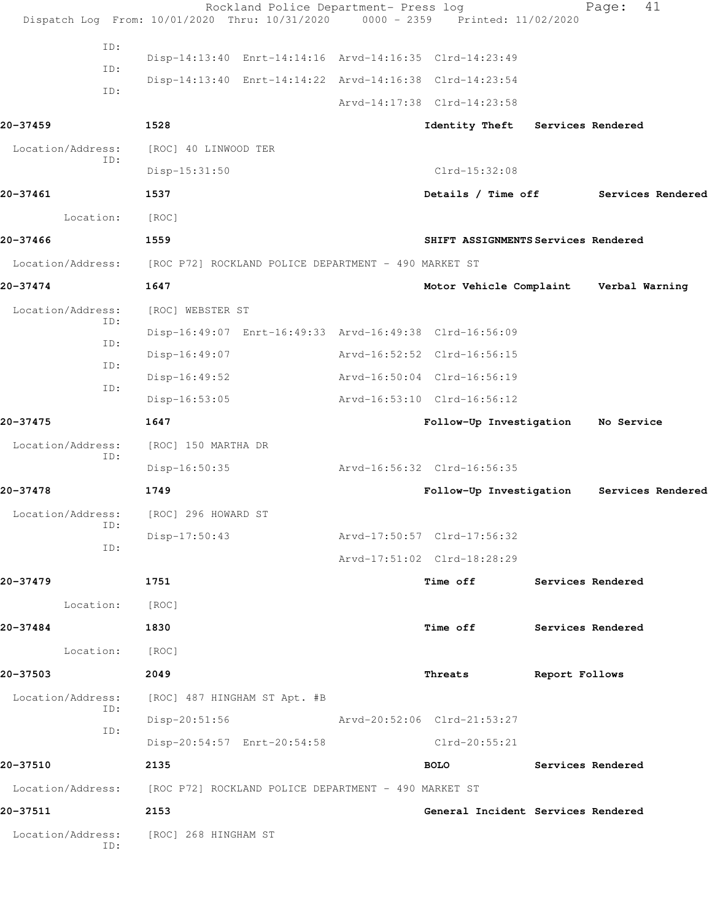ID:
Disp-14:13:40 Enrt-14:14:16 Arvd-14:16:35 Clrd-14:23:49
ID:
Disp-14:13:40 Enrt-14:14:22 Arvd-14:16:38 Clrd-14:23:54
ID:
Arvd-14:17:38 Clrd-14:23:58

**20-37459** 1528 **Identity Theft** Services Rendered

Location/Address: [ROC] 40 LINWOOD TER
ID:
Disp-15:31:50 Clrd-15:32:08

**20-37461** 1537 **Details / Time off** Services Rendered

Location: [ROC]

**20-37466** 1559 **SHIFT ASSIGNMENTS** Services Rendered

Location/Address: [ROC P72] ROCKLAND POLICE DEPARTMENT - 490 MARKET ST

**20-37474** 1647 **Motor Vehicle Complaint** Verbal Warning

Location/Address: [ROC] WEBSTER ST
ID:
Disp-16:49:07 Enrt-16:49:33 Arvd-16:49:38 Clrd-16:56:09
ID:
Disp-16:49:07 Arvd-16:52:52 Clrd-16:56:15
ID:
Disp-16:49:52 Arvd-16:50:04 Clrd-16:56:19
ID:
Disp-16:53:05 Arvd-16:53:10 Clrd-16:56:12

**20-37475** 1647 **Follow-Up Investigation** No Service

Location/Address: [ROC] 150 MARTHA DR
ID:
Disp-16:50:35 Arvd-16:56:32 Clrd-16:56:35

**20-37478** 1749 **Follow-Up Investigation** Services Rendered

Location/Address: [ROC] 296 HOWARD ST
ID:
Disp-17:50:43 Arvd-17:50:57 Clrd-17:56:32
ID:
Arvd-17:51:02 Clrd-18:28:29

**20-37479** 1751 **Time off** Services Rendered

Location: [ROC]

**20-37484** 1830 **Time off** Services Rendered

Location: [ROC]

**20-37503** 2049 **Threats** Report Follows

Location/Address: [ROC] 487 HINGHAM ST Apt. #B
ID:
Disp-20:51:56 Arvd-20:52:06 Clrd-21:53:27
ID:
Disp-20:54:57 Enrt-20:54:58 Clrd-20:55:21

**20-37510** 2135 **BOLO** Services Rendered

Location/Address: [ROC P72] ROCKLAND POLICE DEPARTMENT - 490 MARKET ST

**20-37511** 2153 **General Incident** Services Rendered

Location/Address: [ROC] 268 HINGHAM ST
ID: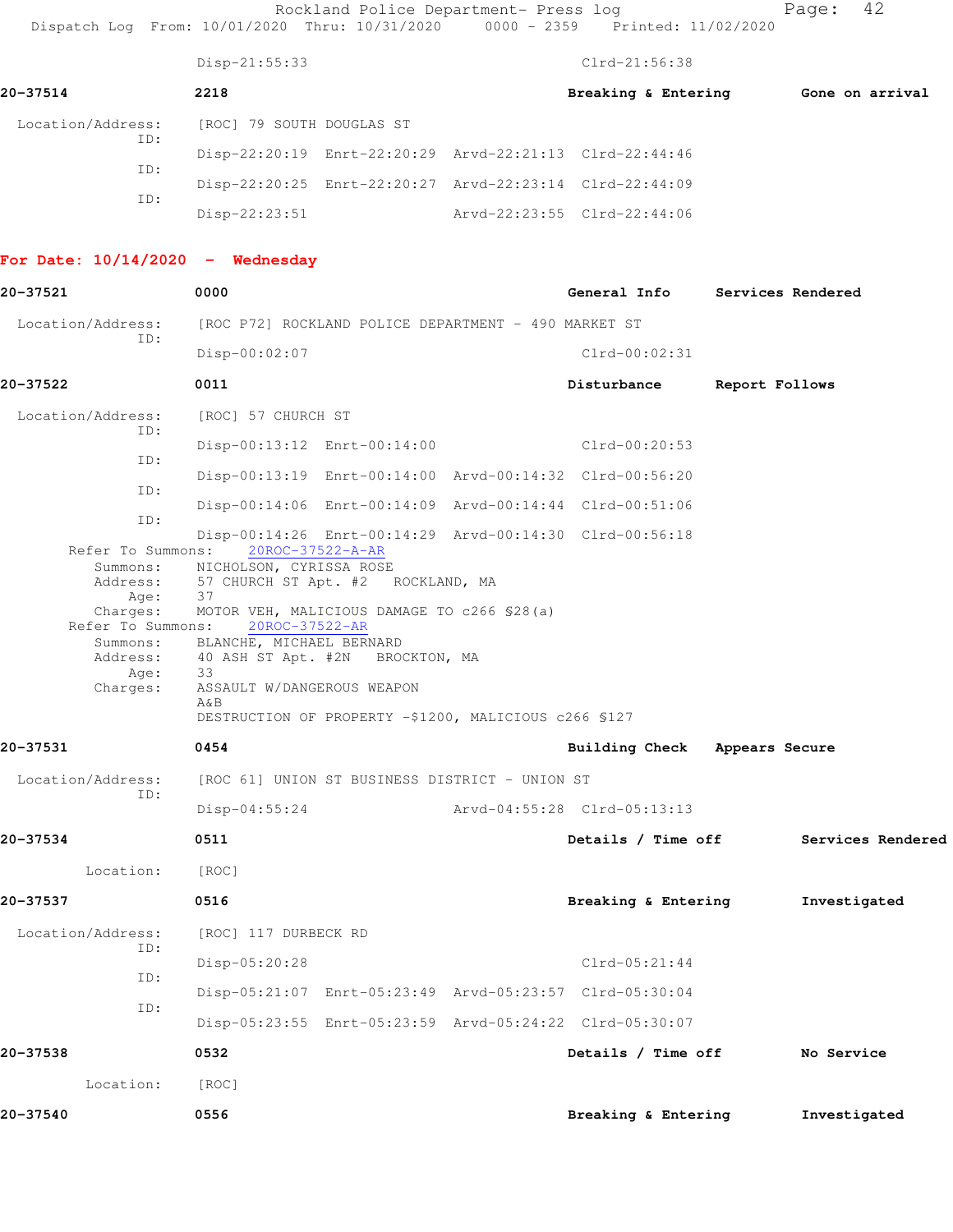Disp-21:55:33 Clrd-21:56:38

**20-37514** 2218 **Breaking & Entering** **Gone on arrival**

Location/Address: [ROC] 79 SOUTH DOUGLAS ST

ID: Disp-22:20:19 Enrt-22:20:29 Arvd-22:21:13 Clrd-22:44:46

ID: Disp-22:20:25 Enrt-22:20:27 Arvd-22:23:14 Clrd-22:44:09

ID: Disp-22:23:51 Arvd-22:23:55 Clrd-22:44:06

## For Date: 10/14/2020 - Wednesday

**20-37521** 0000 **General Info** **Services Rendered**

Location/Address: [ROC P72] ROCKLAND POLICE DEPARTMENT - 490 MARKET ST

ID: Disp-00:02:07 Clrd-00:02:31

**20-37522** 0011 **Disturbance** **Report Follows**

Location/Address: [ROC] 57 CHURCH ST

ID: Disp-00:13:12 Enrt-00:14:00 Clrd-00:20:53

ID: Disp-00:13:19 Enrt-00:14:00 Arvd-00:14:32 Clrd-00:56:20

ID: Disp-00:14:06 Enrt-00:14:09 Arvd-00:14:44 Clrd-00:51:06

ID: Disp-00:14:26 Enrt-00:14:29 Arvd-00:14:30 Clrd-00:56:18

Refer To Summons: 20ROC-37522-A-AR

Summons: NICHOLSON, CYRISSA ROSE

Address: 57 CHURCH ST Apt. #2 ROCKLAND, MA

Age: 37

Charges: MOTOR VEH, MALICIOUS DAMAGE TO c266 §28(a)

Refer To Summons: 20ROC-37522-AR

Summons: BLANCHE, MICHAEL BERNARD

Address: 40 ASH ST Apt. #2N BROCKTON, MA

Age: 33

Charges: ASSAULT W/DANGEROUS WEAPON
A&B
DESTRUCTION OF PROPERTY -$1200, MALICIOUS c266 §127

**20-37531** 0454 **Building Check** **Appears Secure**

Location/Address: [ROC 61] UNION ST BUSINESS DISTRICT - UNION ST

ID: Disp-04:55:24 Arvd-04:55:28 Clrd-05:13:13

**20-37534** 0511 **Details / Time off** **Services Rendered**

Location: [ROC]

**20-37537** 0516 **Breaking & Entering** **Investigated**

Location/Address: [ROC] 117 DURBECK RD

ID: Disp-05:20:28 Clrd-05:21:44

ID: Disp-05:21:07 Enrt-05:23:49 Arvd-05:23:57 Clrd-05:30:04

ID: Disp-05:23:55 Enrt-05:23:59 Arvd-05:24:22 Clrd-05:30:07

**20-37538** 0532 **Details / Time off** **No Service**

Location: [ROC]

**20-37540** 0556 **Breaking & Entering** **Investigated**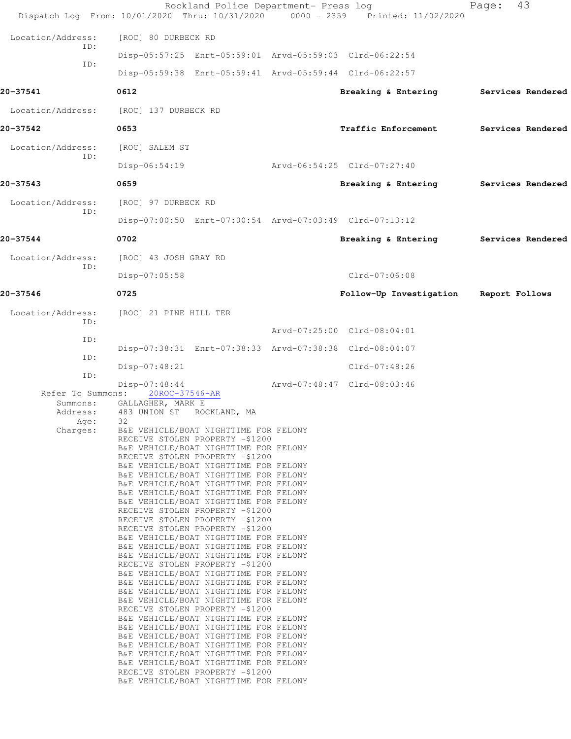Location/Address: [ROC] 80 DURBECK RD

ID:
Disp-05:57:25 Enrt-05:59:01 Arvd-05:59:03 Clrd-06:22:54

ID:
Disp-05:59:38 Enrt-05:59:41 Arvd-05:59:44 Clrd-06:22:57

**20-37541** **0612** **Breaking & Entering** **Services Rendered**

Location/Address: [ROC] 137 DURBECK RD

**20-37542** **0653** **Traffic Enforcement** **Services Rendered**

Location/Address: [ROC] SALEM ST

ID:
Disp-06:54:19 Arvd-06:54:25 Clrd-07:27:40

**20-37543** **0659** **Breaking & Entering** **Services Rendered**

Location/Address: [ROC] 97 DURBECK RD

ID:
Disp-07:00:50 Enrt-07:00:54 Arvd-07:03:49 Clrd-07:13:12

**20-37544** **0702** **Breaking & Entering** **Services Rendered**

Location/Address: [ROC] 43 JOSH GRAY RD

ID:
Disp-07:05:58 Clrd-07:06:08

**20-37546** **0725** **Follow-Up Investigation** **Report Follows**

Location/Address: [ROC] 21 PINE HILL TER

ID:
Arvd-07:25:00 Clrd-08:04:01

ID:
Disp-07:38:31 Enrt-07:38:33 Arvd-07:38:38 Clrd-08:04:07

ID:
Disp-07:48:21 Clrd-07:48:26

ID:
Disp-07:48:44 Arvd-07:48:47 Clrd-08:03:46

Refer To Summons: 20ROC-37546-AR

Summons: GALLAGHER, MARK E

Address: 483 UNION ST ROCKLAND, MA

Age: 32

Charges:
B&E VEHICLE/BOAT NIGHTTIME FOR FELONY
RECEIVE STOLEN PROPERTY -$1200
B&E VEHICLE/BOAT NIGHTTIME FOR FELONY
RECEIVE STOLEN PROPERTY -$1200
B&E VEHICLE/BOAT NIGHTTIME FOR FELONY
B&E VEHICLE/BOAT NIGHTTIME FOR FELONY
B&E VEHICLE/BOAT NIGHTTIME FOR FELONY
B&E VEHICLE/BOAT NIGHTTIME FOR FELONY
B&E VEHICLE/BOAT NIGHTTIME FOR FELONY
RECEIVE STOLEN PROPERTY -$1200
RECEIVE STOLEN PROPERTY -$1200
RECEIVE STOLEN PROPERTY -$1200
B&E VEHICLE/BOAT NIGHTTIME FOR FELONY
B&E VEHICLE/BOAT NIGHTTIME FOR FELONY
B&E VEHICLE/BOAT NIGHTTIME FOR FELONY
RECEIVE STOLEN PROPERTY -$1200
B&E VEHICLE/BOAT NIGHTTIME FOR FELONY
B&E VEHICLE/BOAT NIGHTTIME FOR FELONY
B&E VEHICLE/BOAT NIGHTTIME FOR FELONY
B&E VEHICLE/BOAT NIGHTTIME FOR FELONY
RECEIVE STOLEN PROPERTY -$1200
B&E VEHICLE/BOAT NIGHTTIME FOR FELONY
B&E VEHICLE/BOAT NIGHTTIME FOR FELONY
B&E VEHICLE/BOAT NIGHTTIME FOR FELONY
B&E VEHICLE/BOAT NIGHTTIME FOR FELONY
B&E VEHICLE/BOAT NIGHTTIME FOR FELONY
B&E VEHICLE/BOAT NIGHTTIME FOR FELONY
RECEIVE STOLEN PROPERTY -$1200
B&E VEHICLE/BOAT NIGHTTIME FOR FELONY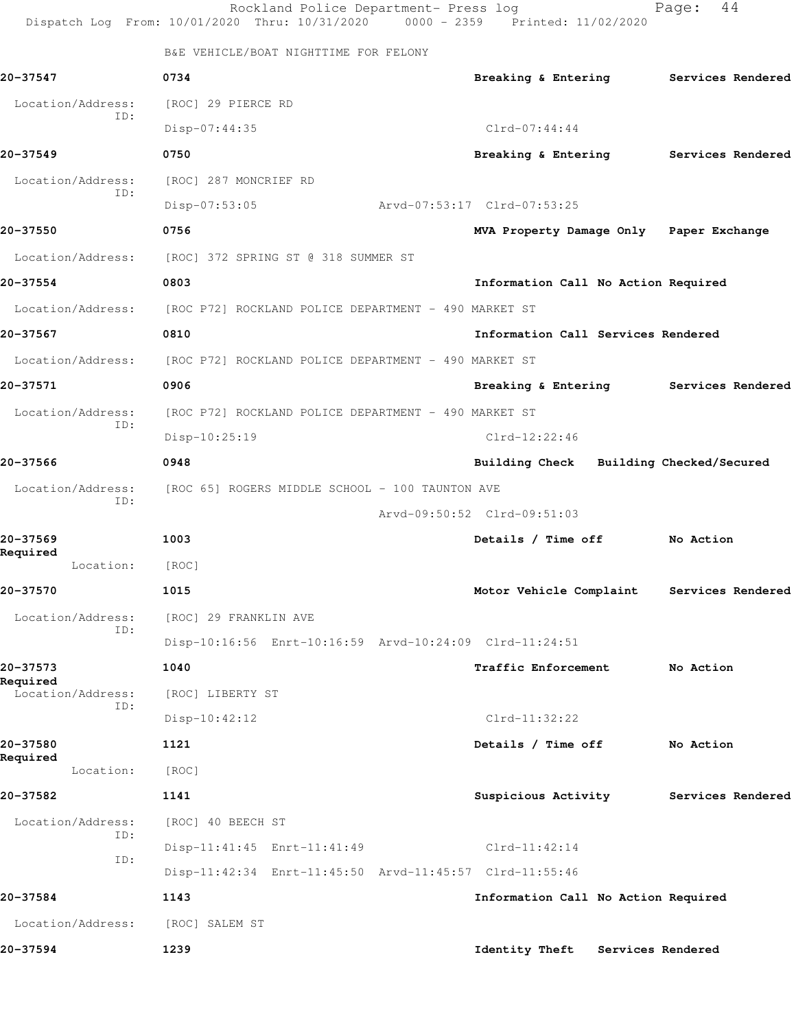B&E VEHICLE/BOAT NIGHTTIME FOR FELONY

**20-37547** 0734 **Breaking & Entering** **Services Rendered**

Location/Address: [ROC] 29 PIERCE RD
ID: Disp-07:44:35 Clrd-07:44:44

**20-37549** 0750 **Breaking & Entering** **Services Rendered**

Location/Address: [ROC] 287 MONCRIEF RD
ID: Disp-07:53:05 Arvd-07:53:17 Clrd-07:53:25

**20-37550** 0756 **MVA Property Damage Only** **Paper Exchange**

Location/Address: [ROC] 372 SPRING ST @ 318 SUMMER ST

**20-37554** 0803 **Information Call No Action Required**

Location/Address: [ROC P72] ROCKLAND POLICE DEPARTMENT - 490 MARKET ST

**20-37567** 0810 **Information Call Services Rendered**

Location/Address: [ROC P72] ROCKLAND POLICE DEPARTMENT - 490 MARKET ST

**20-37571** 0906 **Breaking & Entering** **Services Rendered**

Location/Address: [ROC P72] ROCKLAND POLICE DEPARTMENT - 490 MARKET ST
ID: Disp-10:25:19 Clrd-12:22:46

**20-37566** 0948 **Building Check** **Building Checked/Secured**

Location/Address: [ROC 65] ROGERS MIDDLE SCHOOL - 100 TAUNTON AVE
ID: Arvd-09:50:52 Clrd-09:51:03

**20-37569** 1003 **Details / Time off** **No Action Required**

Location: [ROC]

**20-37570** 1015 **Motor Vehicle Complaint** **Services Rendered**

Location/Address: [ROC] 29 FRANKLIN AVE
ID: Disp-10:16:56 Enrt-10:16:59 Arvd-10:24:09 Clrd-11:24:51

**20-37573** 1040 **Traffic Enforcement** **No Action Required**

Location/Address: [ROC] LIBERTY ST
ID: Disp-10:42:12 Clrd-11:32:22

**20-37580** 1121 **Details / Time off** **No Action Required**

Location: [ROC]

**20-37582** 1141 **Suspicious Activity** **Services Rendered**

Location/Address: [ROC] 40 BEECH ST
ID: Disp-11:41:45 Enrt-11:41:49 Clrd-11:42:14
ID: Disp-11:42:34 Enrt-11:45:50 Arvd-11:45:57 Clrd-11:55:46

**20-37584** 1143 **Information Call No Action Required**

Location/Address: [ROC] SALEM ST

**20-37594** 1239 **Identity Theft** **Services Rendered**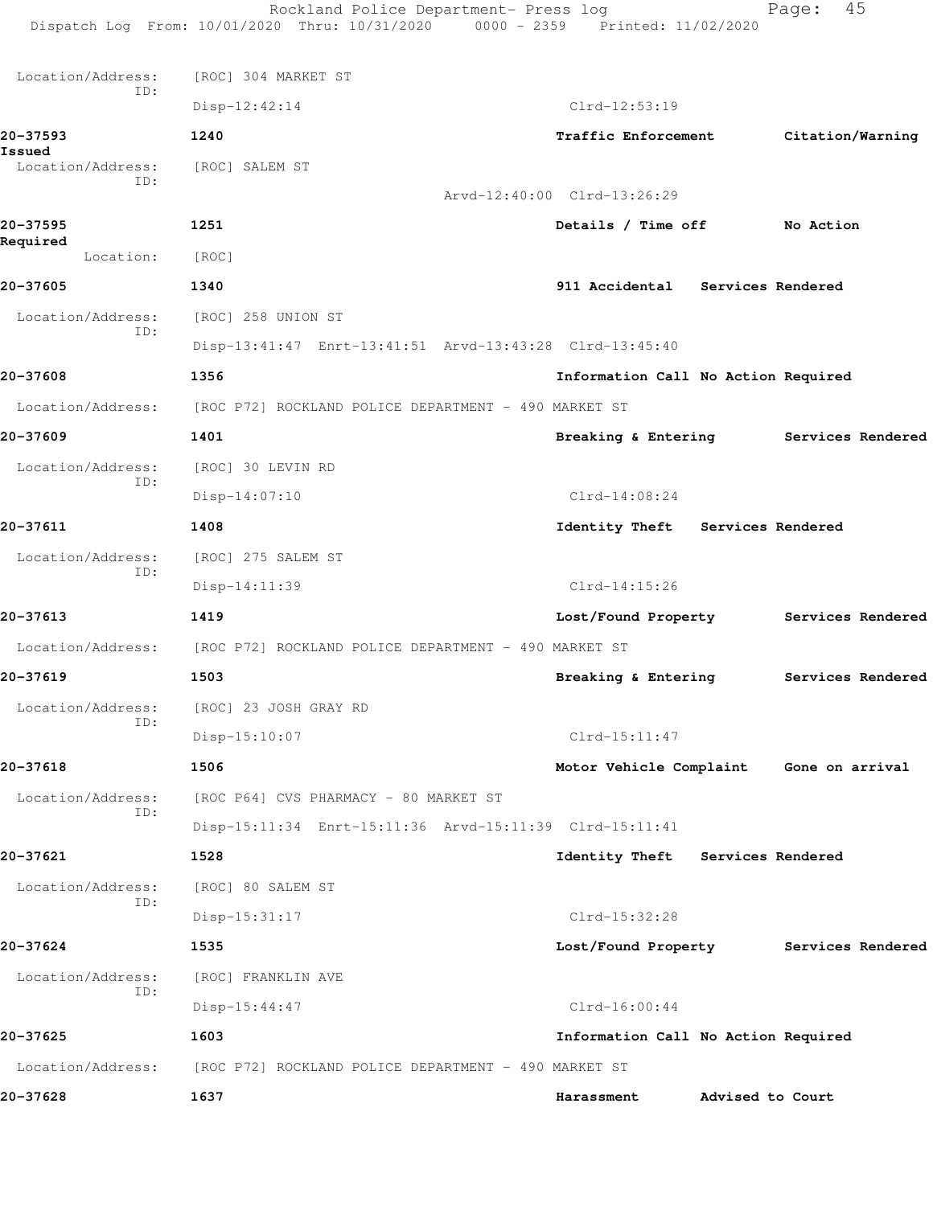Location/Address: [ROC] 304 MARKET ST
ID:
Disp-12:42:14 Clrd-12:53:19

**20-37593** **1240** **Traffic Enforcement** **Citation/Warning Issued**
Location/Address: [ROC] SALEM ST
ID:
Arvd-12:40:00 Clrd-13:26:29

**20-37595** **1251** **Details / Time off** **No Action Required**
Location: [ROC]

**20-37605** **1340** **911 Accidental** **Services Rendered**
Location/Address: [ROC] 258 UNION ST
ID:
Disp-13:41:47 Enrt-13:41:51 Arvd-13:43:28 Clrd-13:45:40

**20-37608** **1356** **Information Call** **No Action Required**
Location/Address: [ROC P72] ROCKLAND POLICE DEPARTMENT - 490 MARKET ST

**20-37609** **1401** **Breaking & Entering** **Services Rendered**
Location/Address: [ROC] 30 LEVIN RD
ID:
Disp-14:07:10 Clrd-14:08:24

**20-37611** **1408** **Identity Theft** **Services Rendered**
Location/Address: [ROC] 275 SALEM ST
ID:
Disp-14:11:39 Clrd-14:15:26

**20-37613** **1419** **Lost/Found Property** **Services Rendered**
Location/Address: [ROC P72] ROCKLAND POLICE DEPARTMENT - 490 MARKET ST

**20-37619** **1503** **Breaking & Entering** **Services Rendered**
Location/Address: [ROC] 23 JOSH GRAY RD
ID:
Disp-15:10:07 Clrd-15:11:47

**20-37618** **1506** **Motor Vehicle Complaint** **Gone on arrival**
Location/Address: [ROC P64] CVS PHARMACY - 80 MARKET ST
ID:
Disp-15:11:34 Enrt-15:11:36 Arvd-15:11:39 Clrd-15:11:41

**20-37621** **1528** **Identity Theft** **Services Rendered**
Location/Address: [ROC] 80 SALEM ST
ID:
Disp-15:31:17 Clrd-15:32:28

**20-37624** **1535** **Lost/Found Property** **Services Rendered**
Location/Address: [ROC] FRANKLIN AVE
ID:
Disp-15:44:47 Clrd-16:00:44

**20-37625** **1603** **Information Call** **No Action Required**
Location/Address: [ROC P72] ROCKLAND POLICE DEPARTMENT - 490 MARKET ST

**20-37628** **1637** **Harassment** **Advised to Court**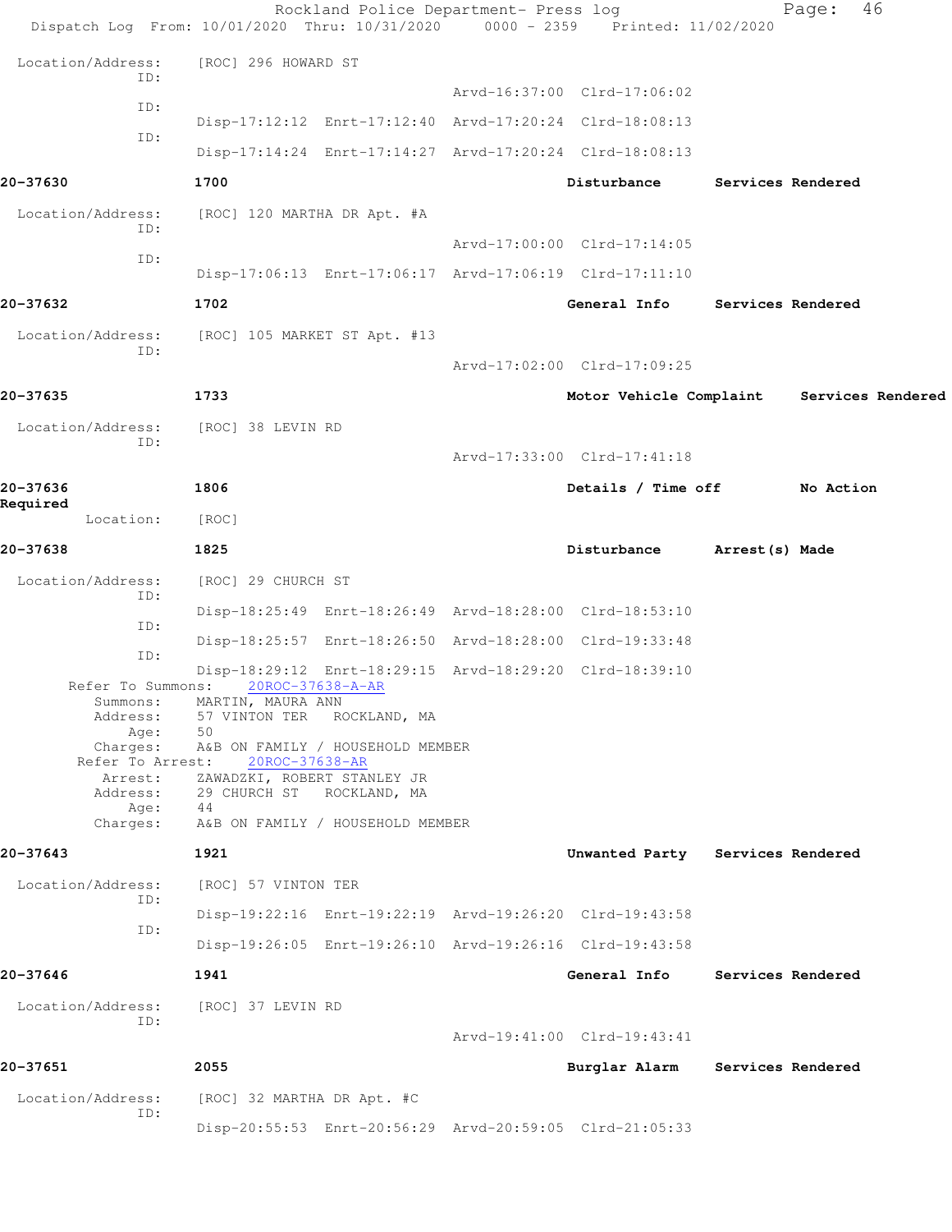Location/Address: [ROC] 296 HOWARD ST
ID:
Arvd-16:37:00 Clrd-17:06:02
ID:
Disp-17:12:12 Enrt-17:12:40 Arvd-17:20:24 Clrd-18:08:13
ID:
Disp-17:14:24 Enrt-17:14:27 Arvd-17:20:24 Clrd-18:08:13

**20-37630** **1700** **Disturbance** **Services Rendered**

Location/Address: [ROC] 120 MARTHA DR Apt. #A
ID:
Arvd-17:00:00 Clrd-17:14:05
ID:
Disp-17:06:13 Enrt-17:06:17 Arvd-17:06:19 Clrd-17:11:10

**20-37632** **1702** **General Info** **Services Rendered**

Location/Address: [ROC] 105 MARKET ST Apt. #13
ID:
Arvd-17:02:00 Clrd-17:09:25

**20-37635** **1733** **Motor Vehicle Complaint** **Services Rendered**

Location/Address: [ROC] 38 LEVIN RD
ID:
Arvd-17:33:00 Clrd-17:41:18

**20-37636** **1806** **Details / Time off** **No Action Required**

Location: [ROC]

**20-37638** **1825** **Disturbance** **Arrest(s) Made**

Location/Address: [ROC] 29 CHURCH ST
ID:
Disp-18:25:49 Enrt-18:26:49 Arvd-18:28:00 Clrd-18:53:10
ID:
Disp-18:25:57 Enrt-18:26:50 Arvd-18:28:00 Clrd-19:33:48
ID:
Disp-18:29:12 Enrt-18:29:15 Arvd-18:29:20 Clrd-18:39:10

Refer To Summons: 20ROC-37638-A-AR
Summons: MARTIN, MAURA ANN
Address: 57 VINTON TER ROCKLAND, MA
Age: 50
Charges: A&B ON FAMILY / HOUSEHOLD MEMBER

Refer To Arrest: 20ROC-37638-AR
Arrest: ZAWADZKI, ROBERT STANLEY JR
Address: 29 CHURCH ST ROCKLAND, MA
Age: 44
Charges: A&B ON FAMILY / HOUSEHOLD MEMBER

**20-37643** **1921** **Unwanted Party** **Services Rendered**

Location/Address: [ROC] 57 VINTON TER
ID:
Disp-19:22:16 Enrt-19:22:19 Arvd-19:26:20 Clrd-19:43:58
ID:
Disp-19:26:05 Enrt-19:26:10 Arvd-19:26:16 Clrd-19:43:58

**20-37646** **1941** **General Info** **Services Rendered**

Location/Address: [ROC] 37 LEVIN RD
ID:
Arvd-19:41:00 Clrd-19:43:41

**20-37651** **2055** **Burglar Alarm** **Services Rendered**

Location/Address: [ROC] 32 MARTHA DR Apt. #C
ID:
Disp-20:55:53 Enrt-20:56:29 Arvd-20:59:05 Clrd-21:05:33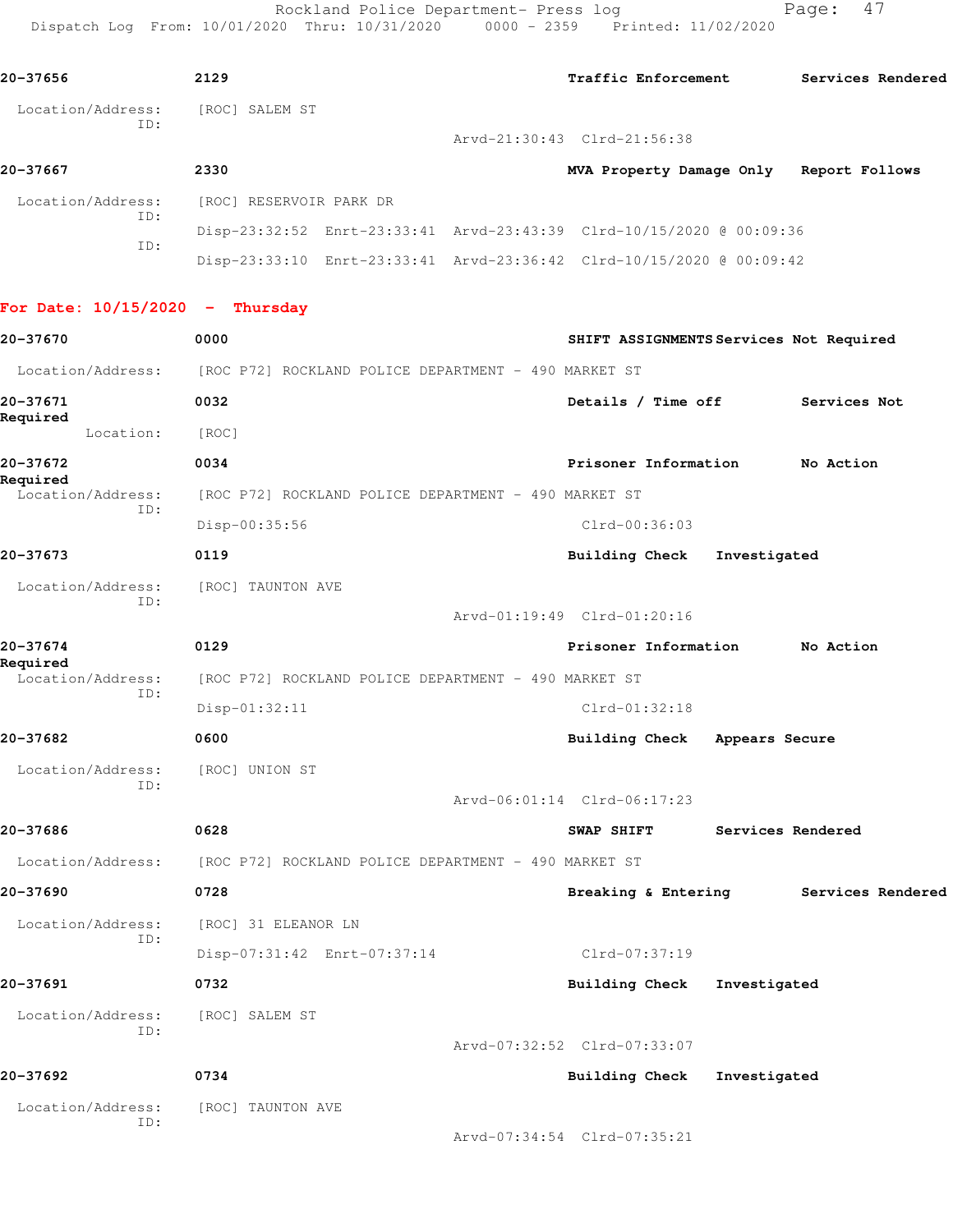**20-37656** 2129 **Traffic Enforcement** **Services Rendered**

Location/Address: [ROC] SALEM ST
ID:
Arvd-21:30:43 Clrd-21:56:38

**20-37667** 2330 **MVA Property Damage Only** **Report Follows**

Location/Address: [ROC] RESERVOIR PARK DR
ID:
Disp-23:32:52 Enrt-23:33:41 Arvd-23:43:39 Clrd-10/15/2020 @ 00:09:36
ID:
Disp-23:33:10 Enrt-23:33:41 Arvd-23:36:42 Clrd-10/15/2020 @ 00:09:42

## For Date: 10/15/2020 - Thursday

**20-37670** 0000 **SHIFT ASSIGNMENTS** **Services Not Required**

Location/Address: [ROC P72] ROCKLAND POLICE DEPARTMENT - 490 MARKET ST

**20-37671** 0032 **Details / Time off** **Services Not Required**

Location: [ROC]

**20-37672** 0034 **Prisoner Information** **No Action Required**

Location/Address: [ROC P72] ROCKLAND POLICE DEPARTMENT - 490 MARKET ST
ID:
Disp-00:35:56 Clrd-00:36:03

**20-37673** 0119 **Building Check** **Investigated**

Location/Address: [ROC] TAUNTON AVE
ID:
Arvd-01:19:49 Clrd-01:20:16

**20-37674** 0129 **Prisoner Information** **No Action Required**

Location/Address: [ROC P72] ROCKLAND POLICE DEPARTMENT - 490 MARKET ST
ID:
Disp-01:32:11 Clrd-01:32:18

**20-37682** 0600 **Building Check** **Appears Secure**

Location/Address: [ROC] UNION ST
ID:
Arvd-06:01:14 Clrd-06:17:23

**20-37686** 0628 **SWAP SHIFT** **Services Rendered**

Location/Address: [ROC P72] ROCKLAND POLICE DEPARTMENT - 490 MARKET ST

**20-37690** 0728 **Breaking & Entering** **Services Rendered**

Location/Address: [ROC] 31 ELEANOR LN
ID:
Disp-07:31:42 Enrt-07:37:14 Clrd-07:37:19

**20-37691** 0732 **Building Check** **Investigated**

Location/Address: [ROC] SALEM ST
ID:
Arvd-07:32:52 Clrd-07:33:07

**20-37692** 0734 **Building Check** **Investigated**

Location/Address: [ROC] TAUNTON AVE
ID:
Arvd-07:34:54 Clrd-07:35:21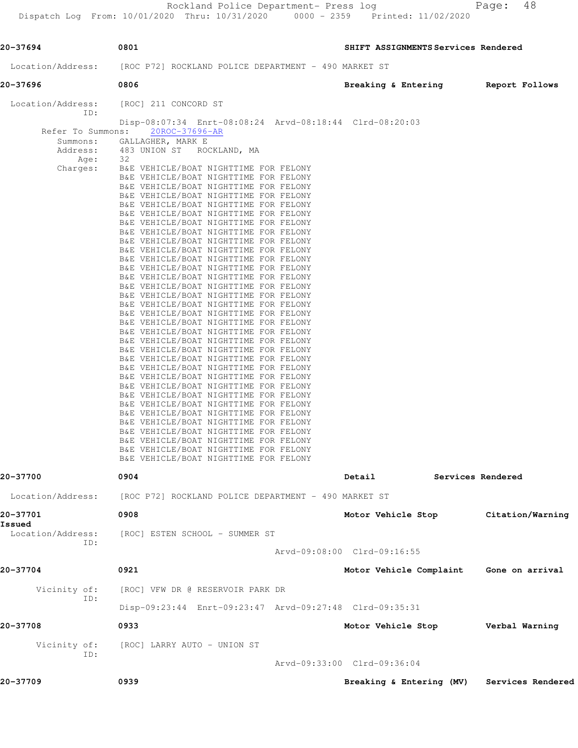**20-37694** 0801 **SHIFT ASSIGNMENTS Services Rendered**

Location/Address: [ROC P72] ROCKLAND POLICE DEPARTMENT - 490 MARKET ST

**20-37696** 0806 **Breaking & Entering Report Follows**

Location/Address: [ROC] 211 CONCORD ST
ID:
Disp-08:07:34 Enrt-08:08:24 Arvd-08:18:44 Clrd-08:20:03

Refer To Summons: 20ROC-37696-AR
Summons: GALLAGHER, MARK E
Address: 483 UNION ST ROCKLAND, MA
Age: 32
Charges: B&E VEHICLE/BOAT NIGHTTIME FOR FELONY
B&E VEHICLE/BOAT NIGHTTIME FOR FELONY
B&E VEHICLE/BOAT NIGHTTIME FOR FELONY
B&E VEHICLE/BOAT NIGHTTIME FOR FELONY
B&E VEHICLE/BOAT NIGHTTIME FOR FELONY
B&E VEHICLE/BOAT NIGHTTIME FOR FELONY
B&E VEHICLE/BOAT NIGHTTIME FOR FELONY
B&E VEHICLE/BOAT NIGHTTIME FOR FELONY
B&E VEHICLE/BOAT NIGHTTIME FOR FELONY
B&E VEHICLE/BOAT NIGHTTIME FOR FELONY
B&E VEHICLE/BOAT NIGHTTIME FOR FELONY
B&E VEHICLE/BOAT NIGHTTIME FOR FELONY
B&E VEHICLE/BOAT NIGHTTIME FOR FELONY
B&E VEHICLE/BOAT NIGHTTIME FOR FELONY
B&E VEHICLE/BOAT NIGHTTIME FOR FELONY
B&E VEHICLE/BOAT NIGHTTIME FOR FELONY
B&E VEHICLE/BOAT NIGHTTIME FOR FELONY
B&E VEHICLE/BOAT NIGHTTIME FOR FELONY
B&E VEHICLE/BOAT NIGHTTIME FOR FELONY
B&E VEHICLE/BOAT NIGHTTIME FOR FELONY
B&E VEHICLE/BOAT NIGHTTIME FOR FELONY
B&E VEHICLE/BOAT NIGHTTIME FOR FELONY
B&E VEHICLE/BOAT NIGHTTIME FOR FELONY
B&E VEHICLE/BOAT NIGHTTIME FOR FELONY
B&E VEHICLE/BOAT NIGHTTIME FOR FELONY
B&E VEHICLE/BOAT NIGHTTIME FOR FELONY
B&E VEHICLE/BOAT NIGHTTIME FOR FELONY
B&E VEHICLE/BOAT NIGHTTIME FOR FELONY
B&E VEHICLE/BOAT NIGHTTIME FOR FELONY
B&E VEHICLE/BOAT NIGHTTIME FOR FELONY
B&E VEHICLE/BOAT NIGHTTIME FOR FELONY
B&E VEHICLE/BOAT NIGHTTIME FOR FELONY
B&E VEHICLE/BOAT NIGHTTIME FOR FELONY

**20-37700** 0904 **Detail Services Rendered**

Location/Address: [ROC P72] ROCKLAND POLICE DEPARTMENT - 490 MARKET ST

**20-37701** 0908 **Motor Vehicle Stop Citation/Warning Issued**

Location/Address: [ROC] ESTEN SCHOOL - SUMMER ST
ID:
Arvd-09:08:00 Clrd-09:16:55

**20-37704** 0921 **Motor Vehicle Complaint Gone on arrival**

Vicinity of: [ROC] VFW DR @ RESERVOIR PARK DR
ID:
Disp-09:23:44 Enrt-09:23:47 Arvd-09:27:48 Clrd-09:35:31

**20-37708** 0933 **Motor Vehicle Stop Verbal Warning**

Vicinity of: [ROC] LARRY AUTO - UNION ST
ID:
Arvd-09:33:00 Clrd-09:36:04

**20-37709** 0939 **Breaking & Entering (MV) Services Rendered**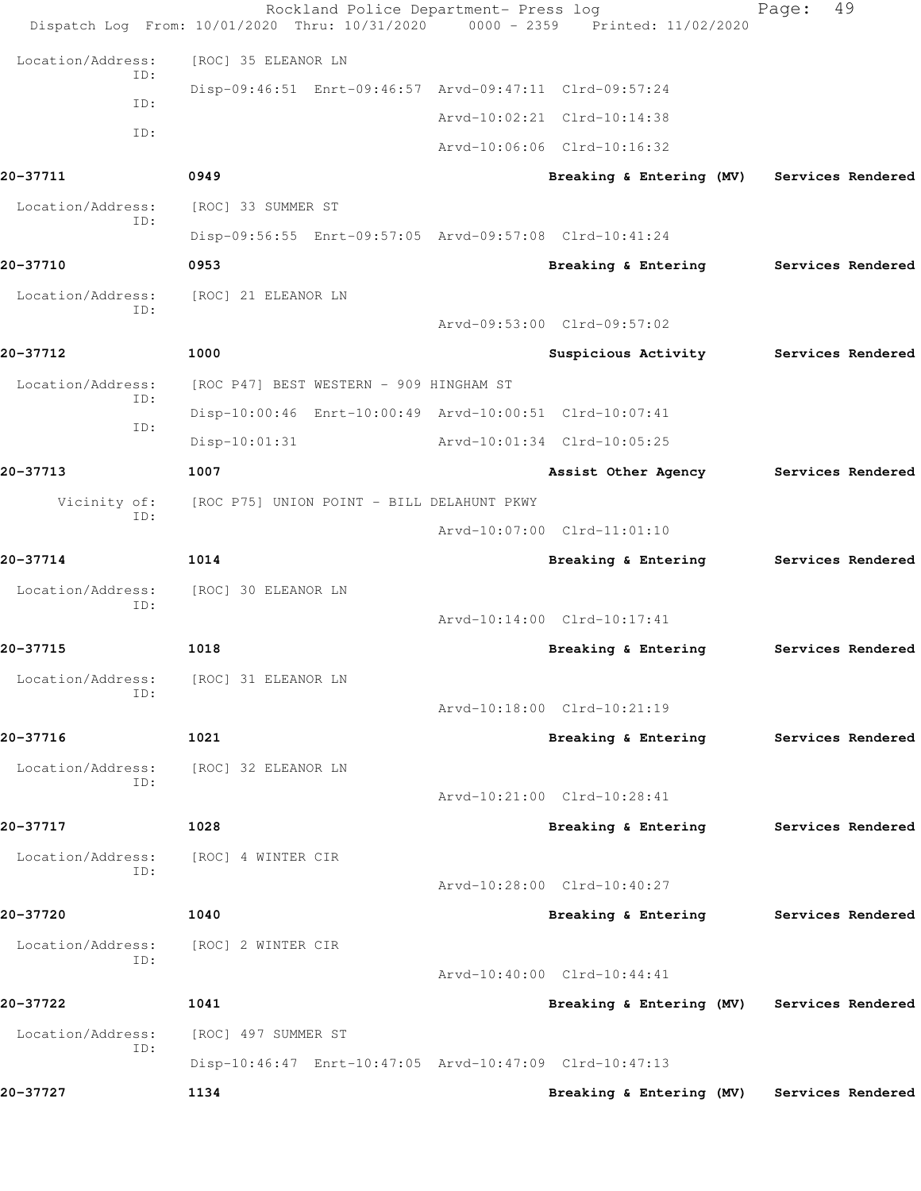Location/Address: [ROC] 35 ELEANOR LN
ID:
Disp-09:46:51 Enrt-09:46:57 Arvd-09:47:11 Clrd-09:57:24
ID:
Arvd-10:02:21 Clrd-10:14:38
ID:
Arvd-10:06:06 Clrd-10:16:32

**20-37711** 0949 Breaking & Entering (MV) Services Rendered

Location/Address: [ROC] 33 SUMMER ST
ID:
Disp-09:56:55 Enrt-09:57:05 Arvd-09:57:08 Clrd-10:41:24

**20-37710** 0953 Breaking & Entering Services Rendered

Location/Address: [ROC] 21 ELEANOR LN
ID:
Arvd-09:53:00 Clrd-09:57:02

**20-37712** 1000 Suspicious Activity Services Rendered

Location/Address: [ROC P47] BEST WESTERN - 909 HINGHAM ST
ID:
Disp-10:00:46 Enrt-10:00:49 Arvd-10:00:51 Clrd-10:07:41
ID:
Disp-10:01:31 Arvd-10:01:34 Clrd-10:05:25

**20-37713** 1007 Assist Other Agency Services Rendered

Vicinity of: [ROC P75] UNION POINT - BILL DELAHUNT PKWY
ID:
Arvd-10:07:00 Clrd-11:01:10

**20-37714** 1014 Breaking & Entering Services Rendered

Location/Address: [ROC] 30 ELEANOR LN
ID:
Arvd-10:14:00 Clrd-10:17:41

**20-37715** 1018 Breaking & Entering Services Rendered

Location/Address: [ROC] 31 ELEANOR LN
ID:
Arvd-10:18:00 Clrd-10:21:19

**20-37716** 1021 Breaking & Entering Services Rendered

Location/Address: [ROC] 32 ELEANOR LN
ID:
Arvd-10:21:00 Clrd-10:28:41

**20-37717** 1028 Breaking & Entering Services Rendered

Location/Address: [ROC] 4 WINTER CIR
ID:
Arvd-10:28:00 Clrd-10:40:27

**20-37720** 1040 Breaking & Entering Services Rendered

Location/Address: [ROC] 2 WINTER CIR
ID:
Arvd-10:40:00 Clrd-10:44:41

**20-37722** 1041 Breaking & Entering (MV) Services Rendered

Location/Address: [ROC] 497 SUMMER ST
ID:
Disp-10:46:47 Enrt-10:47:05 Arvd-10:47:09 Clrd-10:47:13

**20-37727** 1134 Breaking & Entering (MV) Services Rendered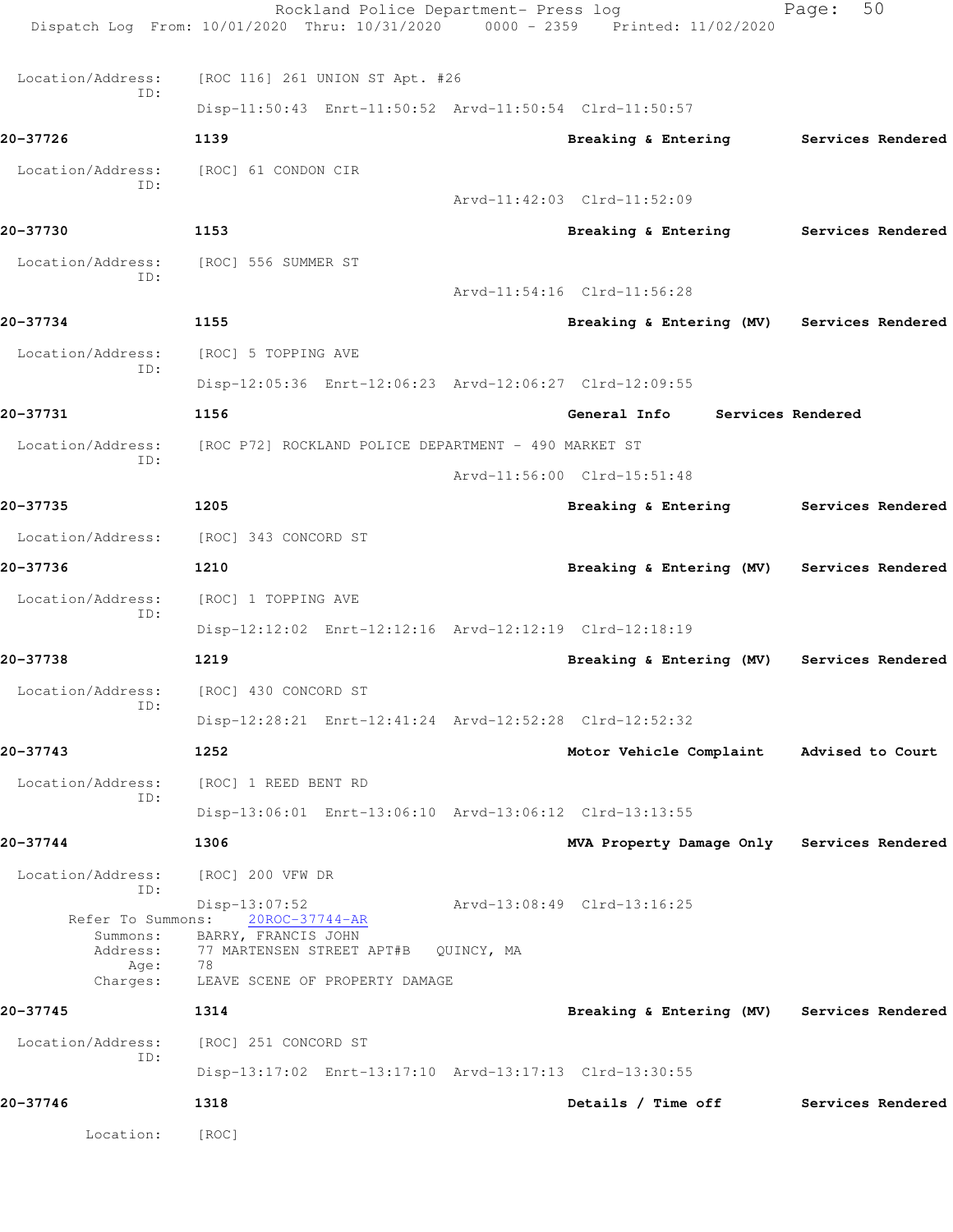Location/Address: [ROC 116] 261 UNION ST Apt. #26
ID:
Disp-11:50:43 Enrt-11:50:52 Arvd-11:50:54 Clrd-11:50:57

**20-37726** 1139 **Breaking & Entering** **Services Rendered**

Location/Address: [ROC] 61 CONDON CIR
ID:
Arvd-11:42:03 Clrd-11:52:09

**20-37730** 1153 **Breaking & Entering** **Services Rendered**

Location/Address: [ROC] 556 SUMMER ST
ID:
Arvd-11:54:16 Clrd-11:56:28

**20-37734** 1155 **Breaking & Entering (MV)** **Services Rendered**

Location/Address: [ROC] 5 TOPPING AVE
ID:
Disp-12:05:36 Enrt-12:06:23 Arvd-12:06:27 Clrd-12:09:55

**20-37731** 1156 **General Info** **Services Rendered**

Location/Address: [ROC P72] ROCKLAND POLICE DEPARTMENT - 490 MARKET ST
ID:
Arvd-11:56:00 Clrd-15:51:48

**20-37735** 1205 **Breaking & Entering** **Services Rendered**

Location/Address: [ROC] 343 CONCORD ST

**20-37736** 1210 **Breaking & Entering (MV)** **Services Rendered**

Location/Address: [ROC] 1 TOPPING AVE
ID:
Disp-12:12:02 Enrt-12:12:16 Arvd-12:12:19 Clrd-12:18:19

**20-37738** 1219 **Breaking & Entering (MV)** **Services Rendered**

Location/Address: [ROC] 430 CONCORD ST
ID:
Disp-12:28:21 Enrt-12:41:24 Arvd-12:52:28 Clrd-12:52:32

**20-37743** 1252 **Motor Vehicle Complaint** **Advised to Court**

Location/Address: [ROC] 1 REED BENT RD
ID:
Disp-13:06:01 Enrt-13:06:10 Arvd-13:06:12 Clrd-13:13:55

**20-37744** 1306 **MVA Property Damage Only** **Services Rendered**

Location/Address: [ROC] 200 VFW DR
ID:
Disp-13:07:52 Arvd-13:08:49 Clrd-13:16:25
Refer To Summons: 20ROC-37744-AR
Summons: BARRY, FRANCIS JOHN
Address: 77 MARTENSEN STREET APT#B QUINCY, MA
Age: 78
Charges: LEAVE SCENE OF PROPERTY DAMAGE

**20-37745** 1314 **Breaking & Entering (MV)** **Services Rendered**

Location/Address: [ROC] 251 CONCORD ST
ID:
Disp-13:17:02 Enrt-13:17:10 Arvd-13:17:13 Clrd-13:30:55

**20-37746** 1318 **Details / Time off** **Services Rendered**

Location: [ROC]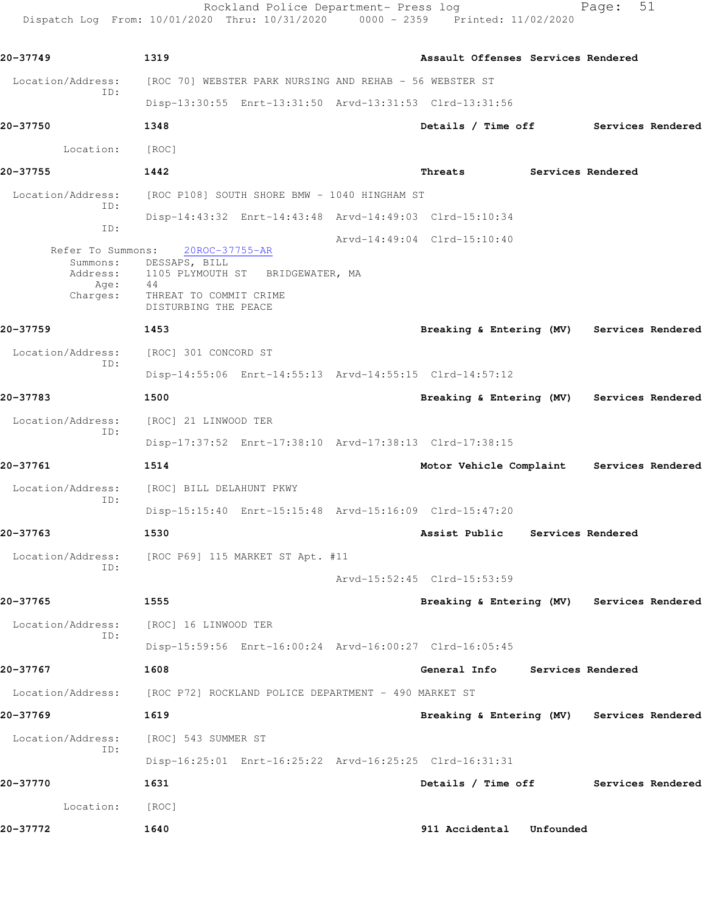**20-37749** 1319 **Assault Offenses Services Rendered**

Location/Address: [ROC 70] WEBSTER PARK NURSING AND REHAB - 56 WEBSTER ST
ID:
Disp-13:30:55 Enrt-13:31:50 Arvd-13:31:53 Clrd-13:31:56

**20-37750** 1348 **Details / Time off Services Rendered**

Location: [ROC]

**20-37755** 1442 **Threats Services Rendered**

Location/Address: [ROC P108] SOUTH SHORE BMW - 1040 HINGHAM ST
ID:
Disp-14:43:32 Enrt-14:43:48 Arvd-14:49:03 Clrd-15:10:34
ID:
Arvd-14:49:04 Clrd-15:10:40

Refer To Summons: 20ROC-37755-AR
Summons: DESSAPS, BILL
Address: 1105 PLYMOUTH ST BRIDGEWATER, MA
Age: 44
Charges: THREAT TO COMMIT CRIME
DISTURBING THE PEACE

**20-37759** 1453 **Breaking & Entering (MV) Services Rendered**

Location/Address: [ROC] 301 CONCORD ST
ID:
Disp-14:55:06 Enrt-14:55:13 Arvd-14:55:15 Clrd-14:57:12

**20-37783** 1500 **Breaking & Entering (MV) Services Rendered**

Location/Address: [ROC] 21 LINWOOD TER
ID:
Disp-17:37:52 Enrt-17:38:10 Arvd-17:38:13 Clrd-17:38:15

**20-37761** 1514 **Motor Vehicle Complaint Services Rendered**

Location/Address: [ROC] BILL DELAHUNT PKWY
ID:
Disp-15:15:40 Enrt-15:15:48 Arvd-15:16:09 Clrd-15:47:20

**20-37763** 1530 **Assist Public Services Rendered**

Location/Address: [ROC P69] 115 MARKET ST Apt. #11
ID:
Arvd-15:52:45 Clrd-15:53:59

**20-37765** 1555 **Breaking & Entering (MV) Services Rendered**

Location/Address: [ROC] 16 LINWOOD TER
ID:
Disp-15:59:56 Enrt-16:00:24 Arvd-16:00:27 Clrd-16:05:45

**20-37767** 1608 **General Info Services Rendered**

Location/Address: [ROC P72] ROCKLAND POLICE DEPARTMENT - 490 MARKET ST

**20-37769** 1619 **Breaking & Entering (MV) Services Rendered**

Location/Address: [ROC] 543 SUMMER ST
ID:
Disp-16:25:01 Enrt-16:25:22 Arvd-16:25:25 Clrd-16:31:31

**20-37770** 1631 **Details / Time off Services Rendered**

Location: [ROC]

**20-37772** 1640 **911 Accidental Unfounded**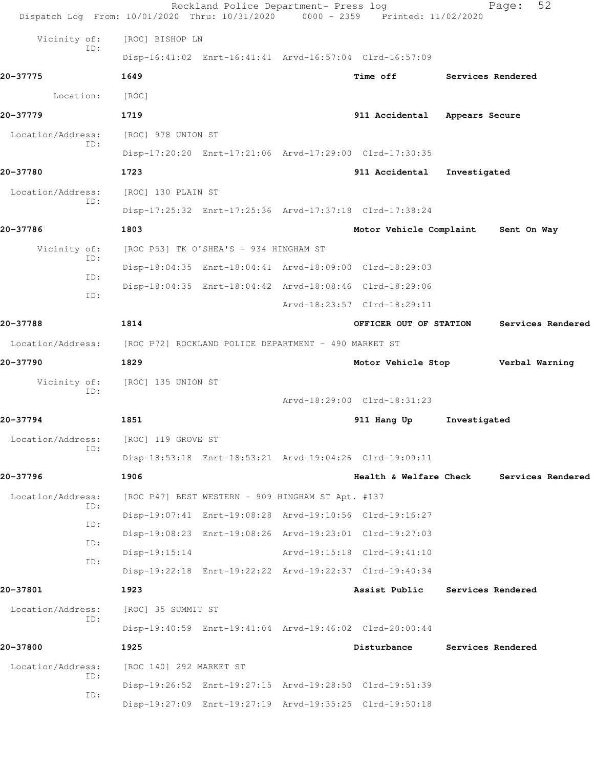Vicinity of: [ROC] BISHOP LN
ID:
Disp-16:41:02 Enrt-16:41:41 Arvd-16:57:04 Clrd-16:57:09

**20-37775** 1649 Time off Services Rendered

Location: [ROC]

**20-37779** 1719 911 Accidental Appears Secure

Location/Address: [ROC] 978 UNION ST
ID:
Disp-17:20:20 Enrt-17:21:06 Arvd-17:29:00 Clrd-17:30:35

**20-37780** 1723 911 Accidental Investigated

Location/Address: [ROC] 130 PLAIN ST
ID:
Disp-17:25:32 Enrt-17:25:36 Arvd-17:37:18 Clrd-17:38:24

**20-37786** 1803 Motor Vehicle Complaint Sent On Way

Vicinity of: [ROC P53] TK O'SHEA'S - 934 HINGHAM ST
ID:
Disp-18:04:35 Enrt-18:04:41 Arvd-18:09:00 Clrd-18:29:03
ID:
Disp-18:04:35 Enrt-18:04:42 Arvd-18:08:46 Clrd-18:29:06
ID:
Arvd-18:23:57 Clrd-18:29:11

**20-37788** 1814 OFFICER OUT OF STATION Services Rendered

Location/Address: [ROC P72] ROCKLAND POLICE DEPARTMENT - 490 MARKET ST

**20-37790** 1829 Motor Vehicle Stop Verbal Warning

Vicinity of: [ROC] 135 UNION ST
ID:
Arvd-18:29:00 Clrd-18:31:23

**20-37794** 1851 911 Hang Up Investigated

Location/Address: [ROC] 119 GROVE ST
ID:
Disp-18:53:18 Enrt-18:53:21 Arvd-19:04:26 Clrd-19:09:11

**20-37796** 1906 Health & Welfare Check Services Rendered

Location/Address: [ROC P47] BEST WESTERN - 909 HINGHAM ST Apt. #137
ID:
Disp-19:07:41 Enrt-19:08:28 Arvd-19:10:56 Clrd-19:16:27
ID:
Disp-19:08:23 Enrt-19:08:26 Arvd-19:23:01 Clrd-19:27:03
ID:
Disp-19:15:14 Arvd-19:15:18 Clrd-19:41:10
ID:
Disp-19:22:18 Enrt-19:22:22 Arvd-19:22:37 Clrd-19:40:34

**20-37801** 1923 Assist Public Services Rendered

Location/Address: [ROC] 35 SUMMIT ST
ID:
Disp-19:40:59 Enrt-19:41:04 Arvd-19:46:02 Clrd-20:00:44

**20-37800** 1925 Disturbance Services Rendered

Location/Address: [ROC 140] 292 MARKET ST
ID:
Disp-19:26:52 Enrt-19:27:15 Arvd-19:28:50 Clrd-19:51:39
ID:
Disp-19:27:09 Enrt-19:27:19 Arvd-19:35:25 Clrd-19:50:18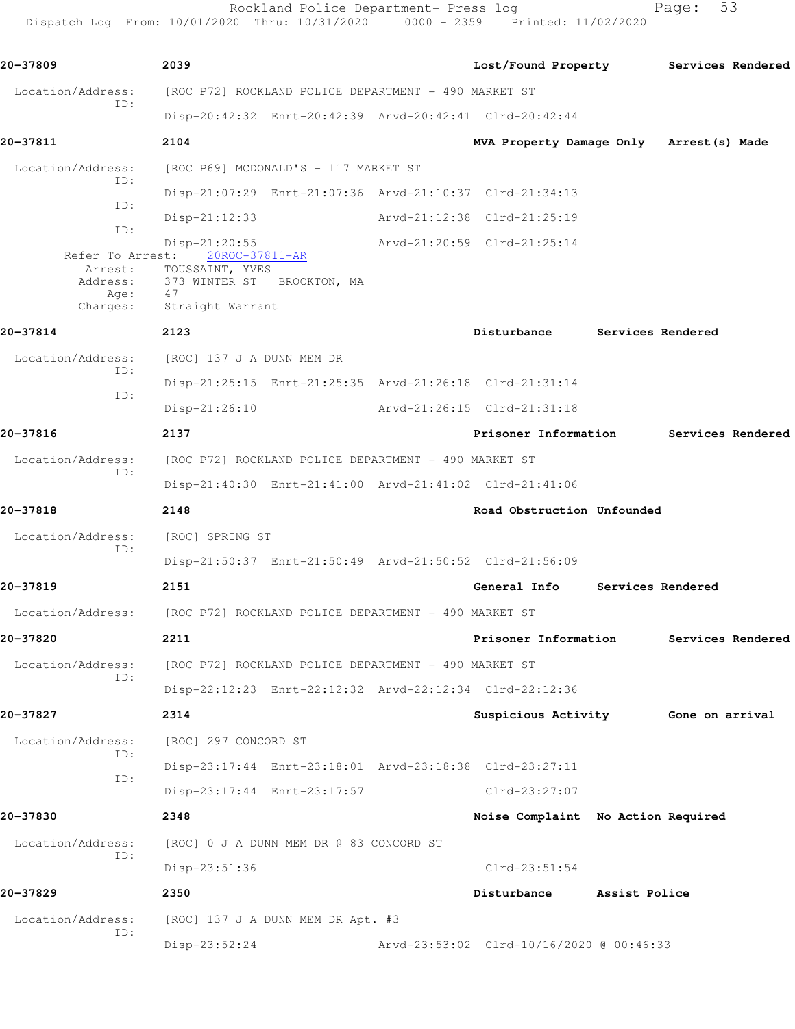**20-37809** 2039 **Lost/Found Property** **Services Rendered**

Location/Address: [ROC P72] ROCKLAND POLICE DEPARTMENT - 490 MARKET ST
ID:
Disp-20:42:32 Enrt-20:42:39 Arvd-20:42:41 Clrd-20:42:44

**20-37811** 2104 **MVA Property Damage Only** **Arrest(s) Made**

Location/Address: [ROC P69] MCDONALD'S - 117 MARKET ST
ID:
Disp-21:07:29 Enrt-21:07:36 Arvd-21:10:37 Clrd-21:34:13
ID:
Disp-21:12:33 Arvd-21:12:38 Clrd-21:25:19
ID:
Disp-21:20:55 Arvd-21:20:59 Clrd-21:25:14
Refer To Arrest: 20ROC-37811-AR
Arrest: TOUSSAINT, YVES
Address: 373 WINTER ST BROCKTON, MA
Age: 47
Charges: Straight Warrant

**20-37814** 2123 **Disturbance** **Services Rendered**

Location/Address: [ROC] 137 J A DUNN MEM DR
ID:
Disp-21:25:15 Enrt-21:25:35 Arvd-21:26:18 Clrd-21:31:14
ID:
Disp-21:26:10 Arvd-21:26:15 Clrd-21:31:18

**20-37816** 2137 **Prisoner Information** **Services Rendered**

Location/Address: [ROC P72] ROCKLAND POLICE DEPARTMENT - 490 MARKET ST
ID:
Disp-21:40:30 Enrt-21:41:00 Arvd-21:41:02 Clrd-21:41:06

**20-37818** 2148 **Road Obstruction** **Unfounded**

Location/Address: [ROC] SPRING ST
ID:
Disp-21:50:37 Enrt-21:50:49 Arvd-21:50:52 Clrd-21:56:09

**20-37819** 2151 **General Info** **Services Rendered**

Location/Address: [ROC P72] ROCKLAND POLICE DEPARTMENT - 490 MARKET ST

**20-37820** 2211 **Prisoner Information** **Services Rendered**

Location/Address: [ROC P72] ROCKLAND POLICE DEPARTMENT - 490 MARKET ST
ID:
Disp-22:12:23 Enrt-22:12:32 Arvd-22:12:34 Clrd-22:12:36

**20-37827** 2314 **Suspicious Activity** **Gone on arrival**

Location/Address: [ROC] 297 CONCORD ST
ID:
Disp-23:17:44 Enrt-23:18:01 Arvd-23:18:38 Clrd-23:27:11
ID:
Disp-23:17:44 Enrt-23:17:57 Clrd-23:27:07

**20-37830** 2348 **Noise Complaint** **No Action Required**

Location/Address: [ROC] 0 J A DUNN MEM DR @ 83 CONCORD ST
ID:
Disp-23:51:36 Clrd-23:51:54

**20-37829** 2350 **Disturbance** **Assist Police**

Location/Address: [ROC] 137 J A DUNN MEM DR Apt. #3
ID:
Disp-23:52:24 Arvd-23:53:02 Clrd-10/16/2020 @ 00:46:33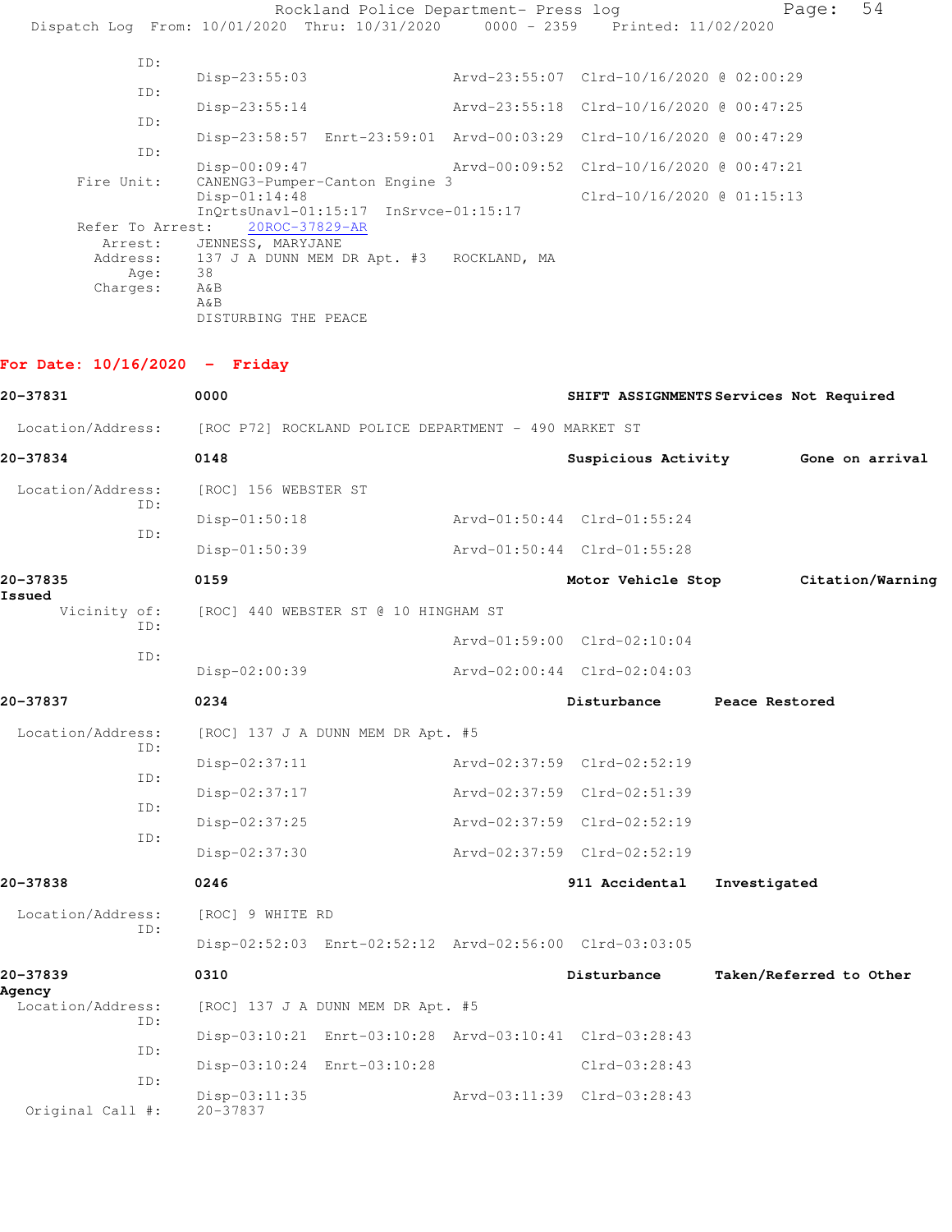```
ID:
            Disp-23:55:03                Arvd-23:55:07  Clrd-10/16/2020 @ 02:00:29
ID:
            Disp-23:55:14                Arvd-23:55:18  Clrd-10/16/2020 @ 00:47:25
ID:
            Disp-23:58:57  Enrt-23:59:01  Arvd-00:03:29  Clrd-10/16/2020 @ 00:47:29
ID:
            Disp-00:09:47                Arvd-00:09:52  Clrd-10/16/2020 @ 00:47:21
Fire Unit:  CANENG3-Pumper-Canton Engine 3
            Disp-01:14:48                               Clrd-10/16/2020 @ 01:15:13
            InQrtsUnavl-01:15:17  InSrvce-01:15:17
Refer To Arrest:   20ROC-37829-AR
  Arrest:   JENNESS, MARYJANE
  Address:  137 J A DUNN MEM DR Apt. #3   ROCKLAND, MA
  Age:      38
  Charges:  A&B
            A&B
            DISTURBING THE PEACE
```

**For Date: 10/16/2020 - Friday**

```
20-37831        0000                          SHIFT ASSIGNMENTS Services Not Required

  Location/Address:  [ROC P72] ROCKLAND POLICE DEPARTMENT - 490 MARKET ST

20-37834        0148                          Suspicious Activity       Gone on arrival

  Location/Address:  [ROC] 156 WEBSTER ST
            ID:
                 Disp-01:50:18              Arvd-01:50:44  Clrd-01:55:24
            ID:
                 Disp-01:50:39              Arvd-01:50:44  Clrd-01:55:28

20-37835        0159                          Motor Vehicle Stop        Citation/Warning
Issued
      Vicinity of:   [ROC] 440 WEBSTER ST @ 10 HINGHAM ST
            ID:
                                            Arvd-01:59:00  Clrd-02:10:04
            ID:
                 Disp-02:00:39              Arvd-02:00:44  Clrd-02:04:03

20-37837        0234                          Disturbance        Peace Restored

  Location/Address:  [ROC] 137 J A DUNN MEM DR Apt. #5
            ID:
                 Disp-02:37:11              Arvd-02:37:59  Clrd-02:52:19
            ID:
                 Disp-02:37:17              Arvd-02:37:59  Clrd-02:51:39
            ID:
                 Disp-02:37:25              Arvd-02:37:59  Clrd-02:52:19
            ID:
                 Disp-02:37:30              Arvd-02:37:59  Clrd-02:52:19

20-37838        0246                          911 Accidental     Investigated

  Location/Address:  [ROC] 9 WHITE RD
            ID:
                 Disp-02:52:03  Enrt-02:52:12  Arvd-02:56:00  Clrd-03:03:05

20-37839        0310                          Disturbance        Taken/Referred to Other
Agency
  Location/Address:  [ROC] 137 J A DUNN MEM DR Apt. #5
            ID:
                 Disp-03:10:21  Enrt-03:10:28  Arvd-03:10:41  Clrd-03:28:43
            ID:
                 Disp-03:10:24  Enrt-03:10:28                 Clrd-03:28:43
            ID:
                 Disp-03:11:35              Arvd-03:11:39  Clrd-03:28:43
  Original Call #:   20-37837
```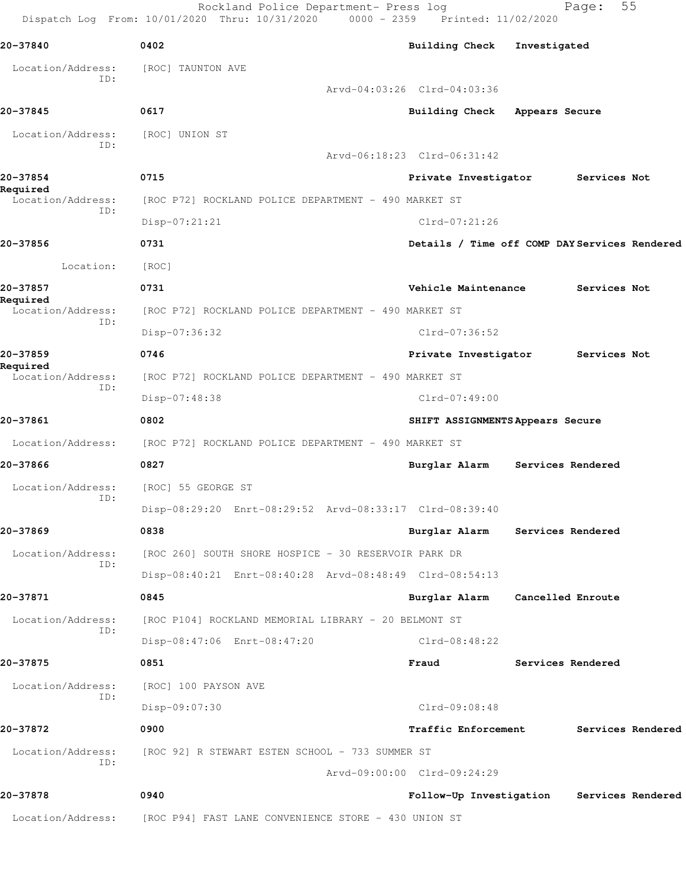**20-37840** 0402 **Building Check Investigated**

Location/Address: [ROC] TAUNTON AVE
ID:
Arvd-04:03:26 Clrd-04:03:36

**20-37845** 0617 **Building Check Appears Secure**

Location/Address: [ROC] UNION ST
ID:
Arvd-06:18:23 Clrd-06:31:42

**20-37854** 0715 **Private Investigator Services Not Required**

Location/Address: [ROC P72] ROCKLAND POLICE DEPARTMENT - 490 MARKET ST
ID:
Disp-07:21:21 Clrd-07:21:26

**20-37856** 0731 **Details / Time off COMP DAY Services Rendered**

Location: [ROC]

**20-37857** 0731 **Vehicle Maintenance Services Not Required**

Location/Address: [ROC P72] ROCKLAND POLICE DEPARTMENT - 490 MARKET ST
ID:
Disp-07:36:32 Clrd-07:36:52

**20-37859** 0746 **Private Investigator Services Not Required**

Location/Address: [ROC P72] ROCKLAND POLICE DEPARTMENT - 490 MARKET ST
ID:
Disp-07:48:38 Clrd-07:49:00

**20-37861** 0802 **SHIFT ASSIGNMENTS Appears Secure**

Location/Address: [ROC P72] ROCKLAND POLICE DEPARTMENT - 490 MARKET ST

**20-37866** 0827 **Burglar Alarm Services Rendered**

Location/Address: [ROC] 55 GEORGE ST
ID:
Disp-08:29:20 Enrt-08:29:52 Arvd-08:33:17 Clrd-08:39:40

**20-37869** 0838 **Burglar Alarm Services Rendered**

Location/Address: [ROC 260] SOUTH SHORE HOSPICE - 30 RESERVOIR PARK DR
ID:
Disp-08:40:21 Enrt-08:40:28 Arvd-08:48:49 Clrd-08:54:13

**20-37871** 0845 **Burglar Alarm Cancelled Enroute**

Location/Address: [ROC P104] ROCKLAND MEMORIAL LIBRARY - 20 BELMONT ST
ID:
Disp-08:47:06 Enrt-08:47:20 Clrd-08:48:22

**20-37875** 0851 **Fraud Services Rendered**

Location/Address: [ROC] 100 PAYSON AVE
ID:
Disp-09:07:30 Clrd-09:08:48

**20-37872** 0900 **Traffic Enforcement Services Rendered**

Location/Address: [ROC 92] R STEWART ESTEN SCHOOL - 733 SUMMER ST
ID:
Arvd-09:00:00 Clrd-09:24:29

**20-37878** 0940 **Follow-Up Investigation Services Rendered**

Location/Address: [ROC P94] FAST LANE CONVENIENCE STORE - 430 UNION ST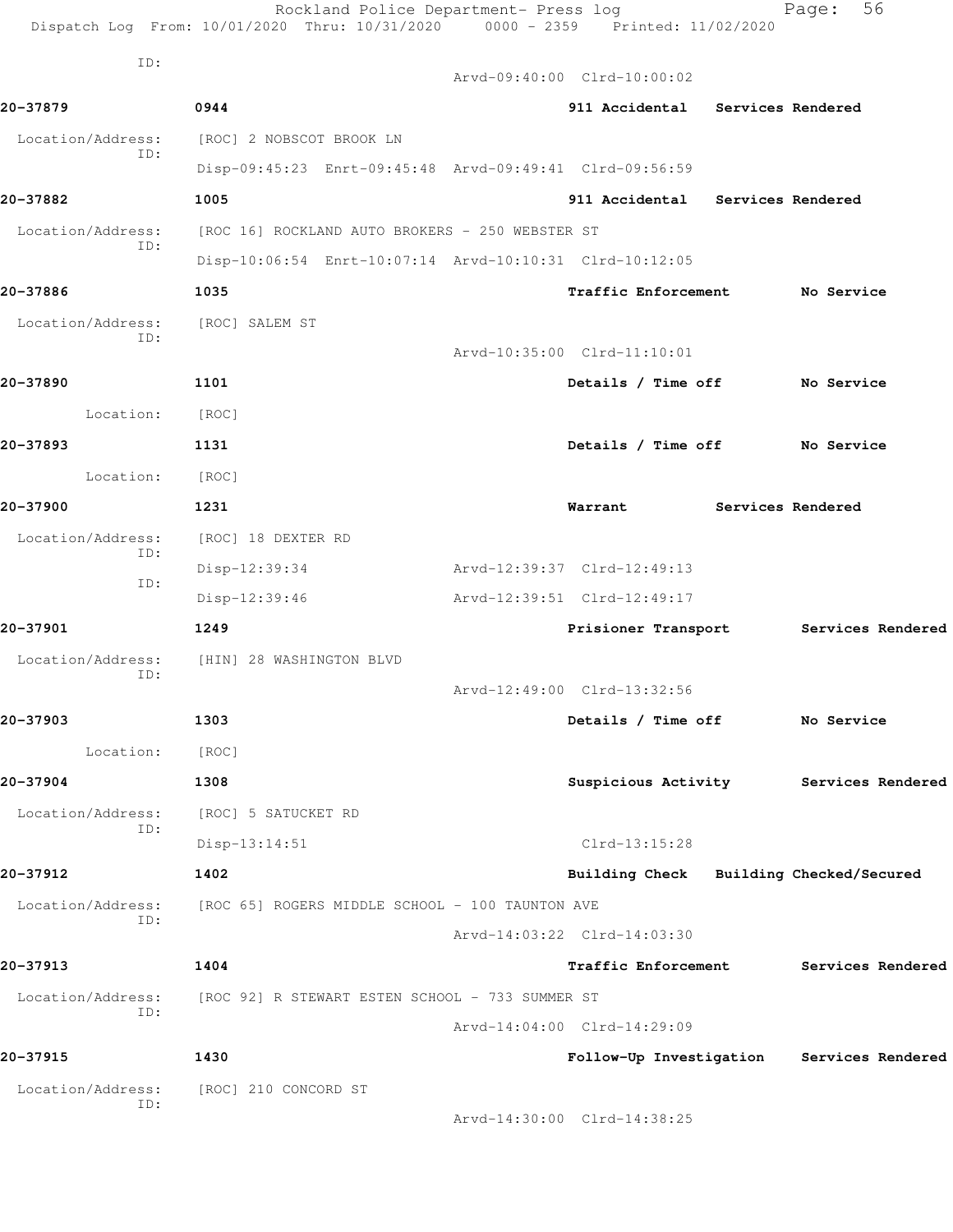ID:

Arvd-09:40:00 Clrd-10:00:02

**20-37879** 0944 **911 Accidental Services Rendered**

Location/Address: [ROC] 2 NOBSCOT BROOK LN
ID:
Disp-09:45:23 Enrt-09:45:48 Arvd-09:49:41 Clrd-09:56:59

**20-37882** 1005 **911 Accidental Services Rendered**

Location/Address: [ROC 16] ROCKLAND AUTO BROKERS - 250 WEBSTER ST
ID:
Disp-10:06:54 Enrt-10:07:14 Arvd-10:10:31 Clrd-10:12:05

**20-37886** 1035 **Traffic Enforcement No Service**

Location/Address: [ROC] SALEM ST
ID:
Arvd-10:35:00 Clrd-11:10:01

**20-37890** 1101 **Details / Time off No Service**

Location: [ROC]

**20-37893** 1131 **Details / Time off No Service**

Location: [ROC]

**20-37900** 1231 **Warrant Services Rendered**

Location/Address: [ROC] 18 DEXTER RD
ID:
Disp-12:39:34 Arvd-12:39:37 Clrd-12:49:13
ID:
Disp-12:39:46 Arvd-12:39:51 Clrd-12:49:17

**20-37901** 1249 **Prisioner Transport Services Rendered**

Location/Address: [HIN] 28 WASHINGTON BLVD
ID:
Arvd-12:49:00 Clrd-13:32:56

**20-37903** 1303 **Details / Time off No Service**

Location: [ROC]

**20-37904** 1308 **Suspicious Activity Services Rendered**

Location/Address: [ROC] 5 SATUCKET RD
ID:
Disp-13:14:51 Clrd-13:15:28

**20-37912** 1402 **Building Check Building Checked/Secured**

Location/Address: [ROC 65] ROGERS MIDDLE SCHOOL - 100 TAUNTON AVE
ID:
Arvd-14:03:22 Clrd-14:03:30

**20-37913** 1404 **Traffic Enforcement Services Rendered**

Location/Address: [ROC 92] R STEWART ESTEN SCHOOL - 733 SUMMER ST
ID:
Arvd-14:04:00 Clrd-14:29:09

**20-37915** 1430 **Follow-Up Investigation Services Rendered**

Location/Address: [ROC] 210 CONCORD ST
ID:
Arvd-14:30:00 Clrd-14:38:25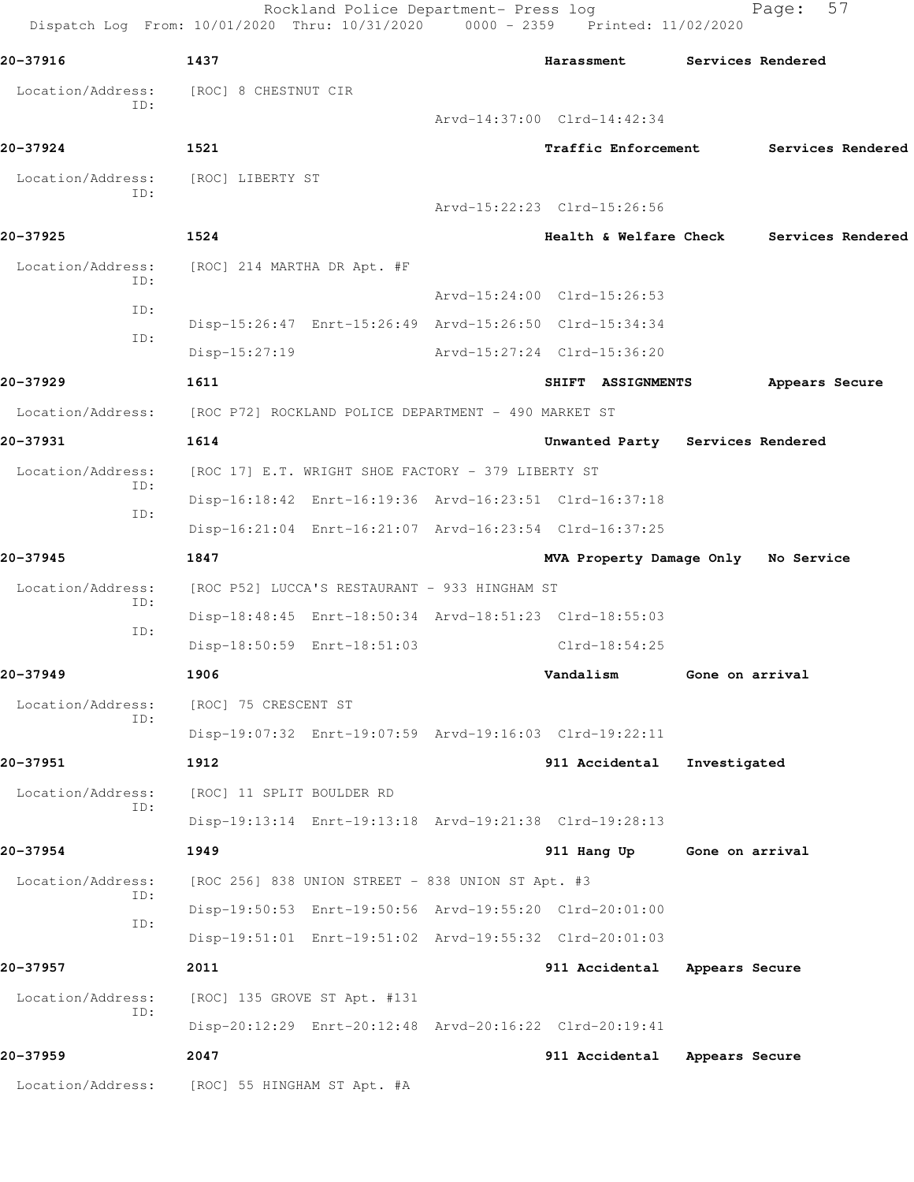Rockland Police Department- Press log
Dispatch Log From: 10/01/2020 Thru: 10/31/2020 0000 - 2359 Printed: 11/02/2020

**20-37916** 1437 Harassment Services Rendered

Location/Address: [ROC] 8 CHESTNUT CIR
ID:
Arvd-14:37:00 Clrd-14:42:34

**20-37924** 1521 Traffic Enforcement Services Rendered

Location/Address: [ROC] LIBERTY ST
ID:
Arvd-15:22:23 Clrd-15:26:56

**20-37925** 1524 Health & Welfare Check Services Rendered

Location/Address: [ROC] 214 MARTHA DR Apt. #F
ID:
Arvd-15:24:00 Clrd-15:26:53
ID:
Disp-15:26:47 Enrt-15:26:49 Arvd-15:26:50 Clrd-15:34:34
ID:
Disp-15:27:19 Arvd-15:27:24 Clrd-15:36:20

**20-37929** 1611 SHIFT ASSIGNMENTS Appears Secure

Location/Address: [ROC P72] ROCKLAND POLICE DEPARTMENT - 490 MARKET ST

**20-37931** 1614 Unwanted Party Services Rendered

Location/Address: [ROC 17] E.T. WRIGHT SHOE FACTORY - 379 LIBERTY ST
ID:
Disp-16:18:42 Enrt-16:19:36 Arvd-16:23:51 Clrd-16:37:18
ID:
Disp-16:21:04 Enrt-16:21:07 Arvd-16:23:54 Clrd-16:37:25

**20-37945** 1847 MVA Property Damage Only No Service

Location/Address: [ROC P52] LUCCA'S RESTAURANT - 933 HINGHAM ST
ID:
Disp-18:48:45 Enrt-18:50:34 Arvd-18:51:23 Clrd-18:55:03
ID:
Disp-18:50:59 Enrt-18:51:03 Clrd-18:54:25

**20-37949** 1906 Vandalism Gone on arrival

Location/Address: [ROC] 75 CRESCENT ST
ID:
Disp-19:07:32 Enrt-19:07:59 Arvd-19:16:03 Clrd-19:22:11

**20-37951** 1912 911 Accidental Investigated

Location/Address: [ROC] 11 SPLIT BOULDER RD
ID:
Disp-19:13:14 Enrt-19:13:18 Arvd-19:21:38 Clrd-19:28:13

**20-37954** 1949 911 Hang Up Gone on arrival

Location/Address: [ROC 256] 838 UNION STREET - 838 UNION ST Apt. #3
ID:
Disp-19:50:53 Enrt-19:50:56 Arvd-19:55:20 Clrd-20:01:00
ID:
Disp-19:51:01 Enrt-19:51:02 Arvd-19:55:32 Clrd-20:01:03

**20-37957** 2011 911 Accidental Appears Secure

Location/Address: [ROC] 135 GROVE ST Apt. #131
ID:
Disp-20:12:29 Enrt-20:12:48 Arvd-20:16:22 Clrd-20:19:41

**20-37959** 2047 911 Accidental Appears Secure

Location/Address: [ROC] 55 HINGHAM ST Apt. #A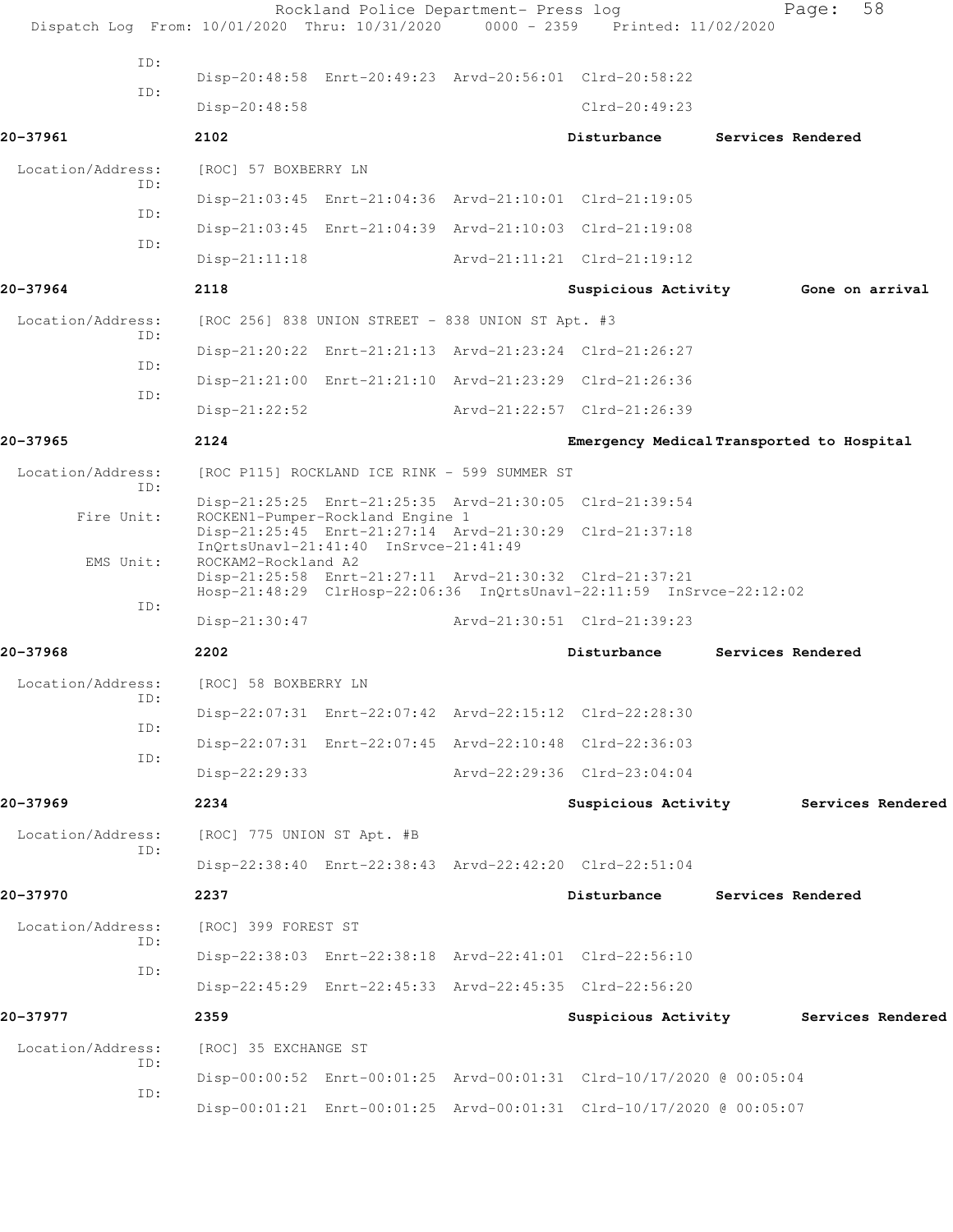Dispatch Log From: 10/01/2020 Thru: 10/31/2020 0000 - 2359 Printed: 11/02/2020

```
          ID:
                 Disp-20:48:58  Enrt-20:49:23  Arvd-20:56:01  Clrd-20:58:22
          ID:
                 Disp-20:48:58                                Clrd-20:49:23

20-37961         2102                                         Disturbance       Services Rendered

 Location/Address:  [ROC] 57 BOXBERRY LN
          ID:
                 Disp-21:03:45  Enrt-21:04:36  Arvd-21:10:01  Clrd-21:19:05
          ID:
                 Disp-21:03:45  Enrt-21:04:39  Arvd-21:10:03  Clrd-21:19:08
          ID:
                 Disp-21:11:18                 Arvd-21:11:21  Clrd-21:19:12

20-37964         2118                                         Suspicious Activity      Gone on arrival

 Location/Address:  [ROC 256] 838 UNION STREET - 838 UNION ST Apt. #3
          ID:
                 Disp-21:20:22  Enrt-21:21:13  Arvd-21:23:24  Clrd-21:26:27
          ID:
                 Disp-21:21:00  Enrt-21:21:10  Arvd-21:23:29  Clrd-21:26:36
          ID:
                 Disp-21:22:52                 Arvd-21:22:57  Clrd-21:26:39

20-37965         2124                                         Emergency Medical Transported to Hospital

 Location/Address:  [ROC P115] ROCKLAND ICE RINK - 599 SUMMER ST
          ID:
                 Disp-21:25:25  Enrt-21:25:35  Arvd-21:30:05  Clrd-21:39:54
       Fire Unit:   ROCKEN1-Pumper-Rockland Engine 1
                 Disp-21:25:45  Enrt-21:27:14  Arvd-21:30:29  Clrd-21:37:18
                 InQrtsUnavl-21:41:40  InSrvce-21:41:49
        EMS Unit:   ROCKAM2-Rockland A2
                 Disp-21:25:58  Enrt-21:27:11  Arvd-21:30:32  Clrd-21:37:21
                 Hosp-21:48:29  ClrHosp-22:06:36  InQrtsUnavl-22:11:59  InSrvce-22:12:02
          ID:
                 Disp-21:30:47                 Arvd-21:30:51  Clrd-21:39:23

20-37968         2202                                         Disturbance       Services Rendered

 Location/Address:  [ROC] 58 BOXBERRY LN
          ID:
                 Disp-22:07:31  Enrt-22:07:42  Arvd-22:15:12  Clrd-22:28:30
          ID:
                 Disp-22:07:31  Enrt-22:07:45  Arvd-22:10:48  Clrd-22:36:03
          ID:
                 Disp-22:29:33                 Arvd-22:29:36  Clrd-23:04:04

20-37969         2234                                         Suspicious Activity      Services Rendered

 Location/Address:  [ROC] 775 UNION ST Apt. #B
          ID:
                 Disp-22:38:40  Enrt-22:38:43  Arvd-22:42:20  Clrd-22:51:04

20-37970         2237                                         Disturbance       Services Rendered

 Location/Address:  [ROC] 399 FOREST ST
          ID:
                 Disp-22:38:03  Enrt-22:38:18  Arvd-22:41:01  Clrd-22:56:10
          ID:
                 Disp-22:45:29  Enrt-22:45:33  Arvd-22:45:35  Clrd-22:56:20

20-37977         2359                                         Suspicious Activity      Services Rendered

 Location/Address:  [ROC] 35 EXCHANGE ST
          ID:
                 Disp-00:00:52  Enrt-00:01:25  Arvd-00:01:31  Clrd-10/17/2020 @ 00:05:04
          ID:
                 Disp-00:01:21  Enrt-00:01:25  Arvd-00:01:31  Clrd-10/17/2020 @ 00:05:07
```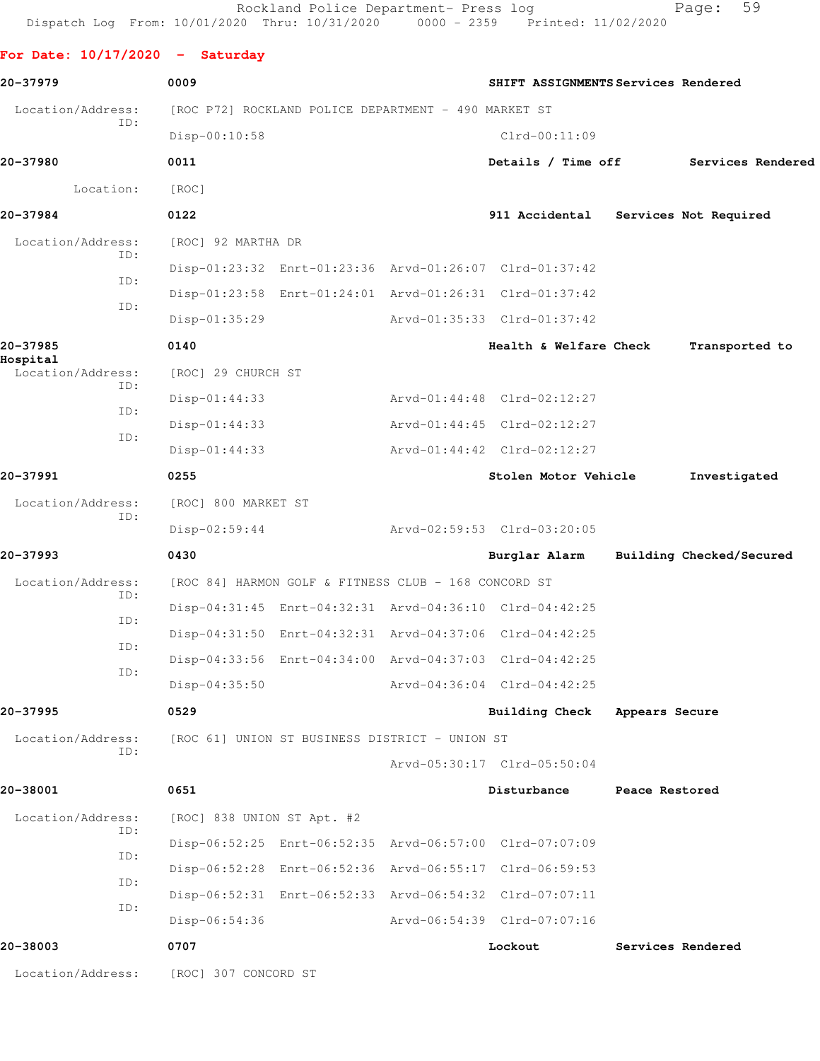**For Date: 10/17/2020 - Saturday**

**20-37979** **0009** **SHIFT ASSIGNMENTS** **Services Rendered**

Location/Address: [ROC P72] ROCKLAND POLICE DEPARTMENT - 490 MARKET ST
ID:
Disp-00:10:58 Clrd-00:11:09

**20-37980** **0011** **Details / Time off** **Services Rendered**

Location: [ROC]

**20-37984** **0122** **911 Accidental** **Services Not Required**

Location/Address: [ROC] 92 MARTHA DR
ID:
Disp-01:23:32 Enrt-01:23:36 Arvd-01:26:07 Clrd-01:37:42
ID:
Disp-01:23:58 Enrt-01:24:01 Arvd-01:26:31 Clrd-01:37:42
ID:
Disp-01:35:29 Arvd-01:35:33 Clrd-01:37:42

**20-37985** **0140** **Health & Welfare Check** **Transported to Hospital**

Location/Address: [ROC] 29 CHURCH ST
ID:
Disp-01:44:33 Arvd-01:44:48 Clrd-02:12:27
ID:
Disp-01:44:33 Arvd-01:44:45 Clrd-02:12:27
ID:
Disp-01:44:33 Arvd-01:44:42 Clrd-02:12:27

**20-37991** **0255** **Stolen Motor Vehicle** **Investigated**

Location/Address: [ROC] 800 MARKET ST
ID:
Disp-02:59:44 Arvd-02:59:53 Clrd-03:20:05

**20-37993** **0430** **Burglar Alarm** **Building Checked/Secured**

Location/Address: [ROC 84] HARMON GOLF & FITNESS CLUB - 168 CONCORD ST
ID:
Disp-04:31:45 Enrt-04:32:31 Arvd-04:36:10 Clrd-04:42:25
ID:
Disp-04:31:50 Enrt-04:32:31 Arvd-04:37:06 Clrd-04:42:25
ID:
Disp-04:33:56 Enrt-04:34:00 Arvd-04:37:03 Clrd-04:42:25
ID:
Disp-04:35:50 Arvd-04:36:04 Clrd-04:42:25

**20-37995** **0529** **Building Check** **Appears Secure**

Location/Address: [ROC 61] UNION ST BUSINESS DISTRICT - UNION ST
ID:
Arvd-05:30:17 Clrd-05:50:04

**20-38001** **0651** **Disturbance** **Peace Restored**

Location/Address: [ROC] 838 UNION ST Apt. #2
ID:
Disp-06:52:25 Enrt-06:52:35 Arvd-06:57:00 Clrd-07:07:09
ID:
Disp-06:52:28 Enrt-06:52:36 Arvd-06:55:17 Clrd-06:59:53
ID:
Disp-06:52:31 Enrt-06:52:33 Arvd-06:54:32 Clrd-07:07:11
ID:
Disp-06:54:36 Arvd-06:54:39 Clrd-07:07:16

**20-38003** **0707** **Lockout** **Services Rendered**

Location/Address: [ROC] 307 CONCORD ST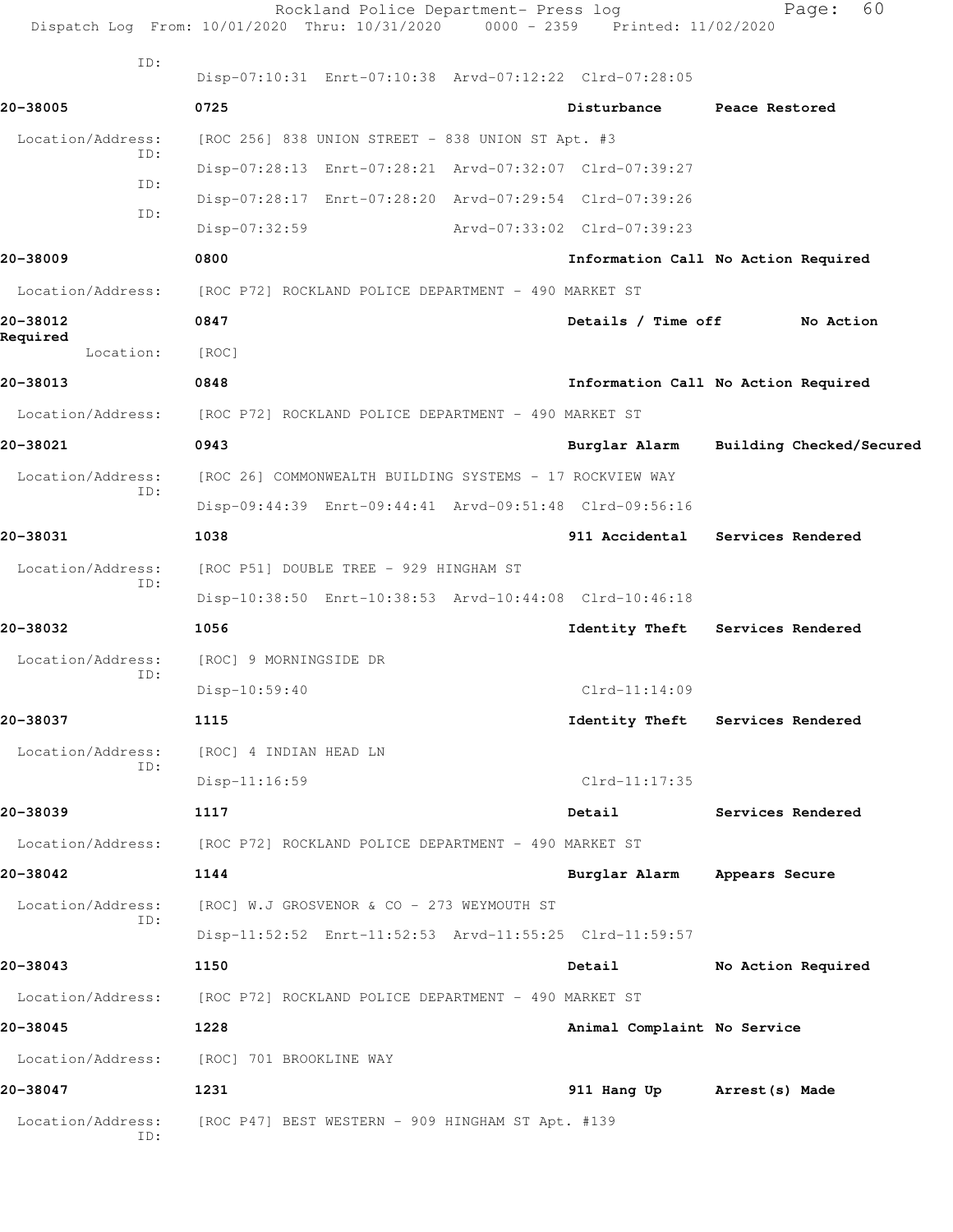ID:
Disp-07:10:31 Enrt-07:10:38 Arvd-07:12:22 Clrd-07:28:05

**20-38005** 0725 Disturbance Peace Restored

Location/Address: [ROC 256] 838 UNION STREET - 838 UNION ST Apt. #3

ID: Disp-07:28:13 Enrt-07:28:21 Arvd-07:32:07 Clrd-07:39:27

ID: Disp-07:28:17 Enrt-07:28:20 Arvd-07:29:54 Clrd-07:39:26

ID: Disp-07:32:59 Arvd-07:33:02 Clrd-07:39:23

**20-38009** 0800 Information Call No Action Required

Location/Address: [ROC P72] ROCKLAND POLICE DEPARTMENT - 490 MARKET ST

**20-38012** 0847 Details / Time off No Action Required

Location: [ROC]

**20-38013** 0848 Information Call No Action Required

Location/Address: [ROC P72] ROCKLAND POLICE DEPARTMENT - 490 MARKET ST

**20-38021** 0943 Burglar Alarm Building Checked/Secured

Location/Address: [ROC 26] COMMONWEALTH BUILDING SYSTEMS - 17 ROCKVIEW WAY

ID: Disp-09:44:39 Enrt-09:44:41 Arvd-09:51:48 Clrd-09:56:16

**20-38031** 1038 911 Accidental Services Rendered

Location/Address: [ROC P51] DOUBLE TREE - 929 HINGHAM ST

ID: Disp-10:38:50 Enrt-10:38:53 Arvd-10:44:08 Clrd-10:46:18

**20-38032** 1056 Identity Theft Services Rendered

Location/Address: [ROC] 9 MORNINGSIDE DR

ID: Disp-10:59:40 Clrd-11:14:09

**20-38037** 1115 Identity Theft Services Rendered

Location/Address: [ROC] 4 INDIAN HEAD LN

ID: Disp-11:16:59 Clrd-11:17:35

**20-38039** 1117 Detail Services Rendered

Location/Address: [ROC P72] ROCKLAND POLICE DEPARTMENT - 490 MARKET ST

**20-38042** 1144 Burglar Alarm Appears Secure

Location/Address: [ROC] W.J GROSVENOR & CO - 273 WEYMOUTH ST

ID: Disp-11:52:52 Enrt-11:52:53 Arvd-11:55:25 Clrd-11:59:57

**20-38043** 1150 Detail No Action Required

Location/Address: [ROC P72] ROCKLAND POLICE DEPARTMENT - 490 MARKET ST

**20-38045** 1228 Animal Complaint No Service

Location/Address: [ROC] 701 BROOKLINE WAY

**20-38047** 1231 911 Hang Up Arrest(s) Made

Location/Address: [ROC P47] BEST WESTERN - 909 HINGHAM ST Apt. #139

ID: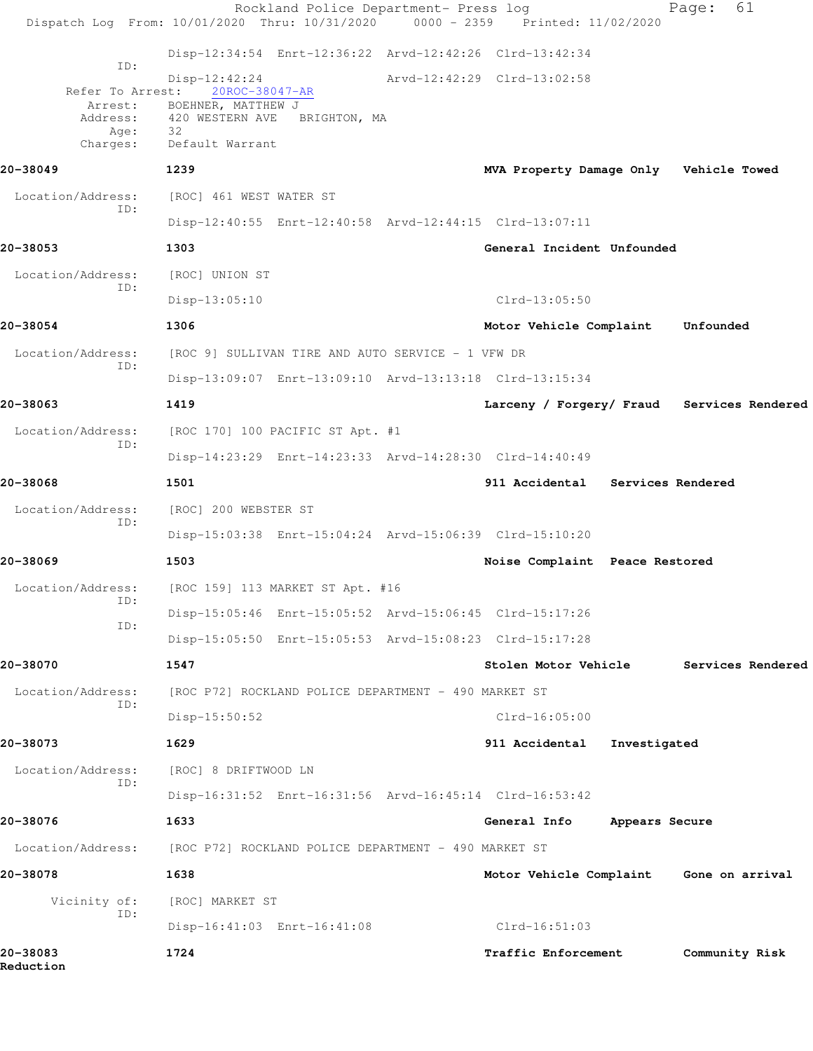Disp-12:34:54 Enrt-12:36:22 Arvd-12:42:26 Clrd-13:42:34

ID:
Disp-12:42:24 Arvd-12:42:29 Clrd-13:02:58

Refer To Arrest: 20ROC-38047-AR

Arrest: BOEHNER, MATTHEW J
Address: 420 WESTERN AVE BRIGHTON, MA
Age: 32
Charges: Default Warrant

**20-38049** 1239 MVA Property Damage Only Vehicle Towed

Location/Address: [ROC] 461 WEST WATER ST
ID:
Disp-12:40:55 Enrt-12:40:58 Arvd-12:44:15 Clrd-13:07:11

**20-38053** 1303 General Incident Unfounded

Location/Address: [ROC] UNION ST
ID:
Disp-13:05:10 Clrd-13:05:50

**20-38054** 1306 Motor Vehicle Complaint Unfounded

Location/Address: [ROC 9] SULLIVAN TIRE AND AUTO SERVICE - 1 VFW DR
ID:
Disp-13:09:07 Enrt-13:09:10 Arvd-13:13:18 Clrd-13:15:34

**20-38063** 1419 Larceny / Forgery/ Fraud Services Rendered

Location/Address: [ROC 170] 100 PACIFIC ST Apt. #1
ID:
Disp-14:23:29 Enrt-14:23:33 Arvd-14:28:30 Clrd-14:40:49

**20-38068** 1501 911 Accidental Services Rendered

Location/Address: [ROC] 200 WEBSTER ST
ID:
Disp-15:03:38 Enrt-15:04:24 Arvd-15:06:39 Clrd-15:10:20

**20-38069** 1503 Noise Complaint Peace Restored

Location/Address: [ROC 159] 113 MARKET ST Apt. #16
ID:
Disp-15:05:46 Enrt-15:05:52 Arvd-15:06:45 Clrd-15:17:26
ID:
Disp-15:05:50 Enrt-15:05:53 Arvd-15:08:23 Clrd-15:17:28

**20-38070** 1547 Stolen Motor Vehicle Services Rendered

Location/Address: [ROC P72] ROCKLAND POLICE DEPARTMENT - 490 MARKET ST
ID:
Disp-15:50:52 Clrd-16:05:00

**20-38073** 1629 911 Accidental Investigated

Location/Address: [ROC] 8 DRIFTWOOD LN
ID:
Disp-16:31:52 Enrt-16:31:56 Arvd-16:45:14 Clrd-16:53:42

**20-38076** 1633 General Info Appears Secure

Location/Address: [ROC P72] ROCKLAND POLICE DEPARTMENT - 490 MARKET ST

**20-38078** 1638 Motor Vehicle Complaint Gone on arrival

Vicinity of: [ROC] MARKET ST
ID:
Disp-16:41:03 Enrt-16:41:08 Clrd-16:51:03

**20-38083** 1724 Traffic Enforcement Community Risk Reduction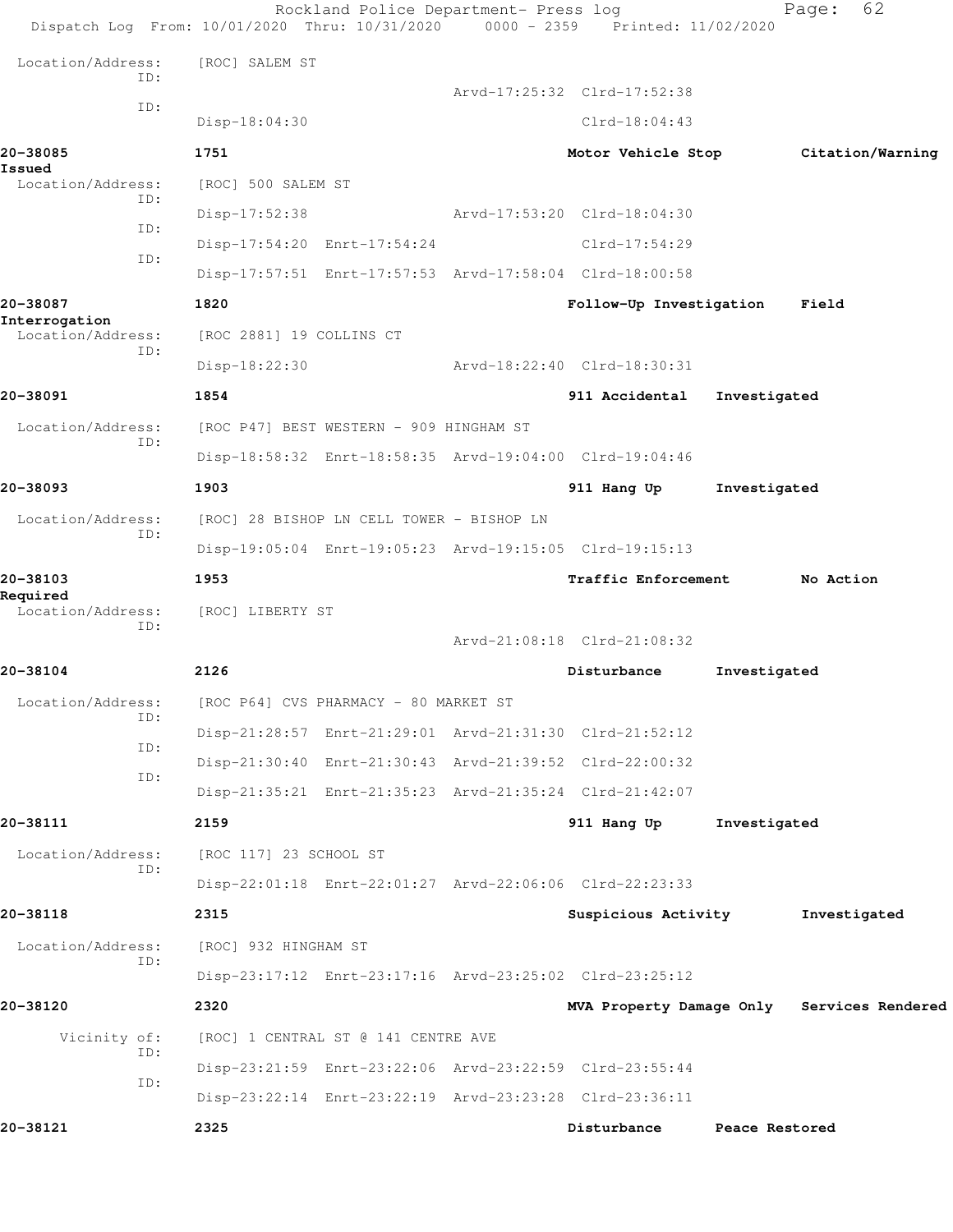Location/Address: [ROC] SALEM ST

ID:
Arvd-17:25:32 Clrd-17:52:38

ID:
Disp-18:04:30 Clrd-18:04:43

**20-38085** **1751** **Motor Vehicle Stop** **Citation/Warning Issued**

Location/Address: [ROC] 500 SALEM ST

ID:
Disp-17:52:38 Arvd-17:53:20 Clrd-18:04:30

ID:
Disp-17:54:20 Enrt-17:54:24 Clrd-17:54:29

ID:
Disp-17:57:51 Enrt-17:57:53 Arvd-17:58:04 Clrd-18:00:58

**20-38087** **1820** **Follow-Up Investigation** **Field Interrogation**

Location/Address: [ROC 2881] 19 COLLINS CT

ID:
Disp-18:22:30 Arvd-18:22:40 Clrd-18:30:31

**20-38091** **1854** **911 Accidental** **Investigated**

Location/Address: [ROC P47] BEST WESTERN - 909 HINGHAM ST

ID:
Disp-18:58:32 Enrt-18:58:35 Arvd-19:04:00 Clrd-19:04:46

**20-38093** **1903** **911 Hang Up** **Investigated**

Location/Address: [ROC] 28 BISHOP LN CELL TOWER - BISHOP LN

ID:
Disp-19:05:04 Enrt-19:05:23 Arvd-19:15:05 Clrd-19:15:13

**20-38103** **1953** **Traffic Enforcement** **No Action Required**

Location/Address: [ROC] LIBERTY ST

ID:
Arvd-21:08:18 Clrd-21:08:32

**20-38104** **2126** **Disturbance** **Investigated**

Location/Address: [ROC P64] CVS PHARMACY - 80 MARKET ST

ID:
Disp-21:28:57 Enrt-21:29:01 Arvd-21:31:30 Clrd-21:52:12

ID:
Disp-21:30:40 Enrt-21:30:43 Arvd-21:39:52 Clrd-22:00:32

ID:
Disp-21:35:21 Enrt-21:35:23 Arvd-21:35:24 Clrd-21:42:07

**20-38111** **2159** **911 Hang Up** **Investigated**

Location/Address: [ROC 117] 23 SCHOOL ST

ID:
Disp-22:01:18 Enrt-22:01:27 Arvd-22:06:06 Clrd-22:23:33

**20-38118** **2315** **Suspicious Activity** **Investigated**

Location/Address: [ROC] 932 HINGHAM ST

ID:
Disp-23:17:12 Enrt-23:17:16 Arvd-23:25:02 Clrd-23:25:12

**20-38120** **2320** **MVA Property Damage Only** **Services Rendered**

Vicinity of: [ROC] 1 CENTRAL ST @ 141 CENTRE AVE

ID:
Disp-23:21:59 Enrt-23:22:06 Arvd-23:22:59 Clrd-23:55:44

ID:
Disp-23:22:14 Enrt-23:22:19 Arvd-23:23:28 Clrd-23:36:11

**20-38121** **2325** **Disturbance** **Peace Restored**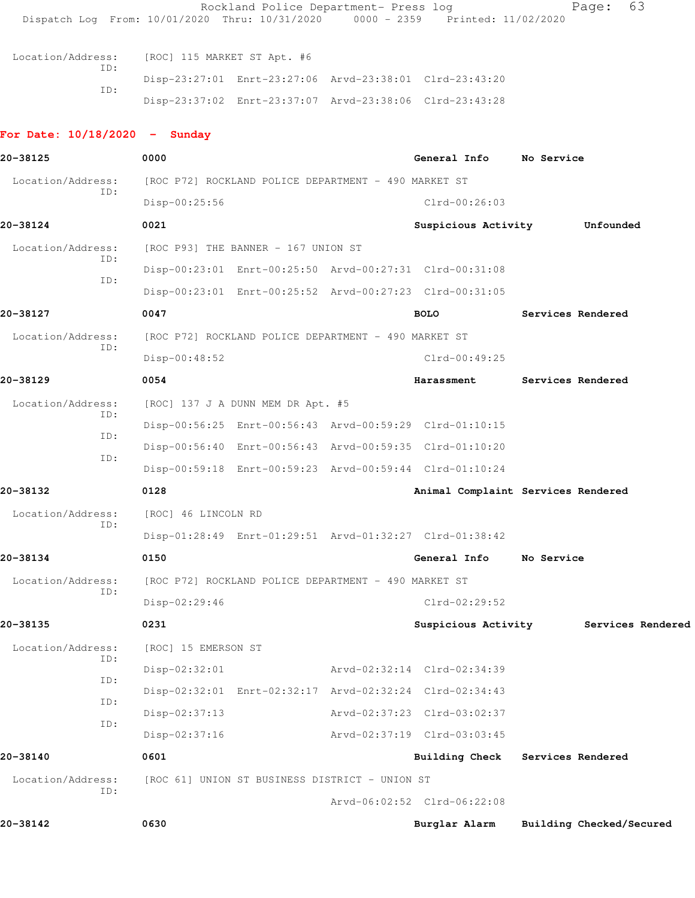Location/Address: [ROC] 115 MARKET ST Apt. #6

ID: Disp-23:27:01 Enrt-23:27:06 Arvd-23:38:01 Clrd-23:43:20

ID: Disp-23:37:02 Enrt-23:37:07 Arvd-23:38:06 Clrd-23:43:28

## For Date: 10/18/2020 - Sunday

**20-38125** **0000** **General Info** **No Service**

Location/Address: [ROC P72] ROCKLAND POLICE DEPARTMENT - 490 MARKET ST

ID: Disp-00:25:56 Clrd-00:26:03

**20-38124** **0021** **Suspicious Activity** **Unfounded**

Location/Address: [ROC P93] THE BANNER - 167 UNION ST

ID: Disp-00:23:01 Enrt-00:25:50 Arvd-00:27:31 Clrd-00:31:08

ID: Disp-00:23:01 Enrt-00:25:52 Arvd-00:27:23 Clrd-00:31:05

**20-38127** **0047** **BOLO** **Services Rendered**

Location/Address: [ROC P72] ROCKLAND POLICE DEPARTMENT - 490 MARKET ST

ID: Disp-00:48:52 Clrd-00:49:25

**20-38129** **0054** **Harassment** **Services Rendered**

Location/Address: [ROC] 137 J A DUNN MEM DR Apt. #5

ID: Disp-00:56:25 Enrt-00:56:43 Arvd-00:59:29 Clrd-01:10:15

ID: Disp-00:56:40 Enrt-00:56:43 Arvd-00:59:35 Clrd-01:10:20

ID: Disp-00:59:18 Enrt-00:59:23 Arvd-00:59:44 Clrd-01:10:24

**20-38132** **0128** **Animal Complaint** **Services Rendered**

Location/Address: [ROC] 46 LINCOLN RD

ID: Disp-01:28:49 Enrt-01:29:51 Arvd-01:32:27 Clrd-01:38:42

**20-38134** **0150** **General Info** **No Service**

Location/Address: [ROC P72] ROCKLAND POLICE DEPARTMENT - 490 MARKET ST

ID: Disp-02:29:46 Clrd-02:29:52

**20-38135** **0231** **Suspicious Activity** **Services Rendered**

Location/Address: [ROC] 15 EMERSON ST

ID: Disp-02:32:01 Arvd-02:32:14 Clrd-02:34:39

ID: Disp-02:32:01 Enrt-02:32:17 Arvd-02:32:24 Clrd-02:34:43

ID: Disp-02:37:13 Arvd-02:37:23 Clrd-03:02:37

ID: Disp-02:37:16 Arvd-02:37:19 Clrd-03:03:45

**20-38140** **0601** **Building Check** **Services Rendered**

Location/Address: [ROC 61] UNION ST BUSINESS DISTRICT - UNION ST

ID: Arvd-06:02:52 Clrd-06:22:08

**20-38142** **0630** **Burglar Alarm** **Building Checked/Secured**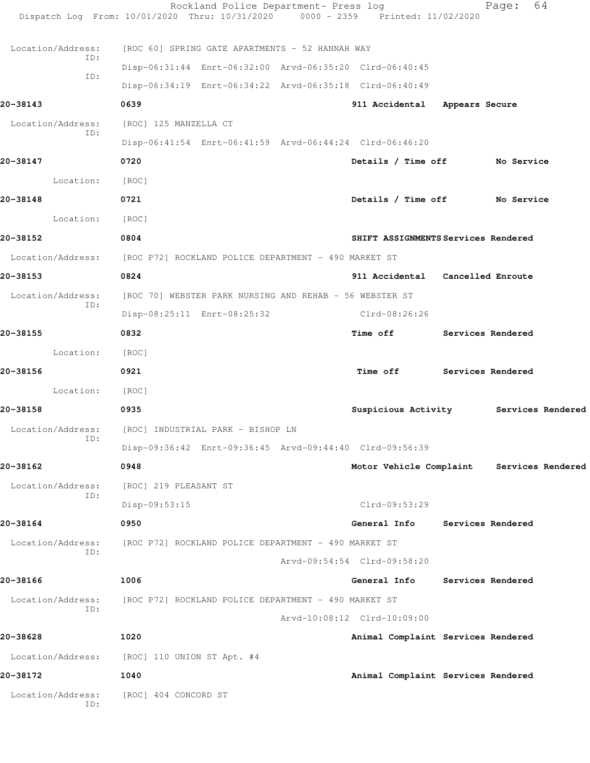Location/Address: [ROC 60] SPRING GATE APARTMENTS - 52 HANNAH WAY

ID: Disp-06:31:44 Enrt-06:32:00 Arvd-06:35:20 Clrd-06:40:45

ID: Disp-06:34:19 Enrt-06:34:22 Arvd-06:35:18 Clrd-06:40:49

**20-38143** **0639** **911 Accidental** **Appears Secure**

Location/Address: [ROC] 125 MANZELLA CT

ID: Disp-06:41:54 Enrt-06:41:59 Arvd-06:44:24 Clrd-06:46:20

**20-38147** **0720** **Details / Time off** **No Service**

Location: [ROC]

**20-38148** **0721** **Details / Time off** **No Service**

Location: [ROC]

**20-38152** **0804** **SHIFT ASSIGNMENTS** **Services Rendered**

Location/Address: [ROC P72] ROCKLAND POLICE DEPARTMENT - 490 MARKET ST

**20-38153** **0824** **911 Accidental** **Cancelled Enroute**

Location/Address: [ROC 70] WEBSTER PARK NURSING AND REHAB - 56 WEBSTER ST

ID: Disp-08:25:11 Enrt-08:25:32 Clrd-08:26:26

**20-38155** **0832** **Time off** **Services Rendered**

Location: [ROC]

**20-38156** **0921** **Time off** **Services Rendered**

Location: [ROC]

**20-38158** **0935** **Suspicious Activity** **Services Rendered**

Location/Address: [ROC] INDUSTRIAL PARK - BISHOP LN

ID: Disp-09:36:42 Enrt-09:36:45 Arvd-09:44:40 Clrd-09:56:39

**20-38162** **0948** **Motor Vehicle Complaint** **Services Rendered**

Location/Address: [ROC] 219 PLEASANT ST

ID: Disp-09:53:15 Clrd-09:53:29

**20-38164** **0950** **General Info** **Services Rendered**

Location/Address: [ROC P72] ROCKLAND POLICE DEPARTMENT - 490 MARKET ST

ID: Arvd-09:54:54 Clrd-09:58:20

**20-38166** **1006** **General Info** **Services Rendered**

Location/Address: [ROC P72] ROCKLAND POLICE DEPARTMENT - 490 MARKET ST

ID: Arvd-10:08:12 Clrd-10:09:00

**20-38628** **1020** **Animal Complaint** **Services Rendered**

Location/Address: [ROC] 110 UNION ST Apt. #4

**20-38172** **1040** **Animal Complaint** **Services Rendered**

Location/Address: [ROC] 404 CONCORD ST

ID: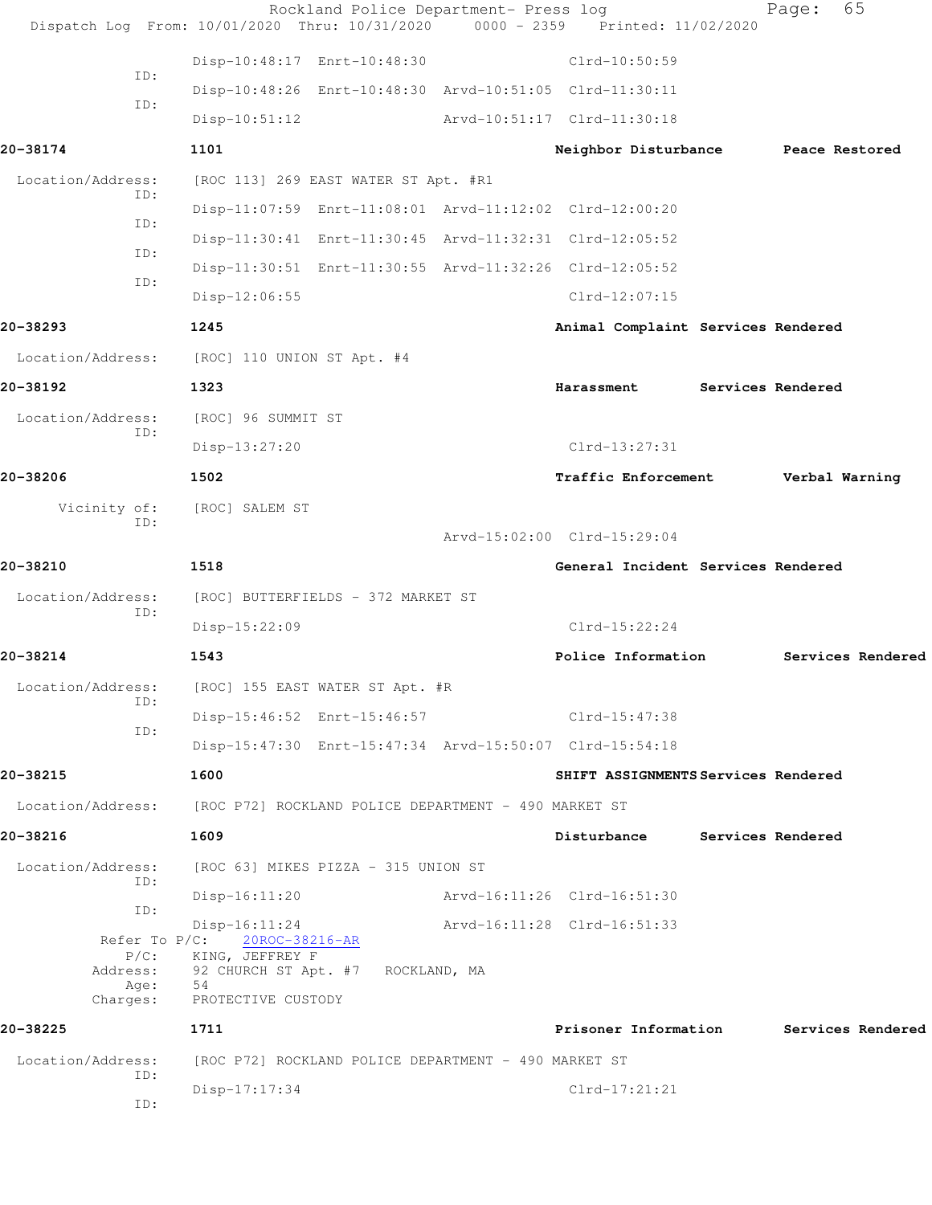Rockland Police Department- Press log
Dispatch Log From: 10/01/2020 Thru: 10/31/2020 0000 - 2359 Printed: 11/02/2020

ID: Disp-10:48:17 Enrt-10:48:30 Clrd-10:50:59
ID: Disp-10:48:26 Enrt-10:48:30 Arvd-10:51:05 Clrd-11:30:11
Disp-10:51:12 Arvd-10:51:17 Clrd-11:30:18

**20-38174** **1101** **Neighbor Disturbance** **Peace Restored**

Location/Address: [ROC 113] 269 EAST WATER ST Apt. #R1
ID: Disp-11:07:59 Enrt-11:08:01 Arvd-11:12:02 Clrd-12:00:20
ID: Disp-11:30:41 Enrt-11:30:45 Arvd-11:32:31 Clrd-12:05:52
ID: Disp-11:30:51 Enrt-11:30:55 Arvd-11:32:26 Clrd-12:05:52
ID: Disp-12:06:55 Clrd-12:07:15

**20-38293** **1245** **Animal Complaint** **Services Rendered**

Location/Address: [ROC] 110 UNION ST Apt. #4

**20-38192** **1323** **Harassment** **Services Rendered**

Location/Address: [ROC] 96 SUMMIT ST
ID: Disp-13:27:20 Clrd-13:27:31

**20-38206** **1502** **Traffic Enforcement** **Verbal Warning**

Vicinity of: [ROC] SALEM ST
ID: Arvd-15:02:00 Clrd-15:29:04

**20-38210** **1518** **General Incident** **Services Rendered**

Location/Address: [ROC] BUTTERFIELDS - 372 MARKET ST
ID: Disp-15:22:09 Clrd-15:22:24

**20-38214** **1543** **Police Information** **Services Rendered**

Location/Address: [ROC] 155 EAST WATER ST Apt. #R
ID: Disp-15:46:52 Enrt-15:46:57 Clrd-15:47:38
ID: Disp-15:47:30 Enrt-15:47:34 Arvd-15:50:07 Clrd-15:54:18

**20-38215** **1600** **SHIFT ASSIGNMENTS** **Services Rendered**

Location/Address: [ROC P72] ROCKLAND POLICE DEPARTMENT - 490 MARKET ST

**20-38216** **1609** **Disturbance** **Services Rendered**

Location/Address: [ROC 63] MIKES PIZZA - 315 UNION ST
ID: Disp-16:11:20 Arvd-16:11:26 Clrd-16:51:30
ID: Disp-16:11:24 Arvd-16:11:28 Clrd-16:51:33
Refer To P/C: 20ROC-38216-AR
P/C: KING, JEFFREY F
Address: 92 CHURCH ST Apt. #7 ROCKLAND, MA
Age: 54
Charges: PROTECTIVE CUSTODY

**20-38225** **1711** **Prisoner Information** **Services Rendered**

Location/Address: [ROC P72] ROCKLAND POLICE DEPARTMENT - 490 MARKET ST
ID: Disp-17:17:34 Clrd-17:21:21
ID: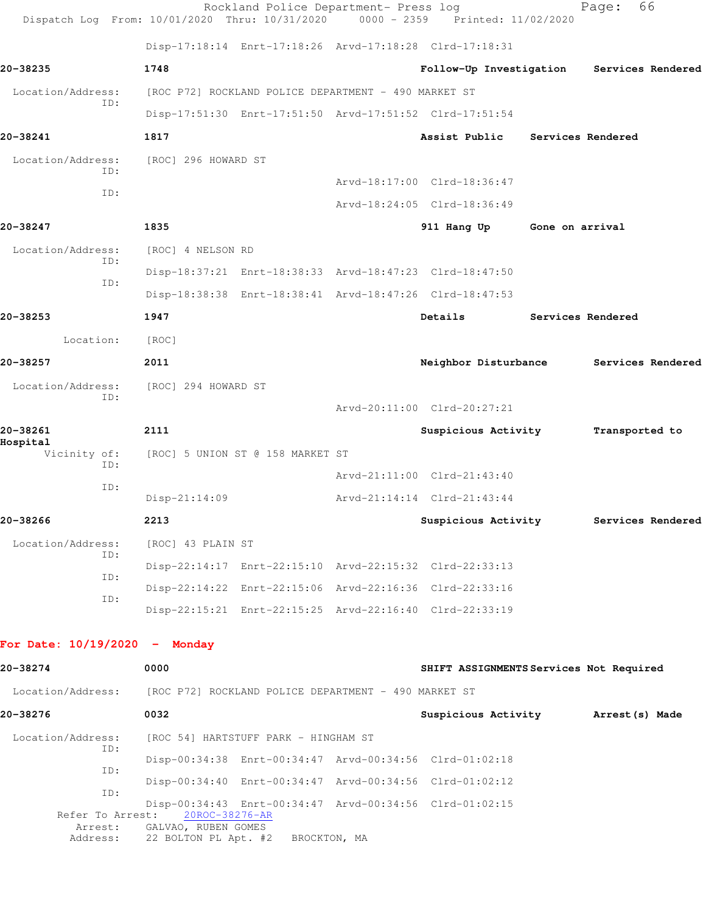Disp-17:18:14 Enrt-17:18:26 Arvd-17:18:28 Clrd-17:18:31

**20-38235** 1748 **Follow-Up Investigation** **Services Rendered**

Location/Address: [ROC P72] ROCKLAND POLICE DEPARTMENT - 490 MARKET ST
ID:
Disp-17:51:30 Enrt-17:51:50 Arvd-17:51:52 Clrd-17:51:54

**20-38241** 1817 **Assist Public** **Services Rendered**

Location/Address: [ROC] 296 HOWARD ST
ID:
Arvd-18:17:00 Clrd-18:36:47
ID:
Arvd-18:24:05 Clrd-18:36:49

**20-38247** 1835 **911 Hang Up** **Gone on arrival**

Location/Address: [ROC] 4 NELSON RD
ID:
Disp-18:37:21 Enrt-18:38:33 Arvd-18:47:23 Clrd-18:47:50
ID:
Disp-18:38:38 Enrt-18:38:41 Arvd-18:47:26 Clrd-18:47:53

**20-38253** 1947 **Details** **Services Rendered**

Location: [ROC]

**20-38257** 2011 **Neighbor Disturbance** **Services Rendered**

Location/Address: [ROC] 294 HOWARD ST
ID:
Arvd-20:11:00 Clrd-20:27:21

**20-38261** 2111 **Suspicious Activity** **Transported to Hospital**

Vicinity of: [ROC] 5 UNION ST @ 158 MARKET ST
ID:
Arvd-21:11:00 Clrd-21:43:40
ID:
Disp-21:14:09 Arvd-21:14:14 Clrd-21:43:44

**20-38266** 2213 **Suspicious Activity** **Services Rendered**

Location/Address: [ROC] 43 PLAIN ST
ID:
Disp-22:14:17 Enrt-22:15:10 Arvd-22:15:32 Clrd-22:33:13
ID:
Disp-22:14:22 Enrt-22:15:06 Arvd-22:16:36 Clrd-22:33:16
ID:
Disp-22:15:21 Enrt-22:15:25 Arvd-22:16:40 Clrd-22:33:19

## For Date: 10/19/2020 - Monday

**20-38274** 0000 **SHIFT ASSIGNMENTS** **Services Not Required**

Location/Address: [ROC P72] ROCKLAND POLICE DEPARTMENT - 490 MARKET ST

**20-38276** 0032 **Suspicious Activity** **Arrest(s) Made**

Location/Address: [ROC 54] HARTSTUFF PARK - HINGHAM ST
ID:
Disp-00:34:38 Enrt-00:34:47 Arvd-00:34:56 Clrd-01:02:18
ID:
Disp-00:34:40 Enrt-00:34:47 Arvd-00:34:56 Clrd-01:02:12
ID:
Disp-00:34:43 Enrt-00:34:47 Arvd-00:34:56 Clrd-01:02:15
Refer To Arrest: 20ROC-38276-AR
Arrest: GALVAO, RUBEN GOMES
Address: 22 BOLTON PL Apt. #2 BROCKTON, MA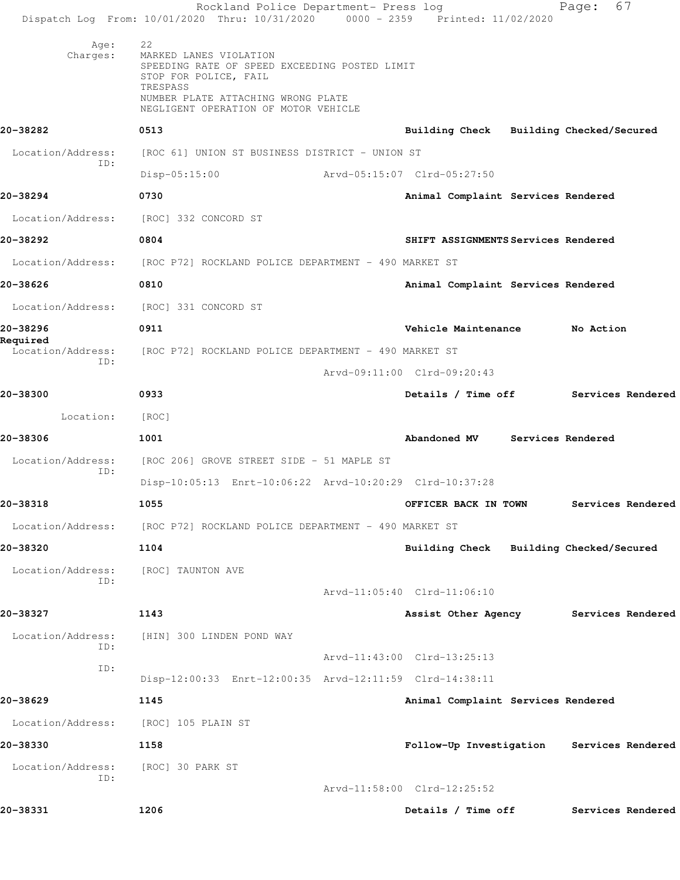Age: 22
Charges: MARKED LANES VIOLATION
SPEEDING RATE OF SPEED EXCEEDING POSTED LIMIT
STOP FOR POLICE, FAIL
TRESPASS
NUMBER PLATE ATTACHING WRONG PLATE
NEGLIGENT OPERATION OF MOTOR VEHICLE

**20-38282** 0513 **Building Check Building Checked/Secured**

Location/Address: [ROC 61] UNION ST BUSINESS DISTRICT - UNION ST
ID:
Disp-05:15:00 Arvd-05:15:07 Clrd-05:27:50

**20-38294** 0730 **Animal Complaint Services Rendered**

Location/Address: [ROC] 332 CONCORD ST

**20-38292** 0804 **SHIFT ASSIGNMENTS Services Rendered**

Location/Address: [ROC P72] ROCKLAND POLICE DEPARTMENT - 490 MARKET ST

**20-38626** 0810 **Animal Complaint Services Rendered**

Location/Address: [ROC] 331 CONCORD ST

**20-38296** 0911 **Vehicle Maintenance No Action Required**

Location/Address: [ROC P72] ROCKLAND POLICE DEPARTMENT - 490 MARKET ST
ID:
Arvd-09:11:00 Clrd-09:20:43

**20-38300** 0933 **Details / Time off Services Rendered**

Location: [ROC]

**20-38306** 1001 **Abandoned MV Services Rendered**

Location/Address: [ROC 206] GROVE STREET SIDE - 51 MAPLE ST
ID:
Disp-10:05:13 Enrt-10:06:22 Arvd-10:20:29 Clrd-10:37:28

**20-38318** 1055 **OFFICER BACK IN TOWN Services Rendered**

Location/Address: [ROC P72] ROCKLAND POLICE DEPARTMENT - 490 MARKET ST

**20-38320** 1104 **Building Check Building Checked/Secured**

Location/Address: [ROC] TAUNTON AVE
ID:
Arvd-11:05:40 Clrd-11:06:10

**20-38327** 1143 **Assist Other Agency Services Rendered**

Location/Address: [HIN] 300 LINDEN POND WAY
ID:
Arvd-11:43:00 Clrd-13:25:13
ID:
Disp-12:00:33 Enrt-12:00:35 Arvd-12:11:59 Clrd-14:38:11

**20-38629** 1145 **Animal Complaint Services Rendered**

Location/Address: [ROC] 105 PLAIN ST

**20-38330** 1158 **Follow-Up Investigation Services Rendered**

Location/Address: [ROC] 30 PARK ST
ID:
Arvd-11:58:00 Clrd-12:25:52

**20-38331** 1206 **Details / Time off Services Rendered**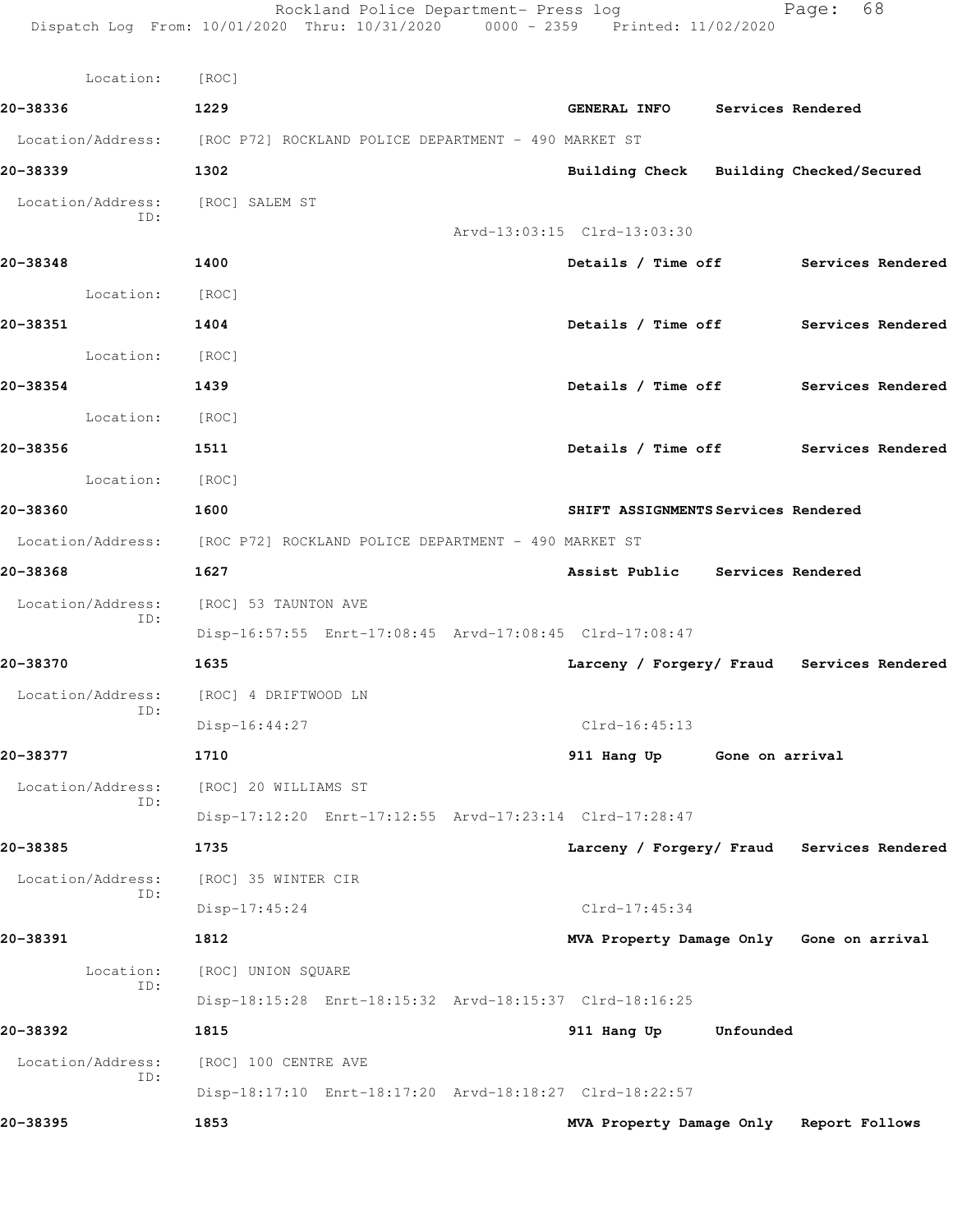Location: [ROC]

**20-38336** 1229 **GENERAL INFO** **Services Rendered**

Location/Address: [ROC P72] ROCKLAND POLICE DEPARTMENT - 490 MARKET ST

**20-38339** 1302 **Building Check** **Building Checked/Secured**

Location/Address: [ROC] SALEM ST
ID:
Arvd-13:03:15 Clrd-13:03:30

**20-38348** 1400 **Details / Time off** **Services Rendered**

Location: [ROC]

**20-38351** 1404 **Details / Time off** **Services Rendered**

Location: [ROC]

**20-38354** 1439 **Details / Time off** **Services Rendered**

Location: [ROC]

**20-38356** 1511 **Details / Time off** **Services Rendered**

Location: [ROC]

**20-38360** 1600 **SHIFT ASSIGNMENTS** **Services Rendered**

Location/Address: [ROC P72] ROCKLAND POLICE DEPARTMENT - 490 MARKET ST

**20-38368** 1627 **Assist Public** **Services Rendered**

Location/Address: [ROC] 53 TAUNTON AVE
ID:
Disp-16:57:55 Enrt-17:08:45 Arvd-17:08:45 Clrd-17:08:47

**20-38370** 1635 **Larceny / Forgery/ Fraud** **Services Rendered**

Location/Address: [ROC] 4 DRIFTWOOD LN
ID:
Disp-16:44:27 Clrd-16:45:13

**20-38377** 1710 **911 Hang Up** **Gone on arrival**

Location/Address: [ROC] 20 WILLIAMS ST
ID:
Disp-17:12:20 Enrt-17:12:55 Arvd-17:23:14 Clrd-17:28:47

**20-38385** 1735 **Larceny / Forgery/ Fraud** **Services Rendered**

Location/Address: [ROC] 35 WINTER CIR
ID:
Disp-17:45:24 Clrd-17:45:34

**20-38391** 1812 **MVA Property Damage Only** **Gone on arrival**

Location: [ROC] UNION SQUARE
ID:
Disp-18:15:28 Enrt-18:15:32 Arvd-18:15:37 Clrd-18:16:25

**20-38392** 1815 **911 Hang Up** **Unfounded**

Location/Address: [ROC] 100 CENTRE AVE
ID:
Disp-18:17:10 Enrt-18:17:20 Arvd-18:18:27 Clrd-18:22:57

**20-38395** 1853 **MVA Property Damage Only** **Report Follows**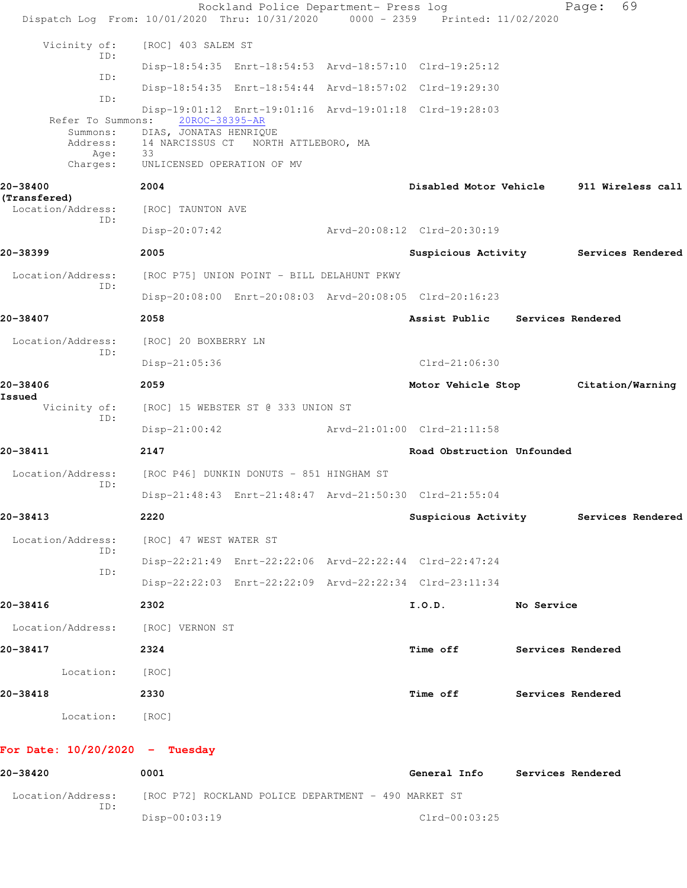Vicinity of: [ROC] 403 SALEM ST
ID:
Disp-18:54:35 Enrt-18:54:53 Arvd-18:57:10 Clrd-19:25:12
ID:
Disp-18:54:35 Enrt-18:54:44 Arvd-18:57:02 Clrd-19:29:30
ID:
Disp-19:01:12 Enrt-19:01:16 Arvd-19:01:18 Clrd-19:28:03
Refer To Summons: 20ROC-38395-AR
Summons: DIAS, JONATAS HENRIQUE
Address: 14 NARCISSUS CT NORTH ATTLEBORO, MA
Age: 33
Charges: UNLICENSED OPERATION OF MV

**20-38400** **2004** **Disabled Motor Vehicle** **911 Wireless call (Transfered)**
Location/Address: [ROC] TAUNTON AVE
ID:
Disp-20:07:42 Arvd-20:08:12 Clrd-20:30:19

**20-38399** **2005** **Suspicious Activity** **Services Rendered**
Location/Address: [ROC P75] UNION POINT - BILL DELAHUNT PKWY
ID:
Disp-20:08:00 Enrt-20:08:03 Arvd-20:08:05 Clrd-20:16:23

**20-38407** **2058** **Assist Public** **Services Rendered**
Location/Address: [ROC] 20 BOXBERRY LN
ID:
Disp-21:05:36 Clrd-21:06:30

**20-38406** **2059** **Motor Vehicle Stop** **Citation/Warning Issued**
Vicinity of: [ROC] 15 WEBSTER ST @ 333 UNION ST
ID:
Disp-21:00:42 Arvd-21:01:00 Clrd-21:11:58

**20-38411** **2147** **Road Obstruction** **Unfounded**
Location/Address: [ROC P46] DUNKIN DONUTS - 851 HINGHAM ST
ID:
Disp-21:48:43 Enrt-21:48:47 Arvd-21:50:30 Clrd-21:55:04

**20-38413** **2220** **Suspicious Activity** **Services Rendered**
Location/Address: [ROC] 47 WEST WATER ST
ID:
Disp-22:21:49 Enrt-22:22:06 Arvd-22:22:44 Clrd-22:47:24
ID:
Disp-22:22:03 Enrt-22:22:09 Arvd-22:22:34 Clrd-23:11:34

**20-38416** **2302** **I.O.D.** **No Service**
Location/Address: [ROC] VERNON ST

**20-38417** **2324** **Time off** **Services Rendered**
Location: [ROC]

**20-38418** **2330** **Time off** **Services Rendered**
Location: [ROC]

## For Date: 10/20/2020 - Tuesday

**20-38420** **0001** **General Info** **Services Rendered**
Location/Address: [ROC P72] ROCKLAND POLICE DEPARTMENT - 490 MARKET ST
ID:
Disp-00:03:19 Clrd-00:03:25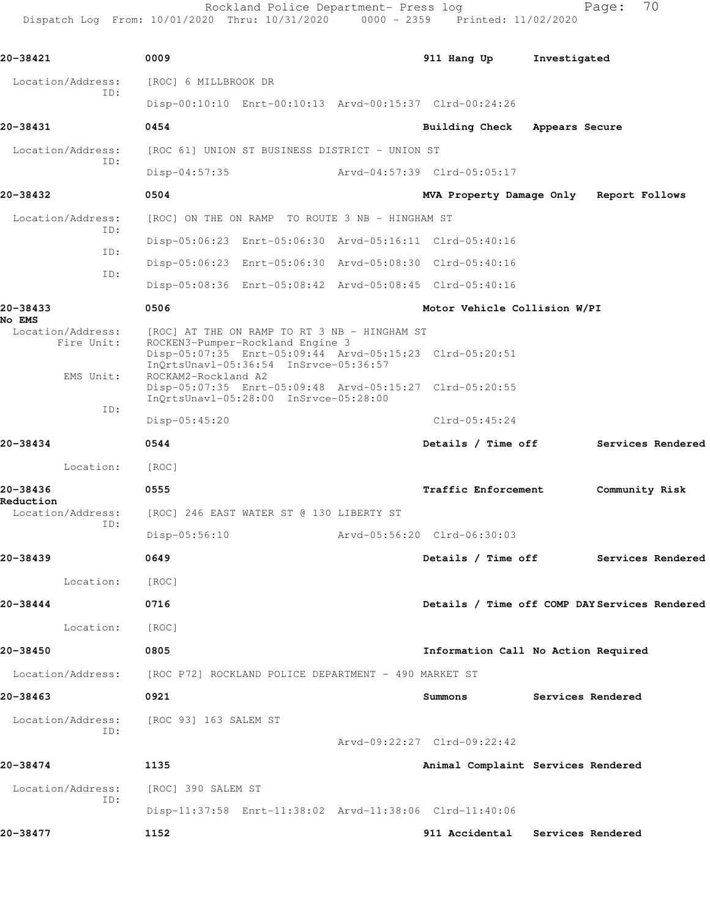**20-38421** 0009 **911 Hang Up** **Investigated**

Location/Address: [ROC] 6 MILLBROOK DR
ID:
Disp-00:10:10 Enrt-00:10:13 Arvd-00:15:37 Clrd-00:24:26

**20-38431** 0454 **Building Check** **Appears Secure**

Location/Address: [ROC 61] UNION ST BUSINESS DISTRICT - UNION ST
ID:
Disp-04:57:35 Arvd-04:57:39 Clrd-05:05:17

**20-38432** 0504 **MVA Property Damage Only** **Report Follows**

Location/Address: [ROC] ON THE ON RAMP TO ROUTE 3 NB - HINGHAM ST
ID:
Disp-05:06:23 Enrt-05:06:30 Arvd-05:16:11 Clrd-05:40:16
ID:
Disp-05:06:23 Enrt-05:06:30 Arvd-05:08:30 Clrd-05:40:16
ID:
Disp-05:08:36 Enrt-05:08:42 Arvd-05:08:45 Clrd-05:40:16

**20-38433** 0506 **Motor Vehicle Collision W/PI No EMS**

Location/Address: [ROC] AT THE ON RAMP TO RT 3 NB - HINGHAM ST
Fire Unit: ROCKEN3-Pumper-Rockland Engine 3
Disp-05:07:35 Enrt-05:09:44 Arvd-05:15:23 Clrd-05:20:51
InQrtsUnavl-05:36:54 InSrvce-05:36:57
EMS Unit: ROCKAM2-Rockland A2
Disp-05:07:35 Enrt-05:09:48 Arvd-05:15:27 Clrd-05:20:55
InQrtsUnavl-05:28:00 InSrvce-05:28:00
ID:
Disp-05:45:20 Clrd-05:45:24

**20-38434** 0544 **Details / Time off** **Services Rendered**

Location: [ROC]

**20-38436** 0555 **Traffic Enforcement** **Community Risk Reduction**

Location/Address: [ROC] 246 EAST WATER ST @ 130 LIBERTY ST
ID:
Disp-05:56:10 Arvd-05:56:20 Clrd-06:30:03

**20-38439** 0649 **Details / Time off** **Services Rendered**

Location: [ROC]

**20-38444** 0716 **Details / Time off COMP DAY** **Services Rendered**

Location: [ROC]

**20-38450** 0805 **Information Call** **No Action Required**

Location/Address: [ROC P72] ROCKLAND POLICE DEPARTMENT - 490 MARKET ST

**20-38463** 0921 **Summons** **Services Rendered**

Location/Address: [ROC 93] 163 SALEM ST
ID:
Arvd-09:22:27 Clrd-09:22:42

**20-38474** 1135 **Animal Complaint** **Services Rendered**

Location/Address: [ROC] 390 SALEM ST
ID:
Disp-11:37:58 Enrt-11:38:02 Arvd-11:38:06 Clrd-11:40:06

**20-38477** 1152 **911 Accidental** **Services Rendered**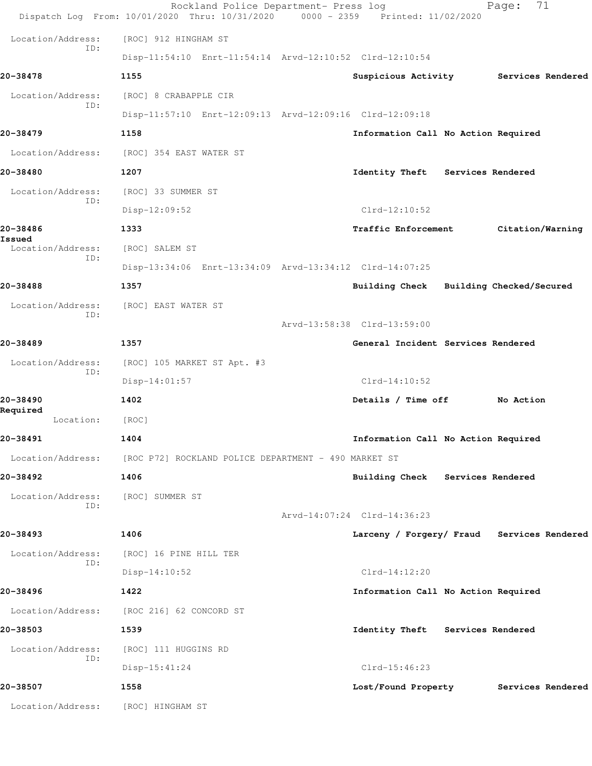Location/Address: [ROC] 912 HINGHAM ST
ID:
Disp-11:54:10 Enrt-11:54:14 Arvd-12:10:52 Clrd-12:10:54

**20-38478** 1155 Suspicious Activity Services Rendered

Location/Address: [ROC] 8 CRABAPPLE CIR
ID:
Disp-11:57:10 Enrt-12:09:13 Arvd-12:09:16 Clrd-12:09:18

**20-38479** 1158 Information Call No Action Required

Location/Address: [ROC] 354 EAST WATER ST

**20-38480** 1207 Identity Theft Services Rendered

Location/Address: [ROC] 33 SUMMER ST
ID:
Disp-12:09:52 Clrd-12:10:52

**20-38486** 1333 Traffic Enforcement Citation/Warning Issued

Location/Address: [ROC] SALEM ST
ID:
Disp-13:34:06 Enrt-13:34:09 Arvd-13:34:12 Clrd-14:07:25

**20-38488** 1357 Building Check Building Checked/Secured

Location/Address: [ROC] EAST WATER ST
ID:
Arvd-13:58:38 Clrd-13:59:00

**20-38489** 1357 General Incident Services Rendered

Location/Address: [ROC] 105 MARKET ST Apt. #3
ID:
Disp-14:01:57 Clrd-14:10:52

**20-38490** 1402 Details / Time off No Action Required

Location: [ROC]

**20-38491** 1404 Information Call No Action Required

Location/Address: [ROC P72] ROCKLAND POLICE DEPARTMENT - 490 MARKET ST

**20-38492** 1406 Building Check Services Rendered

Location/Address: [ROC] SUMMER ST
ID:
Arvd-14:07:24 Clrd-14:36:23

**20-38493** 1406 Larceny / Forgery/ Fraud Services Rendered

Location/Address: [ROC] 16 PINE HILL TER
ID:
Disp-14:10:52 Clrd-14:12:20

**20-38496** 1422 Information Call No Action Required

Location/Address: [ROC 216] 62 CONCORD ST

**20-38503** 1539 Identity Theft Services Rendered

Location/Address: [ROC] 111 HUGGINS RD
ID:
Disp-15:41:24 Clrd-15:46:23

**20-38507** 1558 Lost/Found Property Services Rendered

Location/Address: [ROC] HINGHAM ST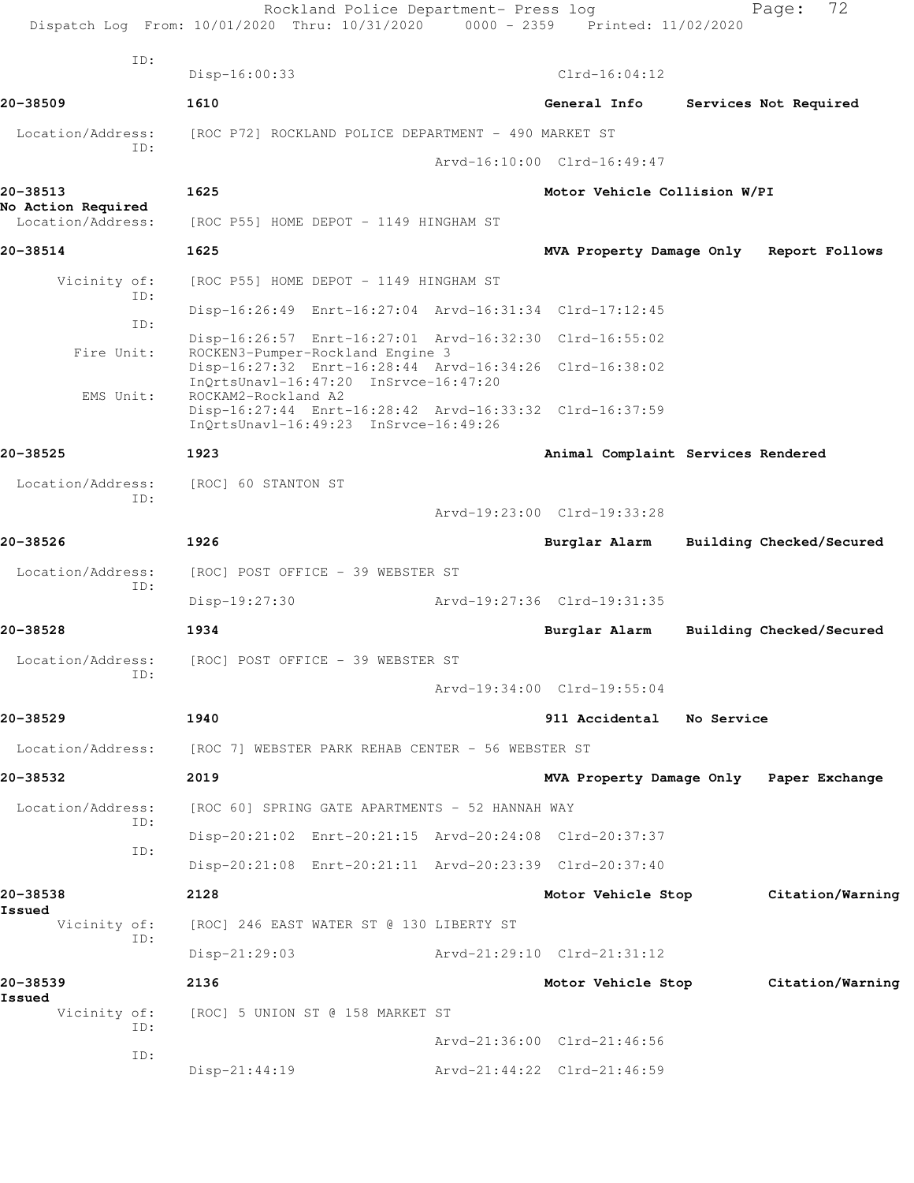ID:
Disp-16:00:33 Clrd-16:04:12

**20-38509** 1610 General Info Services Not Required

Location/Address: [ROC P72] ROCKLAND POLICE DEPARTMENT - 490 MARKET ST
ID:
Arvd-16:10:00 Clrd-16:49:47

**20-38513** 1625 Motor Vehicle Collision W/PI
**No Action Required**
Location/Address: [ROC P55] HOME DEPOT - 1149 HINGHAM ST

**20-38514** 1625 MVA Property Damage Only Report Follows

Vicinity of: [ROC P55] HOME DEPOT - 1149 HINGHAM ST
ID:
Disp-16:26:49 Enrt-16:27:04 Arvd-16:31:34 Clrd-17:12:45
ID:
Disp-16:26:57 Enrt-16:27:01 Arvd-16:32:30 Clrd-16:55:02
Fire Unit: ROCKEN3-Pumper-Rockland Engine 3
Disp-16:27:32 Enrt-16:28:44 Arvd-16:34:26 Clrd-16:38:02
InQrtsUnavl-16:47:20 InSrvce-16:47:20
EMS Unit: ROCKAM2-Rockland A2
Disp-16:27:44 Enrt-16:28:42 Arvd-16:33:32 Clrd-16:37:59
InQrtsUnavl-16:49:23 InSrvce-16:49:26

**20-38525** 1923 Animal Complaint Services Rendered

Location/Address: [ROC] 60 STANTON ST
ID:
Arvd-19:23:00 Clrd-19:33:28

**20-38526** 1926 Burglar Alarm Building Checked/Secured

Location/Address: [ROC] POST OFFICE - 39 WEBSTER ST
ID:
Disp-19:27:30 Arvd-19:27:36 Clrd-19:31:35

**20-38528** 1934 Burglar Alarm Building Checked/Secured

Location/Address: [ROC] POST OFFICE - 39 WEBSTER ST
ID:
Arvd-19:34:00 Clrd-19:55:04

**20-38529** 1940 911 Accidental No Service

Location/Address: [ROC 7] WEBSTER PARK REHAB CENTER - 56 WEBSTER ST

**20-38532** 2019 MVA Property Damage Only Paper Exchange

Location/Address: [ROC 60] SPRING GATE APARTMENTS - 52 HANNAH WAY
ID:
Disp-20:21:02 Enrt-20:21:15 Arvd-20:24:08 Clrd-20:37:37
ID:
Disp-20:21:08 Enrt-20:21:11 Arvd-20:23:39 Clrd-20:37:40

**20-38538** 2128 Motor Vehicle Stop Citation/Warning
**Issued**
Vicinity of: [ROC] 246 EAST WATER ST @ 130 LIBERTY ST
ID:
Disp-21:29:03 Arvd-21:29:10 Clrd-21:31:12

**20-38539** 2136 Motor Vehicle Stop Citation/Warning
**Issued**
Vicinity of: [ROC] 5 UNION ST @ 158 MARKET ST
ID:
Arvd-21:36:00 Clrd-21:46:56
ID:
Disp-21:44:19 Arvd-21:44:22 Clrd-21:46:59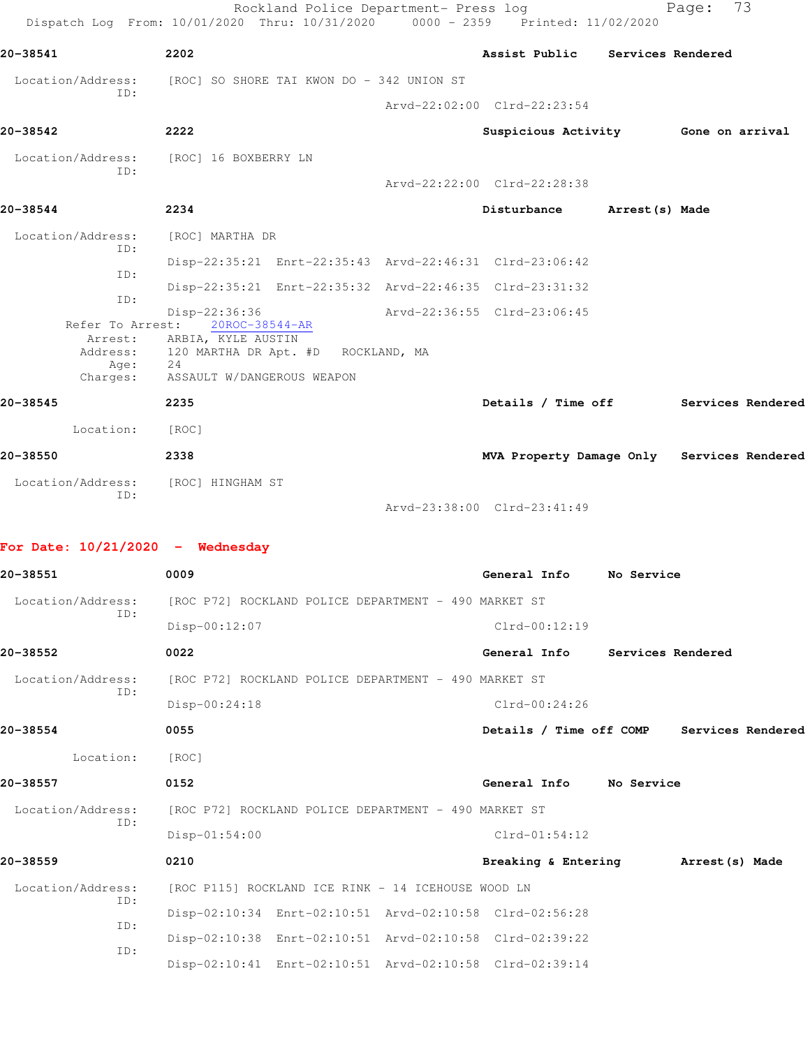20-38541 2202 Assist Public Services Rendered

Location/Address: [ROC] SO SHORE TAI KWON DO - 342 UNION ST
ID:
Arvd-22:02:00 Clrd-22:23:54

20-38542 2222 Suspicious Activity Gone on arrival

Location/Address: [ROC] 16 BOXBERRY LN
ID:
Arvd-22:22:00 Clrd-22:28:38

20-38544 2234 Disturbance Arrest(s) Made

Location/Address: [ROC] MARTHA DR
ID:
Disp-22:35:21 Enrt-22:35:43 Arvd-22:46:31 Clrd-23:06:42
ID:
Disp-22:35:21 Enrt-22:35:32 Arvd-22:46:35 Clrd-23:31:32
ID:
Disp-22:36:36 Arvd-22:36:55 Clrd-23:06:45
Refer To Arrest: 20ROC-38544-AR
Arrest: ARBIA, KYLE AUSTIN
Address: 120 MARTHA DR Apt. #D ROCKLAND, MA
Age: 24
Charges: ASSAULT W/DANGEROUS WEAPON

20-38545 2235 Details / Time off Services Rendered

Location: [ROC]

20-38550 2338 MVA Property Damage Only Services Rendered

Location/Address: [ROC] HINGHAM ST
ID:
Arvd-23:38:00 Clrd-23:41:49

## For Date: 10/21/2020 - Wednesday

20-38551 0009 General Info No Service

Location/Address: [ROC P72] ROCKLAND POLICE DEPARTMENT - 490 MARKET ST
ID:
Disp-00:12:07 Clrd-00:12:19

20-38552 0022 General Info Services Rendered

Location/Address: [ROC P72] ROCKLAND POLICE DEPARTMENT - 490 MARKET ST
ID:
Disp-00:24:18 Clrd-00:24:26

20-38554 0055 Details / Time off COMP Services Rendered

Location: [ROC]

20-38557 0152 General Info No Service

Location/Address: [ROC P72] ROCKLAND POLICE DEPARTMENT - 490 MARKET ST
ID:
Disp-01:54:00 Clrd-01:54:12

20-38559 0210 Breaking & Entering Arrest(s) Made

Location/Address: [ROC P115] ROCKLAND ICE RINK - 14 ICEHOUSE WOOD LN
ID:
Disp-02:10:34 Enrt-02:10:51 Arvd-02:10:58 Clrd-02:56:28
ID:
Disp-02:10:38 Enrt-02:10:51 Arvd-02:10:58 Clrd-02:39:22
ID:
Disp-02:10:41 Enrt-02:10:51 Arvd-02:10:58 Clrd-02:39:14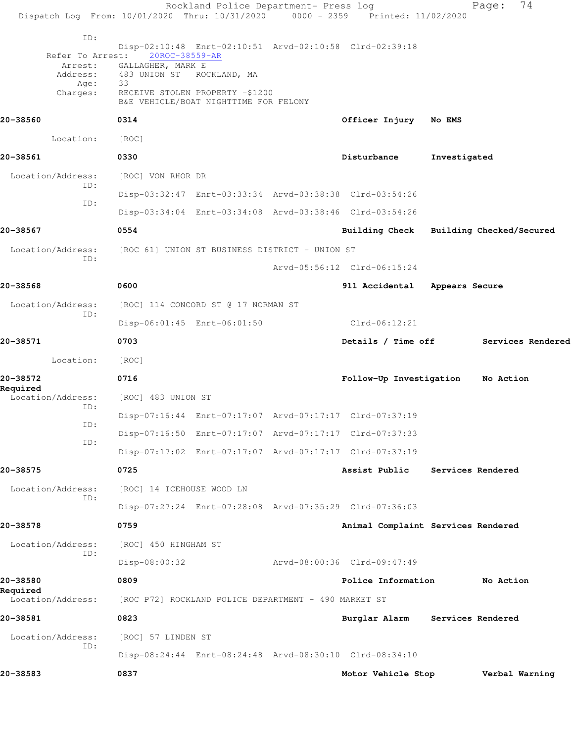ID:

Disp-02:10:48 Enrt-02:10:51 Arvd-02:10:58 Clrd-02:39:18

Refer To Arrest: 20ROC-38559-AR

Arrest: GALLAGHER, MARK E

Address: 483 UNION ST ROCKLAND, MA

Age: 33

Charges: RECEIVE STOLEN PROPERTY -$1200
B&E VEHICLE/BOAT NIGHTTIME FOR FELONY

**20-38560** **0314** **Officer Injury** **No EMS**

Location: [ROC]

**20-38561** **0330** **Disturbance** **Investigated**

Location/Address: [ROC] VON RHOR DR

ID:

Disp-03:32:47 Enrt-03:33:34 Arvd-03:38:38 Clrd-03:54:26

ID:

Disp-03:34:04 Enrt-03:34:08 Arvd-03:38:46 Clrd-03:54:26

**20-38567** **0554** **Building Check** **Building Checked/Secured**

Location/Address: [ROC 61] UNION ST BUSINESS DISTRICT - UNION ST

ID:

Arvd-05:56:12 Clrd-06:15:24

**20-38568** **0600** **911 Accidental** **Appears Secure**

Location/Address: [ROC] 114 CONCORD ST @ 17 NORMAN ST

ID:

Disp-06:01:45 Enrt-06:01:50 Clrd-06:12:21

**20-38571** **0703** **Details / Time off** **Services Rendered**

Location: [ROC]

**20-38572** **0716** **Follow-Up Investigation** **No Action Required**

Location/Address: [ROC] 483 UNION ST

ID:

Disp-07:16:44 Enrt-07:17:07 Arvd-07:17:17 Clrd-07:37:19

ID:

Disp-07:16:50 Enrt-07:17:07 Arvd-07:17:17 Clrd-07:37:33

ID:

Disp-07:17:02 Enrt-07:17:07 Arvd-07:17:17 Clrd-07:37:19

**20-38575** **0725** **Assist Public** **Services Rendered**

Location/Address: [ROC] 14 ICEHOUSE WOOD LN

ID:

Disp-07:27:24 Enrt-07:28:08 Arvd-07:35:29 Clrd-07:36:03

**20-38578** **0759** **Animal Complaint** **Services Rendered**

Location/Address: [ROC] 450 HINGHAM ST

ID:

Disp-08:00:32 Arvd-08:00:36 Clrd-09:47:49

**20-38580** **0809** **Police Information** **No Action Required**

Location/Address: [ROC P72] ROCKLAND POLICE DEPARTMENT - 490 MARKET ST

**20-38581** **0823** **Burglar Alarm** **Services Rendered**

Location/Address: [ROC] 57 LINDEN ST

ID:

Disp-08:24:44 Enrt-08:24:48 Arvd-08:30:10 Clrd-08:34:10

**20-38583** **0837** **Motor Vehicle Stop** **Verbal Warning**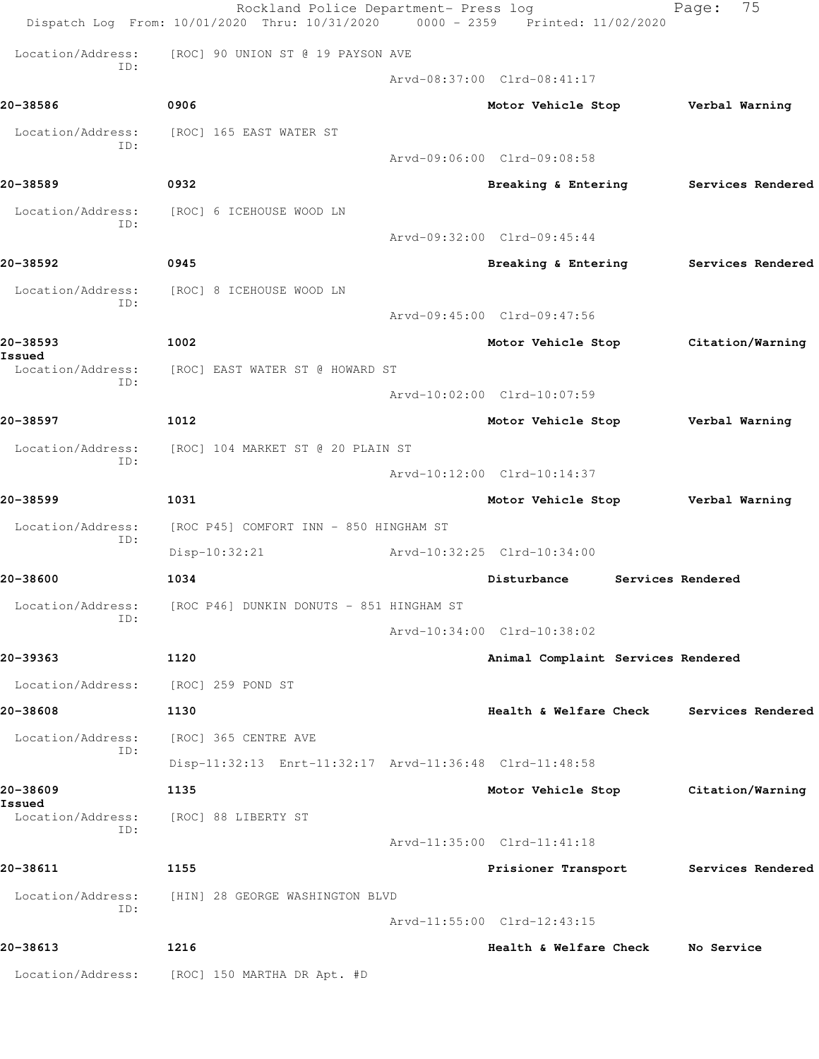Location/Address: [ROC] 90 UNION ST @ 19 PAYSON AVE
ID:
Arvd-08:37:00 Clrd-08:41:17

**20-38586** 0906 Motor Vehicle Stop Verbal Warning

Location/Address: [ROC] 165 EAST WATER ST
ID:
Arvd-09:06:00 Clrd-09:08:58

**20-38589** 0932 Breaking & Entering Services Rendered

Location/Address: [ROC] 6 ICEHOUSE WOOD LN
ID:
Arvd-09:32:00 Clrd-09:45:44

**20-38592** 0945 Breaking & Entering Services Rendered

Location/Address: [ROC] 8 ICEHOUSE WOOD LN
ID:
Arvd-09:45:00 Clrd-09:47:56

**20-38593** 1002 Motor Vehicle Stop Citation/Warning Issued

Location/Address: [ROC] EAST WATER ST @ HOWARD ST
ID:
Arvd-10:02:00 Clrd-10:07:59

**20-38597** 1012 Motor Vehicle Stop Verbal Warning

Location/Address: [ROC] 104 MARKET ST @ 20 PLAIN ST
ID:
Arvd-10:12:00 Clrd-10:14:37

**20-38599** 1031 Motor Vehicle Stop Verbal Warning

Location/Address: [ROC P45] COMFORT INN - 850 HINGHAM ST
ID:
Disp-10:32:21 Arvd-10:32:25 Clrd-10:34:00

**20-38600** 1034 Disturbance Services Rendered

Location/Address: [ROC P46] DUNKIN DONUTS - 851 HINGHAM ST
ID:
Arvd-10:34:00 Clrd-10:38:02

**20-39363** 1120 Animal Complaint Services Rendered

Location/Address: [ROC] 259 POND ST

**20-38608** 1130 Health & Welfare Check Services Rendered

Location/Address: [ROC] 365 CENTRE AVE
ID:
Disp-11:32:13 Enrt-11:32:17 Arvd-11:36:48 Clrd-11:48:58

**20-38609** 1135 Motor Vehicle Stop Citation/Warning Issued

Location/Address: [ROC] 88 LIBERTY ST
ID:
Arvd-11:35:00 Clrd-11:41:18

**20-38611** 1155 Prisioner Transport Services Rendered

Location/Address: [HIN] 28 GEORGE WASHINGTON BLVD
ID:
Arvd-11:55:00 Clrd-12:43:15

**20-38613** 1216 Health & Welfare Check No Service

Location/Address: [ROC] 150 MARTHA DR Apt. #D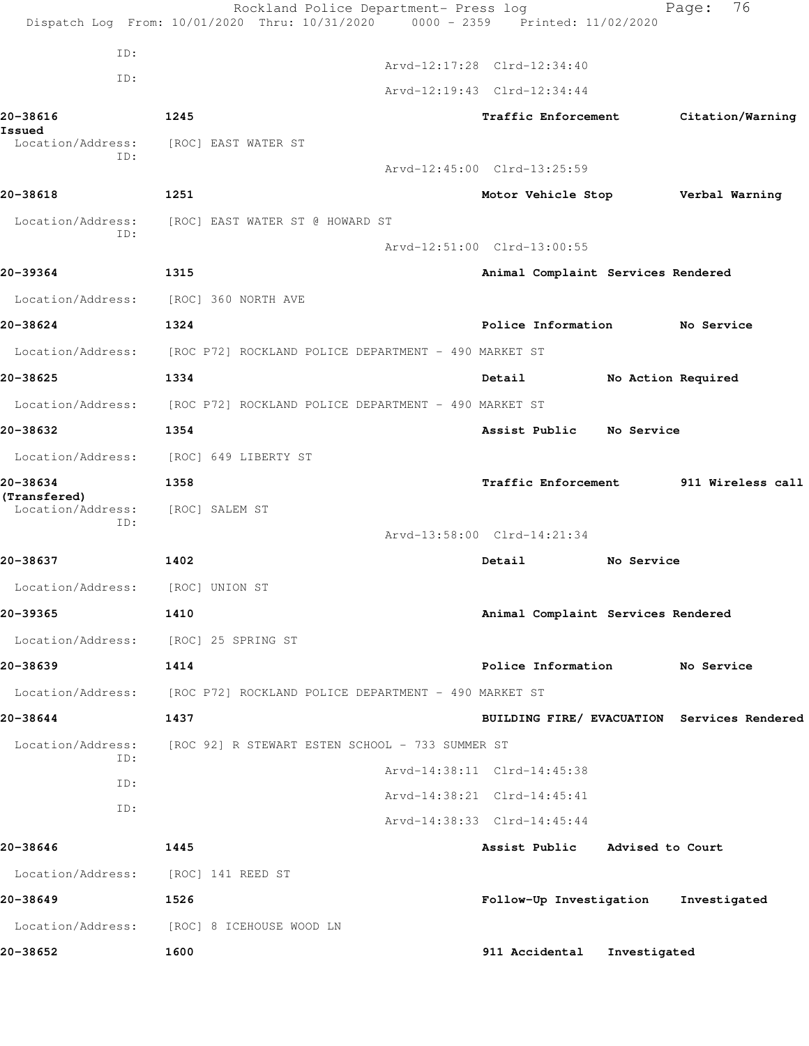ID:

Arvd-12:17:28 Clrd-12:34:40

ID:

Arvd-12:19:43 Clrd-12:34:44

**20-38616** **1245** **Traffic Enforcement** **Citation/Warning Issued**

Location/Address: [ROC] EAST WATER ST

ID:

Arvd-12:45:00 Clrd-13:25:59

**20-38618** **1251** **Motor Vehicle Stop** **Verbal Warning**

Location/Address: [ROC] EAST WATER ST @ HOWARD ST

ID:

Arvd-12:51:00 Clrd-13:00:55

**20-39364** **1315** **Animal Complaint** **Services Rendered**

Location/Address: [ROC] 360 NORTH AVE

**20-38624** **1324** **Police Information** **No Service**

Location/Address: [ROC P72] ROCKLAND POLICE DEPARTMENT - 490 MARKET ST

**20-38625** **1334** **Detail** **No Action Required**

Location/Address: [ROC P72] ROCKLAND POLICE DEPARTMENT - 490 MARKET ST

**20-38632** **1354** **Assist Public** **No Service**

Location/Address: [ROC] 649 LIBERTY ST

**20-38634** **1358** **Traffic Enforcement** **911 Wireless call (Transfered)**

Location/Address: [ROC] SALEM ST

ID:

Arvd-13:58:00 Clrd-14:21:34

**20-38637** **1402** **Detail** **No Service**

Location/Address: [ROC] UNION ST

**20-39365** **1410** **Animal Complaint** **Services Rendered**

Location/Address: [ROC] 25 SPRING ST

**20-38639** **1414** **Police Information** **No Service**

Location/Address: [ROC P72] ROCKLAND POLICE DEPARTMENT - 490 MARKET ST

**20-38644** **1437** **BUILDING FIRE/ EVACUATION** **Services Rendered**

Location/Address: [ROC 92] R STEWART ESTEN SCHOOL - 733 SUMMER ST

ID:

Arvd-14:38:11 Clrd-14:45:38

ID:

Arvd-14:38:21 Clrd-14:45:41

ID:

Arvd-14:38:33 Clrd-14:45:44

**20-38646** **1445** **Assist Public** **Advised to Court**

Location/Address: [ROC] 141 REED ST

**20-38649** **1526** **Follow-Up Investigation** **Investigated**

Location/Address: [ROC] 8 ICEHOUSE WOOD LN

**20-38652** **1600** **911 Accidental** **Investigated**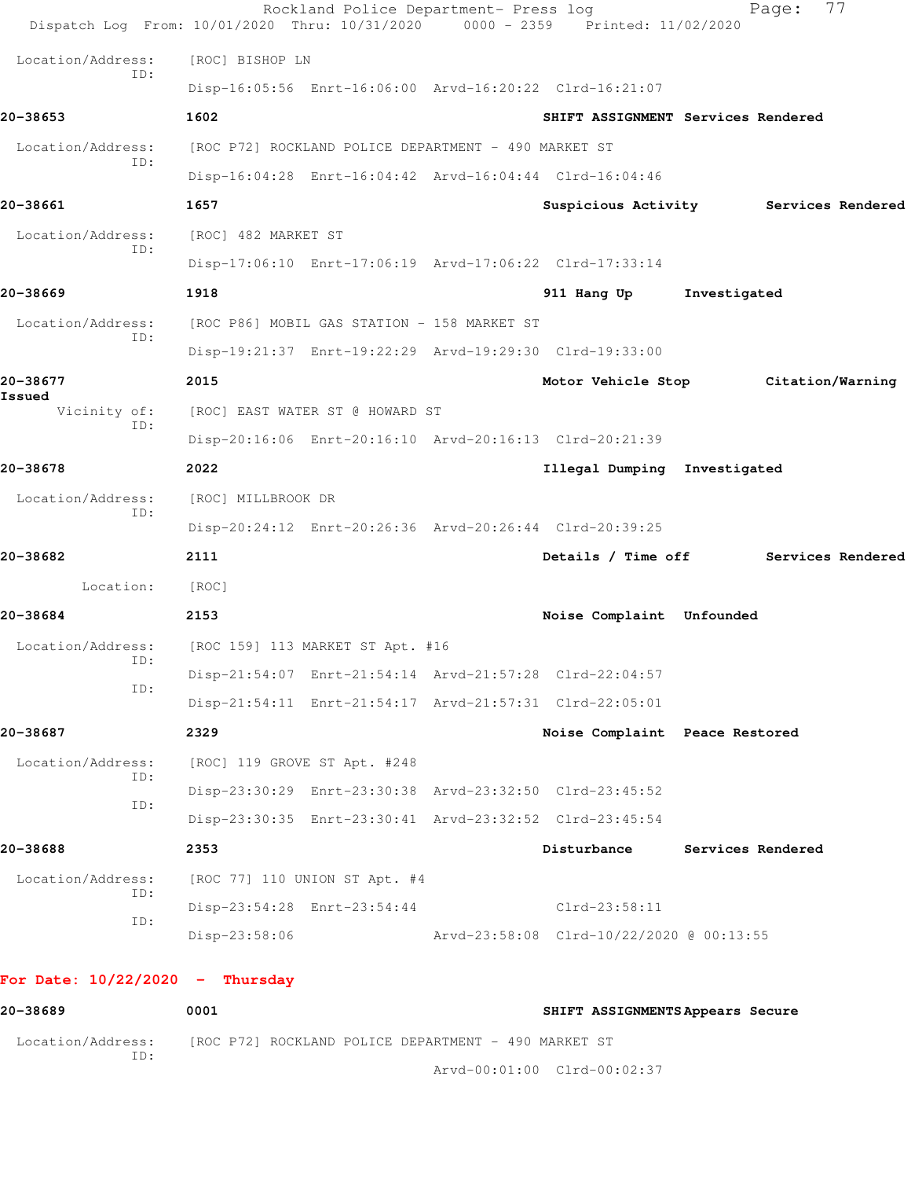Location/Address: [ROC] BISHOP LN
ID:
Disp-16:05:56 Enrt-16:06:00 Arvd-16:20:22 Clrd-16:21:07

**20-38653** **1602** **SHIFT ASSIGNMENT Services Rendered**

Location/Address: [ROC P72] ROCKLAND POLICE DEPARTMENT - 490 MARKET ST
ID:
Disp-16:04:28 Enrt-16:04:42 Arvd-16:04:44 Clrd-16:04:46

**20-38661** **1657** **Suspicious Activity Services Rendered**

Location/Address: [ROC] 482 MARKET ST
ID:
Disp-17:06:10 Enrt-17:06:19 Arvd-17:06:22 Clrd-17:33:14

**20-38669** **1918** **911 Hang Up Investigated**

Location/Address: [ROC P86] MOBIL GAS STATION - 158 MARKET ST
ID:
Disp-19:21:37 Enrt-19:22:29 Arvd-19:29:30 Clrd-19:33:00

**20-38677** **2015** **Motor Vehicle Stop Citation/Warning Issued**

Vicinity of: [ROC] EAST WATER ST @ HOWARD ST
ID:
Disp-20:16:06 Enrt-20:16:10 Arvd-20:16:13 Clrd-20:21:39

**20-38678** **2022** **Illegal Dumping Investigated**

Location/Address: [ROC] MILLBROOK DR
ID:
Disp-20:24:12 Enrt-20:26:36 Arvd-20:26:44 Clrd-20:39:25

**20-38682** **2111** **Details / Time off Services Rendered**

Location: [ROC]

**20-38684** **2153** **Noise Complaint Unfounded**

Location/Address: [ROC 159] 113 MARKET ST Apt. #16
ID:
Disp-21:54:07 Enrt-21:54:14 Arvd-21:57:28 Clrd-22:04:57
ID:
Disp-21:54:11 Enrt-21:54:17 Arvd-21:57:31 Clrd-22:05:01

**20-38687** **2329** **Noise Complaint Peace Restored**

Location/Address: [ROC] 119 GROVE ST Apt. #248
ID:
Disp-23:30:29 Enrt-23:30:38 Arvd-23:32:50 Clrd-23:45:52
ID:
Disp-23:30:35 Enrt-23:30:41 Arvd-23:32:52 Clrd-23:45:54

**20-38688** **2353** **Disturbance Services Rendered**

Location/Address: [ROC 77] 110 UNION ST Apt. #4
ID:
Disp-23:54:28 Enrt-23:54:44 Clrd-23:58:11
ID:
Disp-23:58:06 Arvd-23:58:08 Clrd-10/22/2020 @ 00:13:55

**For Date: 10/22/2020 - Thursday**

**20-38689** **0001** **SHIFT ASSIGNMENTS Appears Secure**

Location/Address: [ROC P72] ROCKLAND POLICE DEPARTMENT - 490 MARKET ST
ID:
Arvd-00:01:00 Clrd-00:02:37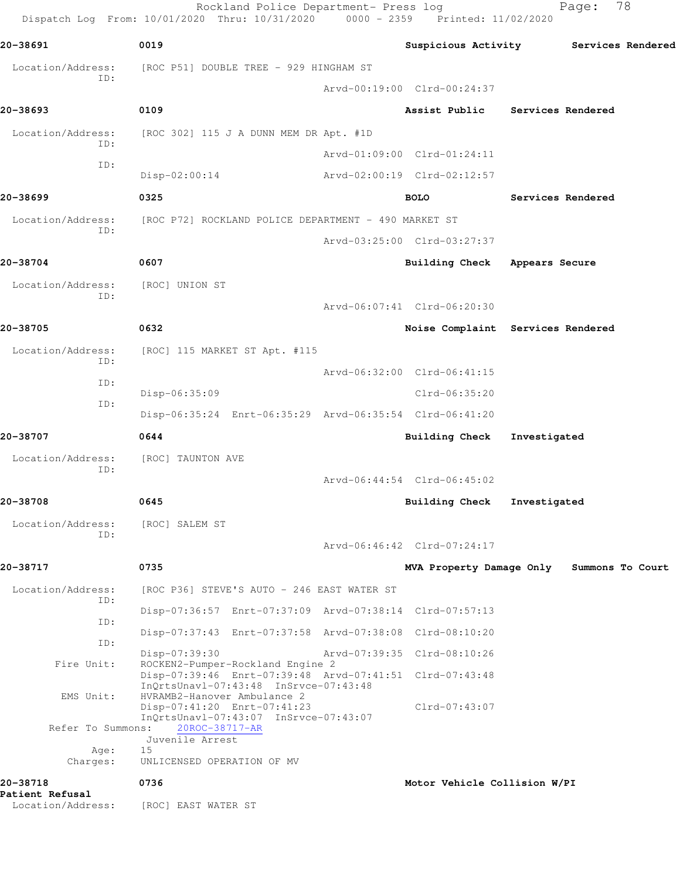**20-38691** 0019 **Suspicious Activity** **Services Rendered**

Location/Address: [ROC P51] DOUBLE TREE - 929 HINGHAM ST
ID:
Arvd-00:19:00 Clrd-00:24:37

**20-38693** 0109 **Assist Public** **Services Rendered**

Location/Address: [ROC 302] 115 J A DUNN MEM DR Apt. #1D
ID:
Arvd-01:09:00 Clrd-01:24:11
ID:
Disp-02:00:14 Arvd-02:00:19 Clrd-02:12:57

**20-38699** 0325 **BOLO** **Services Rendered**

Location/Address: [ROC P72] ROCKLAND POLICE DEPARTMENT - 490 MARKET ST
ID:
Arvd-03:25:00 Clrd-03:27:37

**20-38704** 0607 **Building Check** **Appears Secure**

Location/Address: [ROC] UNION ST
ID:
Arvd-06:07:41 Clrd-06:20:30

**20-38705** 0632 **Noise Complaint** **Services Rendered**

Location/Address: [ROC] 115 MARKET ST Apt. #115
ID:
Arvd-06:32:00 Clrd-06:41:15
ID:
Disp-06:35:09 Clrd-06:35:20
ID:
Disp-06:35:24 Enrt-06:35:29 Arvd-06:35:54 Clrd-06:41:20

**20-38707** 0644 **Building Check** **Investigated**

Location/Address: [ROC] TAUNTON AVE
ID:
Arvd-06:44:54 Clrd-06:45:02

**20-38708** 0645 **Building Check** **Investigated**

Location/Address: [ROC] SALEM ST
ID:
Arvd-06:46:42 Clrd-07:24:17

**20-38717** 0735 **MVA Property Damage Only** **Summons To Court**

Location/Address: [ROC P36] STEVE'S AUTO - 246 EAST WATER ST
ID:
Disp-07:36:57 Enrt-07:37:09 Arvd-07:38:14 Clrd-07:57:13
ID:
Disp-07:37:43 Enrt-07:37:58 Arvd-07:38:08 Clrd-08:10:20
ID:
Disp-07:39:30 Arvd-07:39:35 Clrd-08:10:26
Fire Unit: ROCKEN2-Pumper-Rockland Engine 2
Disp-07:39:46 Enrt-07:39:48 Arvd-07:41:51 Clrd-07:43:48
InQrtsUnavl-07:43:48 InSrvce-07:43:48
EMS Unit: HVRAMB2-Hanover Ambulance 2
Disp-07:41:20 Enrt-07:41:23 Clrd-07:43:07
InQrtsUnavl-07:43:07 InSrvce-07:43:07
Refer To Summons: 20ROC-38717-AR
Juvenile Arrest
Age: 15
Charges: UNLICENSED OPERATION OF MV

**20-38718** 0736 **Motor Vehicle Collision W/PI**
**Patient Refusal**
Location/Address: [ROC] EAST WATER ST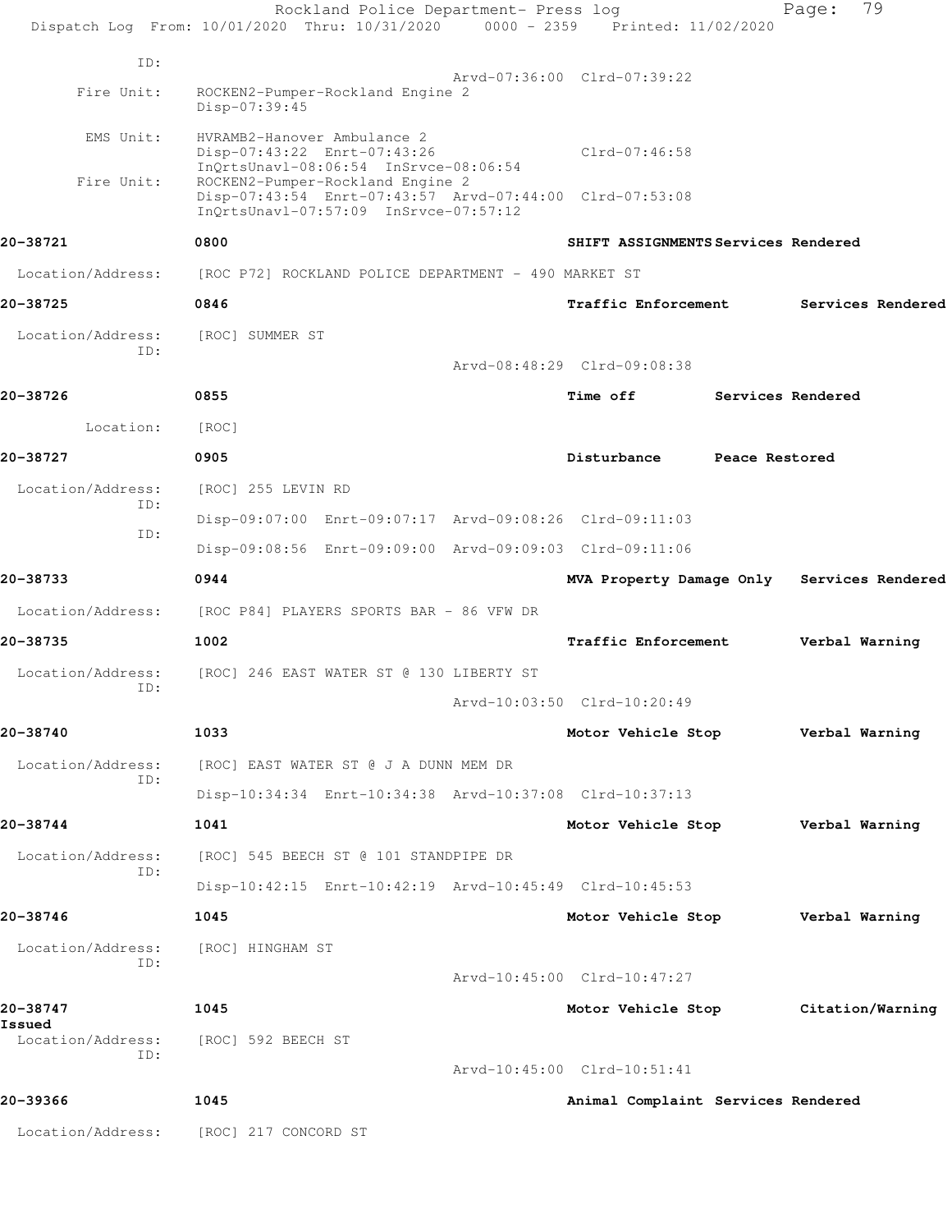ID:

Arvd-07:36:00 Clrd-07:39:22

Fire Unit: ROCKEN2-Pumper-Rockland Engine 2
Disp-07:39:45

EMS Unit: HVRAMB2-Hanover Ambulance 2
Disp-07:43:22 Enrt-07:43:26 Clrd-07:46:58
InQrtsUnavl-08:06:54 InSrvce-08:06:54

Fire Unit: ROCKEN2-Pumper-Rockland Engine 2
Disp-07:43:54 Enrt-07:43:57 Arvd-07:44:00 Clrd-07:53:08
InQrtsUnavl-07:57:09 InSrvce-07:57:12

**20-38721 0800 SHIFT ASSIGNMENTS Services Rendered**

Location/Address: [ROC P72] ROCKLAND POLICE DEPARTMENT - 490 MARKET ST

**20-38725 0846 Traffic Enforcement Services Rendered**

Location/Address: [ROC] SUMMER ST
ID:
Arvd-08:48:29 Clrd-09:08:38

**20-38726 0855 Time off Services Rendered**

Location: [ROC]

**20-38727 0905 Disturbance Peace Restored**

Location/Address: [ROC] 255 LEVIN RD
ID:
Disp-09:07:00 Enrt-09:07:17 Arvd-09:08:26 Clrd-09:11:03
ID:
Disp-09:08:56 Enrt-09:09:00 Arvd-09:09:03 Clrd-09:11:06

**20-38733 0944 MVA Property Damage Only Services Rendered**

Location/Address: [ROC P84] PLAYERS SPORTS BAR - 86 VFW DR

**20-38735 1002 Traffic Enforcement Verbal Warning**

Location/Address: [ROC] 246 EAST WATER ST @ 130 LIBERTY ST
ID:
Arvd-10:03:50 Clrd-10:20:49

**20-38740 1033 Motor Vehicle Stop Verbal Warning**

Location/Address: [ROC] EAST WATER ST @ J A DUNN MEM DR
ID:
Disp-10:34:34 Enrt-10:34:38 Arvd-10:37:08 Clrd-10:37:13

**20-38744 1041 Motor Vehicle Stop Verbal Warning**

Location/Address: [ROC] 545 BEECH ST @ 101 STANDPIPE DR
ID:
Disp-10:42:15 Enrt-10:42:19 Arvd-10:45:49 Clrd-10:45:53

**20-38746 1045 Motor Vehicle Stop Verbal Warning**

Location/Address: [ROC] HINGHAM ST
ID:
Arvd-10:45:00 Clrd-10:47:27

**20-38747 1045 Motor Vehicle Stop Citation/Warning Issued**

Location/Address: [ROC] 592 BEECH ST
ID:
Arvd-10:45:00 Clrd-10:51:41

**20-39366 1045 Animal Complaint Services Rendered**

Location/Address: [ROC] 217 CONCORD ST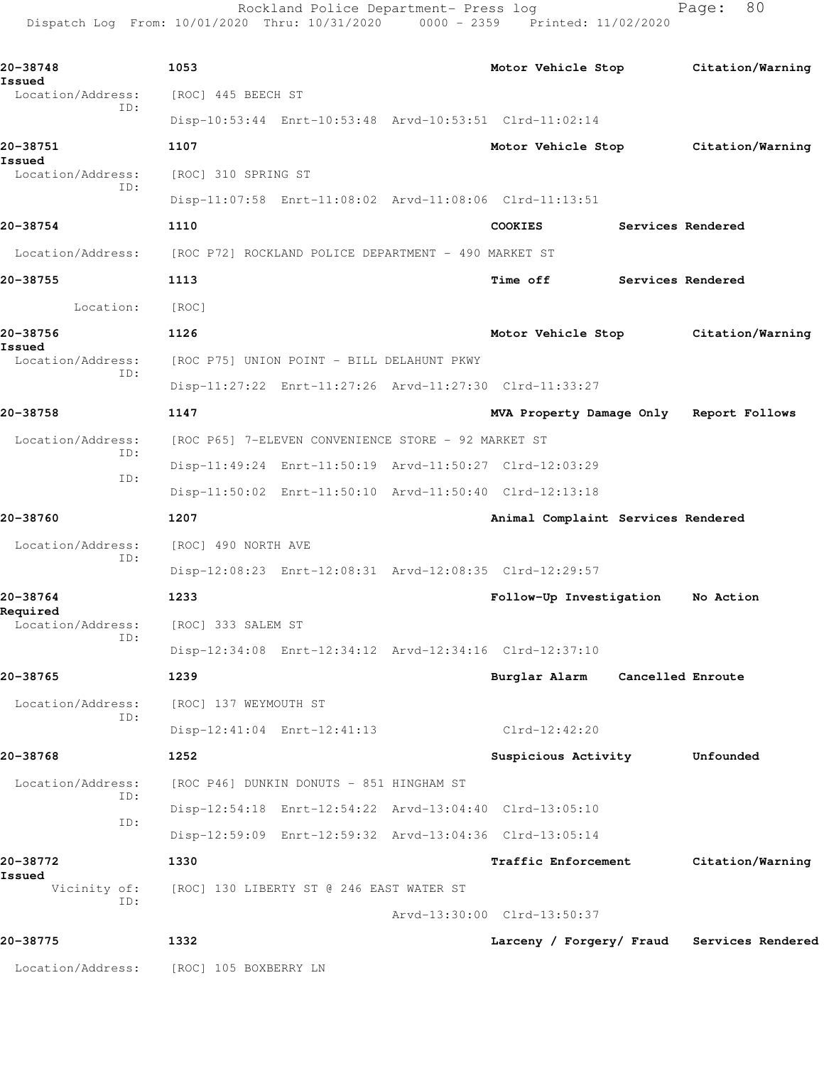**20-38748** 1053 **Motor Vehicle Stop** **Citation/Warning Issued**

Location/Address: [ROC] 445 BEECH ST

ID: Disp-10:53:44 Enrt-10:53:48 Arvd-10:53:51 Clrd-11:02:14

**20-38751** 1107 **Motor Vehicle Stop** **Citation/Warning Issued**

Location/Address: [ROC] 310 SPRING ST

ID: Disp-11:07:58 Enrt-11:08:02 Arvd-11:08:06 Clrd-11:13:51

**20-38754** 1110 **COOKIES** **Services Rendered**

Location/Address: [ROC P72] ROCKLAND POLICE DEPARTMENT - 490 MARKET ST

**20-38755** 1113 **Time off** **Services Rendered**

Location: [ROC]

**20-38756** 1126 **Motor Vehicle Stop** **Citation/Warning Issued**

Location/Address: [ROC P75] UNION POINT - BILL DELAHUNT PKWY

ID: Disp-11:27:22 Enrt-11:27:26 Arvd-11:27:30 Clrd-11:33:27

**20-38758** 1147 **MVA Property Damage Only** **Report Follows**

Location/Address: [ROC P65] 7-ELEVEN CONVENIENCE STORE - 92 MARKET ST

ID: Disp-11:49:24 Enrt-11:50:19 Arvd-11:50:27 Clrd-12:03:29

ID: Disp-11:50:02 Enrt-11:50:10 Arvd-11:50:40 Clrd-12:13:18

**20-38760** 1207 **Animal Complaint** **Services Rendered**

Location/Address: [ROC] 490 NORTH AVE

ID: Disp-12:08:23 Enrt-12:08:31 Arvd-12:08:35 Clrd-12:29:57

**20-38764** 1233 **Follow-Up Investigation** **No Action Required**

Location/Address: [ROC] 333 SALEM ST

ID: Disp-12:34:08 Enrt-12:34:12 Arvd-12:34:16 Clrd-12:37:10

**20-38765** 1239 **Burglar Alarm** **Cancelled Enroute**

Location/Address: [ROC] 137 WEYMOUTH ST

ID: Disp-12:41:04 Enrt-12:41:13 Clrd-12:42:20

**20-38768** 1252 **Suspicious Activity** **Unfounded**

Location/Address: [ROC P46] DUNKIN DONUTS - 851 HINGHAM ST

ID: Disp-12:54:18 Enrt-12:54:22 Arvd-13:04:40 Clrd-13:05:10

ID: Disp-12:59:09 Enrt-12:59:32 Arvd-13:04:36 Clrd-13:05:14

**20-38772** 1330 **Traffic Enforcement** **Citation/Warning Issued**

Vicinity of: [ROC] 130 LIBERTY ST @ 246 EAST WATER ST

ID: Arvd-13:30:00 Clrd-13:50:37

**20-38775** 1332 **Larceny / Forgery/ Fraud** **Services Rendered**

Location/Address: [ROC] 105 BOXBERRY LN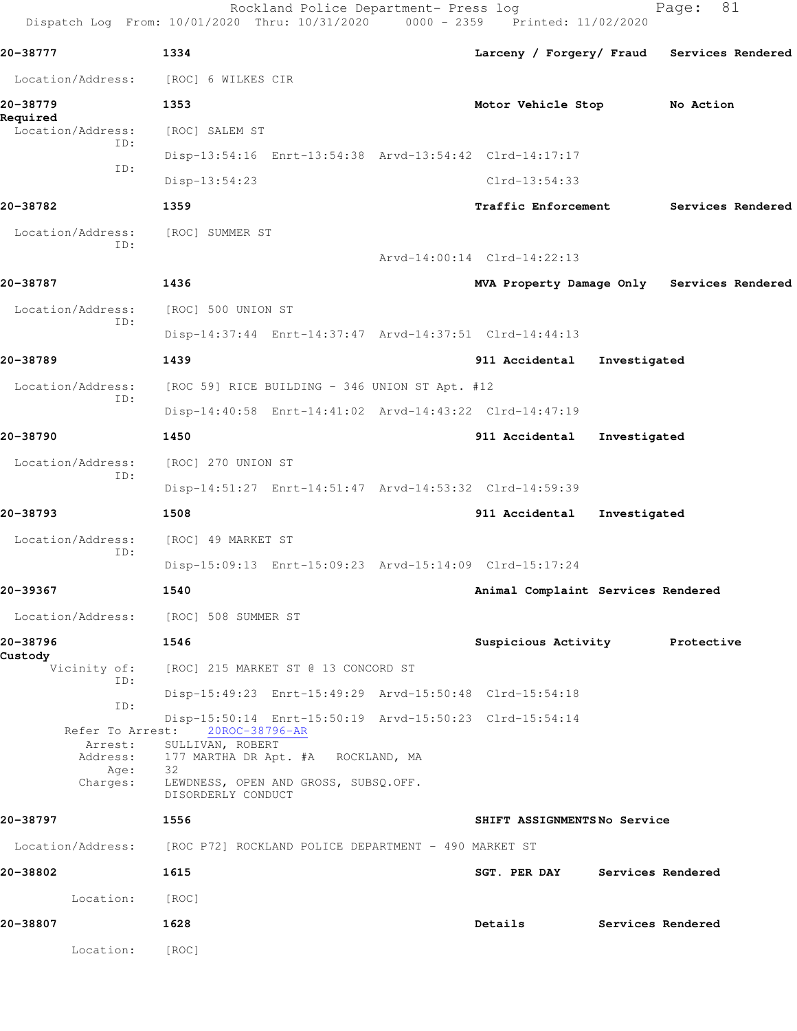Rockland Police Department- Press log

Dispatch Log From: 10/01/2020 Thru: 10/31/2020 0000 - 2359 Printed: 11/02/2020

**20-38777** 1334 Larceny / Forgery/ Fraud Services Rendered

Location/Address: [ROC] 6 WILKES CIR

**20-38779** 1353 Motor Vehicle Stop No Action Required

Location/Address: [ROC] SALEM ST

ID:
Disp-13:54:16 Enrt-13:54:38 Arvd-13:54:42 Clrd-14:17:17

ID:
Disp-13:54:23 Clrd-13:54:33

**20-38782** 1359 Traffic Enforcement Services Rendered

Location/Address: [ROC] SUMMER ST

ID:
Arvd-14:00:14 Clrd-14:22:13

**20-38787** 1436 MVA Property Damage Only Services Rendered

Location/Address: [ROC] 500 UNION ST

ID:
Disp-14:37:44 Enrt-14:37:47 Arvd-14:37:51 Clrd-14:44:13

**20-38789** 1439 911 Accidental Investigated

Location/Address: [ROC 59] RICE BUILDING - 346 UNION ST Apt. #12

ID:
Disp-14:40:58 Enrt-14:41:02 Arvd-14:43:22 Clrd-14:47:19

**20-38790** 1450 911 Accidental Investigated

Location/Address: [ROC] 270 UNION ST

ID:
Disp-14:51:27 Enrt-14:51:47 Arvd-14:53:32 Clrd-14:59:39

**20-38793** 1508 911 Accidental Investigated

Location/Address: [ROC] 49 MARKET ST

ID:
Disp-15:09:13 Enrt-15:09:23 Arvd-15:14:09 Clrd-15:17:24

**20-39367** 1540 Animal Complaint Services Rendered

Location/Address: [ROC] 508 SUMMER ST

**20-38796** 1546 Suspicious Activity Protective Custody

Vicinity of: [ROC] 215 MARKET ST @ 13 CONCORD ST

ID:
Disp-15:49:23 Enrt-15:49:29 Arvd-15:50:48 Clrd-15:54:18

ID:
Disp-15:50:14 Enrt-15:50:19 Arvd-15:50:23 Clrd-15:54:14

Refer To Arrest: 20ROC-38796-AR

Arrest: SULLIVAN, ROBERT

Address: 177 MARTHA DR Apt. #A ROCKLAND, MA

Age: 32

Charges: LEWDNESS, OPEN AND GROSS, SUBSQ.OFF.
DISORDERLY CONDUCT

**20-38797** 1556 SHIFT ASSIGNMENTS No Service

Location/Address: [ROC P72] ROCKLAND POLICE DEPARTMENT - 490 MARKET ST

**20-38802** 1615 SGT. PER DAY Services Rendered

Location: [ROC]

**20-38807** 1628 Details Services Rendered

Location: [ROC]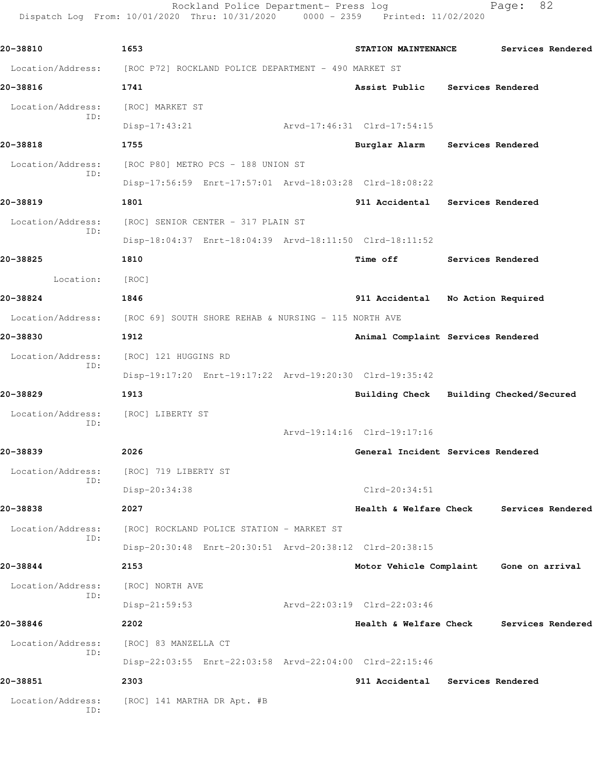20-38810 1653 STATION MAINTENANCE Services Rendered

Location/Address: [ROC P72] ROCKLAND POLICE DEPARTMENT - 490 MARKET ST

20-38816 1741 Assist Public Services Rendered

Location/Address: [ROC] MARKET ST
ID:
Disp-17:43:21 Arvd-17:46:31 Clrd-17:54:15

20-38818 1755 Burglar Alarm Services Rendered

Location/Address: [ROC P80] METRO PCS - 188 UNION ST
ID:
Disp-17:56:59 Enrt-17:57:01 Arvd-18:03:28 Clrd-18:08:22

20-38819 1801 911 Accidental Services Rendered

Location/Address: [ROC] SENIOR CENTER - 317 PLAIN ST
ID:
Disp-18:04:37 Enrt-18:04:39 Arvd-18:11:50 Clrd-18:11:52

20-38825 1810 Time off Services Rendered

Location: [ROC]

20-38824 1846 911 Accidental No Action Required

Location/Address: [ROC 69] SOUTH SHORE REHAB & NURSING - 115 NORTH AVE

20-38830 1912 Animal Complaint Services Rendered

Location/Address: [ROC] 121 HUGGINS RD
ID:
Disp-19:17:20 Enrt-19:17:22 Arvd-19:20:30 Clrd-19:35:42

20-38829 1913 Building Check Building Checked/Secured

Location/Address: [ROC] LIBERTY ST
ID:
Arvd-19:14:16 Clrd-19:17:16

20-38839 2026 General Incident Services Rendered

Location/Address: [ROC] 719 LIBERTY ST
ID:
Disp-20:34:38 Clrd-20:34:51

20-38838 2027 Health & Welfare Check Services Rendered

Location/Address: [ROC] ROCKLAND POLICE STATION - MARKET ST
ID:
Disp-20:30:48 Enrt-20:30:51 Arvd-20:38:12 Clrd-20:38:15

20-38844 2153 Motor Vehicle Complaint Gone on arrival

Location/Address: [ROC] NORTH AVE
ID:
Disp-21:59:53 Arvd-22:03:19 Clrd-22:03:46

20-38846 2202 Health & Welfare Check Services Rendered

Location/Address: [ROC] 83 MANZELLA CT
ID:
Disp-22:03:55 Enrt-22:03:58 Arvd-22:04:00 Clrd-22:15:46

20-38851 2303 911 Accidental Services Rendered

Location/Address: [ROC] 141 MARTHA DR Apt. #B
ID: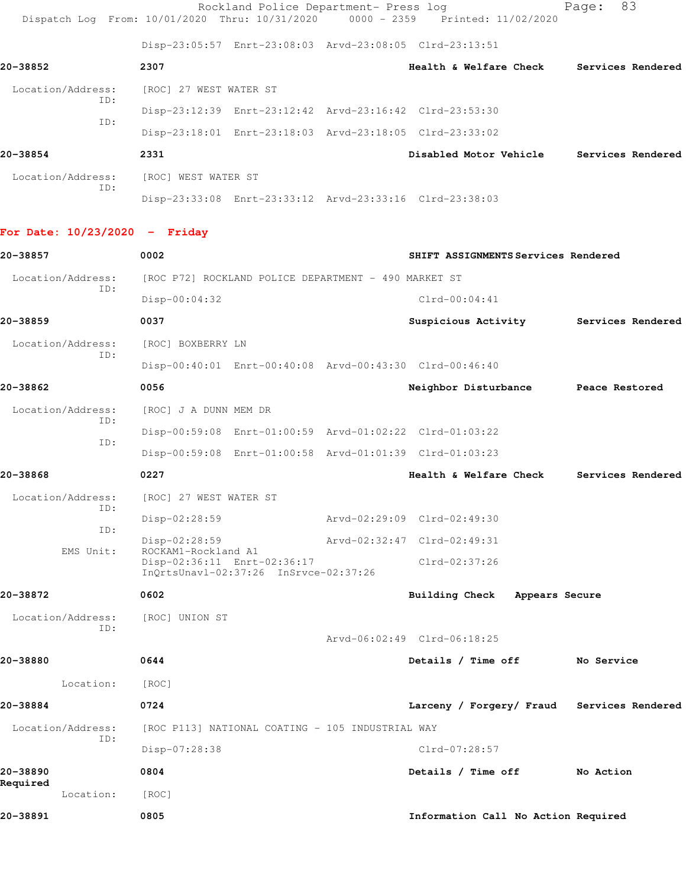Disp-23:05:57 Enrt-23:08:03 Arvd-23:08:05 Clrd-23:13:51

**20-38852** **2307** **Health & Welfare Check** **Services Rendered**

Location/Address: [ROC] 27 WEST WATER ST
ID:
Disp-23:12:39 Enrt-23:12:42 Arvd-23:16:42 Clrd-23:53:30
ID:
Disp-23:18:01 Enrt-23:18:03 Arvd-23:18:05 Clrd-23:33:02

**20-38854** **2331** **Disabled Motor Vehicle** **Services Rendered**

Location/Address: [ROC] WEST WATER ST
ID:
Disp-23:33:08 Enrt-23:33:12 Arvd-23:33:16 Clrd-23:38:03

## For Date: 10/23/2020 - Friday

**20-38857** **0002** **SHIFT ASSIGNMENTS Services Rendered**

Location/Address: [ROC P72] ROCKLAND POLICE DEPARTMENT - 490 MARKET ST
ID:
Disp-00:04:32 Clrd-00:04:41

**20-38859** **0037** **Suspicious Activity** **Services Rendered**

Location/Address: [ROC] BOXBERRY LN
ID:
Disp-00:40:01 Enrt-00:40:08 Arvd-00:43:30 Clrd-00:46:40

**20-38862** **0056** **Neighbor Disturbance** **Peace Restored**

Location/Address: [ROC] J A DUNN MEM DR
ID:
Disp-00:59:08 Enrt-01:00:59 Arvd-01:02:22 Clrd-01:03:22
ID:
Disp-00:59:08 Enrt-01:00:58 Arvd-01:01:39 Clrd-01:03:23

**20-38868** **0227** **Health & Welfare Check** **Services Rendered**

Location/Address: [ROC] 27 WEST WATER ST
ID:
Disp-02:28:59 Arvd-02:29:09 Clrd-02:49:30
ID:
Disp-02:28:59 Arvd-02:32:47 Clrd-02:49:31
EMS Unit: ROCKAM1-Rockland A1
Disp-02:36:11 Enrt-02:36:17 Clrd-02:37:26
InQrtsUnavl-02:37:26 InSrvce-02:37:26

**20-38872** **0602** **Building Check** **Appears Secure**

Location/Address: [ROC] UNION ST
ID:
Arvd-06:02:49 Clrd-06:18:25

**20-38880** **0644** **Details / Time off** **No Service**

Location: [ROC]

**20-38884** **0724** **Larceny / Forgery/ Fraud** **Services Rendered**

Location/Address: [ROC P113] NATIONAL COATING - 105 INDUSTRIAL WAY
ID:
Disp-07:28:38 Clrd-07:28:57

**20-38890** **0804** **Details / Time off** **No Action Required**

Location: [ROC]

**20-38891** **0805** **Information Call No Action Required**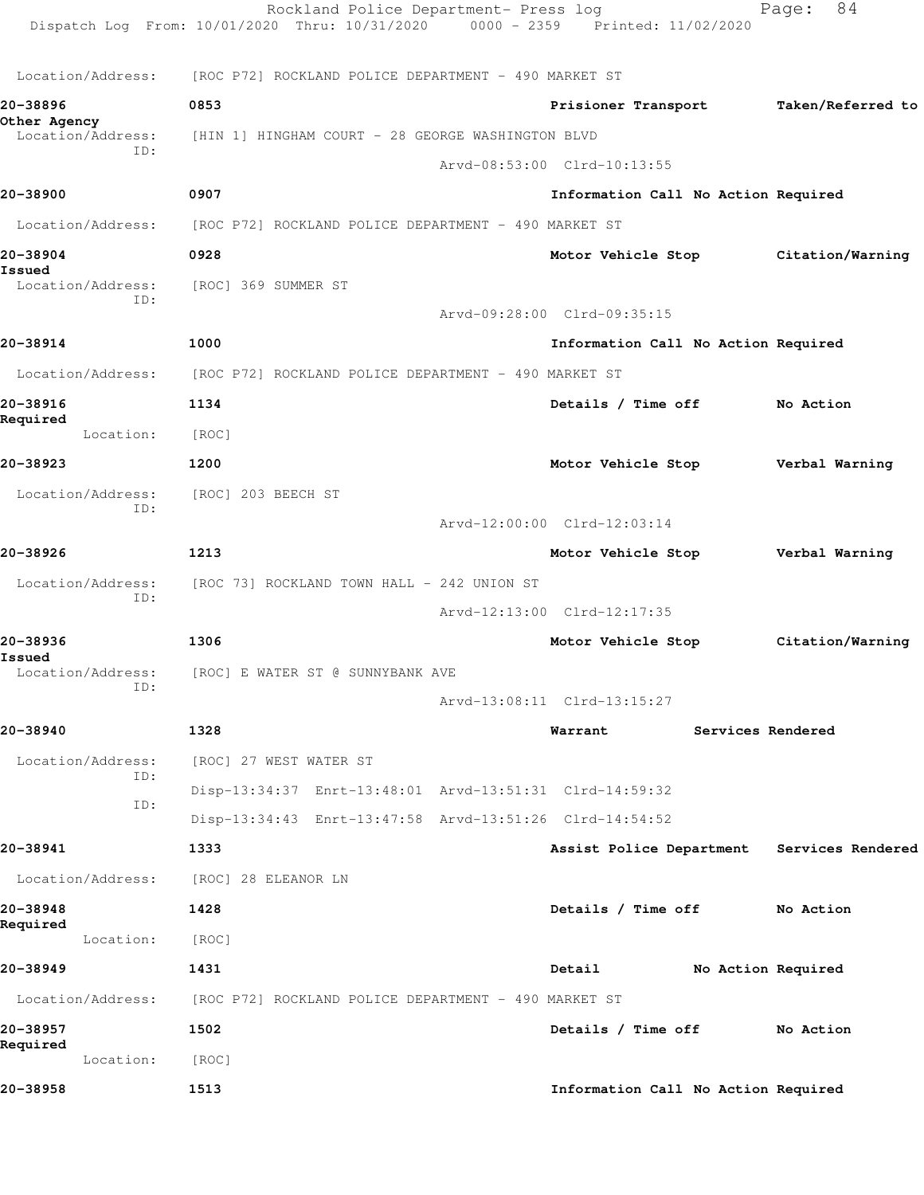Location/Address: [ROC P72] ROCKLAND POLICE DEPARTMENT - 490 MARKET ST

**20-38896** 0853 Prisioner Transport Taken/Referred to Other Agency
Location/Address: [HIN 1] HINGHAM COURT - 28 GEORGE WASHINGTON BLVD
ID:
Arvd-08:53:00 Clrd-10:13:55

**20-38900** 0907 Information Call No Action Required
Location/Address: [ROC P72] ROCKLAND POLICE DEPARTMENT - 490 MARKET ST

**20-38904** 0928 Motor Vehicle Stop Citation/Warning Issued
Location/Address: [ROC] 369 SUMMER ST
ID:
Arvd-09:28:00 Clrd-09:35:15

**20-38914** 1000 Information Call No Action Required
Location/Address: [ROC P72] ROCKLAND POLICE DEPARTMENT - 490 MARKET ST

**20-38916** 1134 Details / Time off No Action Required
Location: [ROC]

**20-38923** 1200 Motor Vehicle Stop Verbal Warning
Location/Address: [ROC] 203 BEECH ST
ID:
Arvd-12:00:00 Clrd-12:03:14

**20-38926** 1213 Motor Vehicle Stop Verbal Warning
Location/Address: [ROC 73] ROCKLAND TOWN HALL - 242 UNION ST
ID:
Arvd-12:13:00 Clrd-12:17:35

**20-38936** 1306 Motor Vehicle Stop Citation/Warning Issued
Location/Address: [ROC] E WATER ST @ SUNNYBANK AVE
ID:
Arvd-13:08:11 Clrd-13:15:27

**20-38940** 1328 Warrant Services Rendered
Location/Address: [ROC] 27 WEST WATER ST
ID:
Disp-13:34:37 Enrt-13:48:01 Arvd-13:51:31 Clrd-14:59:32
ID:
Disp-13:34:43 Enrt-13:47:58 Arvd-13:51:26 Clrd-14:54:52

**20-38941** 1333 Assist Police Department Services Rendered
Location/Address: [ROC] 28 ELEANOR LN

**20-38948** 1428 Details / Time off No Action Required
Location: [ROC]

**20-38949** 1431 Detail No Action Required
Location/Address: [ROC P72] ROCKLAND POLICE DEPARTMENT - 490 MARKET ST

**20-38957** 1502 Details / Time off No Action Required
Location: [ROC]

**20-38958** 1513 Information Call No Action Required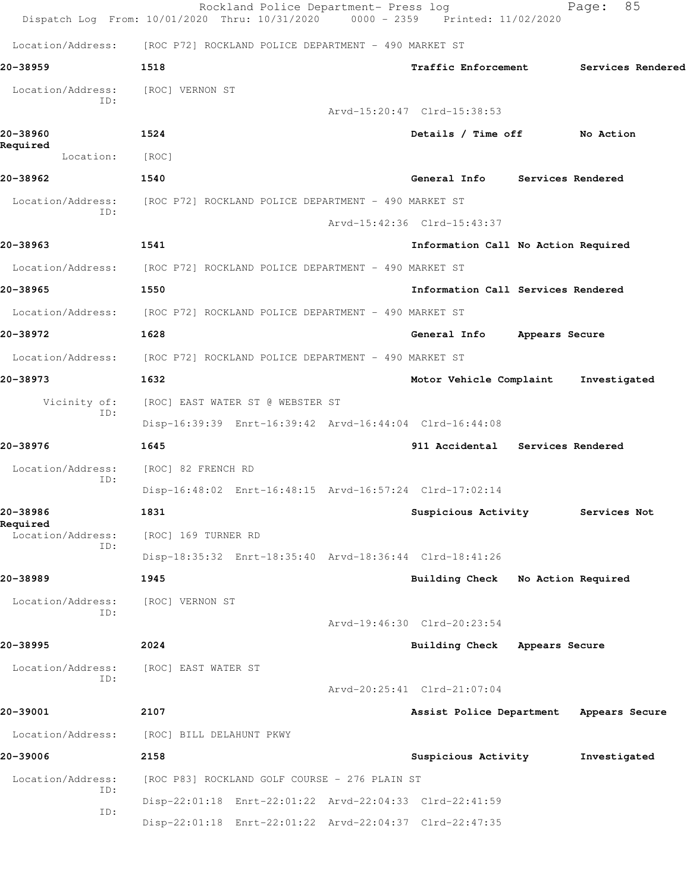Location/Address: [ROC P72] ROCKLAND POLICE DEPARTMENT - 490 MARKET ST

**20-38959** 1518 Traffic Enforcement Services Rendered

Location/Address: [ROC] VERNON ST
ID:
Arvd-15:20:47 Clrd-15:38:53

**20-38960** 1524 Details / Time off No Action Required

Location: [ROC]

**20-38962** 1540 General Info Services Rendered

Location/Address: [ROC P72] ROCKLAND POLICE DEPARTMENT - 490 MARKET ST
ID:
Arvd-15:42:36 Clrd-15:43:37

**20-38963** 1541 Information Call No Action Required

Location/Address: [ROC P72] ROCKLAND POLICE DEPARTMENT - 490 MARKET ST

**20-38965** 1550 Information Call Services Rendered

Location/Address: [ROC P72] ROCKLAND POLICE DEPARTMENT - 490 MARKET ST

**20-38972** 1628 General Info Appears Secure

Location/Address: [ROC P72] ROCKLAND POLICE DEPARTMENT - 490 MARKET ST

**20-38973** 1632 Motor Vehicle Complaint Investigated

Vicinity of: [ROC] EAST WATER ST @ WEBSTER ST
ID:
Disp-16:39:39 Enrt-16:39:42 Arvd-16:44:04 Clrd-16:44:08

**20-38976** 1645 911 Accidental Services Rendered

Location/Address: [ROC] 82 FRENCH RD
ID:
Disp-16:48:02 Enrt-16:48:15 Arvd-16:57:24 Clrd-17:02:14

**20-38986** 1831 Suspicious Activity Services Not Required

Location/Address: [ROC] 169 TURNER RD
ID:
Disp-18:35:32 Enrt-18:35:40 Arvd-18:36:44 Clrd-18:41:26

**20-38989** 1945 Building Check No Action Required

Location/Address: [ROC] VERNON ST
ID:
Arvd-19:46:30 Clrd-20:23:54

**20-38995** 2024 Building Check Appears Secure

Location/Address: [ROC] EAST WATER ST
ID:
Arvd-20:25:41 Clrd-21:07:04

**20-39001** 2107 Assist Police Department Appears Secure

Location/Address: [ROC] BILL DELAHUNT PKWY

**20-39006** 2158 Suspicious Activity Investigated

Location/Address: [ROC P83] ROCKLAND GOLF COURSE - 276 PLAIN ST
ID:
Disp-22:01:18 Enrt-22:01:22 Arvd-22:04:33 Clrd-22:41:59
ID:
Disp-22:01:18 Enrt-22:01:22 Arvd-22:04:37 Clrd-22:47:35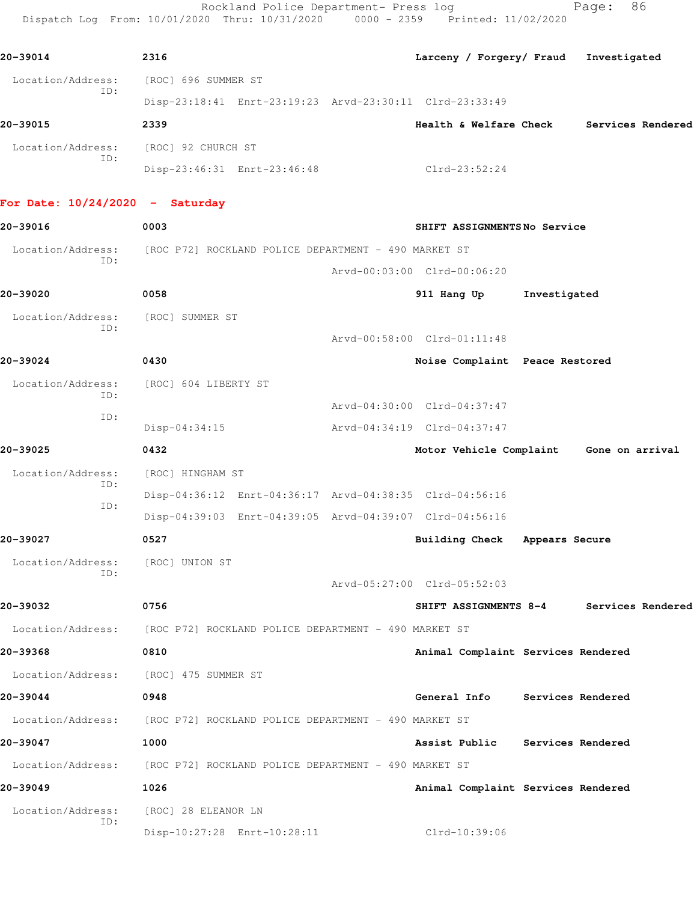20-39014 2316 Larceny / Forgery/ Fraud Investigated

Location/Address: [ROC] 696 SUMMER ST
ID:
Disp-23:18:41 Enrt-23:19:23 Arvd-23:30:11 Clrd-23:33:49

20-39015 2339 Health & Welfare Check Services Rendered

Location/Address: [ROC] 92 CHURCH ST
ID:
Disp-23:46:31 Enrt-23:46:48 Clrd-23:52:24

## For Date: 10/24/2020 - Saturday

20-39016 0003 SHIFT ASSIGNMENTS No Service

Location/Address: [ROC P72] ROCKLAND POLICE DEPARTMENT - 490 MARKET ST
ID:
Arvd-00:03:00 Clrd-00:06:20

20-39020 0058 911 Hang Up Investigated

Location/Address: [ROC] SUMMER ST
ID:
Arvd-00:58:00 Clrd-01:11:48

20-39024 0430 Noise Complaint Peace Restored

Location/Address: [ROC] 604 LIBERTY ST
ID:
Arvd-04:30:00 Clrd-04:37:47
ID:
Disp-04:34:15 Arvd-04:34:19 Clrd-04:37:47

20-39025 0432 Motor Vehicle Complaint Gone on arrival

Location/Address: [ROC] HINGHAM ST
ID:
Disp-04:36:12 Enrt-04:36:17 Arvd-04:38:35 Clrd-04:56:16
ID:
Disp-04:39:03 Enrt-04:39:05 Arvd-04:39:07 Clrd-04:56:16

20-39027 0527 Building Check Appears Secure

Location/Address: [ROC] UNION ST
ID:
Arvd-05:27:00 Clrd-05:52:03

20-39032 0756 SHIFT ASSIGNMENTS 8-4 Services Rendered

Location/Address: [ROC P72] ROCKLAND POLICE DEPARTMENT - 490 MARKET ST

20-39368 0810 Animal Complaint Services Rendered

Location/Address: [ROC] 475 SUMMER ST

20-39044 0948 General Info Services Rendered

Location/Address: [ROC P72] ROCKLAND POLICE DEPARTMENT - 490 MARKET ST

20-39047 1000 Assist Public Services Rendered

Location/Address: [ROC P72] ROCKLAND POLICE DEPARTMENT - 490 MARKET ST

20-39049 1026 Animal Complaint Services Rendered

Location/Address: [ROC] 28 ELEANOR LN
ID:
Disp-10:27:28 Enrt-10:28:11 Clrd-10:39:06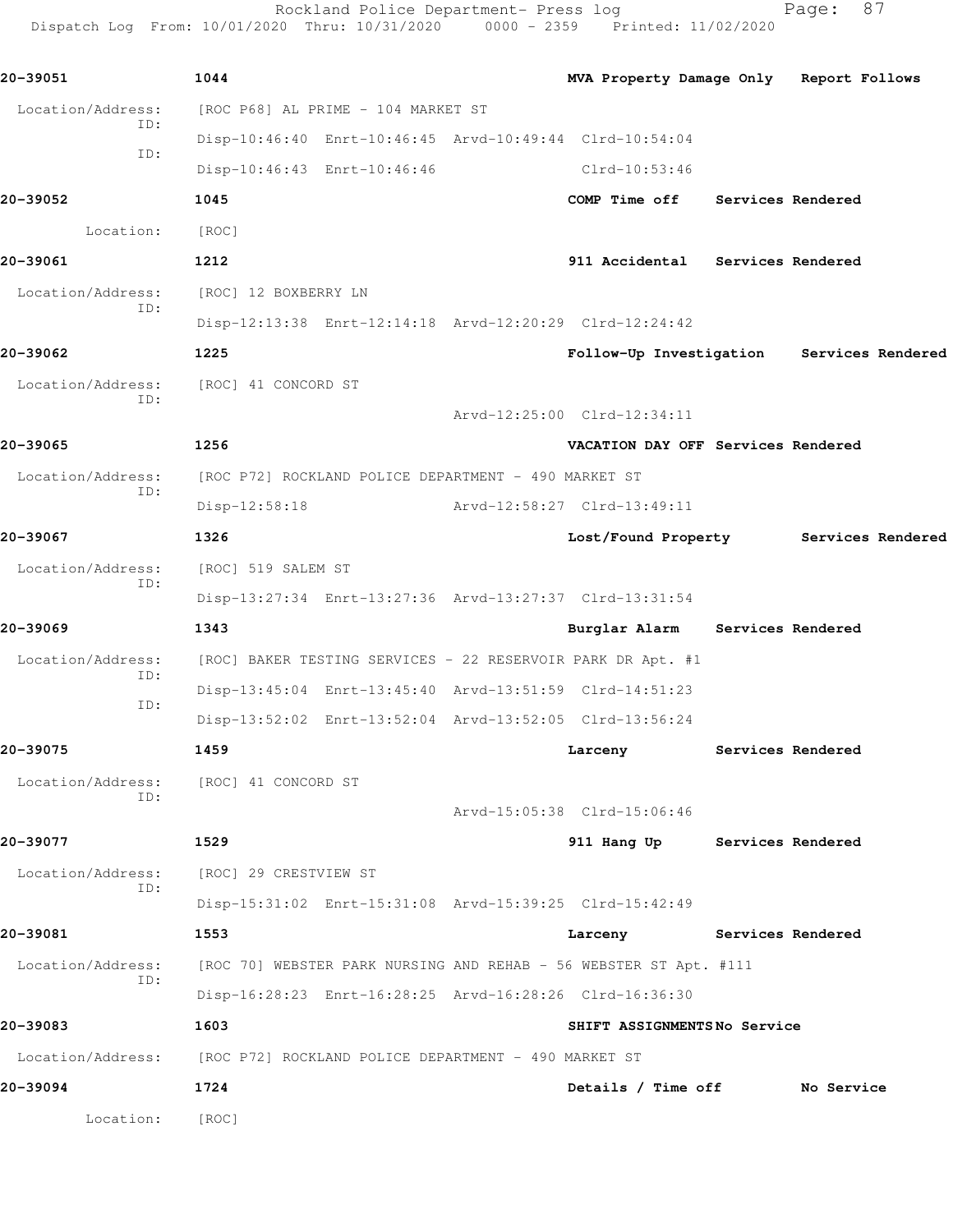**20-39051** 1044 **MVA Property Damage Only** **Report Follows**

Location/Address: [ROC P68] AL PRIME - 104 MARKET ST

ID: Disp-10:46:40 Enrt-10:46:45 Arvd-10:49:44 Clrd-10:54:04

ID: Disp-10:46:43 Enrt-10:46:46 Clrd-10:53:46

**20-39052** 1045 **COMP Time off** **Services Rendered**

Location: [ROC]

**20-39061** 1212 **911 Accidental** **Services Rendered**

Location/Address: [ROC] 12 BOXBERRY LN

ID: Disp-12:13:38 Enrt-12:14:18 Arvd-12:20:29 Clrd-12:24:42

**20-39062** 1225 **Follow-Up Investigation** **Services Rendered**

Location/Address: [ROC] 41 CONCORD ST

ID: Arvd-12:25:00 Clrd-12:34:11

**20-39065** 1256 **VACATION DAY OFF** **Services Rendered**

Location/Address: [ROC P72] ROCKLAND POLICE DEPARTMENT - 490 MARKET ST

ID: Disp-12:58:18 Arvd-12:58:27 Clrd-13:49:11

**20-39067** 1326 **Lost/Found Property** **Services Rendered**

Location/Address: [ROC] 519 SALEM ST

ID: Disp-13:27:34 Enrt-13:27:36 Arvd-13:27:37 Clrd-13:31:54

**20-39069** 1343 **Burglar Alarm** **Services Rendered**

Location/Address: [ROC] BAKER TESTING SERVICES - 22 RESERVOIR PARK DR Apt. #1

ID: Disp-13:45:04 Enrt-13:45:40 Arvd-13:51:59 Clrd-14:51:23

ID: Disp-13:52:02 Enrt-13:52:04 Arvd-13:52:05 Clrd-13:56:24

**20-39075** 1459 **Larceny** **Services Rendered**

Location/Address: [ROC] 41 CONCORD ST

ID: Arvd-15:05:38 Clrd-15:06:46

**20-39077** 1529 **911 Hang Up** **Services Rendered**

Location/Address: [ROC] 29 CRESTVIEW ST

ID: Disp-15:31:02 Enrt-15:31:08 Arvd-15:39:25 Clrd-15:42:49

**20-39081** 1553 **Larceny** **Services Rendered**

Location/Address: [ROC 70] WEBSTER PARK NURSING AND REHAB - 56 WEBSTER ST Apt. #111

ID: Disp-16:28:23 Enrt-16:28:25 Arvd-16:28:26 Clrd-16:36:30

**20-39083** 1603 **SHIFT ASSIGNMENTS** **No Service**

Location/Address: [ROC P72] ROCKLAND POLICE DEPARTMENT - 490 MARKET ST

**20-39094** 1724 **Details / Time off** **No Service**

Location: [ROC]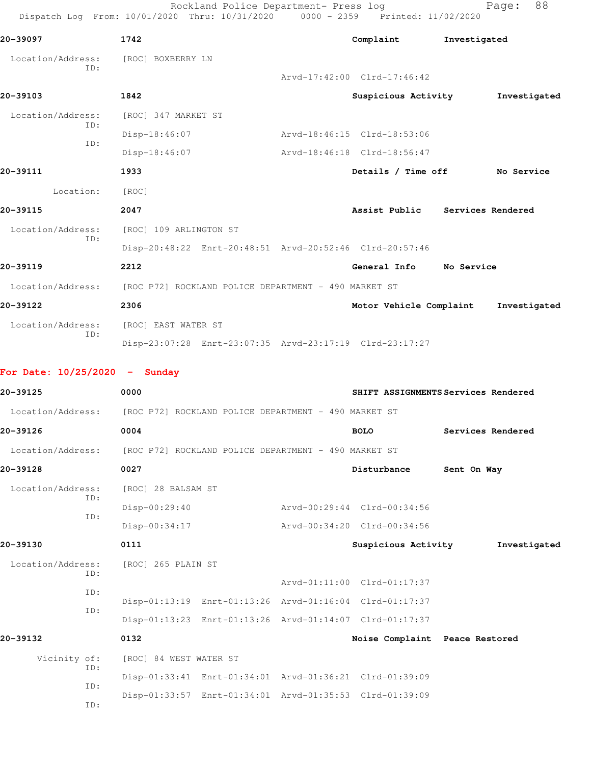20-39097 1742 Complaint Investigated

Location/Address: [ROC] BOXBERRY LN
ID:
Arvd-17:42:00 Clrd-17:46:42

20-39103 1842 Suspicious Activity Investigated

Location/Address: [ROC] 347 MARKET ST
ID:
Disp-18:46:07 Arvd-18:46:15 Clrd-18:53:06
ID:
Disp-18:46:07 Arvd-18:46:18 Clrd-18:56:47

20-39111 1933 Details / Time off No Service

Location: [ROC]

20-39115 2047 Assist Public Services Rendered

Location/Address: [ROC] 109 ARLINGTON ST
ID:
Disp-20:48:22 Enrt-20:48:51 Arvd-20:52:46 Clrd-20:57:46

20-39119 2212 General Info No Service

Location/Address: [ROC P72] ROCKLAND POLICE DEPARTMENT - 490 MARKET ST

20-39122 2306 Motor Vehicle Complaint Investigated

Location/Address: [ROC] EAST WATER ST
ID:
Disp-23:07:28 Enrt-23:07:35 Arvd-23:17:19 Clrd-23:17:27

**For Date: 10/25/2020 - Sunday**

20-39125 0000 SHIFT ASSIGNMENTS Services Rendered

Location/Address: [ROC P72] ROCKLAND POLICE DEPARTMENT - 490 MARKET ST

20-39126 0004 BOLO Services Rendered

Location/Address: [ROC P72] ROCKLAND POLICE DEPARTMENT - 490 MARKET ST

20-39128 0027 Disturbance Sent On Way

Location/Address: [ROC] 28 BALSAM ST
ID:
Disp-00:29:40 Arvd-00:29:44 Clrd-00:34:56
ID:
Disp-00:34:17 Arvd-00:34:20 Clrd-00:34:56

20-39130 0111 Suspicious Activity Investigated

Location/Address: [ROC] 265 PLAIN ST
ID:
Arvd-01:11:00 Clrd-01:17:37
ID:
Disp-01:13:19 Enrt-01:13:26 Arvd-01:16:04 Clrd-01:17:37
ID:
Disp-01:13:23 Enrt-01:13:26 Arvd-01:14:07 Clrd-01:17:37

20-39132 0132 Noise Complaint Peace Restored

Vicinity of: [ROC] 84 WEST WATER ST
ID:
Disp-01:33:41 Enrt-01:34:01 Arvd-01:36:21 Clrd-01:39:09
ID:
Disp-01:33:57 Enrt-01:34:01 Arvd-01:35:53 Clrd-01:39:09
ID: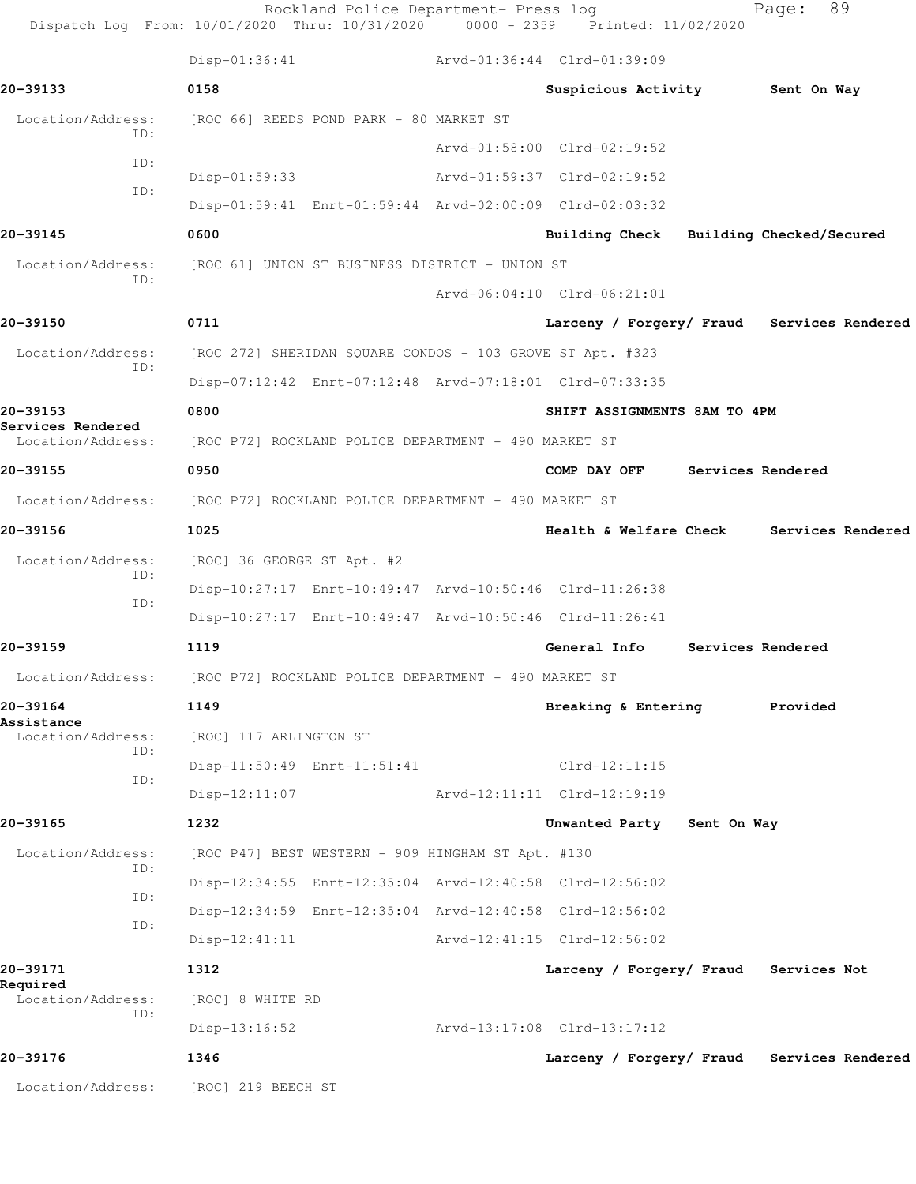Disp-01:36:41 Arvd-01:36:44 Clrd-01:39:09

**20-39133** 0158 Suspicious Activity Sent On Way

Location/Address: [ROC 66] REEDS POND PARK - 80 MARKET ST

ID: Arvd-01:58:00 Clrd-02:19:52

ID: Disp-01:59:33 Arvd-01:59:37 Clrd-02:19:52

ID: Disp-01:59:41 Enrt-01:59:44 Arvd-02:00:09 Clrd-02:03:32

**20-39145** 0600 Building Check Building Checked/Secured

Location/Address: [ROC 61] UNION ST BUSINESS DISTRICT - UNION ST

ID: Arvd-06:04:10 Clrd-06:21:01

**20-39150** 0711 Larceny / Forgery/ Fraud Services Rendered

Location/Address: [ROC 272] SHERIDAN SQUARE CONDOS - 103 GROVE ST Apt. #323

ID: Disp-07:12:42 Enrt-07:12:48 Arvd-07:18:01 Clrd-07:33:35

**20-39153** 0800 SHIFT ASSIGNMENTS 8AM TO 4PM Services Rendered

Location/Address: [ROC P72] ROCKLAND POLICE DEPARTMENT - 490 MARKET ST

**20-39155** 0950 COMP DAY OFF Services Rendered

Location/Address: [ROC P72] ROCKLAND POLICE DEPARTMENT - 490 MARKET ST

**20-39156** 1025 Health & Welfare Check Services Rendered

Location/Address: [ROC] 36 GEORGE ST Apt. #2

ID: Disp-10:27:17 Enrt-10:49:47 Arvd-10:50:46 Clrd-11:26:38

ID: Disp-10:27:17 Enrt-10:49:47 Arvd-10:50:46 Clrd-11:26:41

**20-39159** 1119 General Info Services Rendered

Location/Address: [ROC P72] ROCKLAND POLICE DEPARTMENT - 490 MARKET ST

**20-39164** 1149 Breaking & Entering Provided Assistance

Location/Address: [ROC] 117 ARLINGTON ST

ID: Disp-11:50:49 Enrt-11:51:41 Clrd-12:11:15

ID: Disp-12:11:07 Arvd-12:11:11 Clrd-12:19:19

**20-39165** 1232 Unwanted Party Sent On Way

Location/Address: [ROC P47] BEST WESTERN - 909 HINGHAM ST Apt. #130

ID: Disp-12:34:55 Enrt-12:35:04 Arvd-12:40:58 Clrd-12:56:02

ID: Disp-12:34:59 Enrt-12:35:04 Arvd-12:40:58 Clrd-12:56:02

ID: Disp-12:41:11 Arvd-12:41:15 Clrd-12:56:02

**20-39171** 1312 Larceny / Forgery/ Fraud Services Not Required

Location/Address: [ROC] 8 WHITE RD

ID: Disp-13:16:52 Arvd-13:17:08 Clrd-13:17:12

**20-39176** 1346 Larceny / Forgery/ Fraud Services Rendered

Location/Address: [ROC] 219 BEECH ST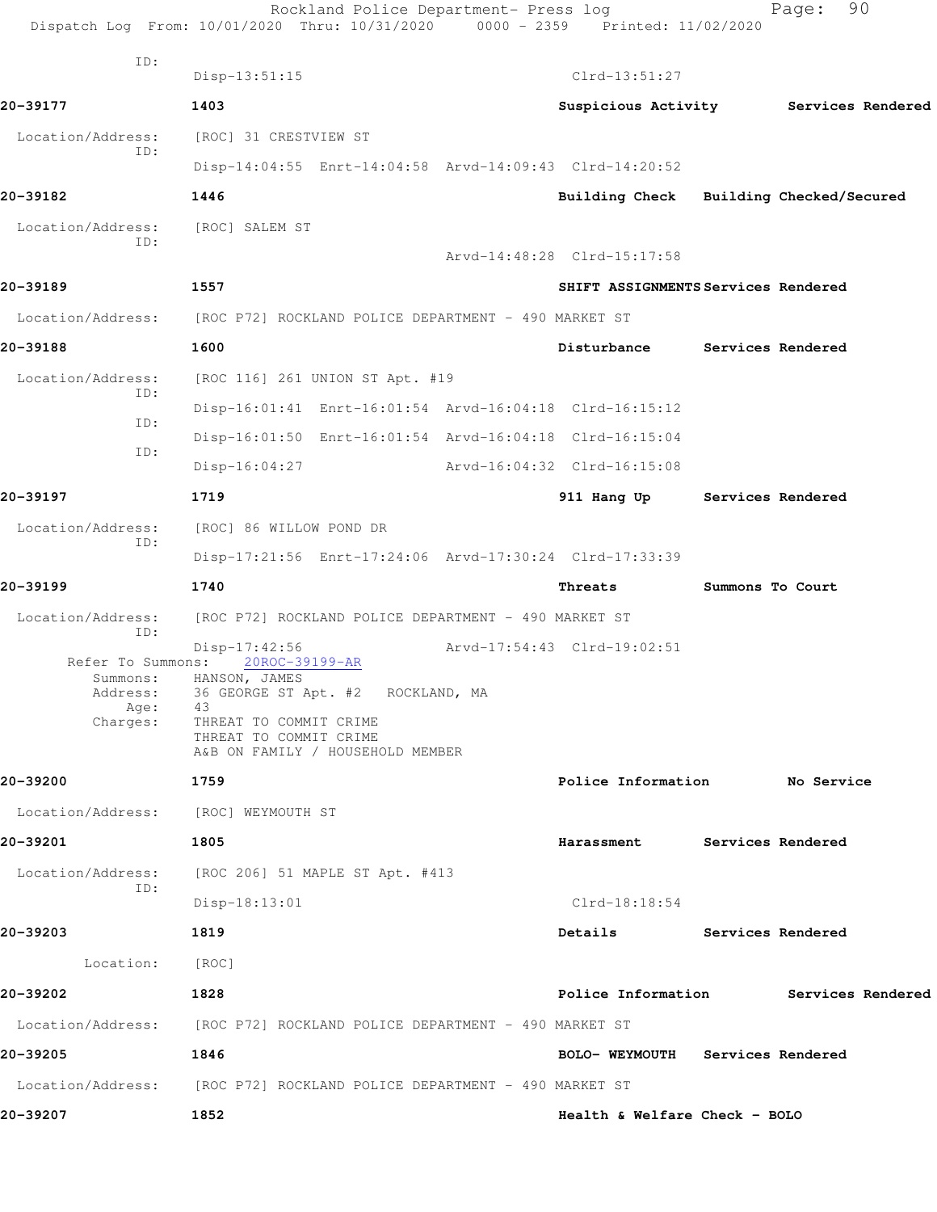ID:
Disp-13:51:15 Clrd-13:51:27

**20-39177** 1403 **Suspicious Activity** **Services Rendered**

Location/Address: [ROC] 31 CRESTVIEW ST
ID:
Disp-14:04:55 Enrt-14:04:58 Arvd-14:09:43 Clrd-14:20:52

**20-39182** 1446 **Building Check** **Building Checked/Secured**

Location/Address: [ROC] SALEM ST
ID:
Arvd-14:48:28 Clrd-15:17:58

**20-39189** 1557 **SHIFT ASSIGNMENTS** **Services Rendered**

Location/Address: [ROC P72] ROCKLAND POLICE DEPARTMENT - 490 MARKET ST

**20-39188** 1600 **Disturbance** **Services Rendered**

Location/Address: [ROC 116] 261 UNION ST Apt. #19
ID:
Disp-16:01:41 Enrt-16:01:54 Arvd-16:04:18 Clrd-16:15:12
ID:
Disp-16:01:50 Enrt-16:01:54 Arvd-16:04:18 Clrd-16:15:04
ID:
Disp-16:04:27 Arvd-16:04:32 Clrd-16:15:08

**20-39197** 1719 **911 Hang Up** **Services Rendered**

Location/Address: [ROC] 86 WILLOW POND DR
ID:
Disp-17:21:56 Enrt-17:24:06 Arvd-17:30:24 Clrd-17:33:39

**20-39199** 1740 **Threats** **Summons To Court**

Location/Address: [ROC P72] ROCKLAND POLICE DEPARTMENT - 490 MARKET ST
ID:
Disp-17:42:56 Arvd-17:54:43 Clrd-19:02:51
Refer To Summons: 20ROC-39199-AR
Summons: HANSON, JAMES
Address: 36 GEORGE ST Apt. #2 ROCKLAND, MA
Age: 43
Charges: THREAT TO COMMIT CRIME
THREAT TO COMMIT CRIME
A&B ON FAMILY / HOUSEHOLD MEMBER

**20-39200** 1759 **Police Information** **No Service**

Location/Address: [ROC] WEYMOUTH ST

**20-39201** 1805 **Harassment** **Services Rendered**

Location/Address: [ROC 206] 51 MAPLE ST Apt. #413
ID:
Disp-18:13:01 Clrd-18:18:54

**20-39203** 1819 **Details** **Services Rendered**

Location: [ROC]

**20-39202** 1828 **Police Information** **Services Rendered**

Location/Address: [ROC P72] ROCKLAND POLICE DEPARTMENT - 490 MARKET ST

**20-39205** 1846 **BOLO- WEYMOUTH** **Services Rendered**

Location/Address: [ROC P72] ROCKLAND POLICE DEPARTMENT - 490 MARKET ST

**20-39207** 1852 **Health & Welfare Check - BOLO**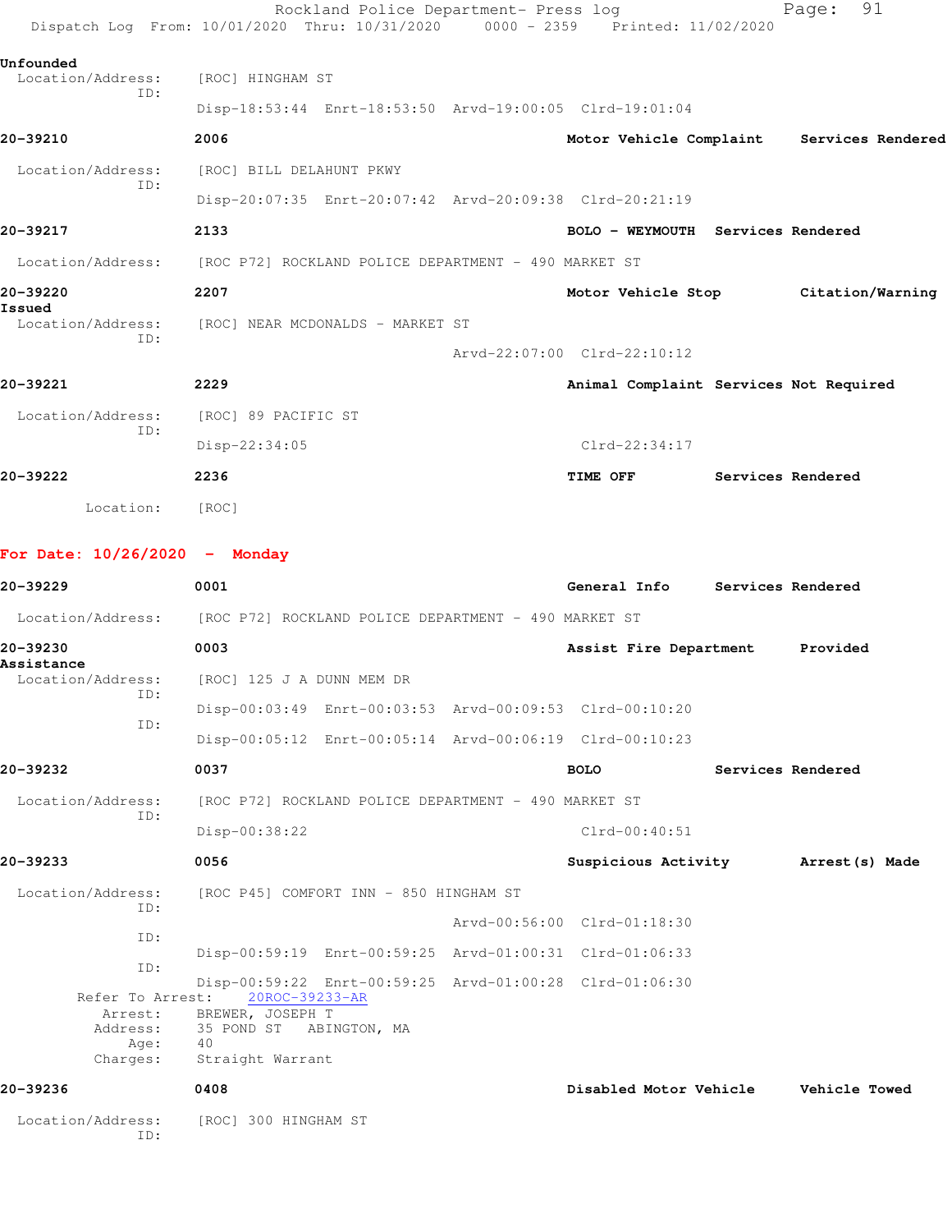Unfounded
  Location/Address:    [ROC] HINGHAM ST
            ID:
                       Disp-18:53:44  Enrt-18:53:50  Arvd-19:00:05  Clrd-19:01:04

**20-39210**    **2006**    **Motor Vehicle Complaint**    **Services Rendered**

  Location/Address:    [ROC] BILL DELAHUNT PKWY
            ID:
                       Disp-20:07:35  Enrt-20:07:42  Arvd-20:09:38  Clrd-20:21:19

**20-39217**    **2133**    **BOLO - WEYMOUTH**    **Services Rendered**

  Location/Address:    [ROC P72] ROCKLAND POLICE DEPARTMENT - 490 MARKET ST

**20-39220**    **2207**    **Motor Vehicle Stop**    **Citation/Warning Issued**

  Location/Address:    [ROC] NEAR MCDONALDS - MARKET ST
            ID:
                       Arvd-22:07:00  Clrd-22:10:12

**20-39221**    **2229**    **Animal Complaint**    **Services Not Required**

  Location/Address:    [ROC] 89 PACIFIC ST
            ID:
                       Disp-22:34:05  Clrd-22:34:17

**20-39222**    **2236**    **TIME OFF**    **Services Rendered**

  Location:    [ROC]

## For Date: 10/26/2020 - Monday

**20-39229**    **0001**    **General Info**    **Services Rendered**

  Location/Address:    [ROC P72] ROCKLAND POLICE DEPARTMENT - 490 MARKET ST

**20-39230**    **0003**    **Assist Fire Department**    **Provided Assistance**

  Location/Address:    [ROC] 125 J A DUNN MEM DR
            ID:
                       Disp-00:03:49  Enrt-00:03:53  Arvd-00:09:53  Clrd-00:10:20
            ID:
                       Disp-00:05:12  Enrt-00:05:14  Arvd-00:06:19  Clrd-00:10:23

**20-39232**    **0037**    **BOLO**    **Services Rendered**

  Location/Address:    [ROC P72] ROCKLAND POLICE DEPARTMENT - 490 MARKET ST
            ID:
                       Disp-00:38:22  Clrd-00:40:51

**20-39233**    **0056**    **Suspicious Activity**    **Arrest(s) Made**

  Location/Address:    [ROC P45] COMFORT INN - 850 HINGHAM ST
            ID:
                       Arvd-00:56:00  Clrd-01:18:30
            ID:
                       Disp-00:59:19  Enrt-00:59:25  Arvd-01:00:31  Clrd-01:06:33
            ID:
                       Disp-00:59:22  Enrt-00:59:25  Arvd-01:00:28  Clrd-01:06:30
    Refer To Arrest:    20ROC-39233-AR
    Arrest:    BREWER, JOSEPH T
    Address:    35 POND ST    ABINGTON, MA
    Age:    40
    Charges:    Straight Warrant

**20-39236**    **0408**    **Disabled Motor Vehicle**    **Vehicle Towed**

  Location/Address:    [ROC] 300 HINGHAM ST
            ID: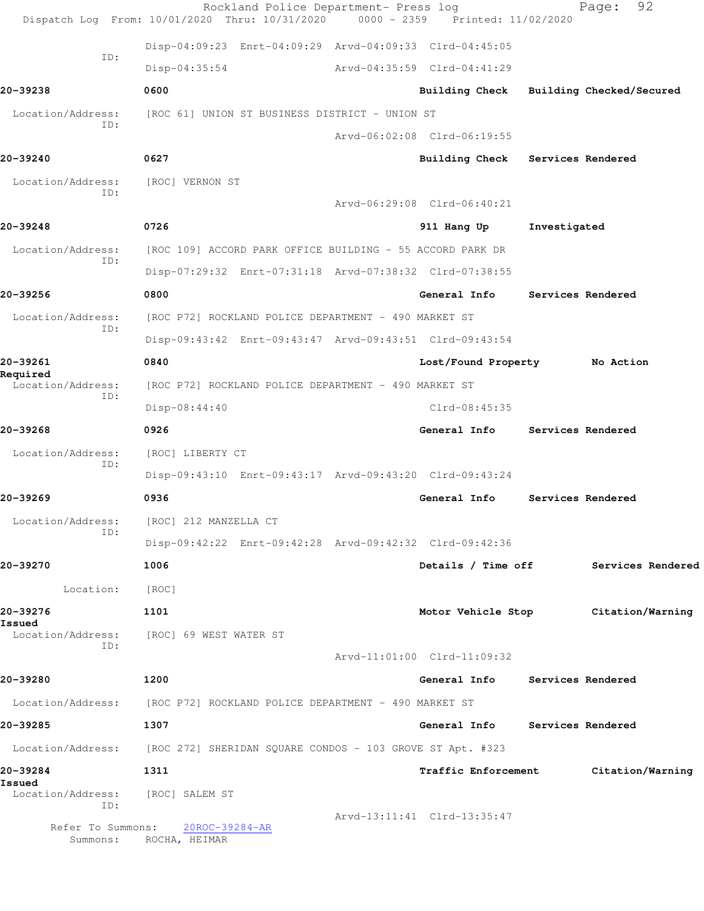Disp-04:09:23 Enrt-04:09:29 Arvd-04:09:33 Clrd-04:45:05

ID:

Disp-04:35:54 Arvd-04:35:59 Clrd-04:41:29

**20-39238** 0600 Building Check Building Checked/Secured

Location/Address: [ROC 61] UNION ST BUSINESS DISTRICT - UNION ST

ID:

Arvd-06:02:08 Clrd-06:19:55

**20-39240** 0627 Building Check Services Rendered

Location/Address: [ROC] VERNON ST

ID:

Arvd-06:29:08 Clrd-06:40:21

**20-39248** 0726 911 Hang Up Investigated

Location/Address: [ROC 109] ACCORD PARK OFFICE BUILDING - 55 ACCORD PARK DR

ID:

Disp-07:29:32 Enrt-07:31:18 Arvd-07:38:32 Clrd-07:38:55

**20-39256** 0800 General Info Services Rendered

Location/Address: [ROC P72] ROCKLAND POLICE DEPARTMENT - 490 MARKET ST

ID:

Disp-09:43:42 Enrt-09:43:47 Arvd-09:43:51 Clrd-09:43:54

**20-39261** 0840 Lost/Found Property No Action Required

Location/Address: [ROC P72] ROCKLAND POLICE DEPARTMENT - 490 MARKET ST

ID:

Disp-08:44:40 Clrd-08:45:35

**20-39268** 0926 General Info Services Rendered

Location/Address: [ROC] LIBERTY CT

ID:

Disp-09:43:10 Enrt-09:43:17 Arvd-09:43:20 Clrd-09:43:24

**20-39269** 0936 General Info Services Rendered

Location/Address: [ROC] 212 MANZELLA CT

ID:

Disp-09:42:22 Enrt-09:42:28 Arvd-09:42:32 Clrd-09:42:36

**20-39270** 1006 Details / Time off Services Rendered

Location: [ROC]

**20-39276** 1101 Motor Vehicle Stop Citation/Warning Issued

Location/Address: [ROC] 69 WEST WATER ST

ID:

Arvd-11:01:00 Clrd-11:09:32

**20-39280** 1200 General Info Services Rendered

Location/Address: [ROC P72] ROCKLAND POLICE DEPARTMENT - 490 MARKET ST

**20-39285** 1307 General Info Services Rendered

Location/Address: [ROC 272] SHERIDAN SQUARE CONDOS - 103 GROVE ST Apt. #323

**20-39284** 1311 Traffic Enforcement Citation/Warning Issued

Location/Address: [ROC] SALEM ST

ID:

Arvd-13:11:41 Clrd-13:35:47

Refer To Summons: 20ROC-39284-AR

Summons: ROCHA, HEIMAR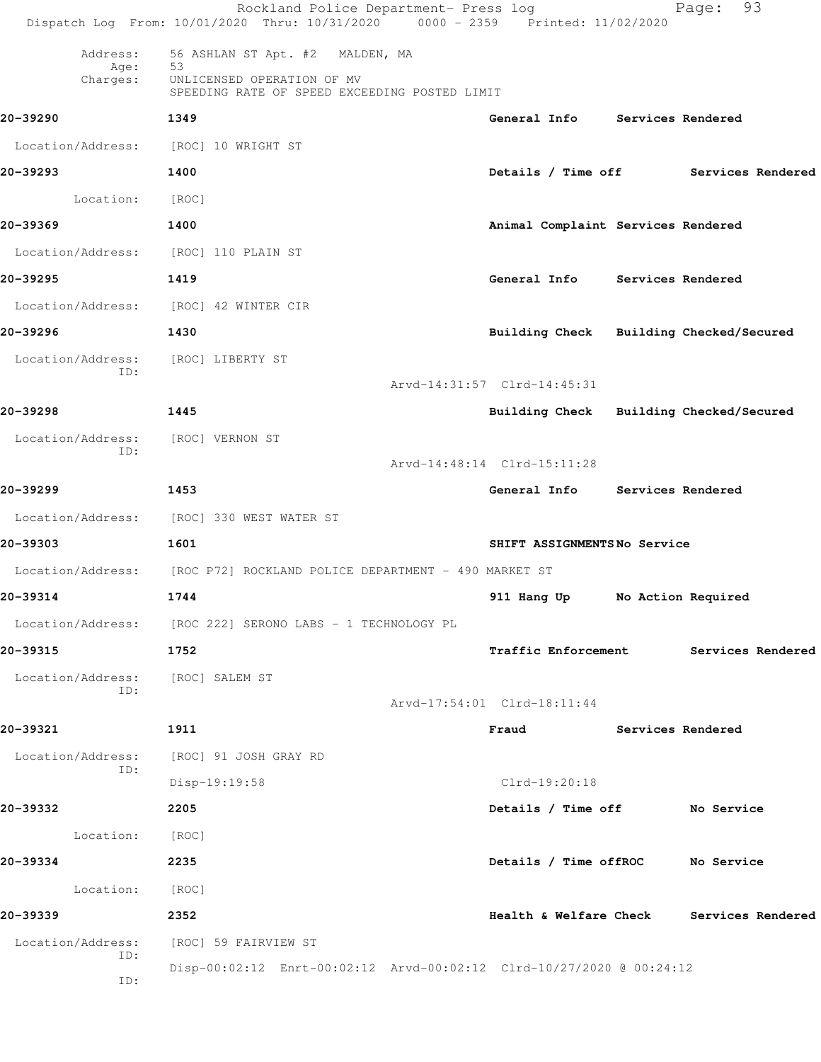Address: 56 ASHLAN ST Apt. #2 MALDEN, MA
Age: 53
Charges: UNLICENSED OPERATION OF MV
SPEEDING RATE OF SPEED EXCEEDING POSTED LIMIT

**20-39290** 1349 **General Info** **Services Rendered**

Location/Address: [ROC] 10 WRIGHT ST

**20-39293** 1400 **Details / Time off** **Services Rendered**

Location: [ROC]

**20-39369** 1400 **Animal Complaint** **Services Rendered**

Location/Address: [ROC] 110 PLAIN ST

**20-39295** 1419 **General Info** **Services Rendered**

Location/Address: [ROC] 42 WINTER CIR

**20-39296** 1430 **Building Check** **Building Checked/Secured**

Location/Address: [ROC] LIBERTY ST
ID:
Arvd-14:31:57 Clrd-14:45:31

**20-39298** 1445 **Building Check** **Building Checked/Secured**

Location/Address: [ROC] VERNON ST
ID:
Arvd-14:48:14 Clrd-15:11:28

**20-39299** 1453 **General Info** **Services Rendered**

Location/Address: [ROC] 330 WEST WATER ST

**20-39303** 1601 **SHIFT ASSIGNMENTS** **No Service**

Location/Address: [ROC P72] ROCKLAND POLICE DEPARTMENT - 490 MARKET ST

**20-39314** 1744 **911 Hang Up** **No Action Required**

Location/Address: [ROC 222] SERONO LABS - 1 TECHNOLOGY PL

**20-39315** 1752 **Traffic Enforcement** **Services Rendered**

Location/Address: [ROC] SALEM ST
ID:
Arvd-17:54:01 Clrd-18:11:44

**20-39321** 1911 **Fraud** **Services Rendered**

Location/Address: [ROC] 91 JOSH GRAY RD
ID:
Disp-19:19:58 Clrd-19:20:18

**20-39332** 2205 **Details / Time off** **No Service**

Location: [ROC]

**20-39334** 2235 **Details / Time offROC** **No Service**

Location: [ROC]

**20-39339** 2352 **Health & Welfare Check** **Services Rendered**

Location/Address: [ROC] 59 FAIRVIEW ST
ID:
Disp-00:02:12 Enrt-00:02:12 Arvd-00:02:12 Clrd-10/27/2020 @ 00:24:12
ID: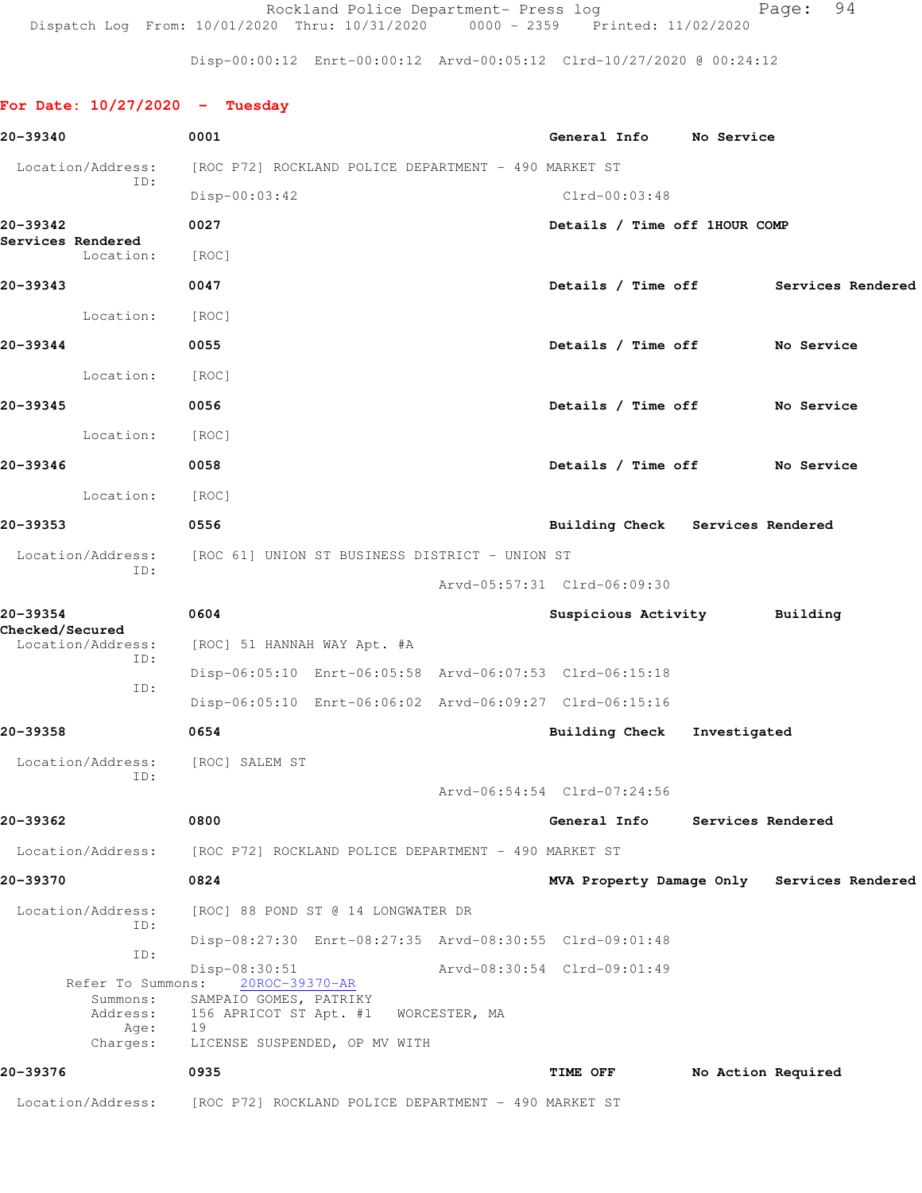Disp-00:00:12 Enrt-00:00:12 Arvd-00:05:12 Clrd-10/27/2020 @ 00:24:12

**For Date: 10/27/2020 - Tuesday**

**20-39340** **0001** **General Info** **No Service**

Location/Address: [ROC P72] ROCKLAND POLICE DEPARTMENT - 490 MARKET ST
ID:
Disp-00:03:42 Clrd-00:03:48

**20-39342** **0027** **Details / Time off 1HOUR COMP**
**Services Rendered**
Location: [ROC]

**20-39343** **0047** **Details / Time off** **Services Rendered**

Location: [ROC]

**20-39344** **0055** **Details / Time off** **No Service**

Location: [ROC]

**20-39345** **0056** **Details / Time off** **No Service**

Location: [ROC]

**20-39346** **0058** **Details / Time off** **No Service**

Location: [ROC]

**20-39353** **0556** **Building Check** **Services Rendered**

Location/Address: [ROC 61] UNION ST BUSINESS DISTRICT - UNION ST
ID:
Arvd-05:57:31 Clrd-06:09:30

**20-39354** **0604** **Suspicious Activity** **Building Checked/Secured**
Location/Address: [ROC] 51 HANNAH WAY Apt. #A
ID:
Disp-06:05:10 Enrt-06:05:58 Arvd-06:07:53 Clrd-06:15:18
ID:
Disp-06:05:10 Enrt-06:06:02 Arvd-06:09:27 Clrd-06:15:16

**20-39358** **0654** **Building Check** **Investigated**

Location/Address: [ROC] SALEM ST
ID:
Arvd-06:54:54 Clrd-07:24:56

**20-39362** **0800** **General Info** **Services Rendered**

Location/Address: [ROC P72] ROCKLAND POLICE DEPARTMENT - 490 MARKET ST

**20-39370** **0824** **MVA Property Damage Only** **Services Rendered**

Location/Address: [ROC] 88 POND ST @ 14 LONGWATER DR
ID:
Disp-08:27:30 Enrt-08:27:35 Arvd-08:30:55 Clrd-09:01:48
ID:
Disp-08:30:51 Arvd-08:30:54 Clrd-09:01:49
Refer To Summons: 20ROC-39370-AR
Summons: SAMPAIO GOMES, PATRIKY
Address: 156 APRICOT ST Apt. #1 WORCESTER, MA
Age: 19
Charges: LICENSE SUSPENDED, OP MV WITH

**20-39376** **0935** **TIME OFF** **No Action Required**

Location/Address: [ROC P72] ROCKLAND POLICE DEPARTMENT - 490 MARKET ST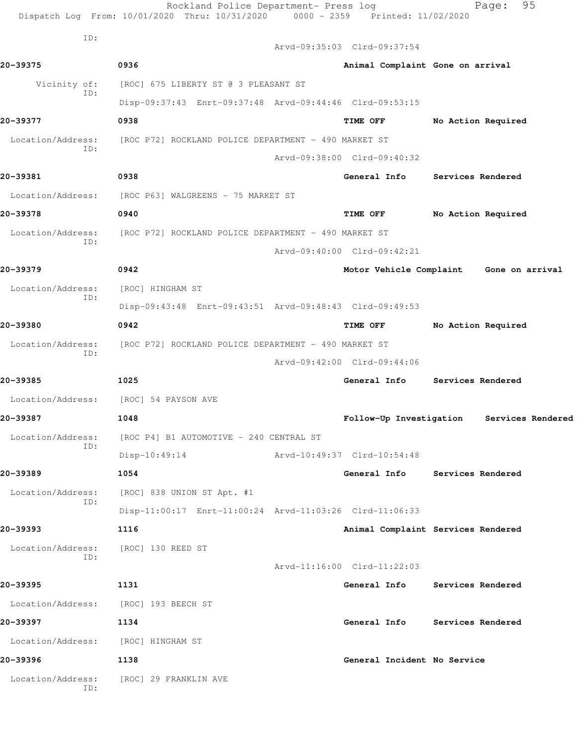ID:
Arvd-09:35:03 Clrd-09:37:54

**20-39375** 0936 Animal Complaint Gone on arrival

Vicinity of: [ROC] 675 LIBERTY ST @ 3 PLEASANT ST
ID:
Disp-09:37:43 Enrt-09:37:48 Arvd-09:44:46 Clrd-09:53:15

**20-39377** 0938 TIME OFF No Action Required

Location/Address: [ROC P72] ROCKLAND POLICE DEPARTMENT - 490 MARKET ST
ID:
Arvd-09:38:00 Clrd-09:40:32

**20-39381** 0938 General Info Services Rendered

Location/Address: [ROC P63] WALGREENS - 75 MARKET ST

**20-39378** 0940 TIME OFF No Action Required

Location/Address: [ROC P72] ROCKLAND POLICE DEPARTMENT - 490 MARKET ST
ID:
Arvd-09:40:00 Clrd-09:42:21

**20-39379** 0942 Motor Vehicle Complaint Gone on arrival

Location/Address: [ROC] HINGHAM ST
ID:
Disp-09:43:48 Enrt-09:43:51 Arvd-09:48:43 Clrd-09:49:53

**20-39380** 0942 TIME OFF No Action Required

Location/Address: [ROC P72] ROCKLAND POLICE DEPARTMENT - 490 MARKET ST
ID:
Arvd-09:42:00 Clrd-09:44:06

**20-39385** 1025 General Info Services Rendered

Location/Address: [ROC] 54 PAYSON AVE

**20-39387** 1048 Follow-Up Investigation Services Rendered

Location/Address: [ROC P4] B1 AUTOMOTIVE - 240 CENTRAL ST
ID:
Disp-10:49:14 Arvd-10:49:37 Clrd-10:54:48

**20-39389** 1054 General Info Services Rendered

Location/Address: [ROC] 838 UNION ST Apt. #1
ID:
Disp-11:00:17 Enrt-11:00:24 Arvd-11:03:26 Clrd-11:06:33

**20-39393** 1116 Animal Complaint Services Rendered

Location/Address: [ROC] 130 REED ST
ID:
Arvd-11:16:00 Clrd-11:22:03

**20-39395** 1131 General Info Services Rendered

Location/Address: [ROC] 193 BEECH ST

**20-39397** 1134 General Info Services Rendered

Location/Address: [ROC] HINGHAM ST

**20-39396** 1138 General Incident No Service

Location/Address: [ROC] 29 FRANKLIN AVE
ID: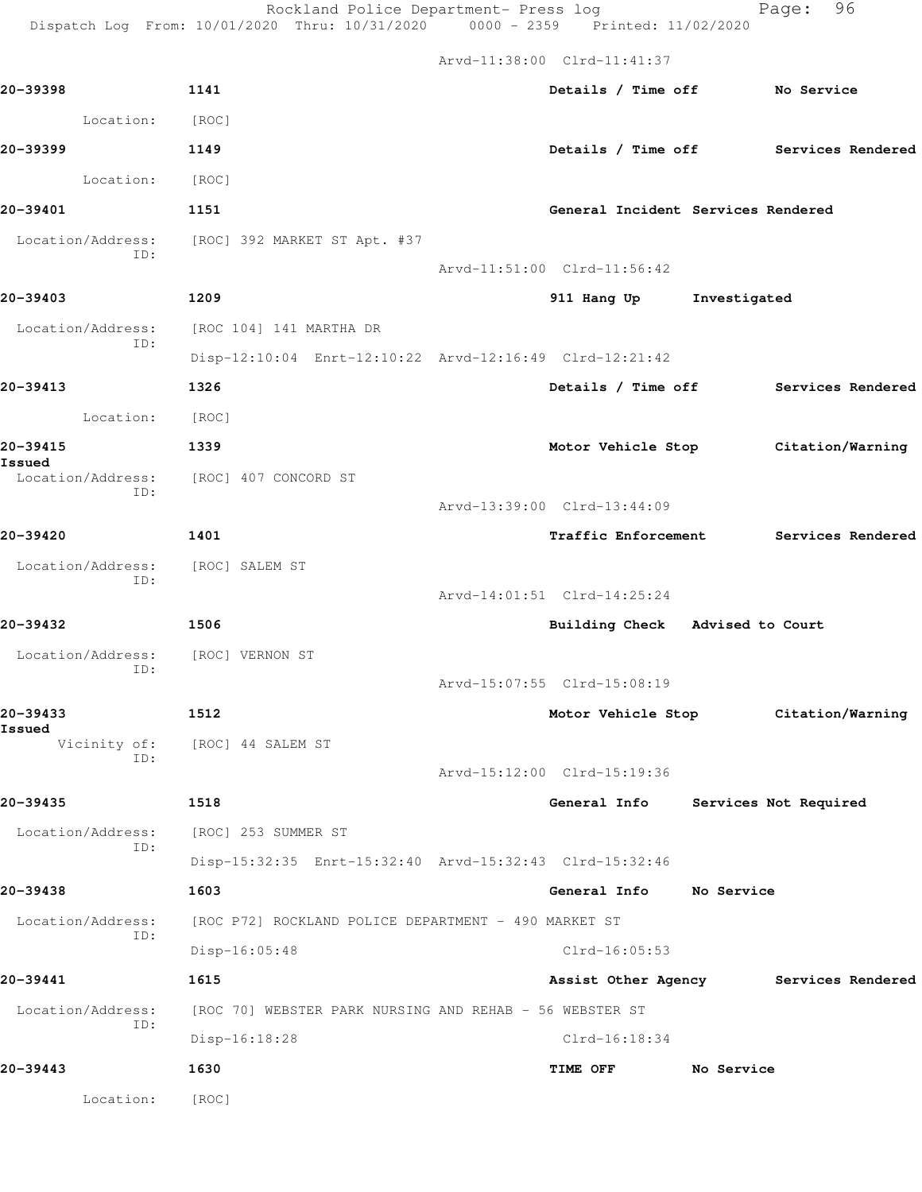Arvd-11:38:00 Clrd-11:41:37

**20-39398** 1141 Details / Time off No Service

Location: [ROC]

**20-39399** 1149 Details / Time off Services Rendered

Location: [ROC]

**20-39401** 1151 General Incident Services Rendered

Location/Address: [ROC] 392 MARKET ST Apt. #37
ID:
Arvd-11:51:00 Clrd-11:56:42

**20-39403** 1209 911 Hang Up Investigated

Location/Address: [ROC 104] 141 MARTHA DR
ID:
Disp-12:10:04 Enrt-12:10:22 Arvd-12:16:49 Clrd-12:21:42

**20-39413** 1326 Details / Time off Services Rendered

Location: [ROC]

**20-39415** 1339 Motor Vehicle Stop Citation/Warning Issued

Location/Address: [ROC] 407 CONCORD ST
ID:
Arvd-13:39:00 Clrd-13:44:09

**20-39420** 1401 Traffic Enforcement Services Rendered

Location/Address: [ROC] SALEM ST
ID:
Arvd-14:01:51 Clrd-14:25:24

**20-39432** 1506 Building Check Advised to Court

Location/Address: [ROC] VERNON ST
ID:
Arvd-15:07:55 Clrd-15:08:19

**20-39433** 1512 Motor Vehicle Stop Citation/Warning Issued

Vicinity of: [ROC] 44 SALEM ST
ID:
Arvd-15:12:00 Clrd-15:19:36

**20-39435** 1518 General Info Services Not Required

Location/Address: [ROC] 253 SUMMER ST
ID:
Disp-15:32:35 Enrt-15:32:40 Arvd-15:32:43 Clrd-15:32:46

**20-39438** 1603 General Info No Service

Location/Address: [ROC P72] ROCKLAND POLICE DEPARTMENT - 490 MARKET ST
ID:
Disp-16:05:48 Clrd-16:05:53

**20-39441** 1615 Assist Other Agency Services Rendered

Location/Address: [ROC 70] WEBSTER PARK NURSING AND REHAB - 56 WEBSTER ST
ID:
Disp-16:18:28 Clrd-16:18:34

**20-39443** 1630 TIME OFF No Service

Location: [ROC]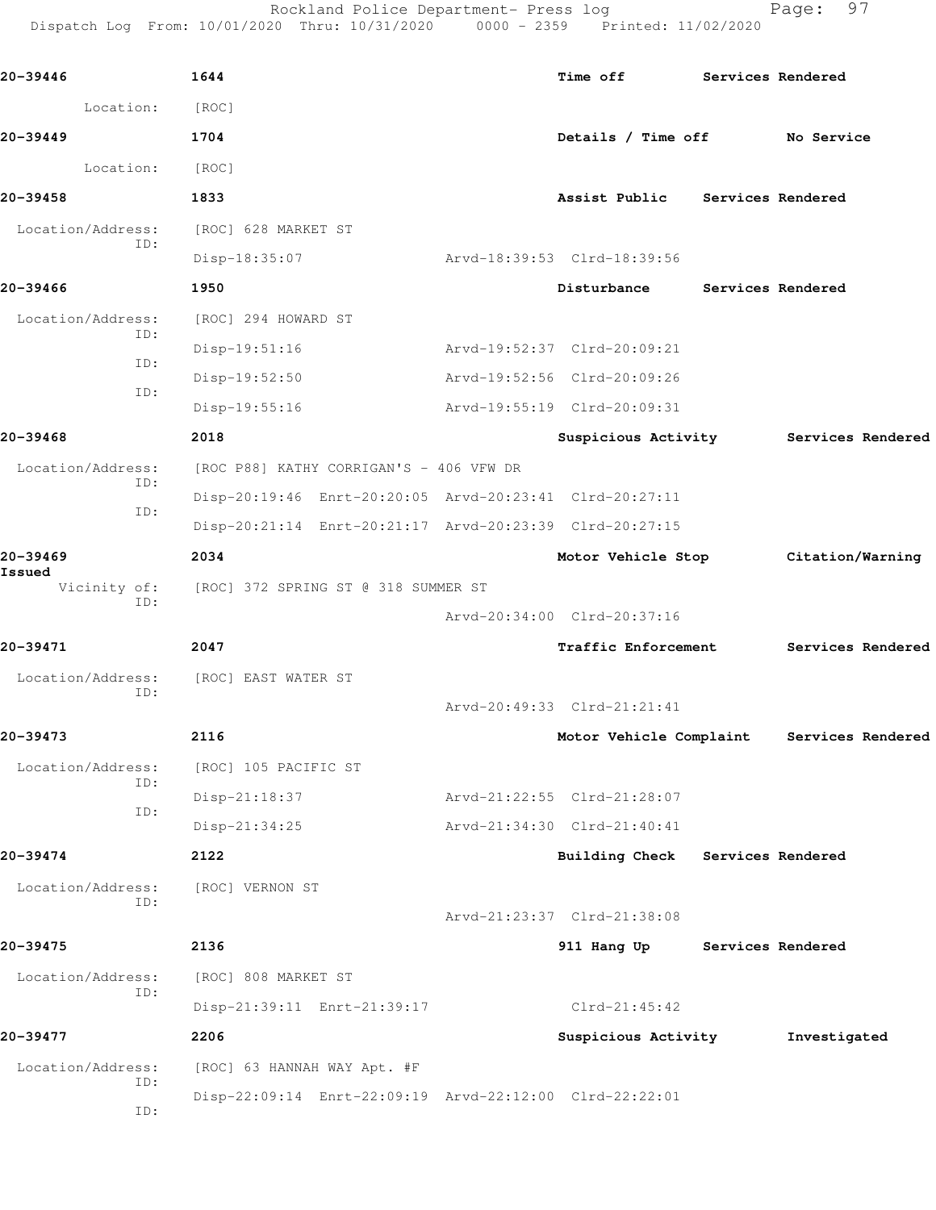20-39446 1644 Time off Services Rendered

Location: [ROC]

20-39449 1704 Details / Time off No Service

Location: [ROC]

20-39458 1833 Assist Public Services Rendered

Location/Address: [ROC] 628 MARKET ST
ID:
Disp-18:35:07 Arvd-18:39:53 Clrd-18:39:56

20-39466 1950 Disturbance Services Rendered

Location/Address: [ROC] 294 HOWARD ST
ID:
Disp-19:51:16 Arvd-19:52:37 Clrd-20:09:21
ID:
Disp-19:52:50 Arvd-19:52:56 Clrd-20:09:26
ID:
Disp-19:55:16 Arvd-19:55:19 Clrd-20:09:31

20-39468 2018 Suspicious Activity Services Rendered

Location/Address: [ROC P88] KATHY CORRIGAN'S - 406 VFW DR
ID:
Disp-20:19:46 Enrt-20:20:05 Arvd-20:23:41 Clrd-20:27:11
ID:
Disp-20:21:14 Enrt-20:21:17 Arvd-20:23:39 Clrd-20:27:15

20-39469 2034 Motor Vehicle Stop Citation/Warning Issued

Vicinity of: [ROC] 372 SPRING ST @ 318 SUMMER ST
ID:
Arvd-20:34:00 Clrd-20:37:16

20-39471 2047 Traffic Enforcement Services Rendered

Location/Address: [ROC] EAST WATER ST
ID:
Arvd-20:49:33 Clrd-21:21:41

20-39473 2116 Motor Vehicle Complaint Services Rendered

Location/Address: [ROC] 105 PACIFIC ST
ID:
Disp-21:18:37 Arvd-21:22:55 Clrd-21:28:07
ID:
Disp-21:34:25 Arvd-21:34:30 Clrd-21:40:41

20-39474 2122 Building Check Services Rendered

Location/Address: [ROC] VERNON ST
ID:
Arvd-21:23:37 Clrd-21:38:08

20-39475 2136 911 Hang Up Services Rendered

Location/Address: [ROC] 808 MARKET ST
ID:
Disp-21:39:11 Enrt-21:39:17 Clrd-21:45:42

20-39477 2206 Suspicious Activity Investigated

Location/Address: [ROC] 63 HANNAH WAY Apt. #F
ID:
Disp-22:09:14 Enrt-22:09:19 Arvd-22:12:00 Clrd-22:22:01
ID: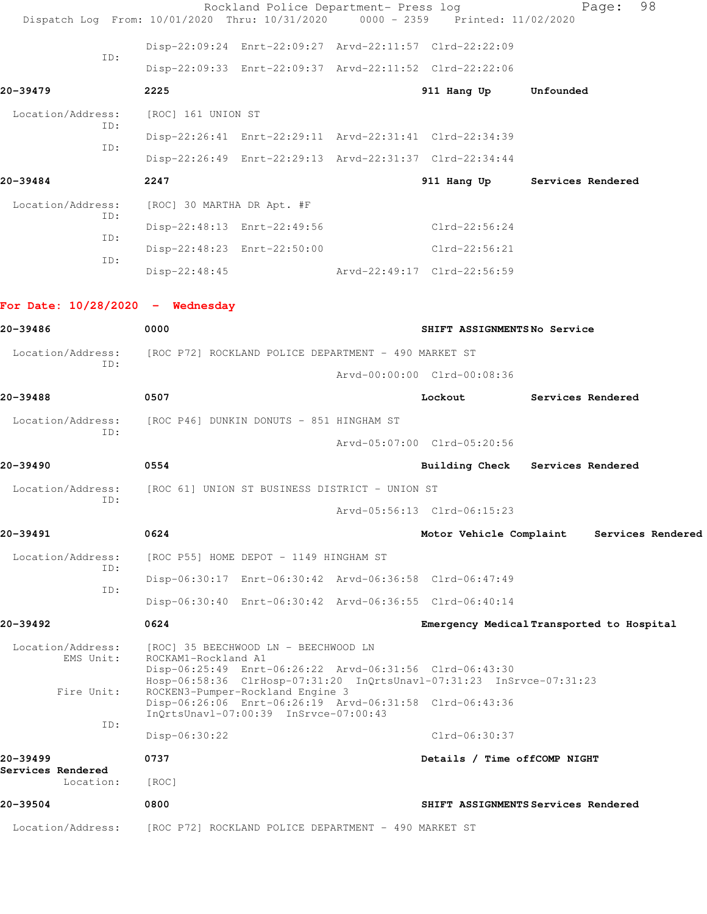ID:
Disp-22:09:24 Enrt-22:09:27 Arvd-22:11:57 Clrd-22:22:09
ID:
Disp-22:09:33 Enrt-22:09:37 Arvd-22:11:52 Clrd-22:22:06

**20-39479** **2225** **911 Hang Up** **Unfounded**

Location/Address: [ROC] 161 UNION ST
ID:
Disp-22:26:41 Enrt-22:29:11 Arvd-22:31:41 Clrd-22:34:39
ID:
Disp-22:26:49 Enrt-22:29:13 Arvd-22:31:37 Clrd-22:34:44

**20-39484** **2247** **911 Hang Up** **Services Rendered**

Location/Address: [ROC] 30 MARTHA DR Apt. #F
ID:
Disp-22:48:13 Enrt-22:49:56 Clrd-22:56:24
ID:
Disp-22:48:23 Enrt-22:50:00 Clrd-22:56:21
ID:
Disp-22:48:45 Arvd-22:49:17 Clrd-22:56:59

## For Date: 10/28/2020 - Wednesday

**20-39486** **0000** **SHIFT ASSIGNMENTS** **No Service**

Location/Address: [ROC P72] ROCKLAND POLICE DEPARTMENT - 490 MARKET ST
ID:
Arvd-00:00:00 Clrd-00:08:36

**20-39488** **0507** **Lockout** **Services Rendered**

Location/Address: [ROC P46] DUNKIN DONUTS - 851 HINGHAM ST
ID:
Arvd-05:07:00 Clrd-05:20:56

**20-39490** **0554** **Building Check** **Services Rendered**

Location/Address: [ROC 61] UNION ST BUSINESS DISTRICT - UNION ST
ID:
Arvd-05:56:13 Clrd-06:15:23

**20-39491** **0624** **Motor Vehicle Complaint** **Services Rendered**

Location/Address: [ROC P55] HOME DEPOT - 1149 HINGHAM ST
ID:
Disp-06:30:17 Enrt-06:30:42 Arvd-06:36:58 Clrd-06:47:49
ID:
Disp-06:30:40 Enrt-06:30:42 Arvd-06:36:55 Clrd-06:40:14

**20-39492** **0624** **Emergency Medical** **Transported to Hospital**

Location/Address: [ROC] 35 BEECHWOOD LN - BEECHWOOD LN
EMS Unit: ROCKAM1-Rockland A1
Disp-06:25:49 Enrt-06:26:22 Arvd-06:31:56 Clrd-06:43:30
Hosp-06:58:36 ClrHosp-07:31:20 InQrtsUnavl-07:31:23 InSrvce-07:31:23
Fire Unit: ROCKEN3-Pumper-Rockland Engine 3
Disp-06:26:06 Enrt-06:26:19 Arvd-06:31:58 Clrd-06:43:36
InQrtsUnavl-07:00:39 InSrvce-07:00:43
ID:
Disp-06:30:22 Clrd-06:30:37

**20-39499** **0737** **Details / Time off** **COMP NIGHT**
**Services Rendered**
Location: [ROC]

**20-39504** **0800** **SHIFT ASSIGNMENTS** **Services Rendered**

Location/Address: [ROC P72] ROCKLAND POLICE DEPARTMENT - 490 MARKET ST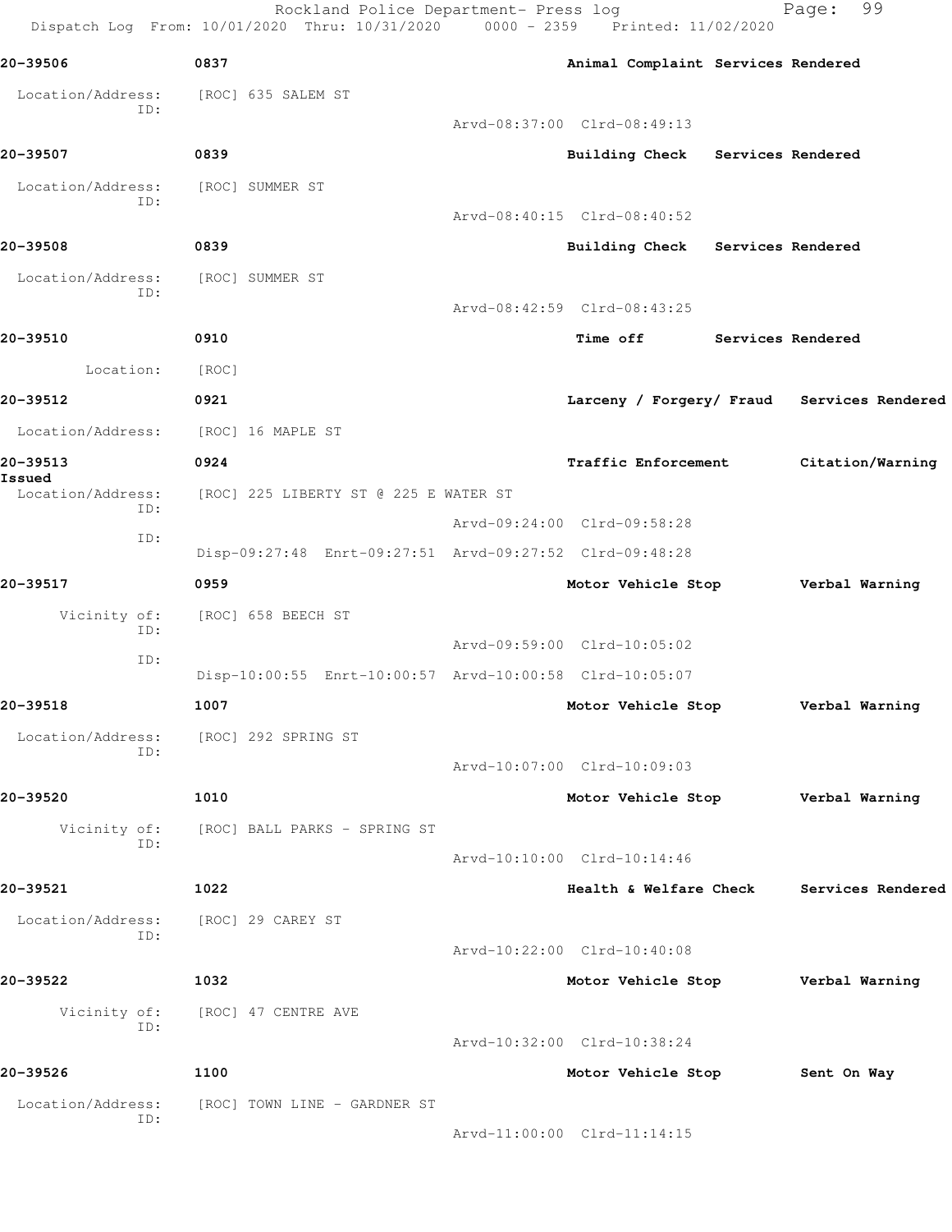20-39506 0837 Animal Complaint Services Rendered

Location/Address: [ROC] 635 SALEM ST
ID:
Arvd-08:37:00 Clrd-08:49:13

20-39507 0839 Building Check Services Rendered

Location/Address: [ROC] SUMMER ST
ID:
Arvd-08:40:15 Clrd-08:40:52

20-39508 0839 Building Check Services Rendered

Location/Address: [ROC] SUMMER ST
ID:
Arvd-08:42:59 Clrd-08:43:25

20-39510 0910 Time off Services Rendered

Location: [ROC]

20-39512 0921 Larceny / Forgery/ Fraud Services Rendered

Location/Address: [ROC] 16 MAPLE ST

20-39513 0924 Traffic Enforcement Citation/Warning Issued

Location/Address: [ROC] 225 LIBERTY ST @ 225 E WATER ST
ID:
Arvd-09:24:00 Clrd-09:58:28
ID:
Disp-09:27:48 Enrt-09:27:51 Arvd-09:27:52 Clrd-09:48:28

20-39517 0959 Motor Vehicle Stop Verbal Warning

Vicinity of: [ROC] 658 BEECH ST
ID:
Arvd-09:59:00 Clrd-10:05:02
ID:
Disp-10:00:55 Enrt-10:00:57 Arvd-10:00:58 Clrd-10:05:07

20-39518 1007 Motor Vehicle Stop Verbal Warning

Location/Address: [ROC] 292 SPRING ST
ID:
Arvd-10:07:00 Clrd-10:09:03

20-39520 1010 Motor Vehicle Stop Verbal Warning

Vicinity of: [ROC] BALL PARKS - SPRING ST
ID:
Arvd-10:10:00 Clrd-10:14:46

20-39521 1022 Health & Welfare Check Services Rendered

Location/Address: [ROC] 29 CAREY ST
ID:
Arvd-10:22:00 Clrd-10:40:08

20-39522 1032 Motor Vehicle Stop Verbal Warning

Vicinity of: [ROC] 47 CENTRE AVE
ID:
Arvd-10:32:00 Clrd-10:38:24

20-39526 1100 Motor Vehicle Stop Sent On Way

Location/Address: [ROC] TOWN LINE - GARDNER ST
ID:
Arvd-11:00:00 Clrd-11:14:15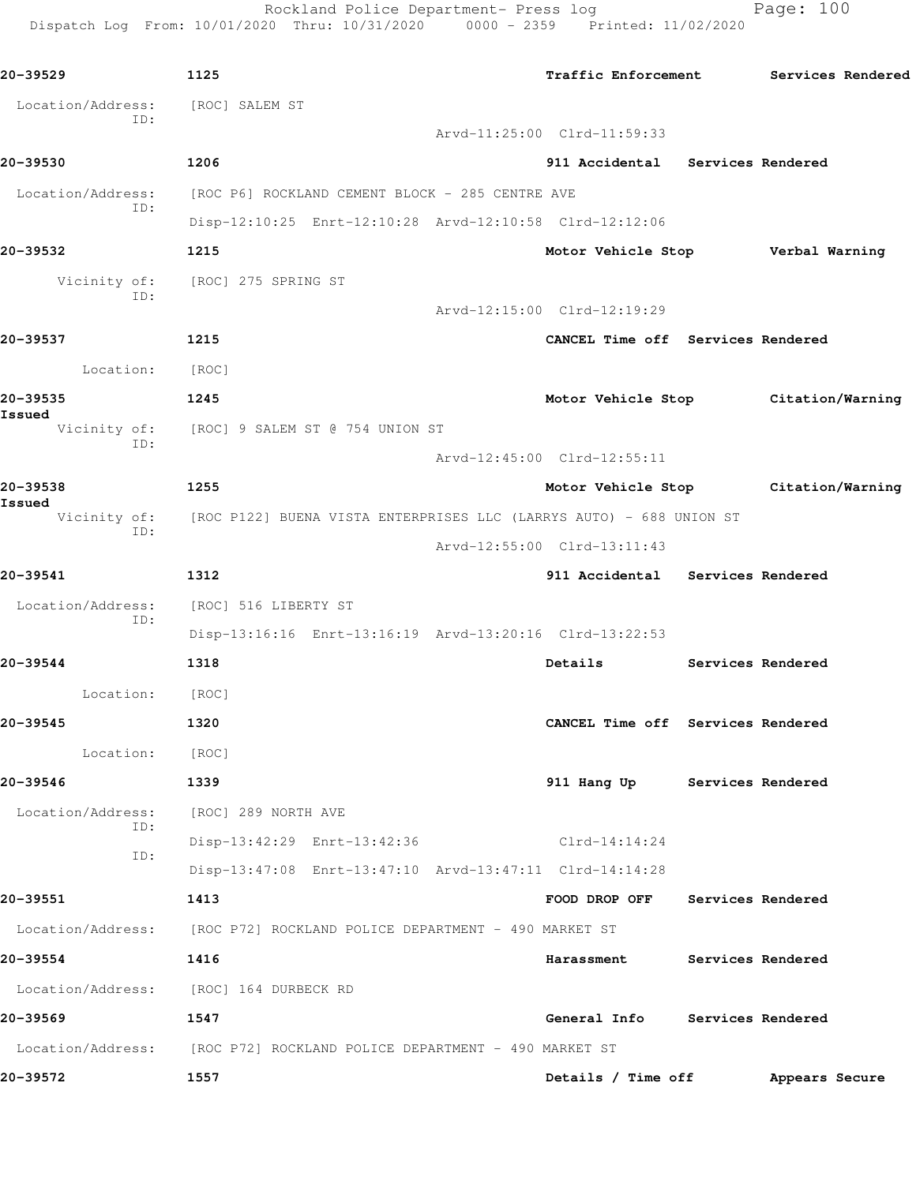| Call Number | Time | Call Reason | Action |
|---|---|---|---|
| 20-39529 | 1125 | Traffic Enforcement | Services Rendered |

Location/Address: [ROC] SALEM ST
ID:
Arvd-11:25:00 Clrd-11:59:33

| | | | |
|---|---|---|---|
| 20-39530 | 1206 | 911 Accidental | Services Rendered |

Location/Address: [ROC P6] ROCKLAND CEMENT BLOCK - 285 CENTRE AVE
ID:
Disp-12:10:25 Enrt-12:10:28 Arvd-12:10:58 Clrd-12:12:06

| | | | |
|---|---|---|---|
| 20-39532 | 1215 | Motor Vehicle Stop | Verbal Warning |

Vicinity of: [ROC] 275 SPRING ST
ID:
Arvd-12:15:00 Clrd-12:19:29

| | | | |
|---|---|---|---|
| 20-39537 | 1215 | CANCEL Time off | Services Rendered |

Location: [ROC]

| | | | |
|---|---|---|---|
| 20-39535 | 1245 | Motor Vehicle Stop | Citation/Warning Issued |

Vicinity of: [ROC] 9 SALEM ST @ 754 UNION ST
ID:
Arvd-12:45:00 Clrd-12:55:11

| | | | |
|---|---|---|---|
| 20-39538 | 1255 | Motor Vehicle Stop | Citation/Warning Issued |

Vicinity of: [ROC P122] BUENA VISTA ENTERPRISES LLC (LARRYS AUTO) - 688 UNION ST
ID:
Arvd-12:55:00 Clrd-13:11:43

| | | | |
|---|---|---|---|
| 20-39541 | 1312 | 911 Accidental | Services Rendered |

Location/Address: [ROC] 516 LIBERTY ST
ID:
Disp-13:16:16 Enrt-13:16:19 Arvd-13:20:16 Clrd-13:22:53

| | | | |
|---|---|---|---|
| 20-39544 | 1318 | Details | Services Rendered |

Location: [ROC]

| | | | |
|---|---|---|---|
| 20-39545 | 1320 | CANCEL Time off | Services Rendered |

Location: [ROC]

| | | | |
|---|---|---|---|
| 20-39546 | 1339 | 911 Hang Up | Services Rendered |

Location/Address: [ROC] 289 NORTH AVE
ID:
Disp-13:42:29 Enrt-13:42:36 Clrd-14:14:24
ID:
Disp-13:47:08 Enrt-13:47:10 Arvd-13:47:11 Clrd-14:14:28

| | | | |
|---|---|---|---|
| 20-39551 | 1413 | FOOD DROP OFF | Services Rendered |

Location/Address: [ROC P72] ROCKLAND POLICE DEPARTMENT - 490 MARKET ST

| | | | |
|---|---|---|---|
| 20-39554 | 1416 | Harassment | Services Rendered |

Location/Address: [ROC] 164 DURBECK RD

| | | | |
|---|---|---|---|
| 20-39569 | 1547 | General Info | Services Rendered |

Location/Address: [ROC P72] ROCKLAND POLICE DEPARTMENT - 490 MARKET ST

| | | | |
|---|---|---|---|
| 20-39572 | 1557 | Details / Time off | Appears Secure |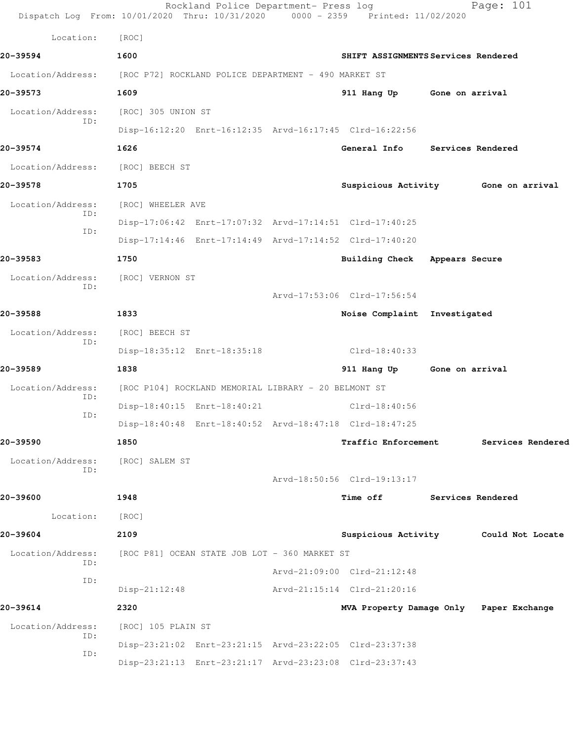Location: [ROC]

**20-39594** 1600 SHIFT ASSIGNMENTS Services Rendered

Location/Address: [ROC P72] ROCKLAND POLICE DEPARTMENT - 490 MARKET ST

**20-39573** 1609 911 Hang Up Gone on arrival

Location/Address: [ROC] 305 UNION ST
ID:
Disp-16:12:20 Enrt-16:12:35 Arvd-16:17:45 Clrd-16:22:56

**20-39574** 1626 General Info Services Rendered

Location/Address: [ROC] BEECH ST

**20-39578** 1705 Suspicious Activity Gone on arrival

Location/Address: [ROC] WHEELER AVE
ID:
Disp-17:06:42 Enrt-17:07:32 Arvd-17:14:51 Clrd-17:40:25
ID:
Disp-17:14:46 Enrt-17:14:49 Arvd-17:14:52 Clrd-17:40:20

**20-39583** 1750 Building Check Appears Secure

Location/Address: [ROC] VERNON ST
ID:
Arvd-17:53:06 Clrd-17:56:54

**20-39588** 1833 Noise Complaint Investigated

Location/Address: [ROC] BEECH ST
ID:
Disp-18:35:12 Enrt-18:35:18 Clrd-18:40:33

**20-39589** 1838 911 Hang Up Gone on arrival

Location/Address: [ROC P104] ROCKLAND MEMORIAL LIBRARY - 20 BELMONT ST
ID:
Disp-18:40:15 Enrt-18:40:21 Clrd-18:40:56
ID:
Disp-18:40:48 Enrt-18:40:52 Arvd-18:47:18 Clrd-18:47:25

**20-39590** 1850 Traffic Enforcement Services Rendered

Location/Address: [ROC] SALEM ST
ID:
Arvd-18:50:56 Clrd-19:13:17

**20-39600** 1948 Time off Services Rendered

Location: [ROC]

**20-39604** 2109 Suspicious Activity Could Not Locate

Location/Address: [ROC P81] OCEAN STATE JOB LOT - 360 MARKET ST
ID:
Arvd-21:09:00 Clrd-21:12:48
ID:
Disp-21:12:48 Arvd-21:15:14 Clrd-21:20:16

**20-39614** 2320 MVA Property Damage Only Paper Exchange

Location/Address: [ROC] 105 PLAIN ST
ID:
Disp-23:21:02 Enrt-23:21:15 Arvd-23:22:05 Clrd-23:37:38
ID:
Disp-23:21:13 Enrt-23:21:17 Arvd-23:23:08 Clrd-23:37:43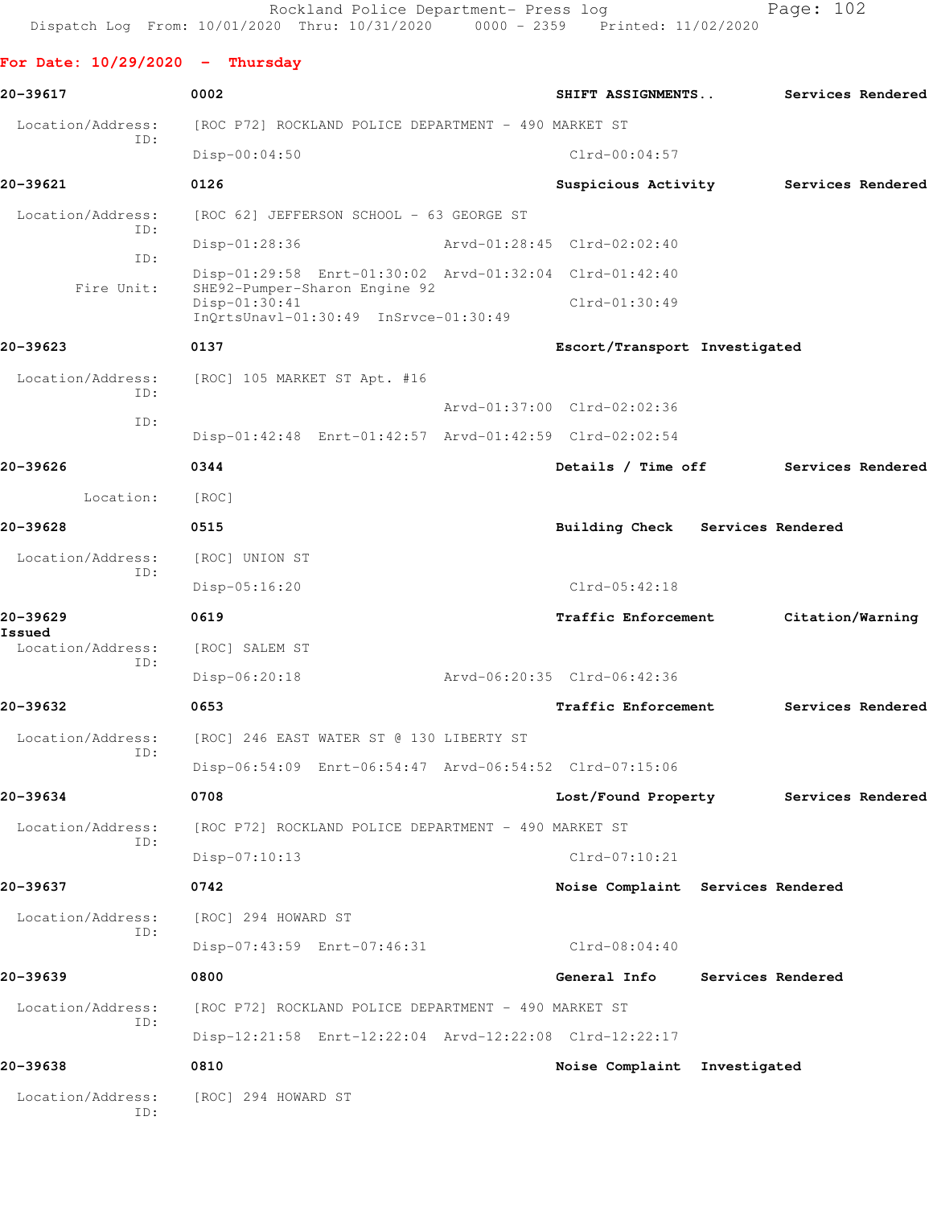Rockland Police Department- Press log
Dispatch Log From: 10/01/2020 Thru: 10/31/2020 0000 - 2359 Printed: 11/02/2020

**For Date: 10/29/2020 - Thursday**

**20-39617** **0002** **SHIFT ASSIGNMENTS..** **Services Rendered**

Location/Address: [ROC P72] ROCKLAND POLICE DEPARTMENT - 490 MARKET ST
ID:
Disp-00:04:50 Clrd-00:04:57

**20-39621** **0126** **Suspicious Activity** **Services Rendered**

Location/Address: [ROC 62] JEFFERSON SCHOOL - 63 GEORGE ST
ID:
Disp-01:28:36 Arvd-01:28:45 Clrd-02:02:40
ID:
Disp-01:29:58 Enrt-01:30:02 Arvd-01:32:04 Clrd-01:42:40
Fire Unit: SHE92-Pumper-Sharon Engine 92
Disp-01:30:41 Clrd-01:30:49
InQrtsUnavl-01:30:49 InSrvce-01:30:49

**20-39623** **0137** **Escort/Transport** **Investigated**

Location/Address: [ROC] 105 MARKET ST Apt. #16
ID:
Arvd-01:37:00 Clrd-02:02:36
ID:
Disp-01:42:48 Enrt-01:42:57 Arvd-01:42:59 Clrd-02:02:54

**20-39626** **0344** **Details / Time off** **Services Rendered**

Location: [ROC]

**20-39628** **0515** **Building Check** **Services Rendered**

Location/Address: [ROC] UNION ST
ID:
Disp-05:16:20 Clrd-05:42:18

**20-39629** **0619** **Traffic Enforcement** **Citation/Warning Issued**

Location/Address: [ROC] SALEM ST
ID:
Disp-06:20:18 Arvd-06:20:35 Clrd-06:42:36

**20-39632** **0653** **Traffic Enforcement** **Services Rendered**

Location/Address: [ROC] 246 EAST WATER ST @ 130 LIBERTY ST
ID:
Disp-06:54:09 Enrt-06:54:47 Arvd-06:54:52 Clrd-07:15:06

**20-39634** **0708** **Lost/Found Property** **Services Rendered**

Location/Address: [ROC P72] ROCKLAND POLICE DEPARTMENT - 490 MARKET ST
ID:
Disp-07:10:13 Clrd-07:10:21

**20-39637** **0742** **Noise Complaint** **Services Rendered**

Location/Address: [ROC] 294 HOWARD ST
ID:
Disp-07:43:59 Enrt-07:46:31 Clrd-08:04:40

**20-39639** **0800** **General Info** **Services Rendered**

Location/Address: [ROC P72] ROCKLAND POLICE DEPARTMENT - 490 MARKET ST
ID:
Disp-12:21:58 Enrt-12:22:04 Arvd-12:22:08 Clrd-12:22:17

**20-39638** **0810** **Noise Complaint** **Investigated**

Location/Address: [ROC] 294 HOWARD ST
ID: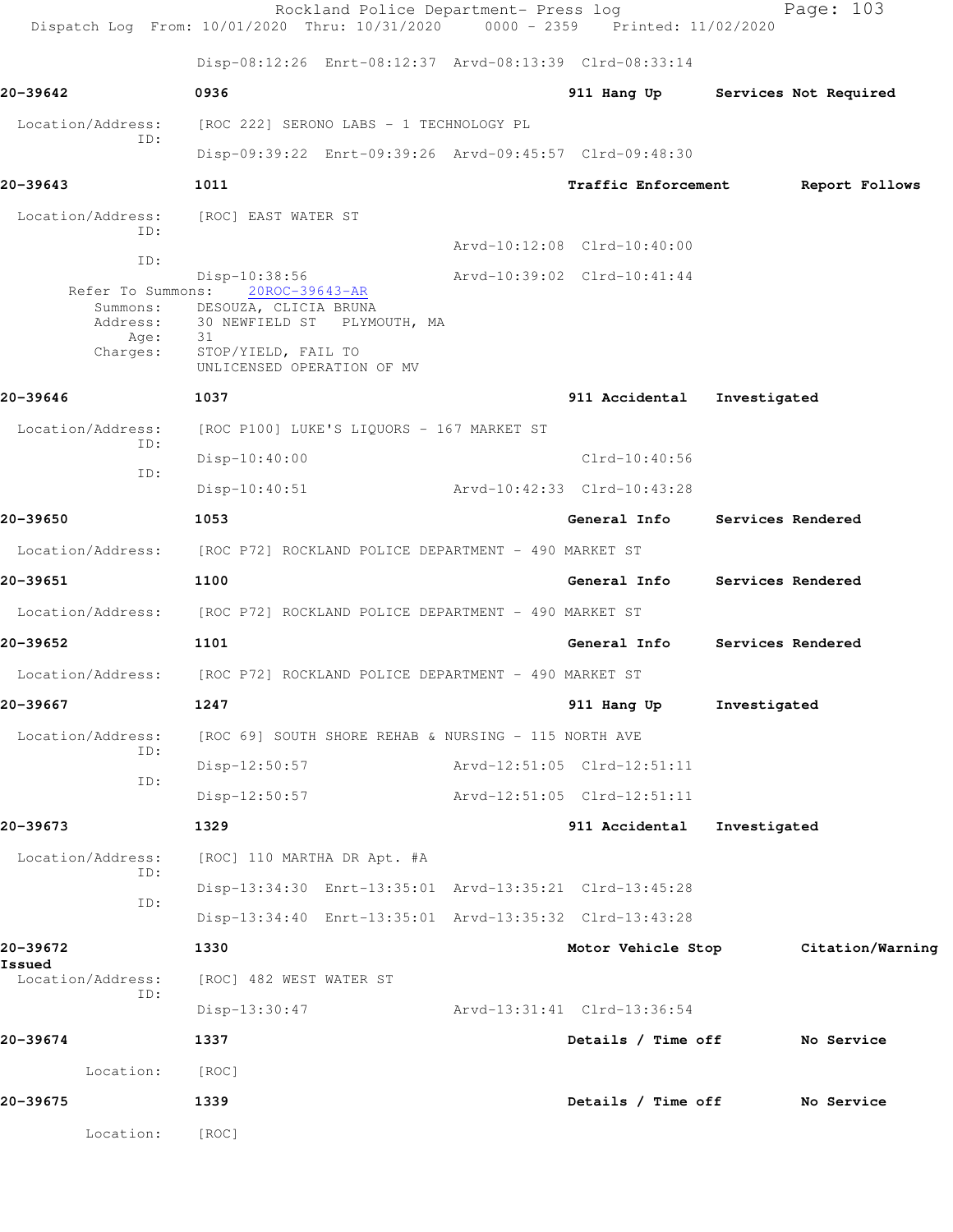Disp-08:12:26 Enrt-08:12:37 Arvd-08:13:39 Clrd-08:33:14

**20-39642** 0936 911 Hang Up Services Not Required

Location/Address: [ROC 222] SERONO LABS - 1 TECHNOLOGY PL
ID:
Disp-09:39:22 Enrt-09:39:26 Arvd-09:45:57 Clrd-09:48:30

**20-39643** 1011 Traffic Enforcement Report Follows

Location/Address: [ROC] EAST WATER ST
ID:
Arvd-10:12:08 Clrd-10:40:00
ID:
Disp-10:38:56 Arvd-10:39:02 Clrd-10:41:44
Refer To Summons: 20ROC-39643-AR
Summons: DESOUZA, CLICIA BRUNA
Address: 30 NEWFIELD ST PLYMOUTH, MA
Age: 31
Charges: STOP/YIELD, FAIL TO
UNLICENSED OPERATION OF MV

**20-39646** 1037 911 Accidental Investigated

Location/Address: [ROC P100] LUKE'S LIQUORS - 167 MARKET ST
ID:
Disp-10:40:00 Clrd-10:40:56
ID:
Disp-10:40:51 Arvd-10:42:33 Clrd-10:43:28

**20-39650** 1053 General Info Services Rendered

Location/Address: [ROC P72] ROCKLAND POLICE DEPARTMENT - 490 MARKET ST

**20-39651** 1100 General Info Services Rendered

Location/Address: [ROC P72] ROCKLAND POLICE DEPARTMENT - 490 MARKET ST

**20-39652** 1101 General Info Services Rendered

Location/Address: [ROC P72] ROCKLAND POLICE DEPARTMENT - 490 MARKET ST

**20-39667** 1247 911 Hang Up Investigated

Location/Address: [ROC 69] SOUTH SHORE REHAB & NURSING - 115 NORTH AVE
ID:
Disp-12:50:57 Arvd-12:51:05 Clrd-12:51:11
ID:
Disp-12:50:57 Arvd-12:51:05 Clrd-12:51:11

**20-39673** 1329 911 Accidental Investigated

Location/Address: [ROC] 110 MARTHA DR Apt. #A
ID:
Disp-13:34:30 Enrt-13:35:01 Arvd-13:35:21 Clrd-13:45:28
ID:
Disp-13:34:40 Enrt-13:35:01 Arvd-13:35:32 Clrd-13:43:28

**20-39672** 1330 Motor Vehicle Stop Citation/Warning Issued

Location/Address: [ROC] 482 WEST WATER ST
ID:
Disp-13:30:47 Arvd-13:31:41 Clrd-13:36:54

**20-39674** 1337 Details / Time off No Service

Location: [ROC]

**20-39675** 1339 Details / Time off No Service

Location: [ROC]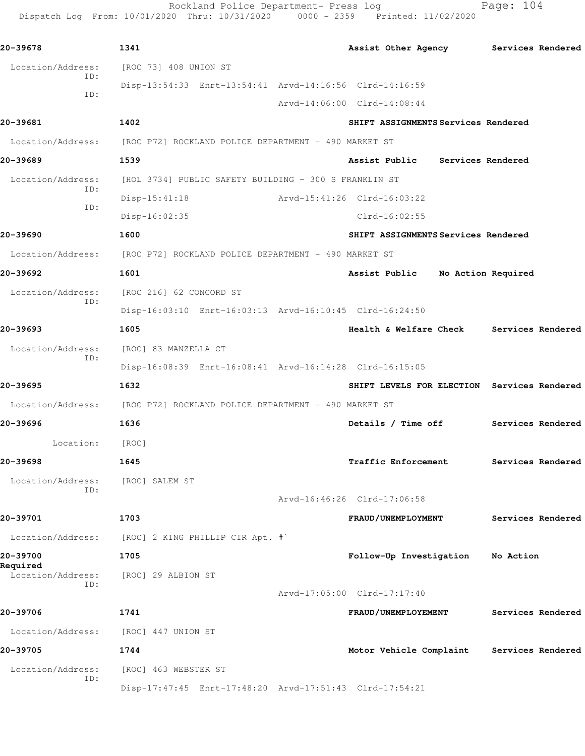**20-39678** 1341 **Assist Other Agency** Services Rendered

Location/Address: [ROC 73] 408 UNION ST

ID: Disp-13:54:33 Enrt-13:54:41 Arvd-14:16:56 Clrd-14:16:59

ID: Arvd-14:06:00 Clrd-14:08:44

**20-39681** 1402 **SHIFT ASSIGNMENTS** Services Rendered

Location/Address: [ROC P72] ROCKLAND POLICE DEPARTMENT - 490 MARKET ST

**20-39689** 1539 **Assist Public** Services Rendered

Location/Address: [HOL 3734] PUBLIC SAFETY BUILDING - 300 S FRANKLIN ST

ID: Disp-15:41:18 Arvd-15:41:26 Clrd-16:03:22

ID: Disp-16:02:35 Clrd-16:02:55

**20-39690** 1600 **SHIFT ASSIGNMENTS** Services Rendered

Location/Address: [ROC P72] ROCKLAND POLICE DEPARTMENT - 490 MARKET ST

**20-39692** 1601 **Assist Public** No Action Required

Location/Address: [ROC 216] 62 CONCORD ST

ID: Disp-16:03:10 Enrt-16:03:13 Arvd-16:10:45 Clrd-16:24:50

**20-39693** 1605 **Health & Welfare Check** Services Rendered

Location/Address: [ROC] 83 MANZELLA CT

ID: Disp-16:08:39 Enrt-16:08:41 Arvd-16:14:28 Clrd-16:15:05

**20-39695** 1632 **SHIFT LEVELS FOR ELECTION** Services Rendered

Location/Address: [ROC P72] ROCKLAND POLICE DEPARTMENT - 490 MARKET ST

**20-39696** 1636 **Details / Time off** Services Rendered

Location: [ROC]

**20-39698** 1645 **Traffic Enforcement** Services Rendered

Location/Address: [ROC] SALEM ST

ID: Arvd-16:46:26 Clrd-17:06:58

**20-39701** 1703 **FRAUD/UNEMPLOYMENT** Services Rendered

Location/Address: [ROC] 2 KING PHILLIP CIR Apt. #`

**20-39700** 1705 **Follow-Up Investigation** No Action Required

Location/Address: [ROC] 29 ALBION ST

ID: Arvd-17:05:00 Clrd-17:17:40

**20-39706** 1741 **FRAUD/UNEMPLOYEMENT** Services Rendered

Location/Address: [ROC] 447 UNION ST

**20-39705** 1744 **Motor Vehicle Complaint** Services Rendered

Location/Address: [ROC] 463 WEBSTER ST

ID: Disp-17:47:45 Enrt-17:48:20 Arvd-17:51:43 Clrd-17:54:21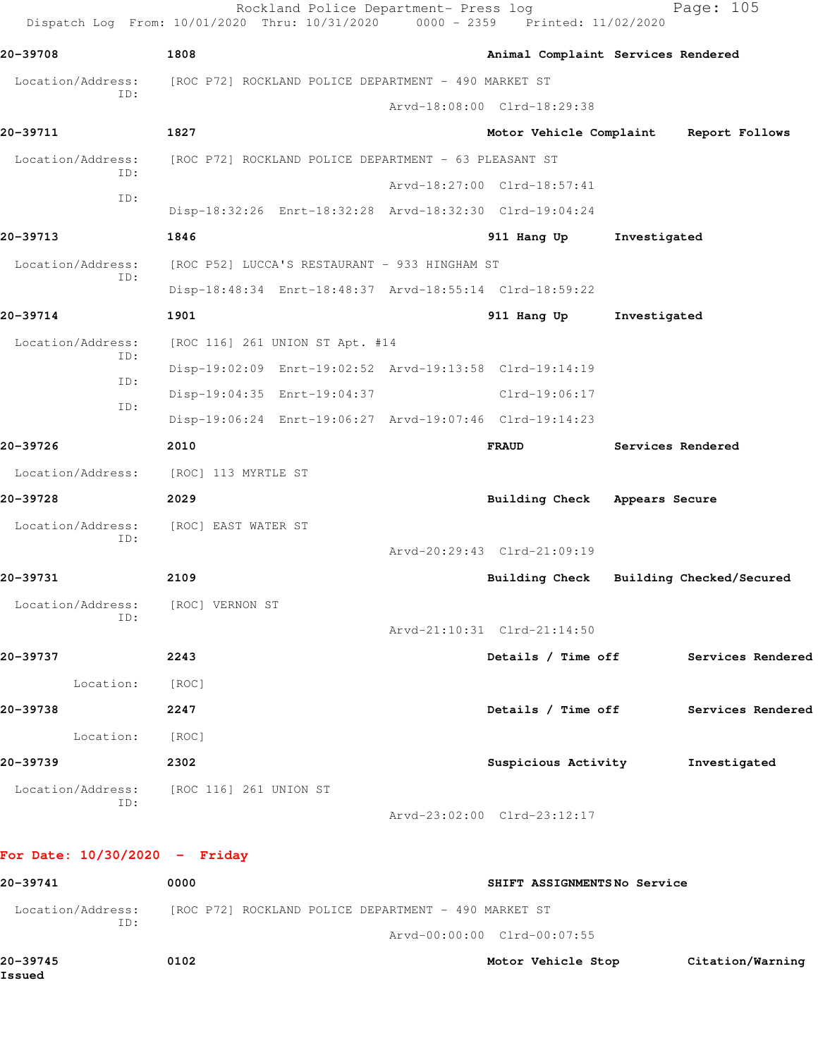**20-39708** 1808 **Animal Complaint Services Rendered**

Location/Address: [ROC P72] ROCKLAND POLICE DEPARTMENT - 490 MARKET ST
ID:
Arvd-18:08:00 Clrd-18:29:38

**20-39711** 1827 **Motor Vehicle Complaint Report Follows**

Location/Address: [ROC P72] ROCKLAND POLICE DEPARTMENT - 63 PLEASANT ST
ID:
Arvd-18:27:00 Clrd-18:57:41
ID:
Disp-18:32:26 Enrt-18:32:28 Arvd-18:32:30 Clrd-19:04:24

**20-39713** 1846 **911 Hang Up Investigated**

Location/Address: [ROC P52] LUCCA'S RESTAURANT - 933 HINGHAM ST
ID:
Disp-18:48:34 Enrt-18:48:37 Arvd-18:55:14 Clrd-18:59:22

**20-39714** 1901 **911 Hang Up Investigated**

Location/Address: [ROC 116] 261 UNION ST Apt. #14
ID:
Disp-19:02:09 Enrt-19:02:52 Arvd-19:13:58 Clrd-19:14:19
ID:
Disp-19:04:35 Enrt-19:04:37 Clrd-19:06:17
ID:
Disp-19:06:24 Enrt-19:06:27 Arvd-19:07:46 Clrd-19:14:23

**20-39726** 2010 **FRAUD Services Rendered**

Location/Address: [ROC] 113 MYRTLE ST

**20-39728** 2029 **Building Check Appears Secure**

Location/Address: [ROC] EAST WATER ST
ID:
Arvd-20:29:43 Clrd-21:09:19

**20-39731** 2109 **Building Check Building Checked/Secured**

Location/Address: [ROC] VERNON ST
ID:
Arvd-21:10:31 Clrd-21:14:50

**20-39737** 2243 **Details / Time off Services Rendered**

Location: [ROC]

**20-39738** 2247 **Details / Time off Services Rendered**

Location: [ROC]

**20-39739** 2302 **Suspicious Activity Investigated**

Location/Address: [ROC 116] 261 UNION ST
ID:
Arvd-23:02:00 Clrd-23:12:17

## For Date: 10/30/2020 - Friday

**20-39741** 0000 **SHIFT ASSIGNMENTS No Service**

Location/Address: [ROC P72] ROCKLAND POLICE DEPARTMENT - 490 MARKET ST
ID:
Arvd-00:00:00 Clrd-00:07:55

**20-39745** 0102 **Motor Vehicle Stop Citation/Warning Issued**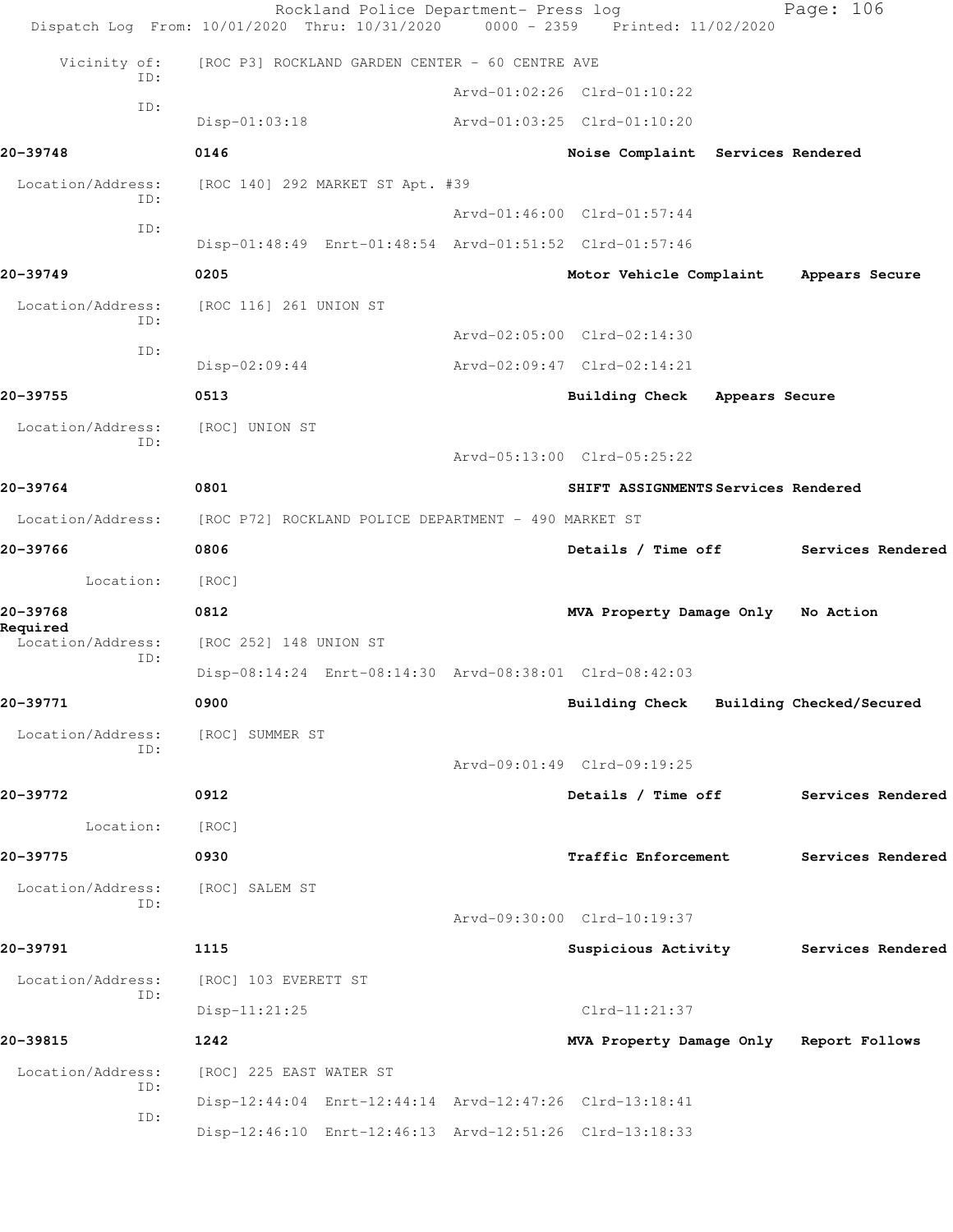Vicinity of: [ROC P3] ROCKLAND GARDEN CENTER - 60 CENTRE AVE

ID: Arvd-01:02:26 Clrd-01:10:22

ID: Disp-01:03:18 Arvd-01:03:25 Clrd-01:10:20

**20-39748** 0146 **Noise Complaint Services Rendered**

Location/Address: [ROC 140] 292 MARKET ST Apt. #39

ID: Arvd-01:46:00 Clrd-01:57:44

ID: Disp-01:48:49 Enrt-01:48:54 Arvd-01:51:52 Clrd-01:57:46

**20-39749** 0205 **Motor Vehicle Complaint Appears Secure**

Location/Address: [ROC 116] 261 UNION ST

ID: Arvd-02:05:00 Clrd-02:14:30

ID: Disp-02:09:44 Arvd-02:09:47 Clrd-02:14:21

**20-39755** 0513 **Building Check Appears Secure**

Location/Address: [ROC] UNION ST

ID: Arvd-05:13:00 Clrd-05:25:22

**20-39764** 0801 **SHIFT ASSIGNMENTS Services Rendered**

Location/Address: [ROC P72] ROCKLAND POLICE DEPARTMENT - 490 MARKET ST

**20-39766** 0806 **Details / Time off Services Rendered**

Location: [ROC]

**20-39768** 0812 **MVA Property Damage Only No Action Required**

Location/Address: [ROC 252] 148 UNION ST

ID: Disp-08:14:24 Enrt-08:14:30 Arvd-08:38:01 Clrd-08:42:03

**20-39771** 0900 **Building Check Building Checked/Secured**

Location/Address: [ROC] SUMMER ST

ID: Arvd-09:01:49 Clrd-09:19:25

**20-39772** 0912 **Details / Time off Services Rendered**

Location: [ROC]

**20-39775** 0930 **Traffic Enforcement Services Rendered**

Location/Address: [ROC] SALEM ST

ID: Arvd-09:30:00 Clrd-10:19:37

**20-39791** 1115 **Suspicious Activity Services Rendered**

Location/Address: [ROC] 103 EVERETT ST

ID: Disp-11:21:25 Clrd-11:21:37

**20-39815** 1242 **MVA Property Damage Only Report Follows**

Location/Address: [ROC] 225 EAST WATER ST

ID: Disp-12:44:04 Enrt-12:44:14 Arvd-12:47:26 Clrd-13:18:41

ID: Disp-12:46:10 Enrt-12:46:13 Arvd-12:51:26 Clrd-13:18:33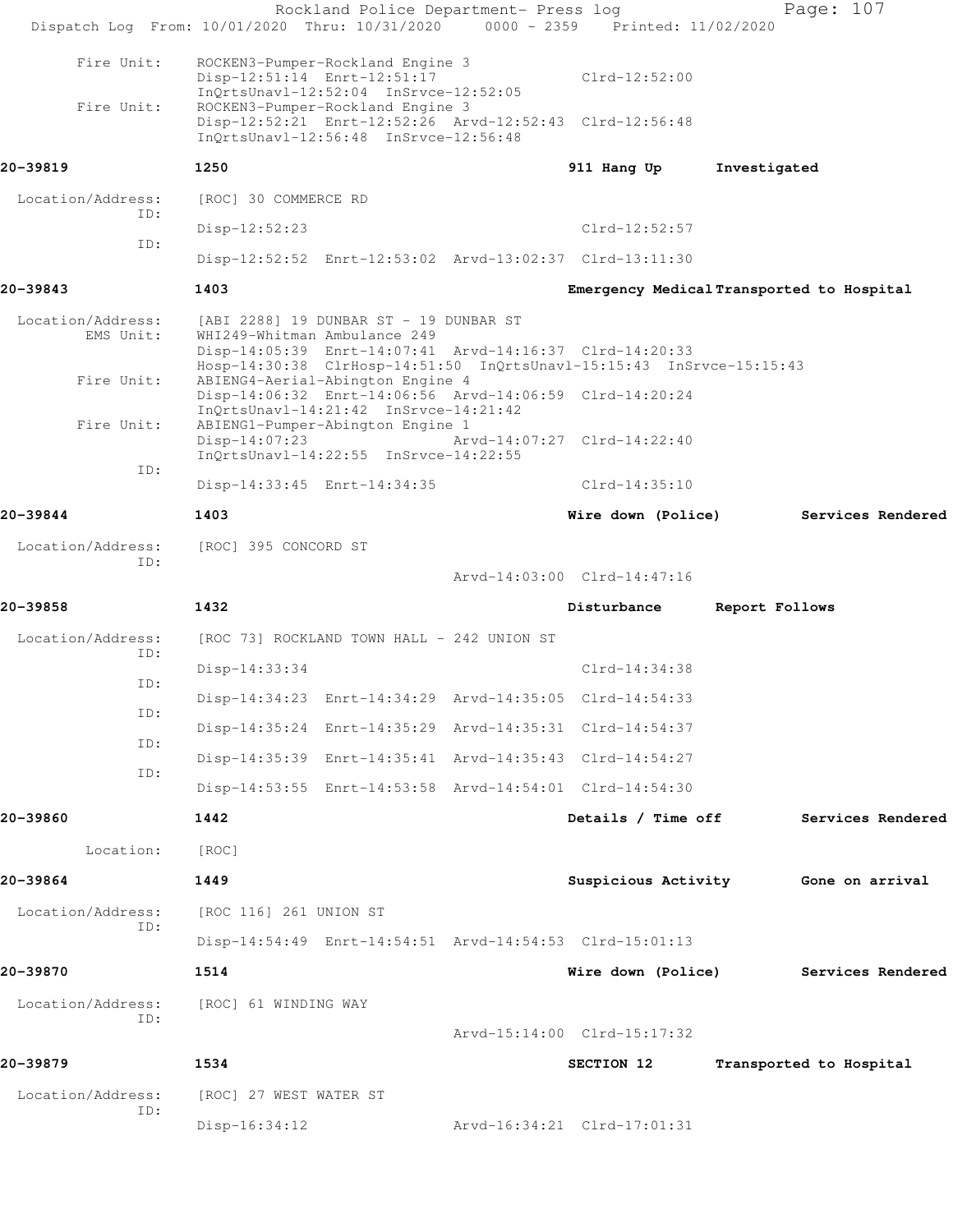Fire Unit: ROCKEN3-Pumper-Rockland Engine 3
Disp-12:51:14 Enrt-12:51:17 Clrd-12:52:00
InQrtsUnavl-12:52:04 InSrvce-12:52:05

Fire Unit: ROCKEN3-Pumper-Rockland Engine 3
Disp-12:52:21 Enrt-12:52:26 Arvd-12:52:43 Clrd-12:56:48
InQrtsUnavl-12:56:48 InSrvce-12:56:48

**20-39819** 1250 **911 Hang Up** **Investigated**

Location/Address: [ROC] 30 COMMERCE RD
ID:
Disp-12:52:23 Clrd-12:52:57
ID:
Disp-12:52:52 Enrt-12:53:02 Arvd-13:02:37 Clrd-13:11:30

**20-39843** 1403 **Emergency Medical** **Transported to Hospital**

Location/Address: [ABI 2288] 19 DUNBAR ST - 19 DUNBAR ST
EMS Unit: WHI249-Whitman Ambulance 249
Disp-14:05:39 Enrt-14:07:41 Arvd-14:16:37 Clrd-14:20:33
Hosp-14:30:38 ClrHosp-14:51:50 InQrtsUnavl-15:15:43 InSrvce-15:15:43
Fire Unit: ABIENG4-Aerial-Abington Engine 4
Disp-14:06:32 Enrt-14:06:56 Arvd-14:06:59 Clrd-14:20:24
InQrtsUnavl-14:21:42 InSrvce-14:21:42
Fire Unit: ABIENG1-Pumper-Abington Engine 1
Disp-14:07:23 Arvd-14:07:27 Clrd-14:22:40
InQrtsUnavl-14:22:55 InSrvce-14:22:55
ID:
Disp-14:33:45 Enrt-14:34:35 Clrd-14:35:10

**20-39844** 1403 **Wire down (Police)** **Services Rendered**

Location/Address: [ROC] 395 CONCORD ST
ID:
Arvd-14:03:00 Clrd-14:47:16

**20-39858** 1432 **Disturbance** **Report Follows**

Location/Address: [ROC 73] ROCKLAND TOWN HALL - 242 UNION ST
ID:
Disp-14:33:34 Clrd-14:34:38
ID:
Disp-14:34:23 Enrt-14:34:29 Arvd-14:35:05 Clrd-14:54:33
ID:
Disp-14:35:24 Enrt-14:35:29 Arvd-14:35:31 Clrd-14:54:37
ID:
Disp-14:35:39 Enrt-14:35:41 Arvd-14:35:43 Clrd-14:54:27
ID:
Disp-14:53:55 Enrt-14:53:58 Arvd-14:54:01 Clrd-14:54:30

**20-39860** 1442 **Details / Time off** **Services Rendered**

Location: [ROC]

**20-39864** 1449 **Suspicious Activity** **Gone on arrival**

Location/Address: [ROC 116] 261 UNION ST
ID:
Disp-14:54:49 Enrt-14:54:51 Arvd-14:54:53 Clrd-15:01:13

**20-39870** 1514 **Wire down (Police)** **Services Rendered**

Location/Address: [ROC] 61 WINDING WAY
ID:
Arvd-15:14:00 Clrd-15:17:32

**20-39879** 1534 **SECTION 12** **Transported to Hospital**

Location/Address: [ROC] 27 WEST WATER ST
ID:
Disp-16:34:12 Arvd-16:34:21 Clrd-17:01:31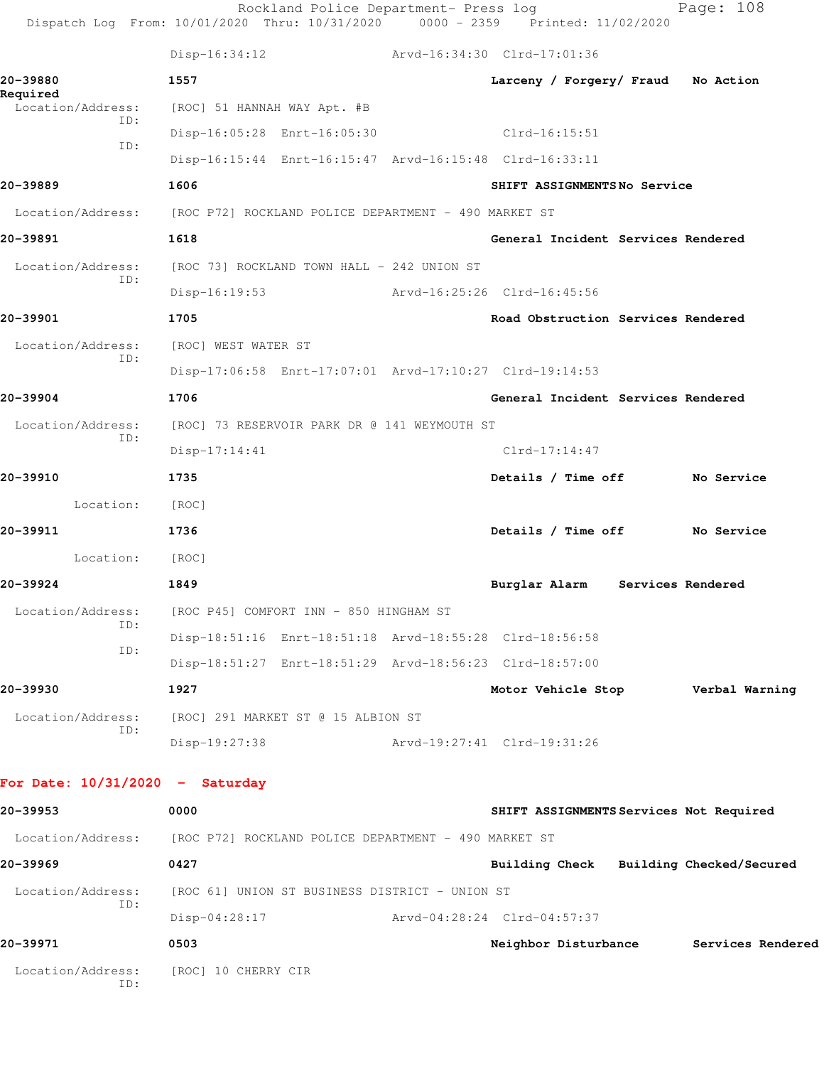Disp-16:34:12 Arvd-16:34:30 Clrd-17:01:36

**20-39880** 1557 **Larceny / Forgery/ Fraud** **No Action Required**

Location/Address: [ROC] 51 HANNAH WAY Apt. #B

ID: Disp-16:05:28 Enrt-16:05:30 Clrd-16:15:51

ID: Disp-16:15:44 Enrt-16:15:47 Arvd-16:15:48 Clrd-16:33:11

**20-39889** 1606 **SHIFT ASSIGNMENTS** **No Service**

Location/Address: [ROC P72] ROCKLAND POLICE DEPARTMENT - 490 MARKET ST

**20-39891** 1618 **General Incident** **Services Rendered**

Location/Address: [ROC 73] ROCKLAND TOWN HALL - 242 UNION ST

ID: Disp-16:19:53 Arvd-16:25:26 Clrd-16:45:56

**20-39901** 1705 **Road Obstruction** **Services Rendered**

Location/Address: [ROC] WEST WATER ST

ID: Disp-17:06:58 Enrt-17:07:01 Arvd-17:10:27 Clrd-19:14:53

**20-39904** 1706 **General Incident** **Services Rendered**

Location/Address: [ROC] 73 RESERVOIR PARK DR @ 141 WEYMOUTH ST

ID: Disp-17:14:41 Clrd-17:14:47

**20-39910** 1735 **Details / Time off** **No Service**

Location: [ROC]

**20-39911** 1736 **Details / Time off** **No Service**

Location: [ROC]

**20-39924** 1849 **Burglar Alarm** **Services Rendered**

Location/Address: [ROC P45] COMFORT INN - 850 HINGHAM ST

ID: Disp-18:51:16 Enrt-18:51:18 Arvd-18:55:28 Clrd-18:56:58

ID: Disp-18:51:27 Enrt-18:51:29 Arvd-18:56:23 Clrd-18:57:00

**20-39930** 1927 **Motor Vehicle Stop** **Verbal Warning**

Location/Address: [ROC] 291 MARKET ST @ 15 ALBION ST

ID: Disp-19:27:38 Arvd-19:27:41 Clrd-19:31:26

## For Date: 10/31/2020 - Saturday

**20-39953** 0000 **SHIFT ASSIGNMENTS** **Services Not Required**

Location/Address: [ROC P72] ROCKLAND POLICE DEPARTMENT - 490 MARKET ST

**20-39969** 0427 **Building Check** **Building Checked/Secured**

Location/Address: [ROC 61] UNION ST BUSINESS DISTRICT - UNION ST

ID: Disp-04:28:17 Arvd-04:28:24 Clrd-04:57:37

**20-39971** 0503 **Neighbor Disturbance** **Services Rendered**

Location/Address: [ROC] 10 CHERRY CIR

ID: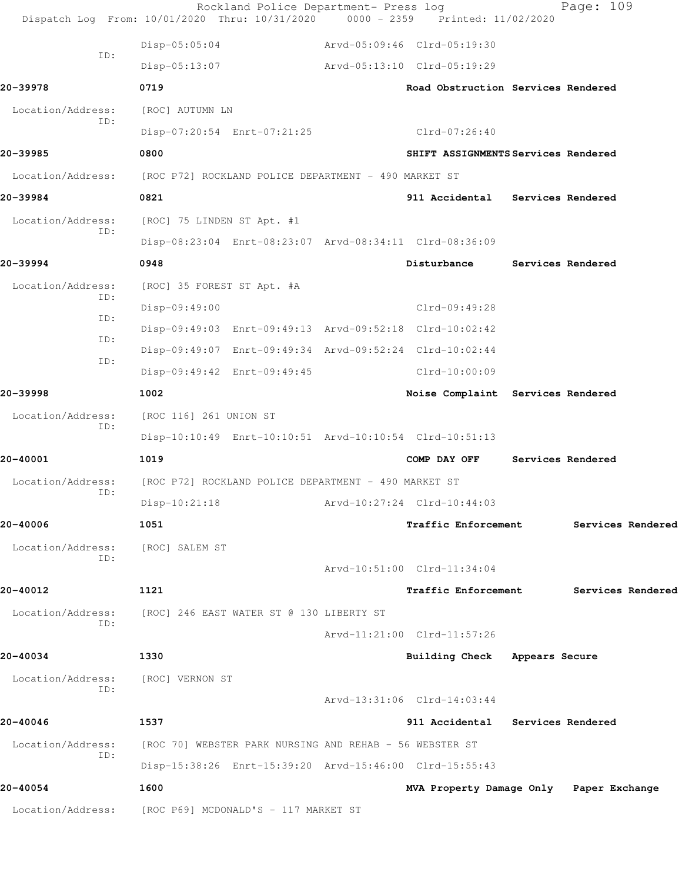Disp-05:05:04 Arvd-05:09:46 Clrd-05:19:30

ID:

Disp-05:13:07 Arvd-05:13:10 Clrd-05:19:29

**20-39978** 0719 Road Obstruction Services Rendered

Location/Address: [ROC] AUTUMN LN

ID:

Disp-07:20:54 Enrt-07:21:25 Clrd-07:26:40

**20-39985** 0800 SHIFT ASSIGNMENTS Services Rendered

Location/Address: [ROC P72] ROCKLAND POLICE DEPARTMENT - 490 MARKET ST

**20-39984** 0821 911 Accidental Services Rendered

Location/Address: [ROC] 75 LINDEN ST Apt. #1

ID:

Disp-08:23:04 Enrt-08:23:07 Arvd-08:34:11 Clrd-08:36:09

**20-39994** 0948 Disturbance Services Rendered

Location/Address: [ROC] 35 FOREST ST Apt. #A

ID:

Disp-09:49:00 Clrd-09:49:28

ID:

Disp-09:49:03 Enrt-09:49:13 Arvd-09:52:18 Clrd-10:02:42

ID:

Disp-09:49:07 Enrt-09:49:34 Arvd-09:52:24 Clrd-10:02:44

ID:

Disp-09:49:42 Enrt-09:49:45 Clrd-10:00:09

**20-39998** 1002 Noise Complaint Services Rendered

Location/Address: [ROC 116] 261 UNION ST

ID:

Disp-10:10:49 Enrt-10:10:51 Arvd-10:10:54 Clrd-10:51:13

**20-40001** 1019 COMP DAY OFF Services Rendered

Location/Address: [ROC P72] ROCKLAND POLICE DEPARTMENT - 490 MARKET ST

ID:

Disp-10:21:18 Arvd-10:27:24 Clrd-10:44:03

**20-40006** 1051 Traffic Enforcement Services Rendered

Location/Address: [ROC] SALEM ST

ID:

Arvd-10:51:00 Clrd-11:34:04

**20-40012** 1121 Traffic Enforcement Services Rendered

Location/Address: [ROC] 246 EAST WATER ST @ 130 LIBERTY ST

ID:

Arvd-11:21:00 Clrd-11:57:26

**20-40034** 1330 Building Check Appears Secure

Location/Address: [ROC] VERNON ST

ID:

Arvd-13:31:06 Clrd-14:03:44

**20-40046** 1537 911 Accidental Services Rendered

Location/Address: [ROC 70] WEBSTER PARK NURSING AND REHAB - 56 WEBSTER ST

ID:

Disp-15:38:26 Enrt-15:39:20 Arvd-15:46:00 Clrd-15:55:43

**20-40054** 1600 MVA Property Damage Only Paper Exchange

Location/Address: [ROC P69] MCDONALD'S - 117 MARKET ST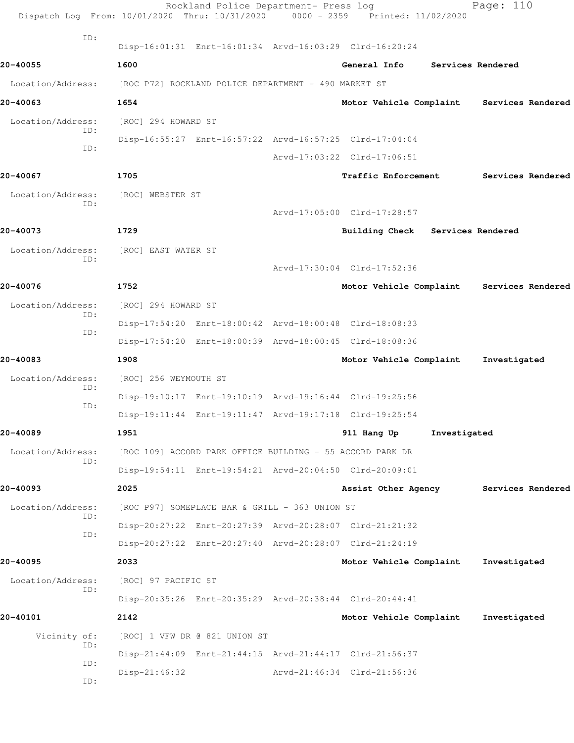ID:
Disp-16:01:31 Enrt-16:01:34 Arvd-16:03:29 Clrd-16:20:24

**20-40055** 1600 General Info Services Rendered

Location/Address: [ROC P72] ROCKLAND POLICE DEPARTMENT - 490 MARKET ST

**20-40063** 1654 Motor Vehicle Complaint Services Rendered

Location/Address: [ROC] 294 HOWARD ST
ID:
Disp-16:55:27 Enrt-16:57:22 Arvd-16:57:25 Clrd-17:04:04
ID:
Arvd-17:03:22 Clrd-17:06:51

**20-40067** 1705 Traffic Enforcement Services Rendered

Location/Address: [ROC] WEBSTER ST
ID:
Arvd-17:05:00 Clrd-17:28:57

**20-40073** 1729 Building Check Services Rendered

Location/Address: [ROC] EAST WATER ST
ID:
Arvd-17:30:04 Clrd-17:52:36

**20-40076** 1752 Motor Vehicle Complaint Services Rendered

Location/Address: [ROC] 294 HOWARD ST
ID:
Disp-17:54:20 Enrt-18:00:42 Arvd-18:00:48 Clrd-18:08:33
ID:
Disp-17:54:20 Enrt-18:00:39 Arvd-18:00:45 Clrd-18:08:36

**20-40083** 1908 Motor Vehicle Complaint Investigated

Location/Address: [ROC] 256 WEYMOUTH ST
ID:
Disp-19:10:17 Enrt-19:10:19 Arvd-19:16:44 Clrd-19:25:56
ID:
Disp-19:11:44 Enrt-19:11:47 Arvd-19:17:18 Clrd-19:25:54

**20-40089** 1951 911 Hang Up Investigated

Location/Address: [ROC 109] ACCORD PARK OFFICE BUILDING - 55 ACCORD PARK DR
ID:
Disp-19:54:11 Enrt-19:54:21 Arvd-20:04:50 Clrd-20:09:01

**20-40093** 2025 Assist Other Agency Services Rendered

Location/Address: [ROC P97] SOMEPLACE BAR & GRILL - 363 UNION ST
ID:
Disp-20:27:22 Enrt-20:27:39 Arvd-20:28:07 Clrd-21:21:32
ID:
Disp-20:27:22 Enrt-20:27:40 Arvd-20:28:07 Clrd-21:24:19

**20-40095** 2033 Motor Vehicle Complaint Investigated

Location/Address: [ROC] 97 PACIFIC ST
ID:
Disp-20:35:26 Enrt-20:35:29 Arvd-20:38:44 Clrd-20:44:41

**20-40101** 2142 Motor Vehicle Complaint Investigated

Vicinity of: [ROC] 1 VFW DR @ 821 UNION ST
ID:
Disp-21:44:09 Enrt-21:44:15 Arvd-21:44:17 Clrd-21:56:37
ID:
Disp-21:46:32 Arvd-21:46:34 Clrd-21:56:36
ID: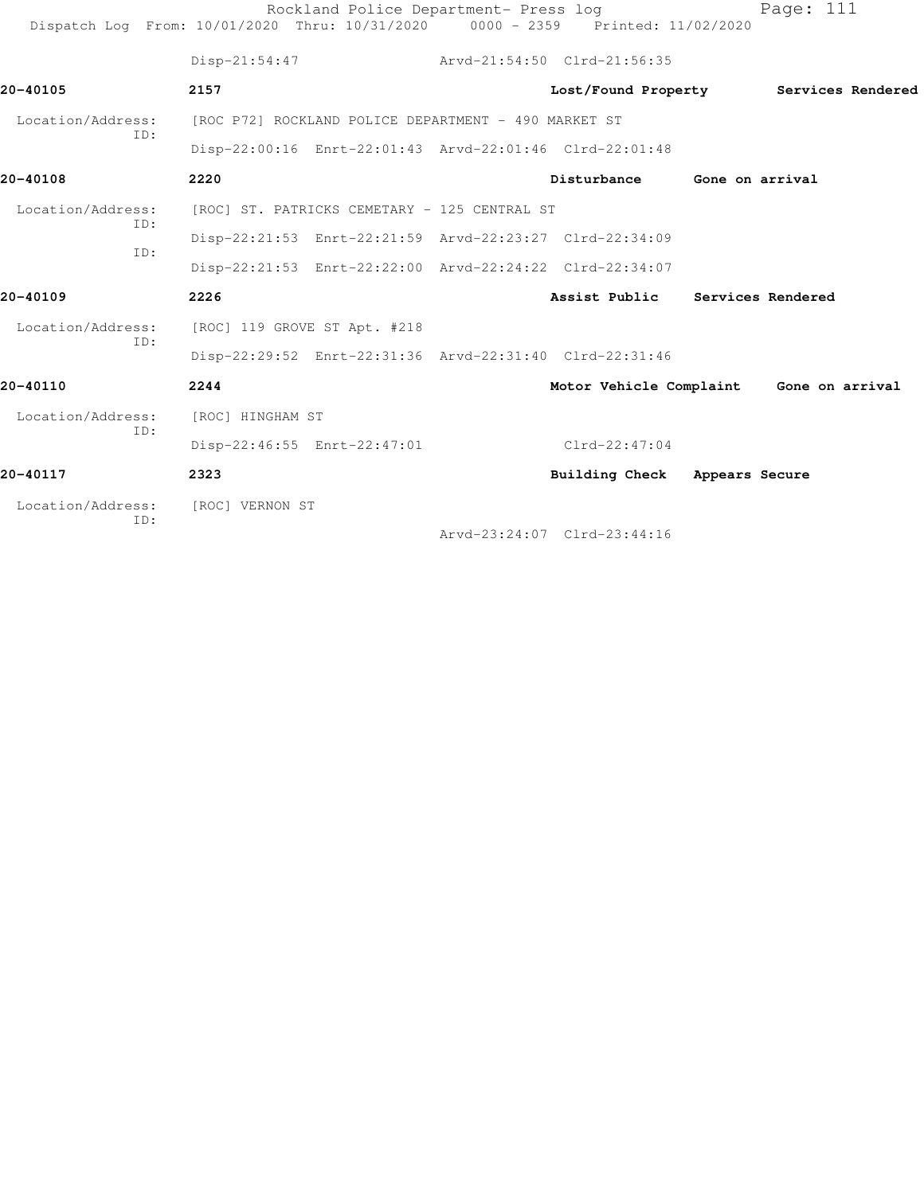Disp-21:54:47 Arvd-21:54:50 Clrd-21:56:35

**20-40105** **2157** **Lost/Found Property** **Services Rendered**

Location/Address: [ROC P72] ROCKLAND POLICE DEPARTMENT - 490 MARKET ST
ID:
Disp-22:00:16 Enrt-22:01:43 Arvd-22:01:46 Clrd-22:01:48

**20-40108** **2220** **Disturbance** **Gone on arrival**

Location/Address: [ROC] ST. PATRICKS CEMETARY - 125 CENTRAL ST
ID:
Disp-22:21:53 Enrt-22:21:59 Arvd-22:23:27 Clrd-22:34:09
ID:
Disp-22:21:53 Enrt-22:22:00 Arvd-22:24:22 Clrd-22:34:07

**20-40109** **2226** **Assist Public** **Services Rendered**

Location/Address: [ROC] 119 GROVE ST Apt. #218
ID:
Disp-22:29:52 Enrt-22:31:36 Arvd-22:31:40 Clrd-22:31:46

**20-40110** **2244** **Motor Vehicle Complaint** **Gone on arrival**

Location/Address: [ROC] HINGHAM ST
ID:
Disp-22:46:55 Enrt-22:47:01 Clrd-22:47:04

**20-40117** **2323** **Building Check** **Appears Secure**

Location/Address: [ROC] VERNON ST
ID:
Arvd-23:24:07 Clrd-23:44:16